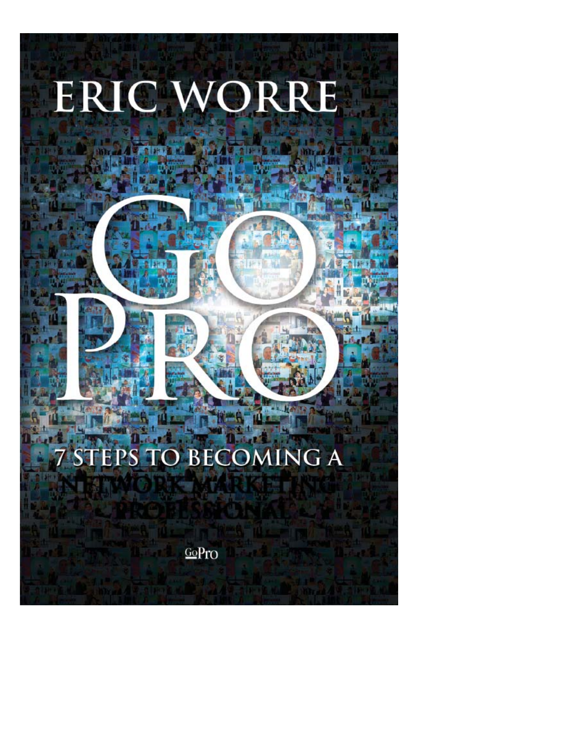# ERIC WORRE

# GO PRO

## 7 STEPS TO BECOMING A NETWORK MARKETING PROFESSIONAL

GoPro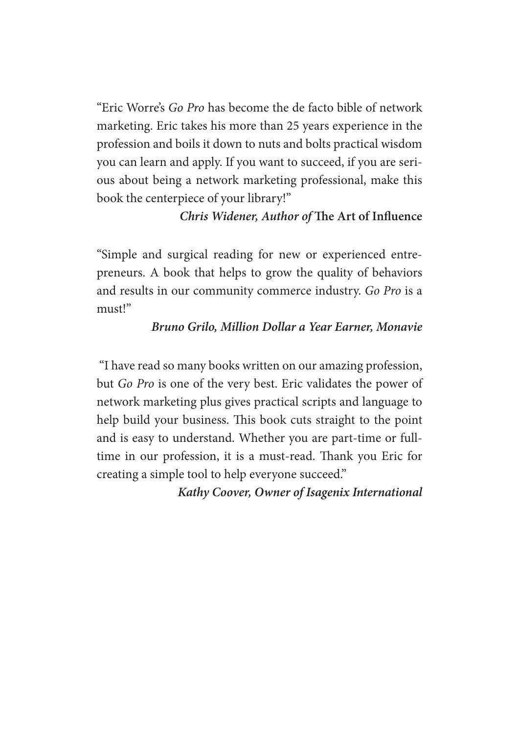"Eric Worre's *Go Pro* has become the de facto bible of network marketing. Eric takes his more than 25 years experience in the profession and boils it down to nuts and bolts practical wisdom you can learn and apply. If you want to succeed, if you are serious about being a network marketing professional, make this book the centerpiece of your library!"

***Chris Widener, Author of* The Art of Influence**

"Simple and surgical reading for new or experienced entrepreneurs. A book that helps to grow the quality of behaviors and results in our community commerce industry. *Go Pro* is a must!"

***Bruno Grilo, Million Dollar a Year Earner, Monavie***

"I have read so many books written on our amazing profession, but *Go Pro* is one of the very best. Eric validates the power of network marketing plus gives practical scripts and language to help build your business. This book cuts straight to the point and is easy to understand. Whether you are part-time or full-time in our profession, it is a must-read. Thank you Eric for creating a simple tool to help everyone succeed."

***Kathy Coover, Owner of Isagenix International***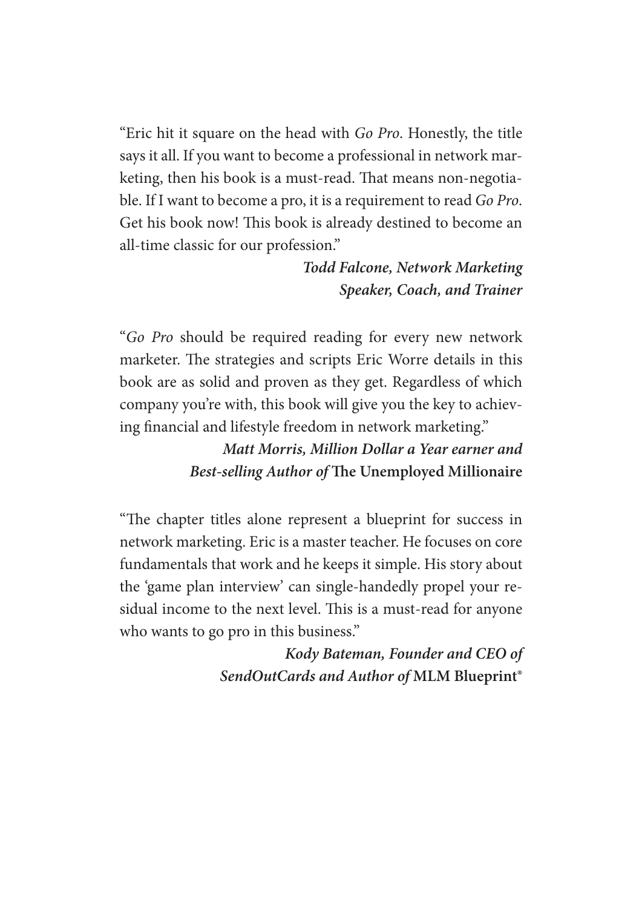"Eric hit it square on the head with *Go Pro*. Honestly, the title says it all. If you want to become a professional in network marketing, then his book is a must-read. That means non-negotiable. If I want to become a pro, it is a requirement to read *Go Pro*. Get his book now! This book is already destined to become an all-time classic for our profession."

***Todd Falcone, Network Marketing Speaker, Coach, and Trainer***

"*Go Pro* should be required reading for every new network marketer. The strategies and scripts Eric Worre details in this book are as solid and proven as they get. Regardless of which company you're with, this book will give you the key to achieving financial and lifestyle freedom in network marketing."

***Matt Morris, Million Dollar a Year earner and Best-selling Author of* The Unemployed Millionaire**

"The chapter titles alone represent a blueprint for success in network marketing. Eric is a master teacher. He focuses on core fundamentals that work and he keeps it simple. His story about the 'game plan interview' can single-handedly propel your residual income to the next level. This is a must-read for anyone who wants to go pro in this business."

***Kody Bateman, Founder and CEO of SendOutCards and Author of* MLM Blueprint®**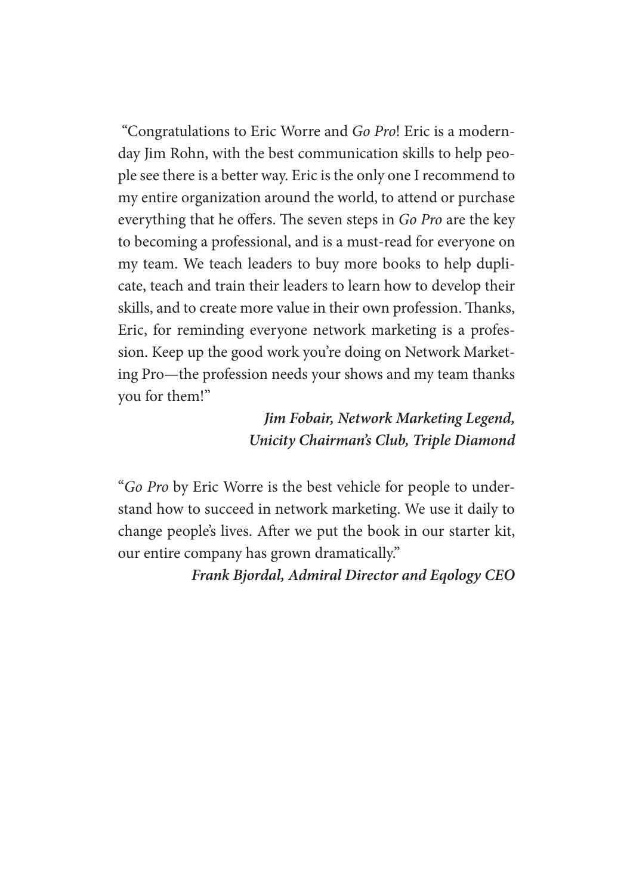"Congratulations to Eric Worre and *Go Pro*! Eric is a modern-day Jim Rohn, with the best communication skills to help people see there is a better way. Eric is the only one I recommend to my entire organization around the world, to attend or purchase everything that he offers. The seven steps in *Go Pro* are the key to becoming a professional, and is a must-read for everyone on my team. We teach leaders to buy more books to help duplicate, teach and train their leaders to learn how to develop their skills, and to create more value in their own profession. Thanks, Eric, for reminding everyone network marketing is a profession. Keep up the good work you're doing on Network Marketing Pro—the profession needs your shows and my team thanks you for them!"

***Jim Fobair, Network Marketing Legend, Unicity Chairman's Club, Triple Diamond***

"*Go Pro* by Eric Worre is the best vehicle for people to understand how to succeed in network marketing. We use it daily to change people's lives. After we put the book in our starter kit, our entire company has grown dramatically."

***Frank Bjordal, Admiral Director and Eqology CEO***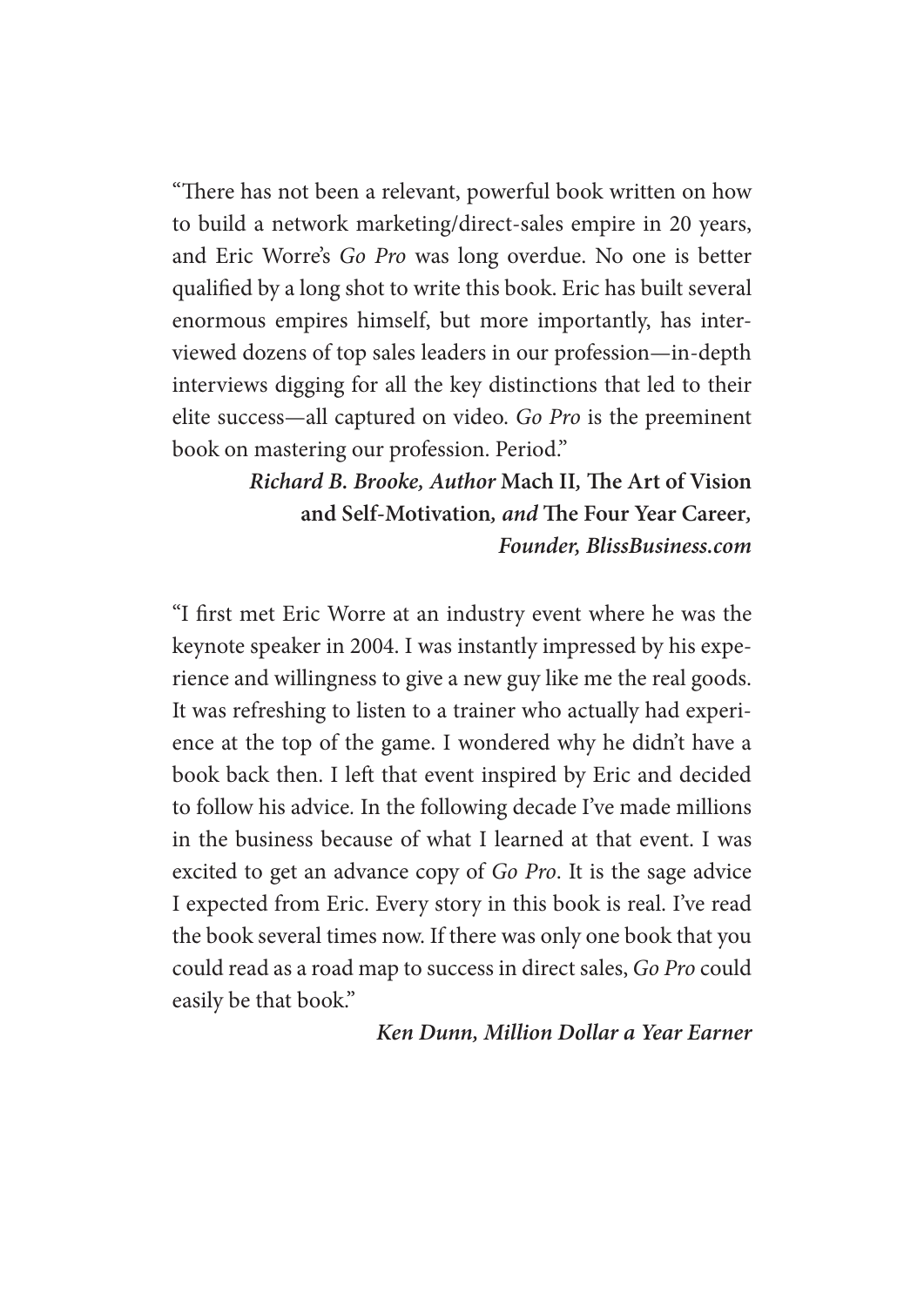"There has not been a relevant, powerful book written on how to build a network marketing/direct-sales empire in 20 years, and Eric Worre's *Go Pro* was long overdue. No one is better qualified by a long shot to write this book. Eric has built several enormous empires himself, but more importantly, has interviewed dozens of top sales leaders in our profession—in-depth interviews digging for all the key distinctions that led to their elite success—all captured on video. *Go Pro* is the preeminent book on mastering our profession. Period."

***Richard B. Brooke, Author* Mach II, The Art of Vision and Self-Motivation*, and* The Four Year Career*, Founder, BlissBusiness.com***

"I first met Eric Worre at an industry event where he was the keynote speaker in 2004. I was instantly impressed by his experience and willingness to give a new guy like me the real goods. It was refreshing to listen to a trainer who actually had experience at the top of the game. I wondered why he didn't have a book back then. I left that event inspired by Eric and decided to follow his advice. In the following decade I've made millions in the business because of what I learned at that event. I was excited to get an advance copy of *Go Pro*. It is the sage advice I expected from Eric. Every story in this book is real. I've read the book several times now. If there was only one book that you could read as a road map to success in direct sales, *Go Pro* could easily be that book."

***Ken Dunn, Million Dollar a Year Earner***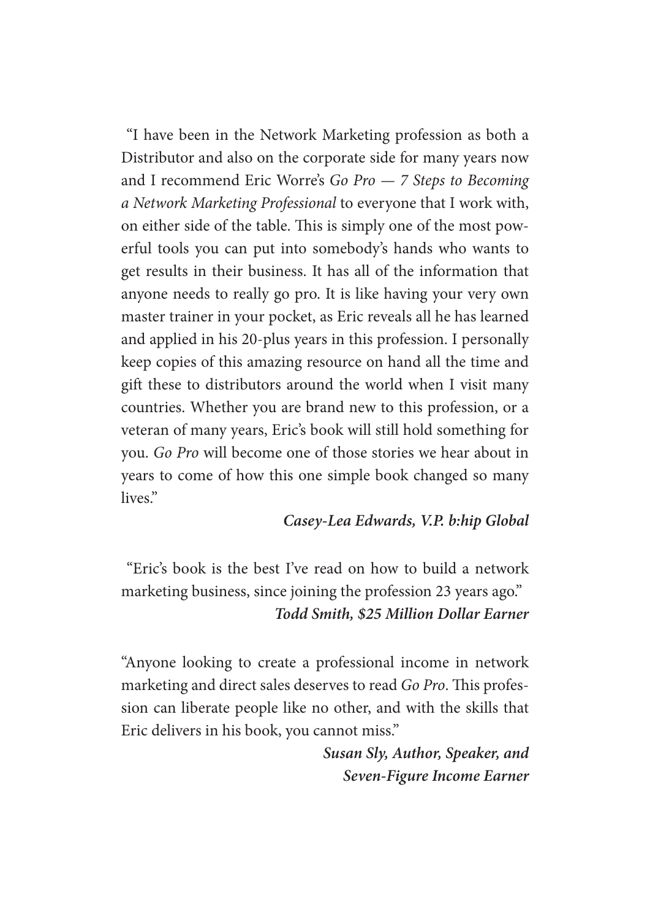"I have been in the Network Marketing profession as both a Distributor and also on the corporate side for many years now and I recommend Eric Worre's *Go Pro — 7 Steps to Becoming a Network Marketing Professional* to everyone that I work with, on either side of the table. This is simply one of the most powerful tools you can put into somebody's hands who wants to get results in their business. It has all of the information that anyone needs to really go pro. It is like having your very own master trainer in your pocket, as Eric reveals all he has learned and applied in his 20-plus years in this profession. I personally keep copies of this amazing resource on hand all the time and gift these to distributors around the world when I visit many countries. Whether you are brand new to this profession, or a veteran of many years, Eric's book will still hold something for you. *Go Pro* will become one of those stories we hear about in years to come of how this one simple book changed so many lives."

***Casey-Lea Edwards, V.P. b:hip Global***

"Eric's book is the best I've read on how to build a network marketing business, since joining the profession 23 years ago."

***Todd Smith, $25 Million Dollar Earner***

"Anyone looking to create a professional income in network marketing and direct sales deserves to read *Go Pro*. This profession can liberate people like no other, and with the skills that Eric delivers in his book, you cannot miss."

***Susan Sly, Author, Speaker, and Seven-Figure Income Earner***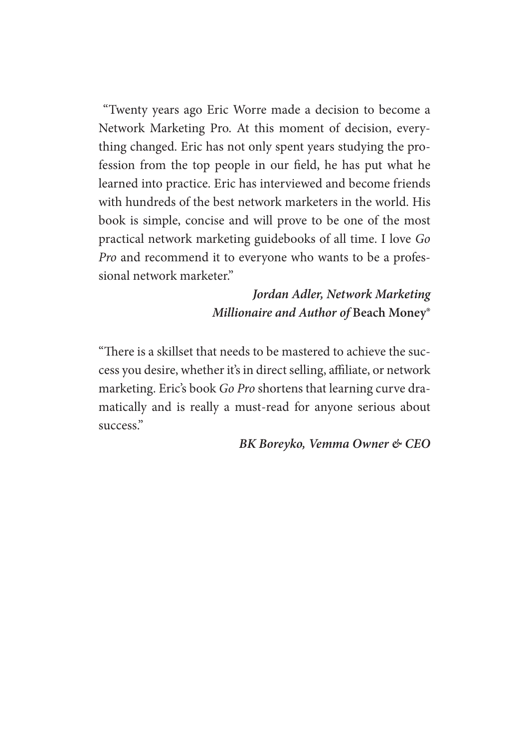"Twenty years ago Eric Worre made a decision to become a Network Marketing Pro. At this moment of decision, everything changed. Eric has not only spent years studying the profession from the top people in our field, he has put what he learned into practice. Eric has interviewed and become friends with hundreds of the best network marketers in the world. His book is simple, concise and will prove to be one of the most practical network marketing guidebooks of all time. I love *Go Pro* and recommend it to everyone who wants to be a professional network marketer."

***Jordan Adler, Network Marketing Millionaire and Author of* Beach Money®**

"There is a skillset that needs to be mastered to achieve the success you desire, whether it's in direct selling, affiliate, or network marketing. Eric's book *Go Pro* shortens that learning curve dramatically and is really a must-read for anyone serious about success."

***BK Boreyko, Vemma Owner & CEO***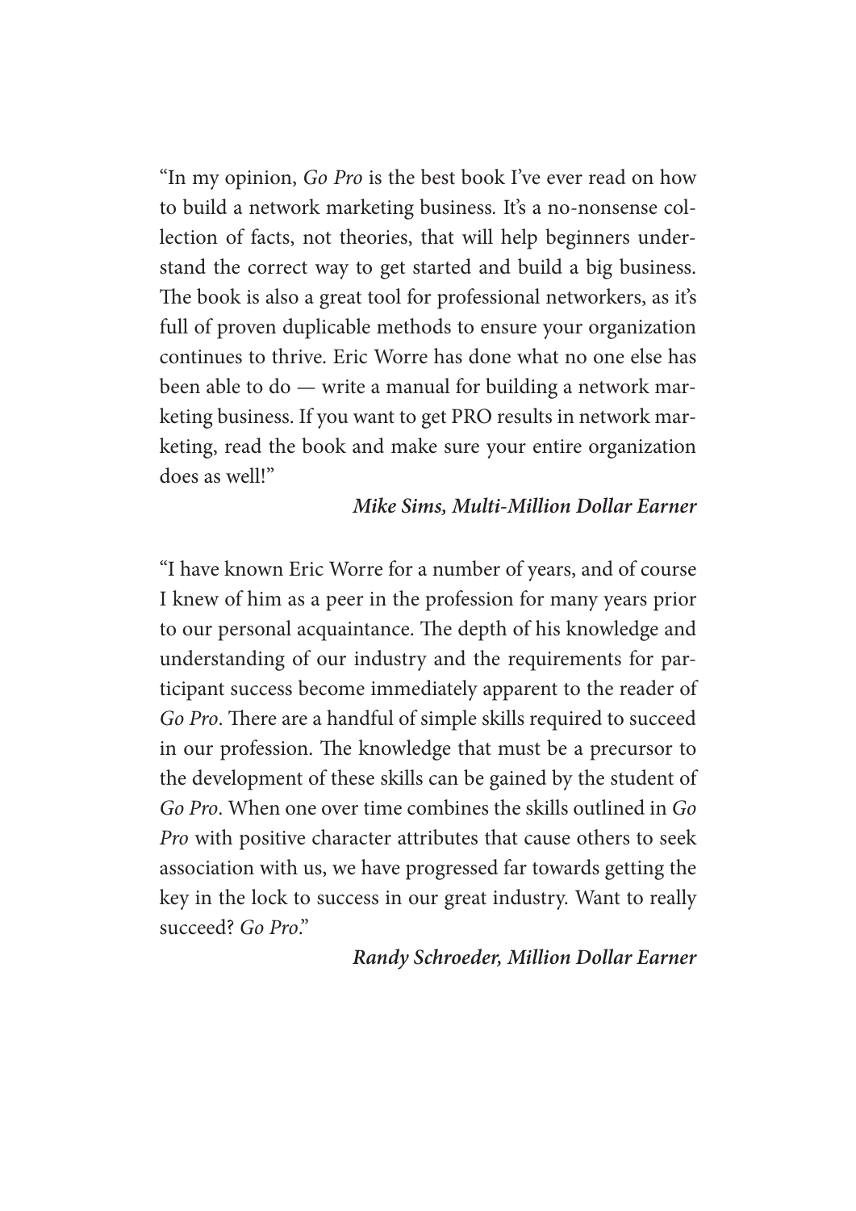"In my opinion, *Go Pro* is the best book I've ever read on how to build a network marketing business. It's a no-nonsense collection of facts, not theories, that will help beginners understand the correct way to get started and build a big business. The book is also a great tool for professional networkers, as it's full of proven duplicable methods to ensure your organization continues to thrive. Eric Worre has done what no one else has been able to do — write a manual for building a network marketing business. If you want to get PRO results in network marketing, read the book and make sure your entire organization does as well!"

***Mike Sims, Multi-Million Dollar Earner***

"I have known Eric Worre for a number of years, and of course I knew of him as a peer in the profession for many years prior to our personal acquaintance. The depth of his knowledge and understanding of our industry and the requirements for participant success become immediately apparent to the reader of *Go Pro*. There are a handful of simple skills required to succeed in our profession. The knowledge that must be a precursor to the development of these skills can be gained by the student of *Go Pro*. When one over time combines the skills outlined in *Go Pro* with positive character attributes that cause others to seek association with us, we have progressed far towards getting the key in the lock to success in our great industry. Want to really succeed? *Go Pro*."

***Randy Schroeder, Million Dollar Earner***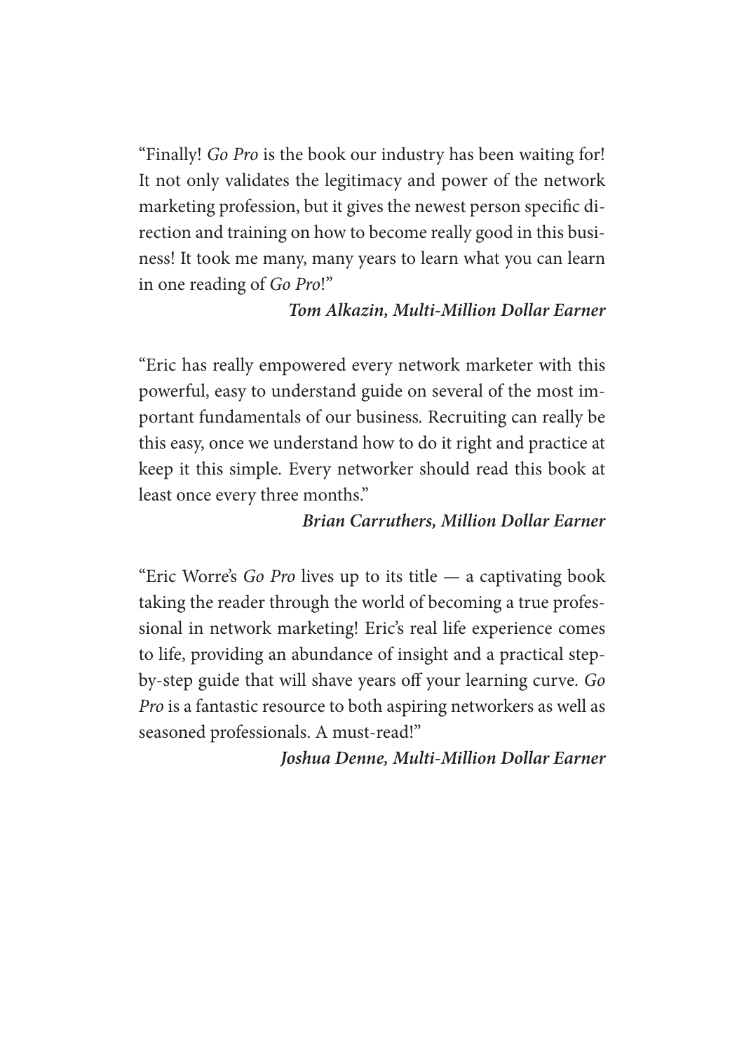"Finally! *Go Pro* is the book our industry has been waiting for! It not only validates the legitimacy and power of the network marketing profession, but it gives the newest person specific direction and training on how to become really good in this business! It took me many, many years to learn what you can learn in one reading of *Go Pro*!"

***Tom Alkazin, Multi-Million Dollar Earner***

"Eric has really empowered every network marketer with this powerful, easy to understand guide on several of the most important fundamentals of our business. Recruiting can really be this easy, once we understand how to do it right and practice at keep it this simple. Every networker should read this book at least once every three months."

***Brian Carruthers, Million Dollar Earner***

"Eric Worre's *Go Pro* lives up to its title — a captivating book taking the reader through the world of becoming a true professional in network marketing! Eric's real life experience comes to life, providing an abundance of insight and a practical step-by-step guide that will shave years off your learning curve. *Go Pro* is a fantastic resource to both aspiring networkers as well as seasoned professionals. A must-read!"

***Joshua Denne, Multi-Million Dollar Earner***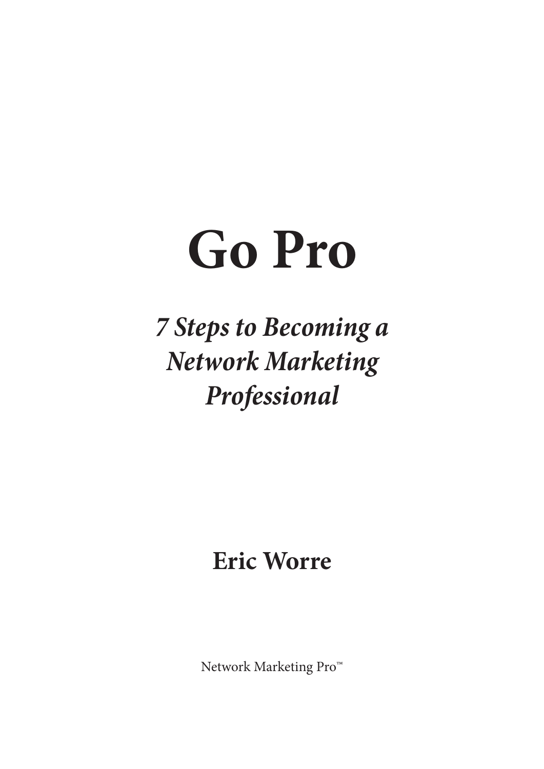# Go Pro

***7 Steps to Becoming a Network Marketing Professional***

**Eric Worre**

Network Marketing Pro™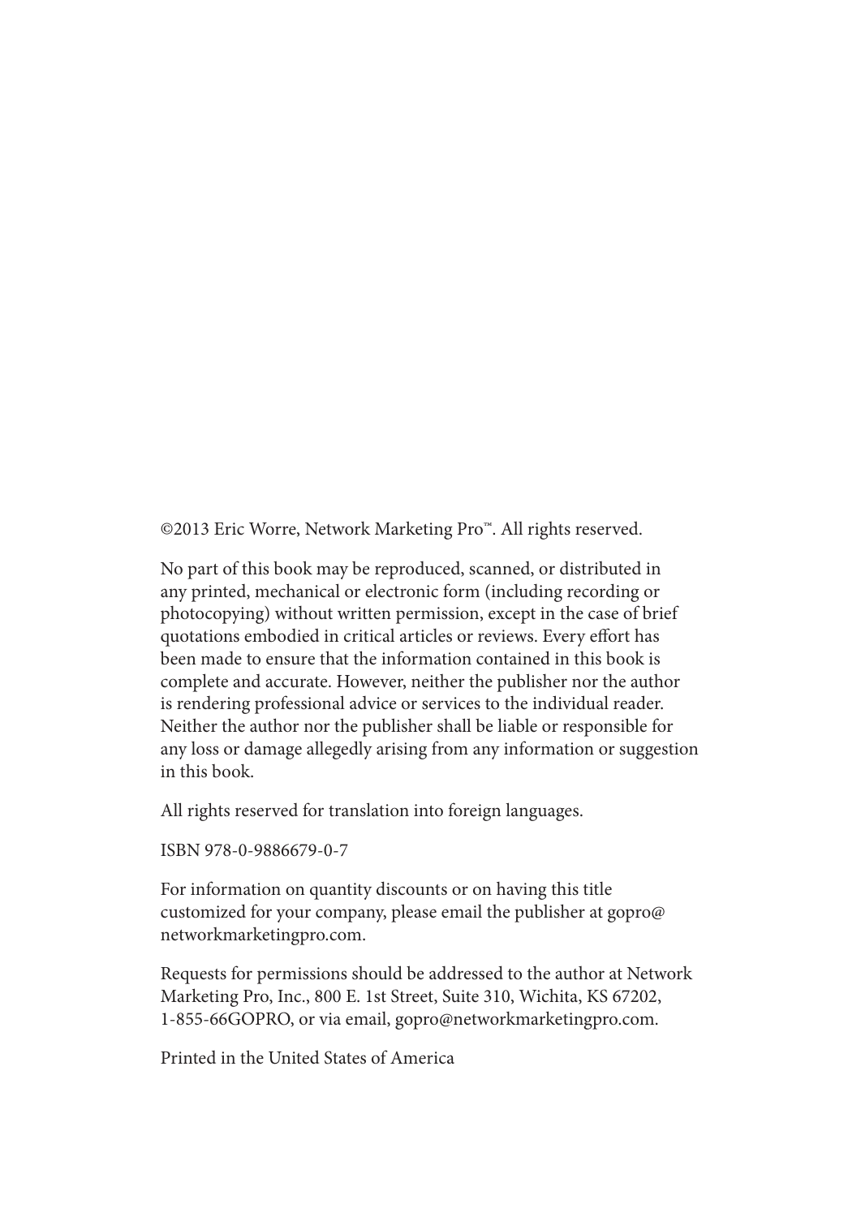©2013 Eric Worre, Network Marketing Pro™. All rights reserved.

No part of this book may be reproduced, scanned, or distributed in any printed, mechanical or electronic form (including recording or photocopying) without written permission, except in the case of brief quotations embodied in critical articles or reviews. Every effort has been made to ensure that the information contained in this book is complete and accurate. However, neither the publisher nor the author is rendering professional advice or services to the individual reader. Neither the author nor the publisher shall be liable or responsible for any loss or damage allegedly arising from any information or suggestion in this book.

All rights reserved for translation into foreign languages.

ISBN 978-0-9886679-0-7

For information on quantity discounts or on having this title customized for your company, please email the publisher at gopro@networkmarketingpro.com.

Requests for permissions should be addressed to the author at Network Marketing Pro, Inc., 800 E. 1st Street, Suite 310, Wichita, KS 67202, 1-855-66GOPRO, or via email, gopro@networkmarketingpro.com.

Printed in the United States of America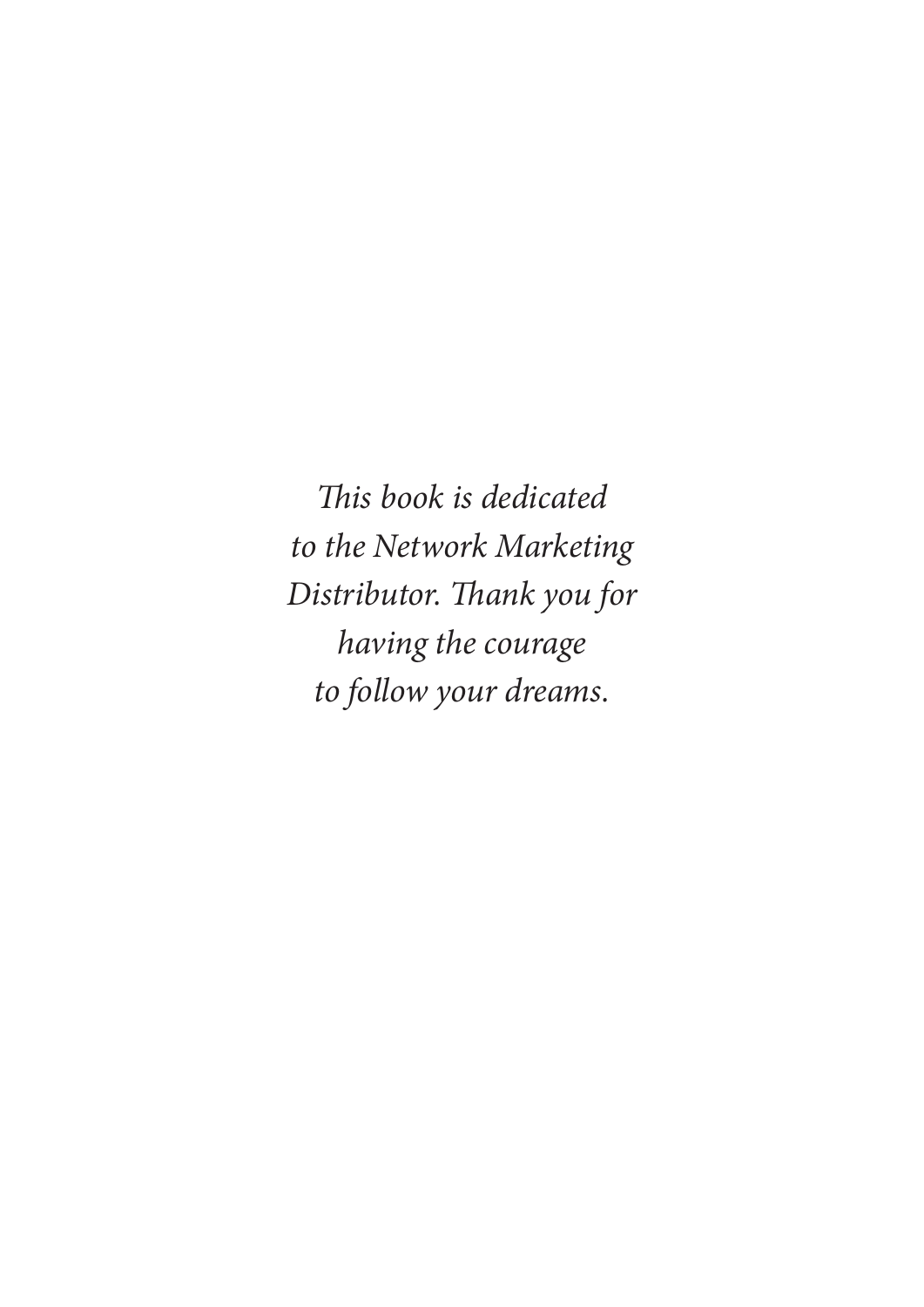*This book is dedicated
to the Network Marketing
Distributor. Thank you for
having the courage
to follow your dreams.*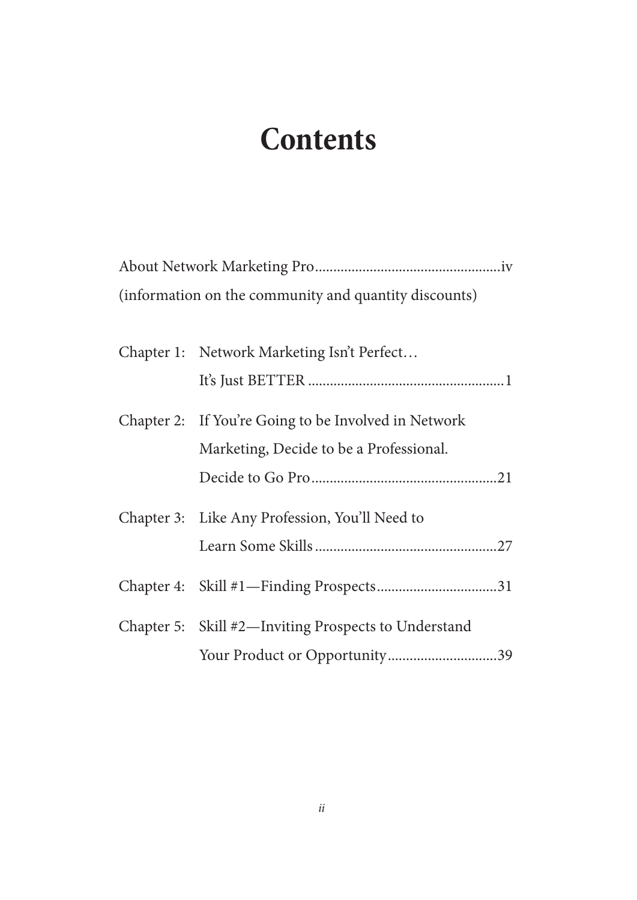# Contents

About Network Marketing Pro....................................................iv
(information on the community and quantity discounts)

Chapter 1: Network Marketing Isn't Perfect… It's Just BETTER.....................................................1

Chapter 2: If You're Going to be Involved in Network Marketing, Decide to be a Professional. Decide to Go Pro..................................................21

Chapter 3: Like Any Profession, You'll Need to Learn Some Skills..................................................27

Chapter 4: Skill #1—Finding Prospects.................................31

Chapter 5: Skill #2—Inviting Prospects to Understand Your Product or Opportunity.............................39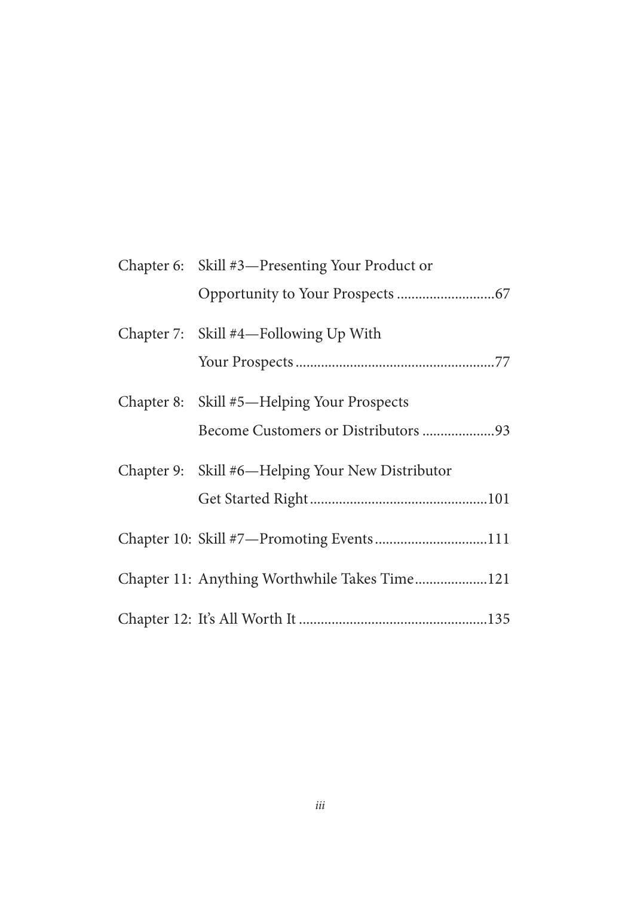Chapter 6: Skill #3—Presenting Your Product or Opportunity to Your Prospects ...........................67

Chapter 7: Skill #4—Following Up With Your Prospects ......................................................77

Chapter 8: Skill #5—Helping Your Prospects Become Customers or Distributors ....................93

Chapter 9: Skill #6—Helping Your New Distributor Get Started Right.................................................101

Chapter 10: Skill #7—Promoting Events..............................111

Chapter 11: Anything Worthwhile Takes Time....................121

Chapter 12: It's All Worth It ....................................................135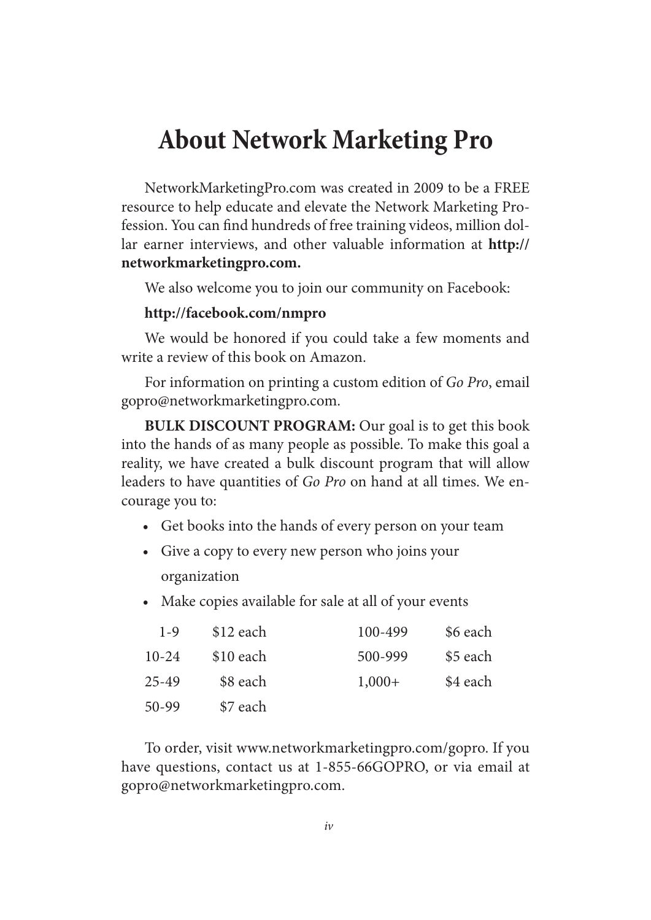# About Network Marketing Pro

NetworkMarketingPro.com was created in 2009 to be a FREE resource to help educate and elevate the Network Marketing Profession. You can find hundreds of free training videos, million dollar earner interviews, and other valuable information at **http://networkmarketingpro.com.**

We also welcome you to join our community on Facebook:

**http://facebook.com/nmpro**

We would be honored if you could take a few moments and write a review of this book on Amazon.

For information on printing a custom edition of *Go Pro*, email gopro@networkmarketingpro.com.

**BULK DISCOUNT PROGRAM:** Our goal is to get this book into the hands of as many people as possible. To make this goal a reality, we have created a bulk discount program that will allow leaders to have quantities of *Go Pro* on hand at all times. We encourage you to:

- Get books into the hands of every person on your team
- Give a copy to every new person who joins your organization
- Make copies available for sale at all of your events

| | | | |
|---|---|---|---|
| 1-9 | $12 each | 100-499 | $6 each |
| 10-24 | $10 each | 500-999 | $5 each |
| 25-49 | $8 each | 1,000+ | $4 each |
| 50-99 | $7 each | | |

To order, visit www.networkmarketingpro.com/gopro. If you have questions, contact us at 1-855-66GOPRO, or via email at gopro@networkmarketingpro.com.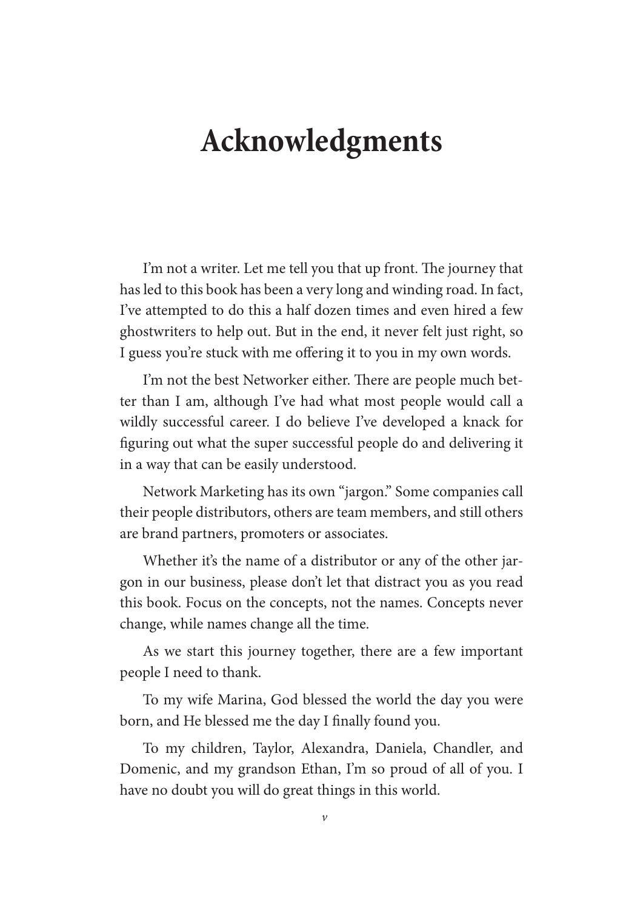# Acknowledgments

I'm not a writer. Let me tell you that up front. The journey that has led to this book has been a very long and winding road. In fact, I've attempted to do this a half dozen times and even hired a few ghostwriters to help out. But in the end, it never felt just right, so I guess you're stuck with me offering it to you in my own words.

I'm not the best Networker either. There are people much better than I am, although I've had what most people would call a wildly successful career. I do believe I've developed a knack for figuring out what the super successful people do and delivering it in a way that can be easily understood.

Network Marketing has its own "jargon." Some companies call their people distributors, others are team members, and still others are brand partners, promoters or associates.

Whether it's the name of a distributor or any of the other jargon in our business, please don't let that distract you as you read this book. Focus on the concepts, not the names. Concepts never change, while names change all the time.

As we start this journey together, there are a few important people I need to thank.

To my wife Marina, God blessed the world the day you were born, and He blessed me the day I finally found you.

To my children, Taylor, Alexandra, Daniela, Chandler, and Domenic, and my grandson Ethan, I'm so proud of all of you. I have no doubt you will do great things in this world.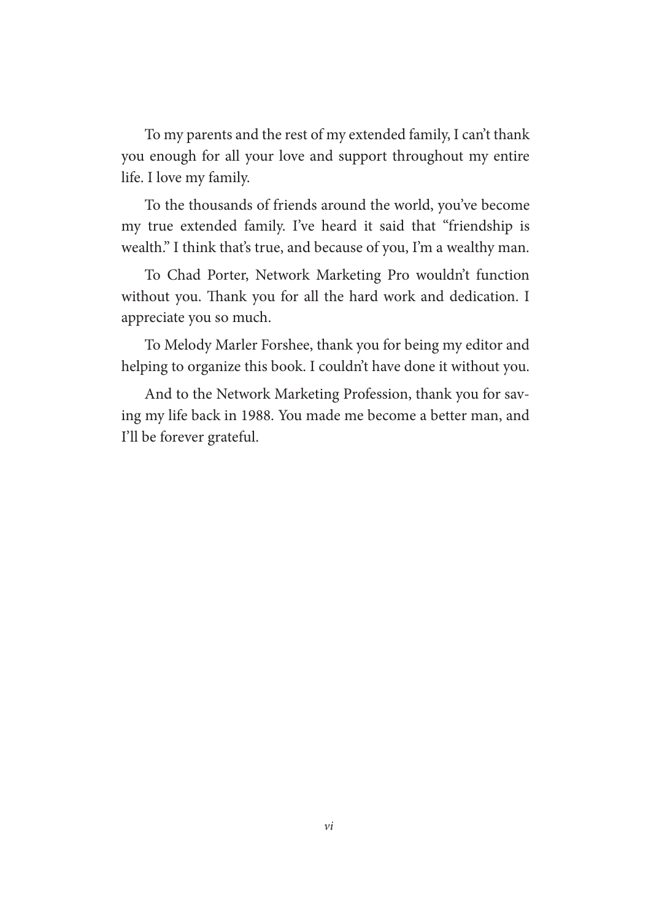To my parents and the rest of my extended family, I can't thank you enough for all your love and support throughout my entire life. I love my family.

To the thousands of friends around the world, you've become my true extended family. I've heard it said that "friendship is wealth." I think that's true, and because of you, I'm a wealthy man.

To Chad Porter, Network Marketing Pro wouldn't function without you. Thank you for all the hard work and dedication. I appreciate you so much.

To Melody Marler Forshee, thank you for being my editor and helping to organize this book. I couldn't have done it without you.

And to the Network Marketing Profession, thank you for saving my life back in 1988. You made me become a better man, and I'll be forever grateful.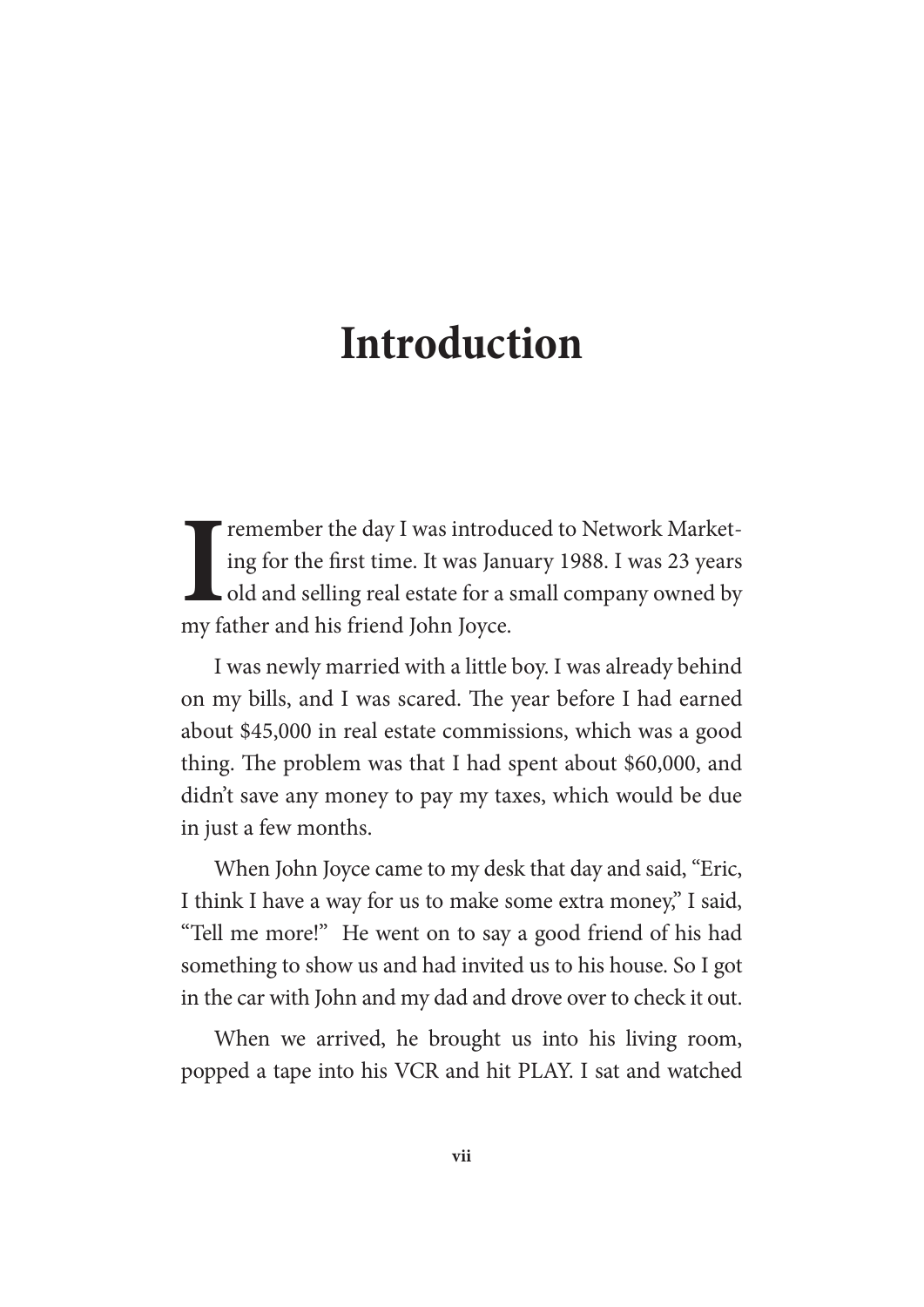# Introduction

I remember the day I was introduced to Network Marketing for the first time. It was January 1988. I was 23 years old and selling real estate for a small company owned by my father and his friend John Joyce.

I was newly married with a little boy. I was already behind on my bills, and I was scared. The year before I had earned about $45,000 in real estate commissions, which was a good thing. The problem was that I had spent about $60,000, and didn't save any money to pay my taxes, which would be due in just a few months.

When John Joyce came to my desk that day and said, "Eric, I think I have a way for us to make some extra money," I said, "Tell me more!" He went on to say a good friend of his had something to show us and had invited us to his house. So I got in the car with John and my dad and drove over to check it out.

When we arrived, he brought us into his living room, popped a tape into his VCR and hit PLAY. I sat and watched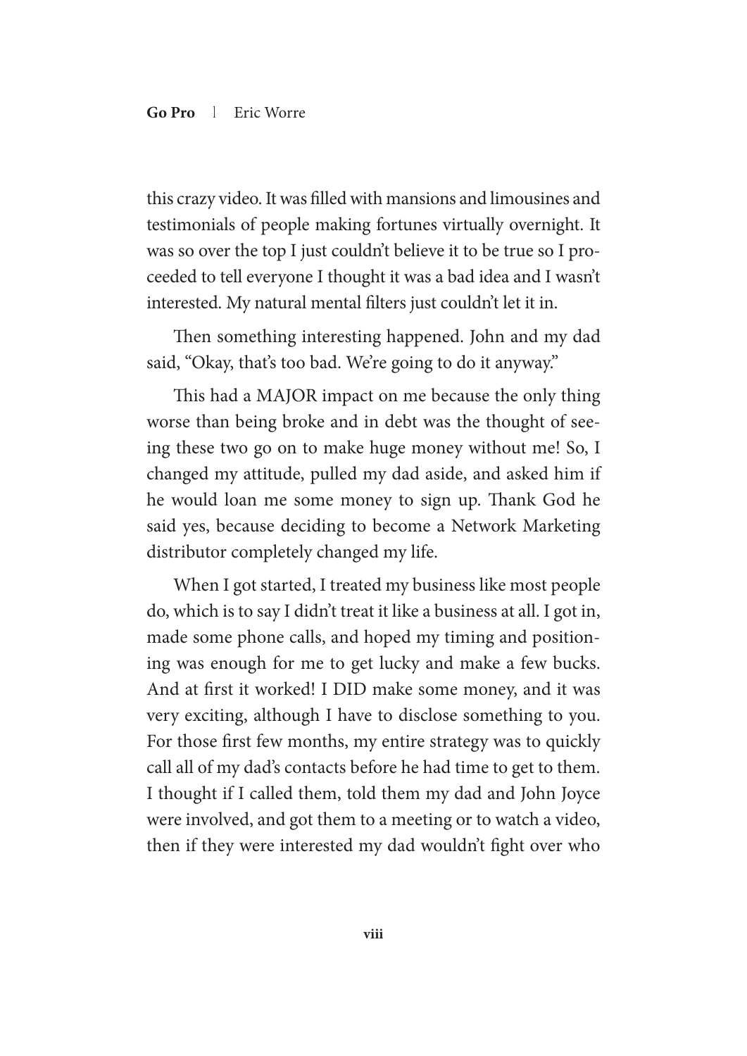this crazy video. It was filled with mansions and limousines and testimonials of people making fortunes virtually overnight. It was so over the top I just couldn't believe it to be true so I proceeded to tell everyone I thought it was a bad idea and I wasn't interested. My natural mental filters just couldn't let it in.

Then something interesting happened. John and my dad said, "Okay, that's too bad. We're going to do it anyway."

This had a MAJOR impact on me because the only thing worse than being broke and in debt was the thought of seeing these two go on to make huge money without me! So, I changed my attitude, pulled my dad aside, and asked him if he would loan me some money to sign up. Thank God he said yes, because deciding to become a Network Marketing distributor completely changed my life.

When I got started, I treated my business like most people do, which is to say I didn't treat it like a business at all. I got in, made some phone calls, and hoped my timing and positioning was enough for me to get lucky and make a few bucks. And at first it worked! I DID make some money, and it was very exciting, although I have to disclose something to you. For those first few months, my entire strategy was to quickly call all of my dad's contacts before he had time to get to them. I thought if I called them, told them my dad and John Joyce were involved, and got them to a meeting or to watch a video, then if they were interested my dad wouldn't fight over who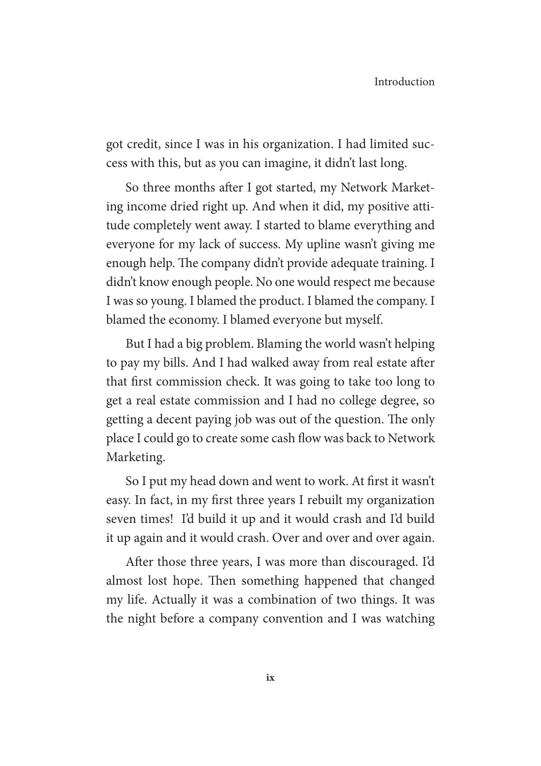got credit, since I was in his organization. I had limited success with this, but as you can imagine, it didn't last long.

So three months after I got started, my Network Marketing income dried right up. And when it did, my positive attitude completely went away. I started to blame everything and everyone for my lack of success. My upline wasn't giving me enough help. The company didn't provide adequate training. I didn't know enough people. No one would respect me because I was so young. I blamed the product. I blamed the company. I blamed the economy. I blamed everyone but myself.

But I had a big problem. Blaming the world wasn't helping to pay my bills. And I had walked away from real estate after that first commission check. It was going to take too long to get a real estate commission and I had no college degree, so getting a decent paying job was out of the question. The only place I could go to create some cash flow was back to Network Marketing.

So I put my head down and went to work. At first it wasn't easy. In fact, in my first three years I rebuilt my organization seven times! I'd build it up and it would crash and I'd build it up again and it would crash. Over and over and over again.

After those three years, I was more than discouraged. I'd almost lost hope. Then something happened that changed my life. Actually it was a combination of two things. It was the night before a company convention and I was watching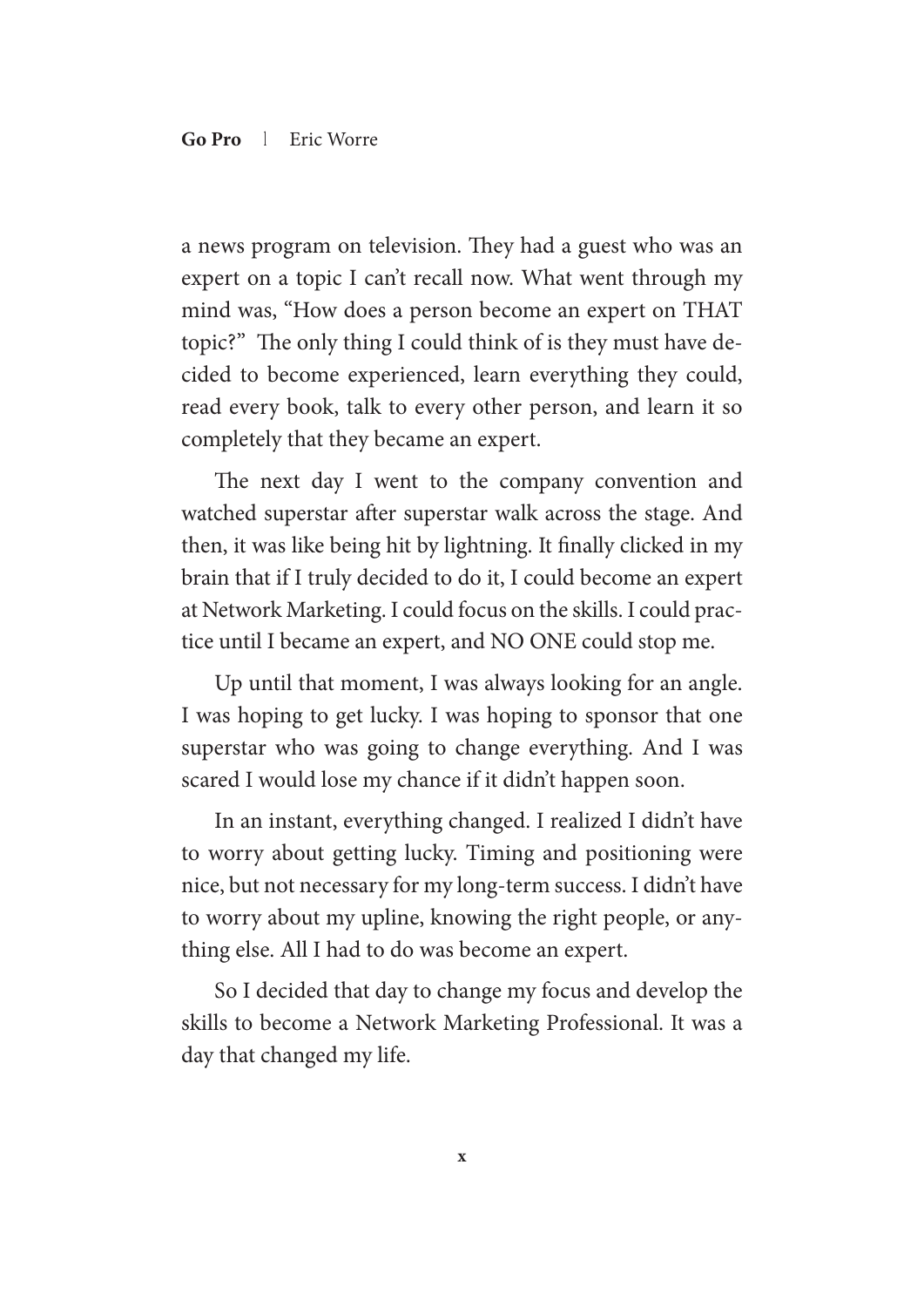a news program on television. They had a guest who was an expert on a topic I can't recall now. What went through my mind was, "How does a person become an expert on THAT topic?" The only thing I could think of is they must have decided to become experienced, learn everything they could, read every book, talk to every other person, and learn it so completely that they became an expert.

The next day I went to the company convention and watched superstar after superstar walk across the stage. And then, it was like being hit by lightning. It finally clicked in my brain that if I truly decided to do it, I could become an expert at Network Marketing. I could focus on the skills. I could practice until I became an expert, and NO ONE could stop me.

Up until that moment, I was always looking for an angle. I was hoping to get lucky. I was hoping to sponsor that one superstar who was going to change everything. And I was scared I would lose my chance if it didn't happen soon.

In an instant, everything changed. I realized I didn't have to worry about getting lucky. Timing and positioning were nice, but not necessary for my long-term success. I didn't have to worry about my upline, knowing the right people, or anything else. All I had to do was become an expert.

So I decided that day to change my focus and develop the skills to become a Network Marketing Professional. It was a day that changed my life.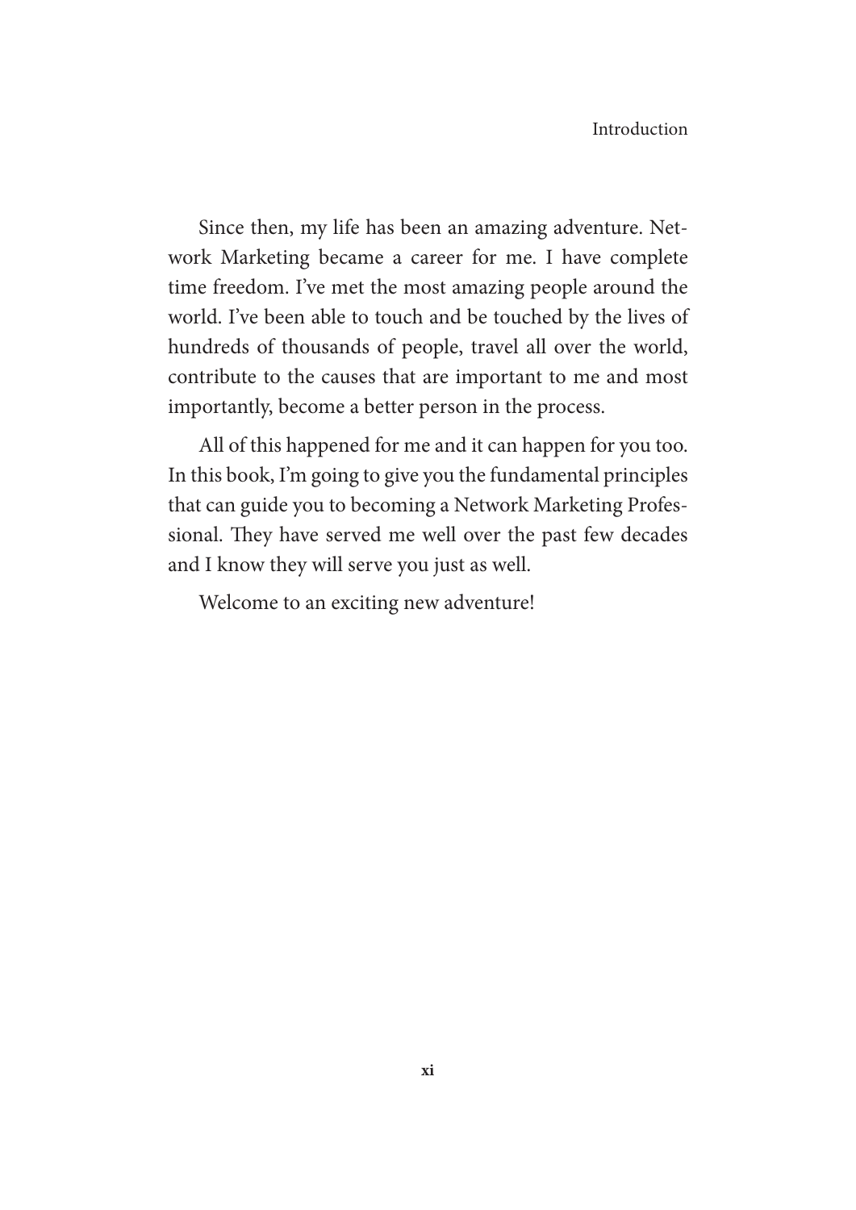Since then, my life has been an amazing adventure. Network Marketing became a career for me. I have complete time freedom. I've met the most amazing people around the world. I've been able to touch and be touched by the lives of hundreds of thousands of people, travel all over the world, contribute to the causes that are important to me and most importantly, become a better person in the process.

All of this happened for me and it can happen for you too. In this book, I'm going to give you the fundamental principles that can guide you to becoming a Network Marketing Professional. They have served me well over the past few decades and I know they will serve you just as well.

Welcome to an exciting new adventure!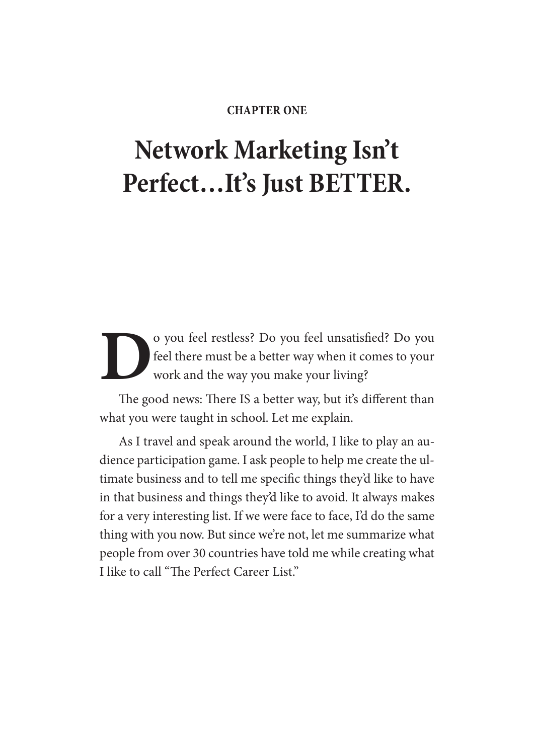**CHAPTER ONE**

# Network Marketing Isn't Perfect…It's Just BETTER.

Do you feel restless? Do you feel unsatisfied? Do you feel there must be a better way when it comes to your work and the way you make your living?

The good news: There IS a better way, but it's different than what you were taught in school. Let me explain.

As I travel and speak around the world, I like to play an audience participation game. I ask people to help me create the ultimate business and to tell me specific things they'd like to have in that business and things they'd like to avoid. It always makes for a very interesting list. If we were face to face, I'd do the same thing with you now. But since we're not, let me summarize what people from over 30 countries have told me while creating what I like to call "The Perfect Career List."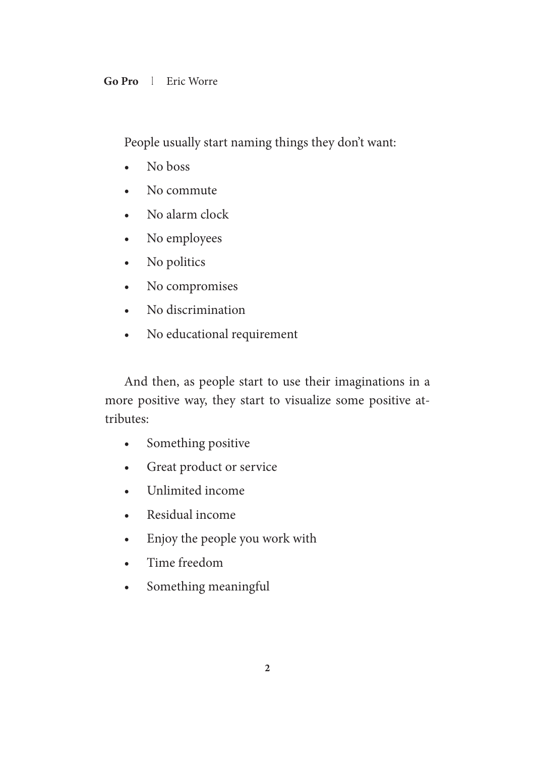People usually start naming things they don't want:

- No boss
- No commute
- No alarm clock
- No employees
- No politics
- No compromises
- No discrimination
- No educational requirement

And then, as people start to use their imaginations in a more positive way, they start to visualize some positive attributes:

- Something positive
- Great product or service
- Unlimited income
- Residual income
- Enjoy the people you work with
- Time freedom
- Something meaningful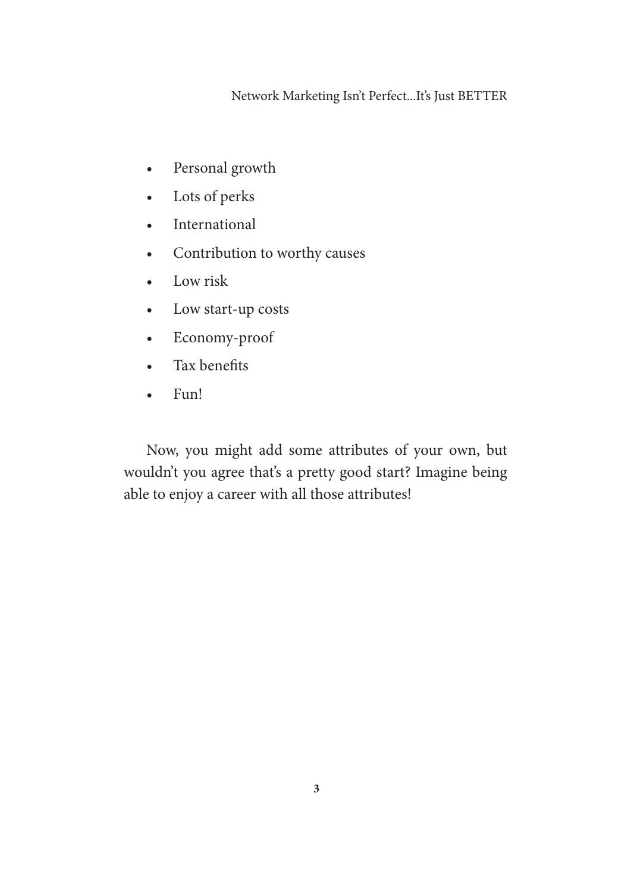- Personal growth
- Lots of perks
- International
- Contribution to worthy causes
- Low risk
- Low start-up costs
- Economy-proof
- Tax benefits
- Fun!

Now, you might add some attributes of your own, but wouldn't you agree that's a pretty good start? Imagine being able to enjoy a career with all those attributes!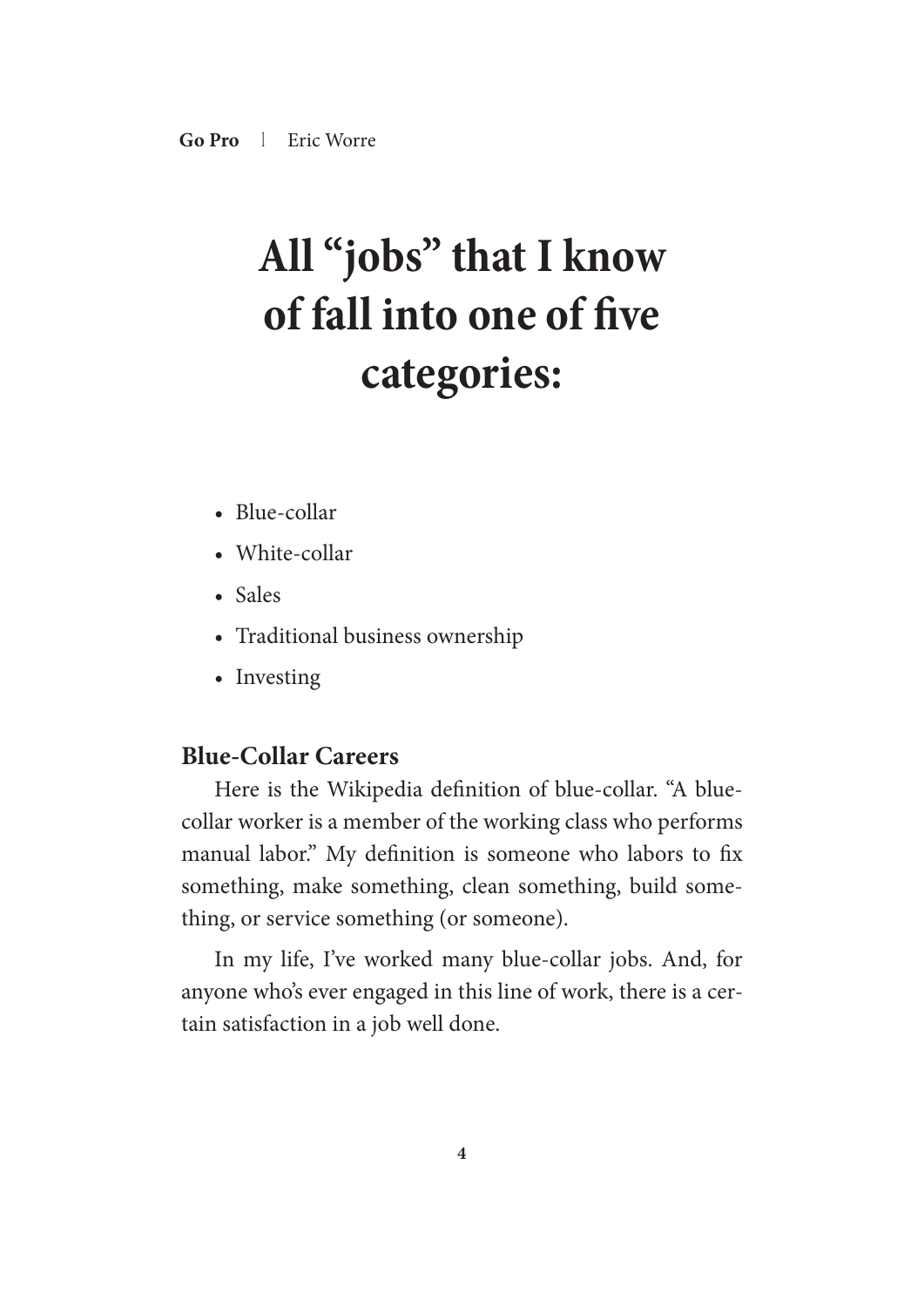# All "jobs" that I know of fall into one of five categories:

- Blue-collar
- White-collar
- Sales
- Traditional business ownership
- Investing

### Blue-Collar Careers

Here is the Wikipedia definition of blue-collar. "A blue-collar worker is a member of the working class who performs manual labor." My definition is someone who labors to fix something, make something, clean something, build something, or service something (or someone).

In my life, I've worked many blue-collar jobs. And, for anyone who's ever engaged in this line of work, there is a certain satisfaction in a job well done.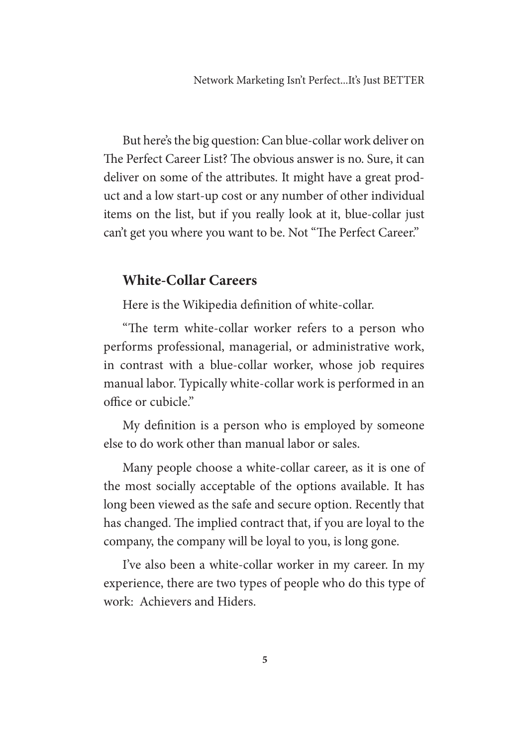But here's the big question: Can blue-collar work deliver on The Perfect Career List? The obvious answer is no. Sure, it can deliver on some of the attributes. It might have a great product and a low start-up cost or any number of other individual items on the list, but if you really look at it, blue-collar just can't get you where you want to be. Not "The Perfect Career."

## White-Collar Careers

Here is the Wikipedia definition of white-collar.

"The term white-collar worker refers to a person who performs professional, managerial, or administrative work, in contrast with a blue-collar worker, whose job requires manual labor. Typically white-collar work is performed in an office or cubicle."

My definition is a person who is employed by someone else to do work other than manual labor or sales.

Many people choose a white-collar career, as it is one of the most socially acceptable of the options available. It has long been viewed as the safe and secure option. Recently that has changed. The implied contract that, if you are loyal to the company, the company will be loyal to you, is long gone.

I've also been a white-collar worker in my career. In my experience, there are two types of people who do this type of work: Achievers and Hiders.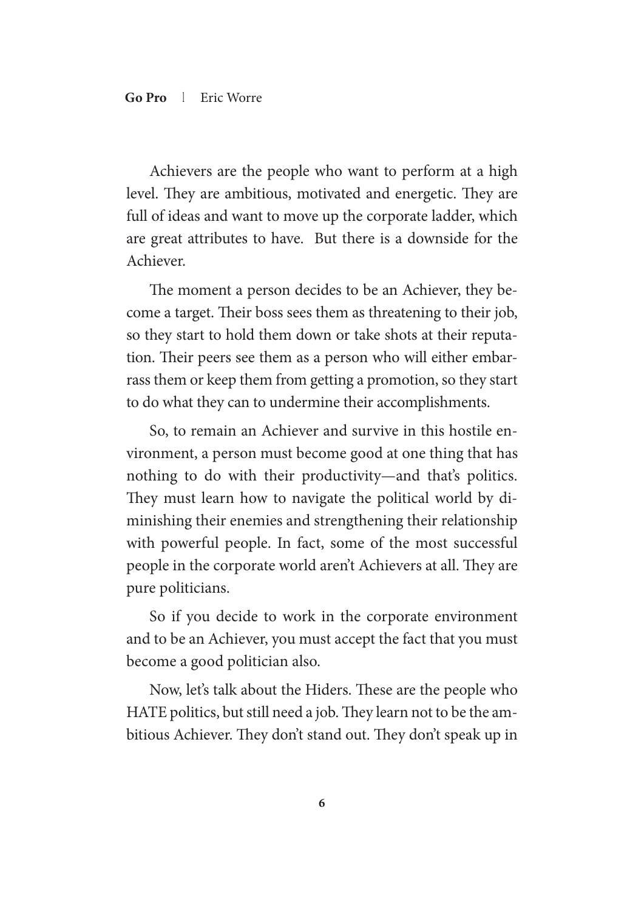Achievers are the people who want to perform at a high level. They are ambitious, motivated and energetic. They are full of ideas and want to move up the corporate ladder, which are great attributes to have.  But there is a downside for the Achiever.

The moment a person decides to be an Achiever, they become a target. Their boss sees them as threatening to their job, so they start to hold them down or take shots at their reputation. Their peers see them as a person who will either embarrass them or keep them from getting a promotion, so they start to do what they can to undermine their accomplishments.

So, to remain an Achiever and survive in this hostile environment, a person must become good at one thing that has nothing to do with their productivity—and that's politics. They must learn how to navigate the political world by diminishing their enemies and strengthening their relationship with powerful people. In fact, some of the most successful people in the corporate world aren't Achievers at all. They are pure politicians.

So if you decide to work in the corporate environment and to be an Achiever, you must accept the fact that you must become a good politician also.

Now, let's talk about the Hiders. These are the people who HATE politics, but still need a job. They learn not to be the ambitious Achiever. They don't stand out. They don't speak up in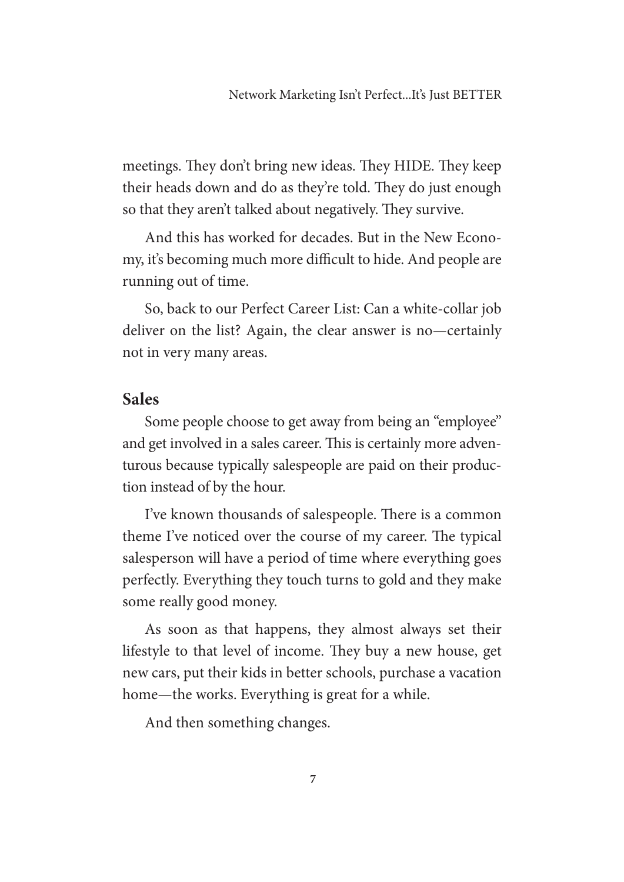meetings. They don't bring new ideas. They HIDE. They keep their heads down and do as they're told. They do just enough so that they aren't talked about negatively. They survive.

And this has worked for decades. But in the New Economy, it's becoming much more difficult to hide. And people are running out of time.

So, back to our Perfect Career List: Can a white-collar job deliver on the list? Again, the clear answer is no—certainly not in very many areas.

## Sales

Some people choose to get away from being an "employee" and get involved in a sales career. This is certainly more adventurous because typically salespeople are paid on their production instead of by the hour.

I've known thousands of salespeople. There is a common theme I've noticed over the course of my career. The typical salesperson will have a period of time where everything goes perfectly. Everything they touch turns to gold and they make some really good money.

As soon as that happens, they almost always set their lifestyle to that level of income. They buy a new house, get new cars, put their kids in better schools, purchase a vacation home—the works. Everything is great for a while.

And then something changes.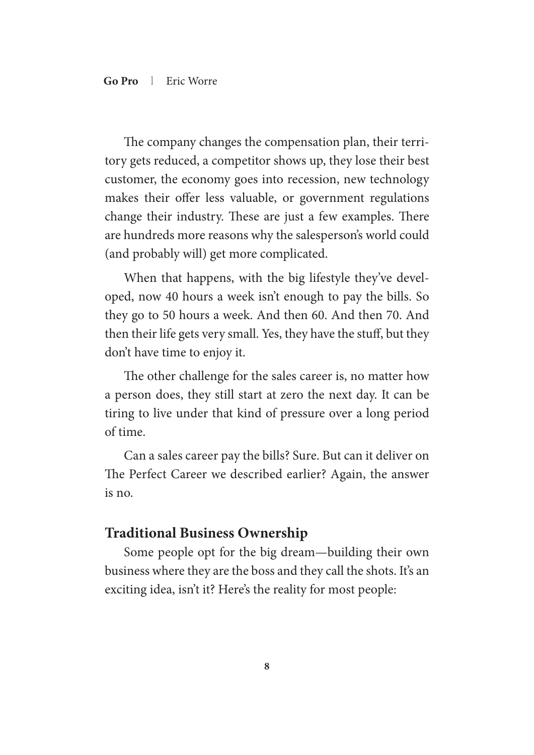The company changes the compensation plan, their territory gets reduced, a competitor shows up, they lose their best customer, the economy goes into recession, new technology makes their offer less valuable, or government regulations change their industry. These are just a few examples. There are hundreds more reasons why the salesperson's world could (and probably will) get more complicated.

When that happens, with the big lifestyle they've developed, now 40 hours a week isn't enough to pay the bills. So they go to 50 hours a week. And then 60. And then 70. And then their life gets very small. Yes, they have the stuff, but they don't have time to enjoy it.

The other challenge for the sales career is, no matter how a person does, they still start at zero the next day. It can be tiring to live under that kind of pressure over a long period of time.

Can a sales career pay the bills? Sure. But can it deliver on The Perfect Career we described earlier? Again, the answer is no.

## Traditional Business Ownership

Some people opt for the big dream—building their own business where they are the boss and they call the shots. It's an exciting idea, isn't it? Here's the reality for most people: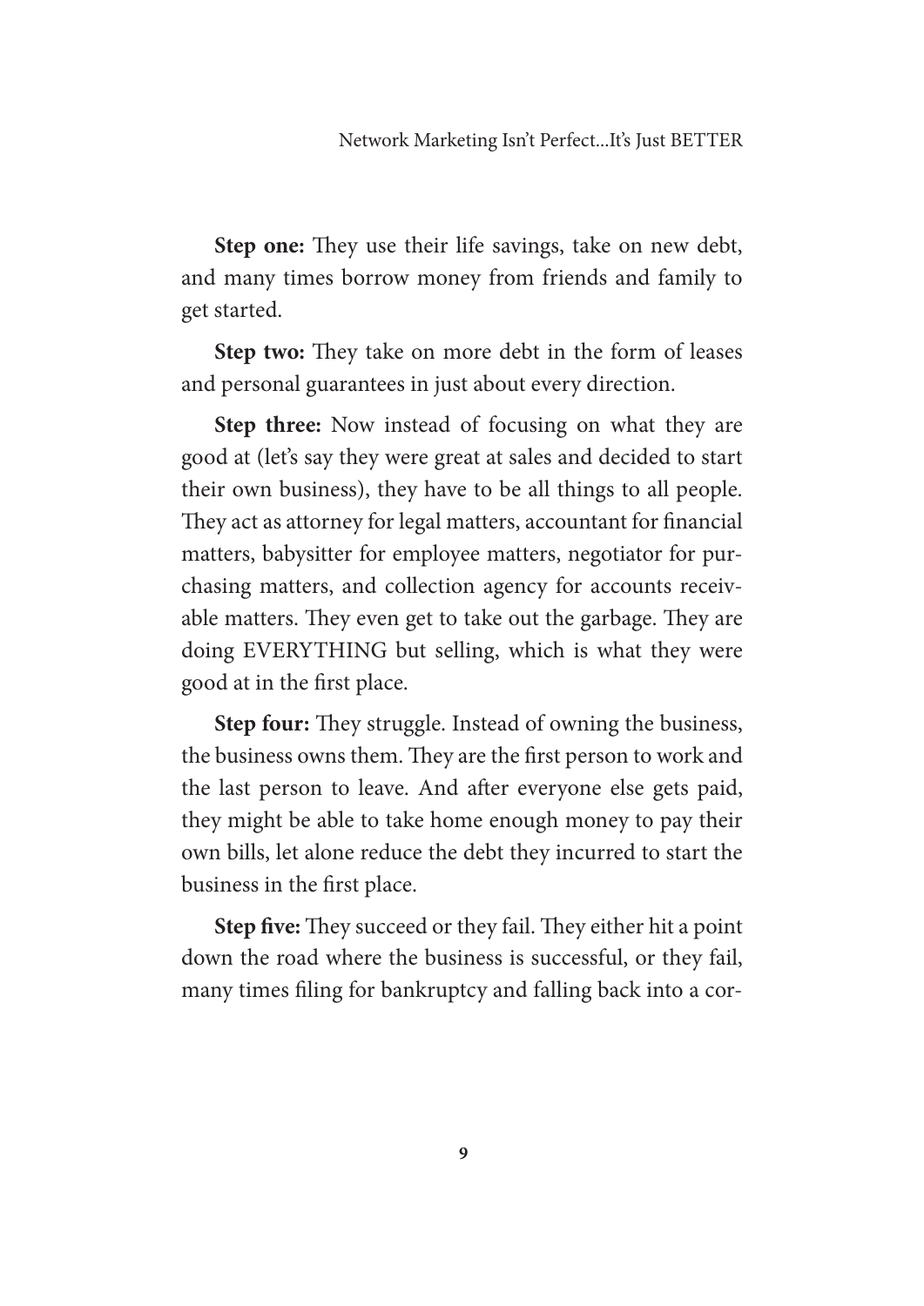**Step one:** They use their life savings, take on new debt, and many times borrow money from friends and family to get started.

**Step two:** They take on more debt in the form of leases and personal guarantees in just about every direction.

**Step three:** Now instead of focusing on what they are good at (let's say they were great at sales and decided to start their own business), they have to be all things to all people. They act as attorney for legal matters, accountant for financial matters, babysitter for employee matters, negotiator for purchasing matters, and collection agency for accounts receivable matters. They even get to take out the garbage. They are doing EVERYTHING but selling, which is what they were good at in the first place.

**Step four:** They struggle. Instead of owning the business, the business owns them. They are the first person to work and the last person to leave. And after everyone else gets paid, they might be able to take home enough money to pay their own bills, let alone reduce the debt they incurred to start the business in the first place.

**Step five:** They succeed or they fail. They either hit a point down the road where the business is successful, or they fail, many times filing for bankruptcy and falling back into a cor-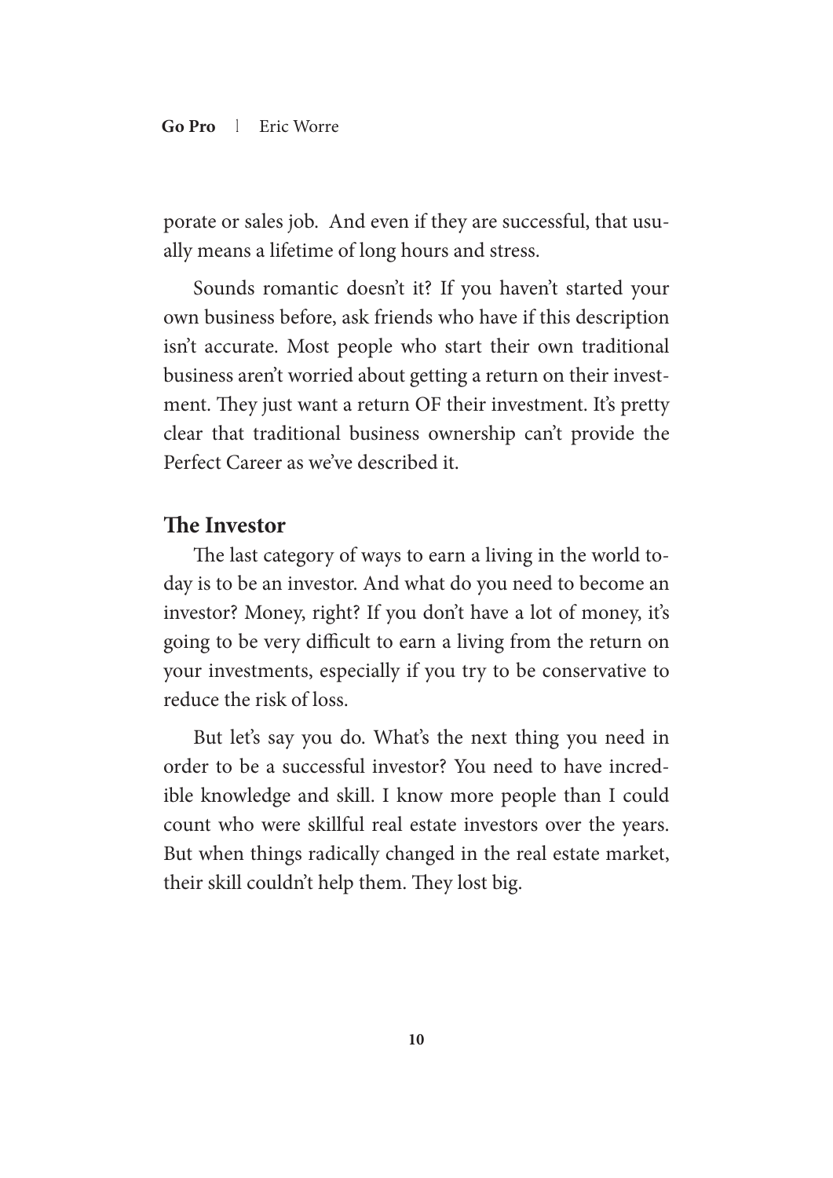porate or sales job. And even if they are successful, that usually means a lifetime of long hours and stress.

Sounds romantic doesn't it? If you haven't started your own business before, ask friends who have if this description isn't accurate. Most people who start their own traditional business aren't worried about getting a return on their investment. They just want a return OF their investment. It's pretty clear that traditional business ownership can't provide the Perfect Career as we've described it.

### The Investor

The last category of ways to earn a living in the world today is to be an investor. And what do you need to become an investor? Money, right? If you don't have a lot of money, it's going to be very difficult to earn a living from the return on your investments, especially if you try to be conservative to reduce the risk of loss.

But let's say you do. What's the next thing you need in order to be a successful investor? You need to have incredible knowledge and skill. I know more people than I could count who were skillful real estate investors over the years. But when things radically changed in the real estate market, their skill couldn't help them. They lost big.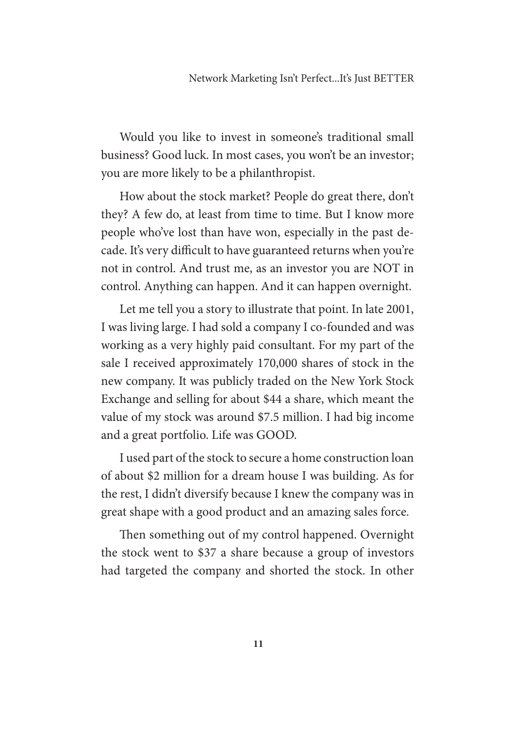Would you like to invest in someone's traditional small business? Good luck. In most cases, you won't be an investor; you are more likely to be a philanthropist.

How about the stock market? People do great there, don't they? A few do, at least from time to time. But I know more people who've lost than have won, especially in the past decade. It's very difficult to have guaranteed returns when you're not in control. And trust me, as an investor you are NOT in control. Anything can happen. And it can happen overnight.

Let me tell you a story to illustrate that point. In late 2001, I was living large. I had sold a company I co-founded and was working as a very highly paid consultant. For my part of the sale I received approximately 170,000 shares of stock in the new company. It was publicly traded on the New York Stock Exchange and selling for about $44 a share, which meant the value of my stock was around $7.5 million. I had big income and a great portfolio. Life was GOOD.

I used part of the stock to secure a home construction loan of about $2 million for a dream house I was building. As for the rest, I didn't diversify because I knew the company was in great shape with a good product and an amazing sales force.

Then something out of my control happened. Overnight the stock went to $37 a share because a group of investors had targeted the company and shorted the stock. In other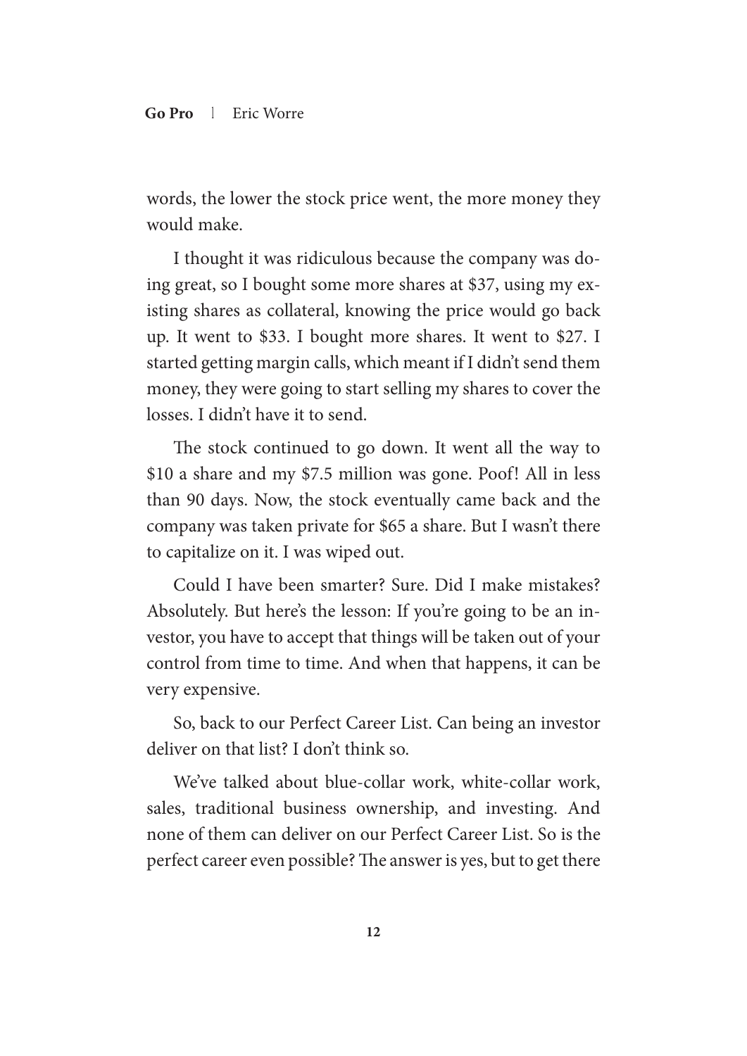words, the lower the stock price went, the more money they would make.

I thought it was ridiculous because the company was doing great, so I bought some more shares at $37, using my existing shares as collateral, knowing the price would go back up. It went to $33. I bought more shares. It went to $27. I started getting margin calls, which meant if I didn't send them money, they were going to start selling my shares to cover the losses. I didn't have it to send.

The stock continued to go down. It went all the way to $10 a share and my $7.5 million was gone. Poof! All in less than 90 days. Now, the stock eventually came back and the company was taken private for $65 a share. But I wasn't there to capitalize on it. I was wiped out.

Could I have been smarter? Sure. Did I make mistakes? Absolutely. But here's the lesson: If you're going to be an investor, you have to accept that things will be taken out of your control from time to time. And when that happens, it can be very expensive.

So, back to our Perfect Career List. Can being an investor deliver on that list? I don't think so.

We've talked about blue-collar work, white-collar work, sales, traditional business ownership, and investing. And none of them can deliver on our Perfect Career List. So is the perfect career even possible? The answer is yes, but to get there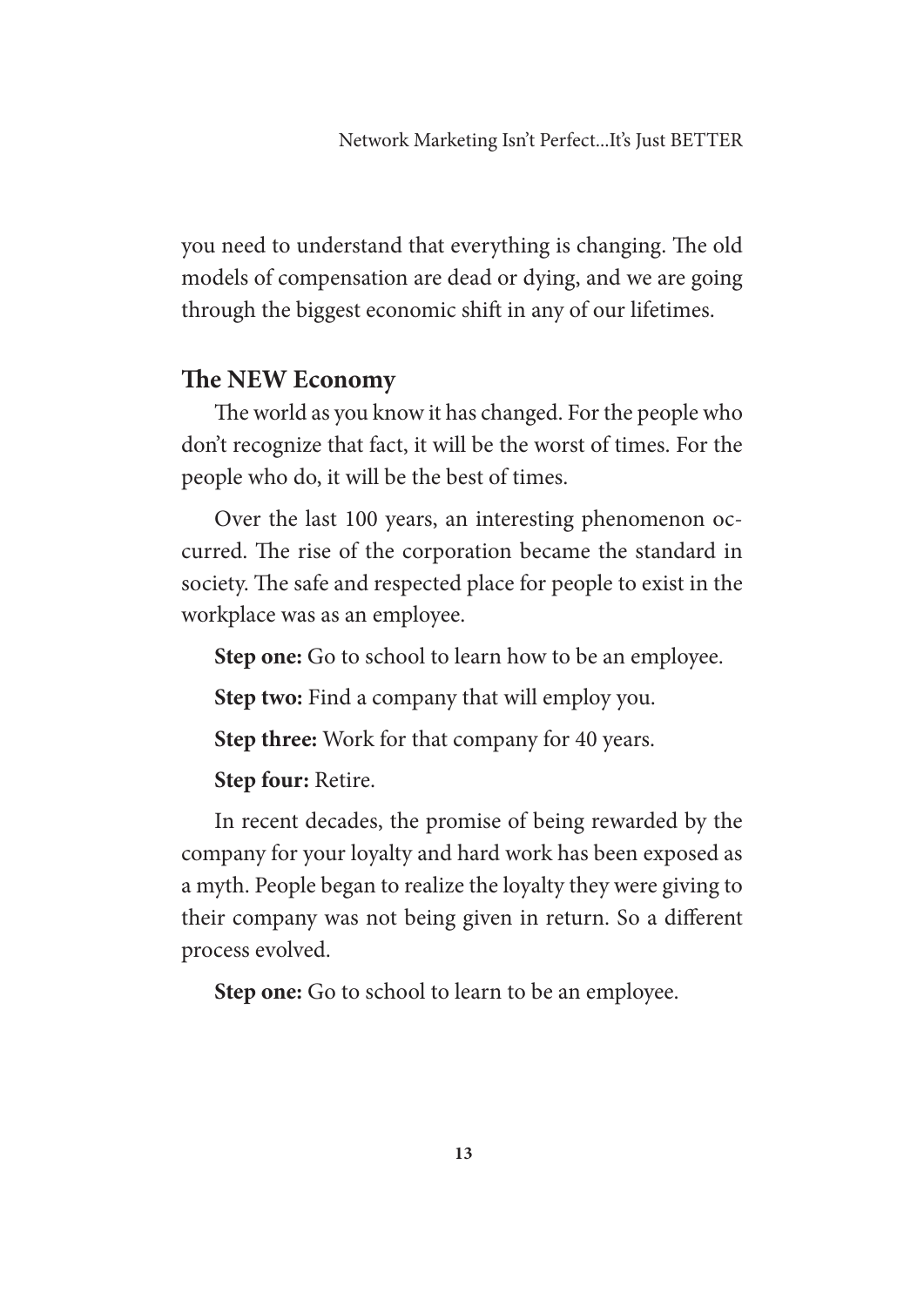you need to understand that everything is changing. The old models of compensation are dead or dying, and we are going through the biggest economic shift in any of our lifetimes.

## The NEW Economy

The world as you know it has changed. For the people who don't recognize that fact, it will be the worst of times. For the people who do, it will be the best of times.

Over the last 100 years, an interesting phenomenon occurred. The rise of the corporation became the standard in society. The safe and respected place for people to exist in the workplace was as an employee.

**Step one:** Go to school to learn how to be an employee.

**Step two:** Find a company that will employ you.

**Step three:** Work for that company for 40 years.

**Step four:** Retire.

In recent decades, the promise of being rewarded by the company for your loyalty and hard work has been exposed as a myth. People began to realize the loyalty they were giving to their company was not being given in return. So a different process evolved.

**Step one:** Go to school to learn to be an employee.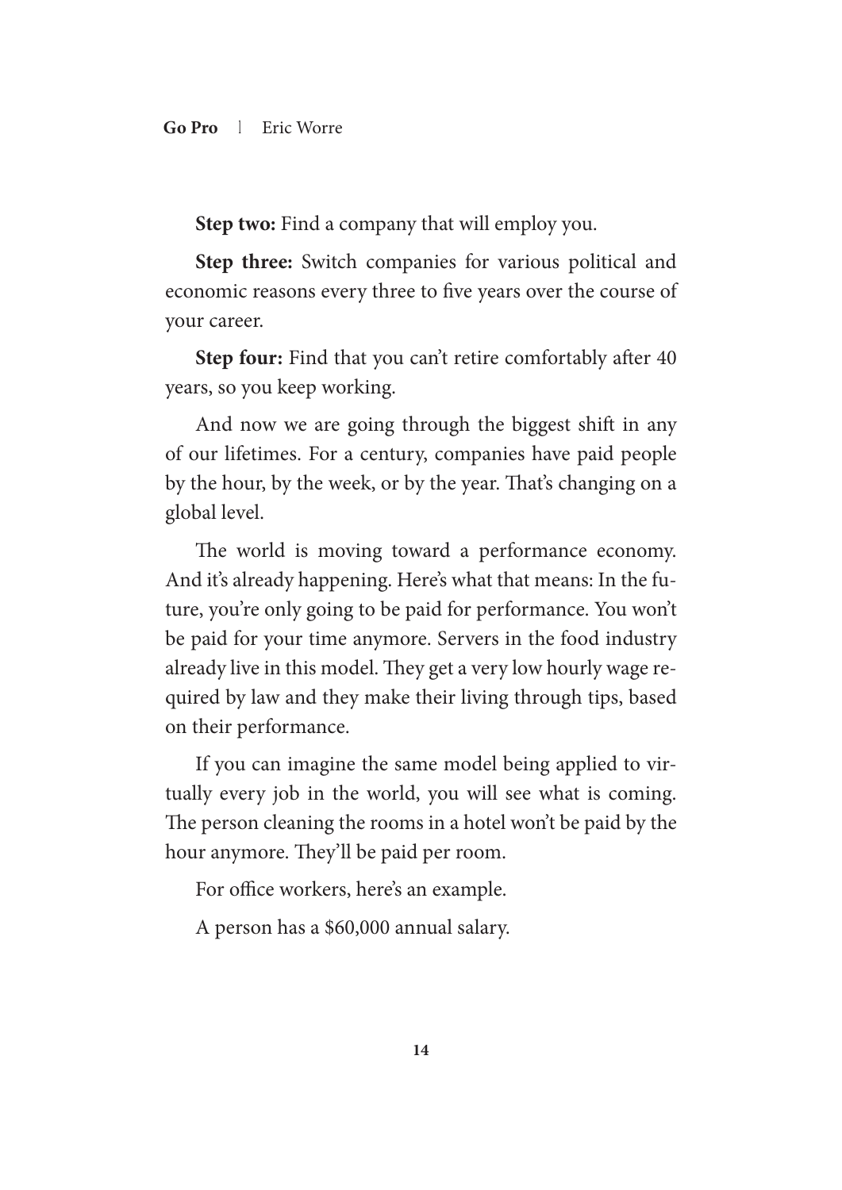**Step two:** Find a company that will employ you.

**Step three:** Switch companies for various political and economic reasons every three to five years over the course of your career.

**Step four:** Find that you can't retire comfortably after 40 years, so you keep working.

And now we are going through the biggest shift in any of our lifetimes. For a century, companies have paid people by the hour, by the week, or by the year. That's changing on a global level.

The world is moving toward a performance economy. And it's already happening. Here's what that means: In the future, you're only going to be paid for performance. You won't be paid for your time anymore. Servers in the food industry already live in this model. They get a very low hourly wage required by law and they make their living through tips, based on their performance.

If you can imagine the same model being applied to virtually every job in the world, you will see what is coming. The person cleaning the rooms in a hotel won't be paid by the hour anymore. They'll be paid per room.

For office workers, here's an example.

A person has a $60,000 annual salary.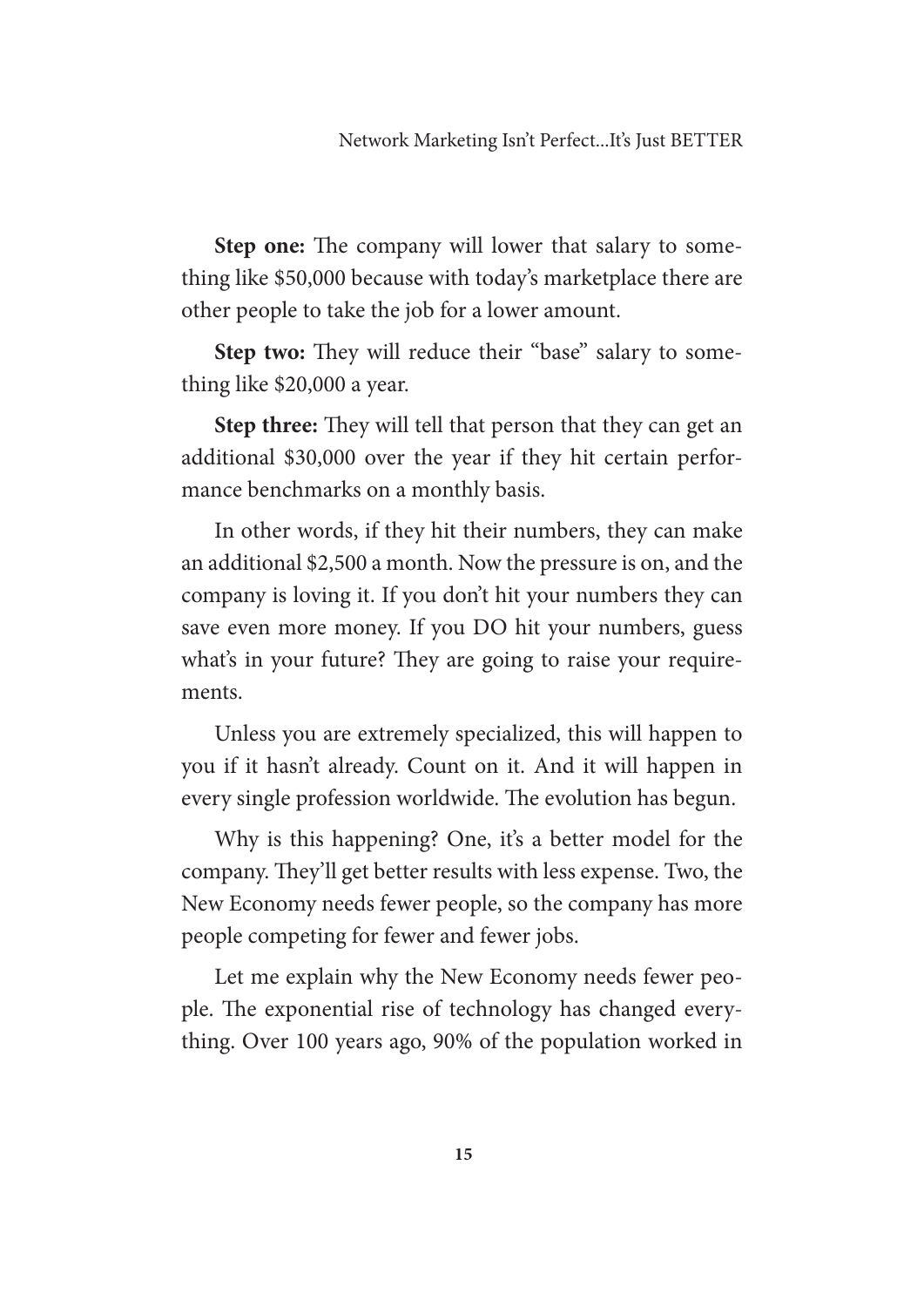**Step one:** The company will lower that salary to something like $50,000 because with today's marketplace there are other people to take the job for a lower amount.

**Step two:** They will reduce their "base" salary to something like $20,000 a year.

**Step three:** They will tell that person that they can get an additional $30,000 over the year if they hit certain performance benchmarks on a monthly basis.

In other words, if they hit their numbers, they can make an additional $2,500 a month. Now the pressure is on, and the company is loving it. If you don't hit your numbers they can save even more money. If you DO hit your numbers, guess what's in your future? They are going to raise your requirements.

Unless you are extremely specialized, this will happen to you if it hasn't already. Count on it. And it will happen in every single profession worldwide. The evolution has begun.

Why is this happening? One, it's a better model for the company. They'll get better results with less expense. Two, the New Economy needs fewer people, so the company has more people competing for fewer and fewer jobs.

Let me explain why the New Economy needs fewer people. The exponential rise of technology has changed everything. Over 100 years ago, 90% of the population worked in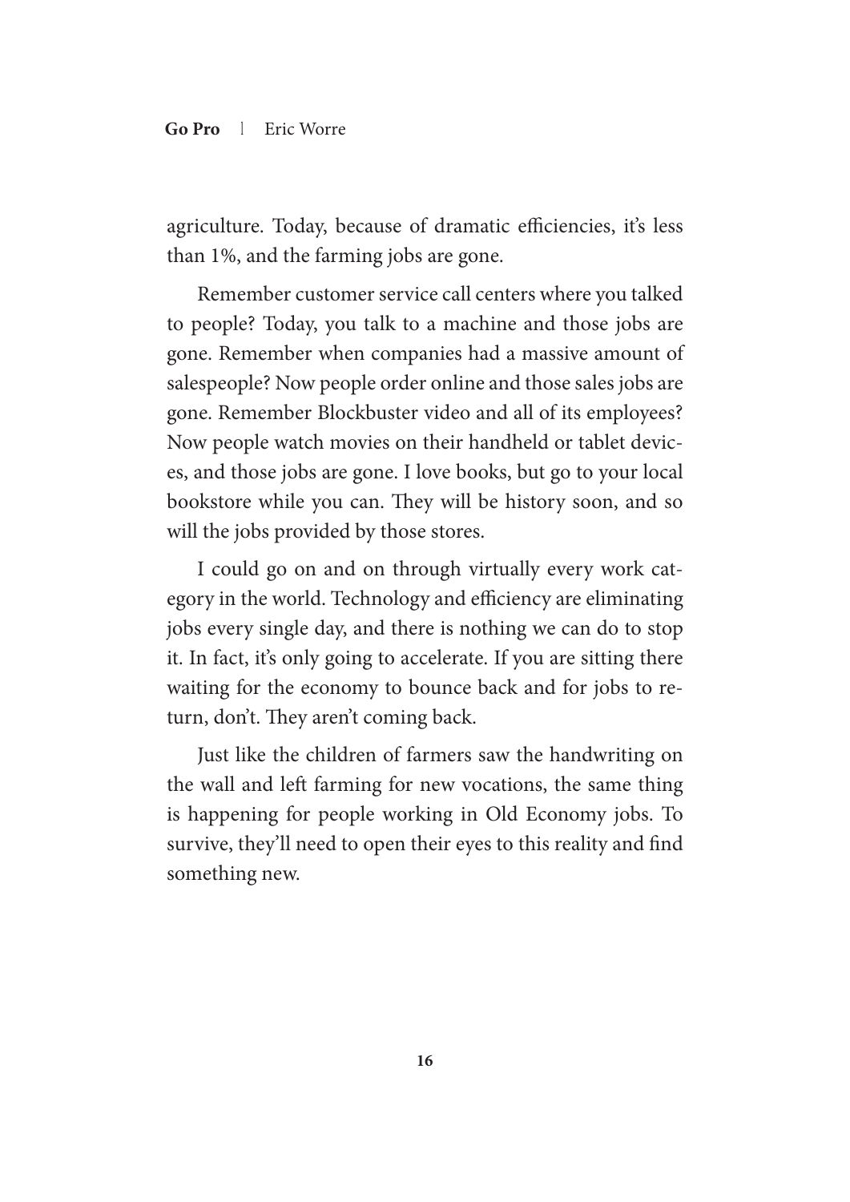agriculture. Today, because of dramatic efficiencies, it's less than 1%, and the farming jobs are gone.

Remember customer service call centers where you talked to people? Today, you talk to a machine and those jobs are gone. Remember when companies had a massive amount of salespeople? Now people order online and those sales jobs are gone. Remember Blockbuster video and all of its employees? Now people watch movies on their handheld or tablet devices, and those jobs are gone. I love books, but go to your local bookstore while you can. They will be history soon, and so will the jobs provided by those stores.

I could go on and on through virtually every work category in the world. Technology and efficiency are eliminating jobs every single day, and there is nothing we can do to stop it. In fact, it's only going to accelerate. If you are sitting there waiting for the economy to bounce back and for jobs to return, don't. They aren't coming back.

Just like the children of farmers saw the handwriting on the wall and left farming for new vocations, the same thing is happening for people working in Old Economy jobs. To survive, they'll need to open their eyes to this reality and find something new.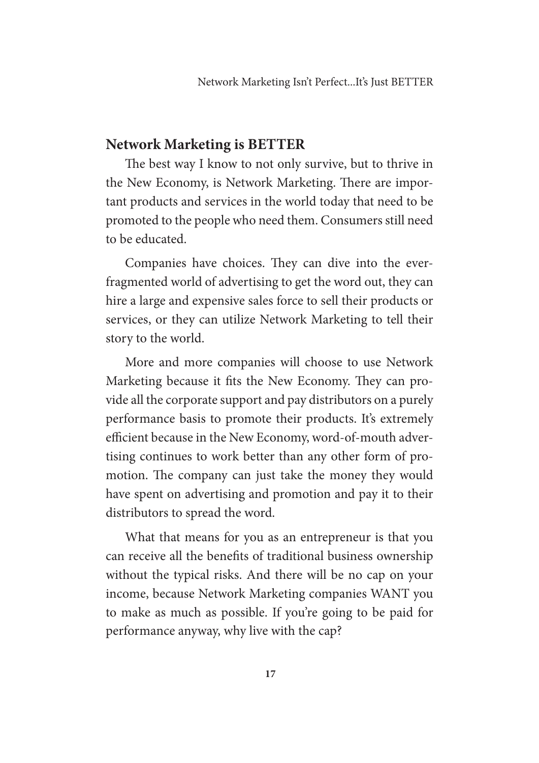## Network Marketing is BETTER

The best way I know to not only survive, but to thrive in the New Economy, is Network Marketing. There are important products and services in the world today that need to be promoted to the people who need them. Consumers still need to be educated.

Companies have choices. They can dive into the ever-fragmented world of advertising to get the word out, they can hire a large and expensive sales force to sell their products or services, or they can utilize Network Marketing to tell their story to the world.

More and more companies will choose to use Network Marketing because it fits the New Economy. They can provide all the corporate support and pay distributors on a purely performance basis to promote their products. It's extremely efficient because in the New Economy, word-of-mouth advertising continues to work better than any other form of promotion. The company can just take the money they would have spent on advertising and promotion and pay it to their distributors to spread the word.

What that means for you as an entrepreneur is that you can receive all the benefits of traditional business ownership without the typical risks. And there will be no cap on your income, because Network Marketing companies WANT you to make as much as possible. If you're going to be paid for performance anyway, why live with the cap?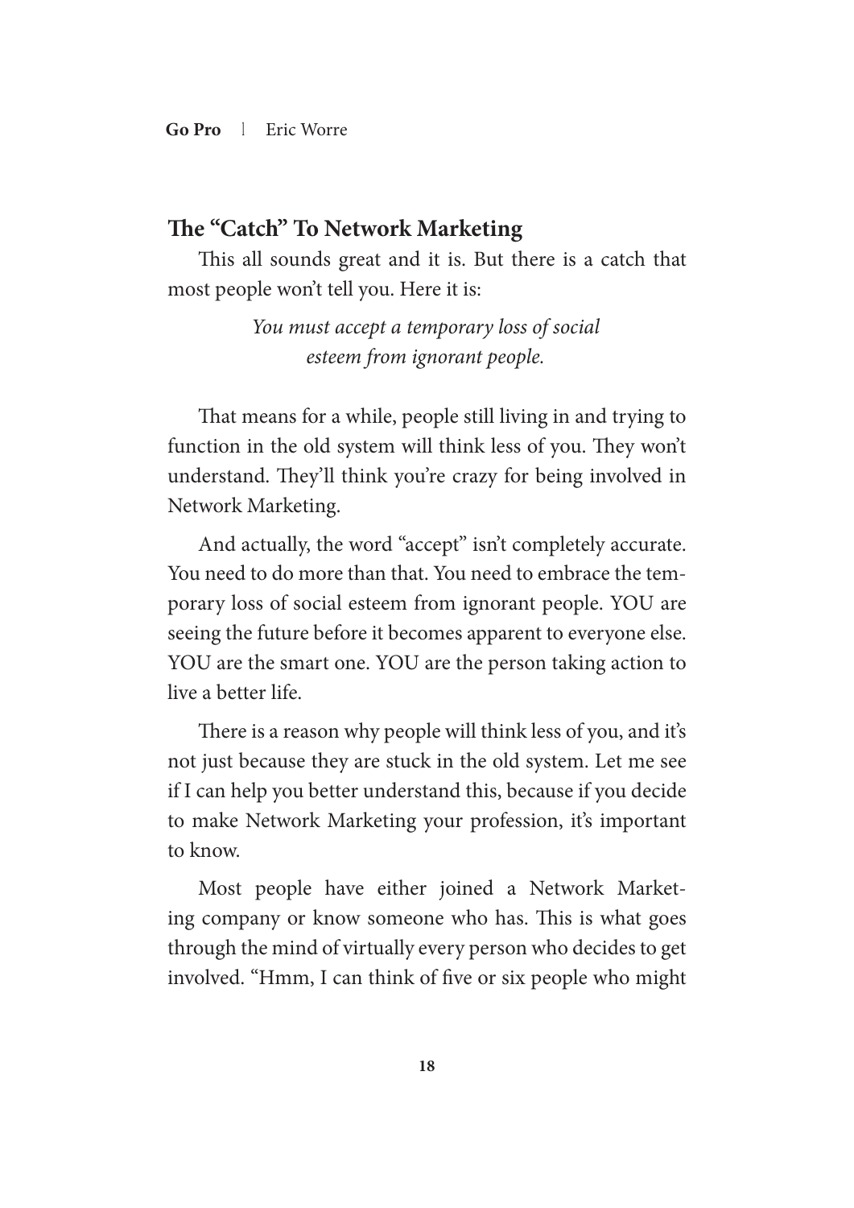## The "Catch" To Network Marketing

This all sounds great and it is. But there is a catch that most people won't tell you. Here it is:

*You must accept a temporary loss of social esteem from ignorant people.*

That means for a while, people still living in and trying to function in the old system will think less of you. They won't understand. They'll think you're crazy for being involved in Network Marketing.

And actually, the word "accept" isn't completely accurate. You need to do more than that. You need to embrace the temporary loss of social esteem from ignorant people. YOU are seeing the future before it becomes apparent to everyone else. YOU are the smart one. YOU are the person taking action to live a better life.

There is a reason why people will think less of you, and it's not just because they are stuck in the old system. Let me see if I can help you better understand this, because if you decide to make Network Marketing your profession, it's important to know.

Most people have either joined a Network Marketing company or know someone who has. This is what goes through the mind of virtually every person who decides to get involved. "Hmm, I can think of five or six people who might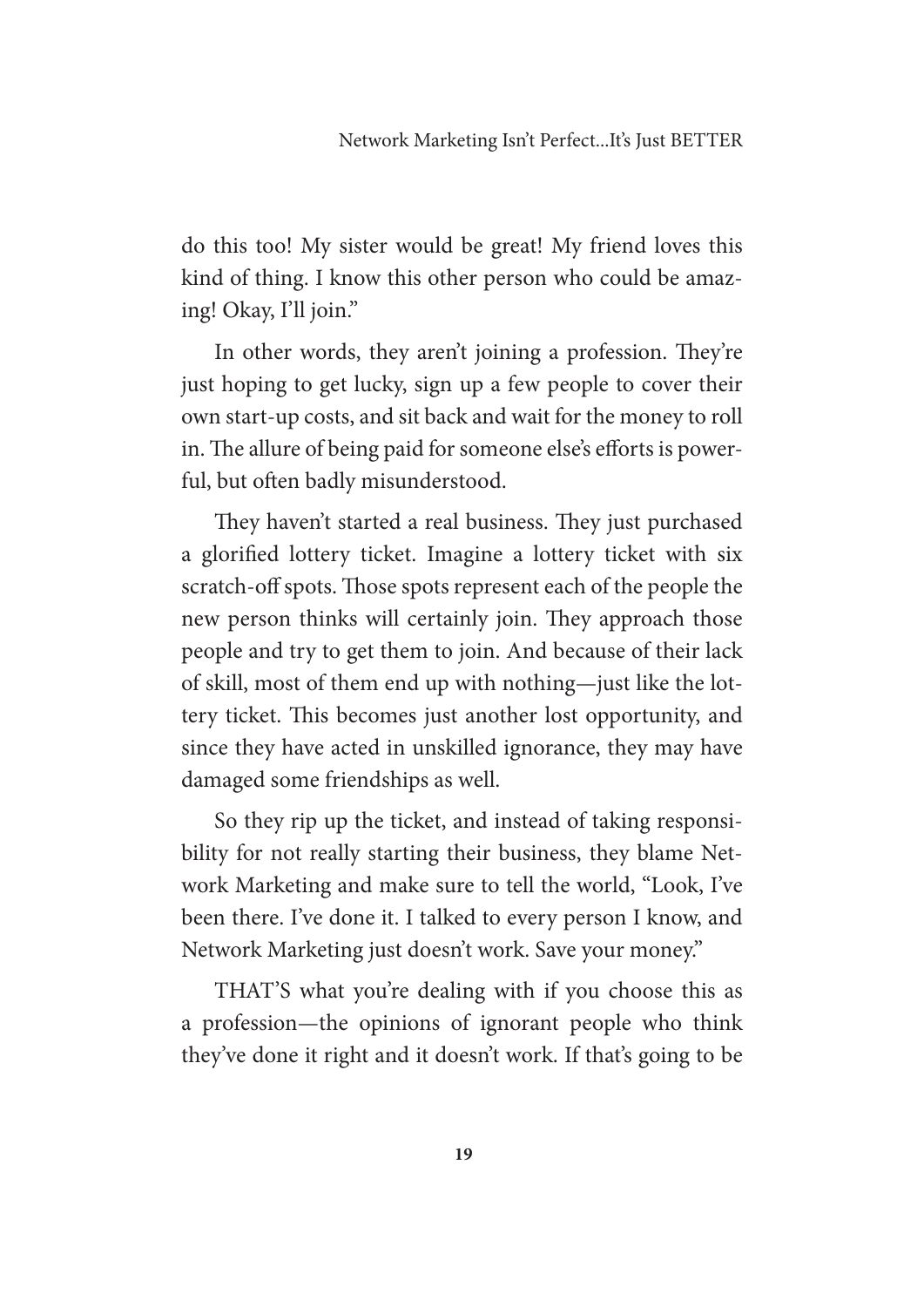do this too! My sister would be great! My friend loves this kind of thing. I know this other person who could be amazing! Okay, I'll join."

In other words, they aren't joining a profession. They're just hoping to get lucky, sign up a few people to cover their own start-up costs, and sit back and wait for the money to roll in. The allure of being paid for someone else's efforts is powerful, but often badly misunderstood.

They haven't started a real business. They just purchased a glorified lottery ticket. Imagine a lottery ticket with six scratch-off spots. Those spots represent each of the people the new person thinks will certainly join. They approach those people and try to get them to join. And because of their lack of skill, most of them end up with nothing—just like the lottery ticket. This becomes just another lost opportunity, and since they have acted in unskilled ignorance, they may have damaged some friendships as well.

So they rip up the ticket, and instead of taking responsibility for not really starting their business, they blame Network Marketing and make sure to tell the world, "Look, I've been there. I've done it. I talked to every person I know, and Network Marketing just doesn't work. Save your money."

THAT'S what you're dealing with if you choose this as a profession—the opinions of ignorant people who think they've done it right and it doesn't work. If that's going to be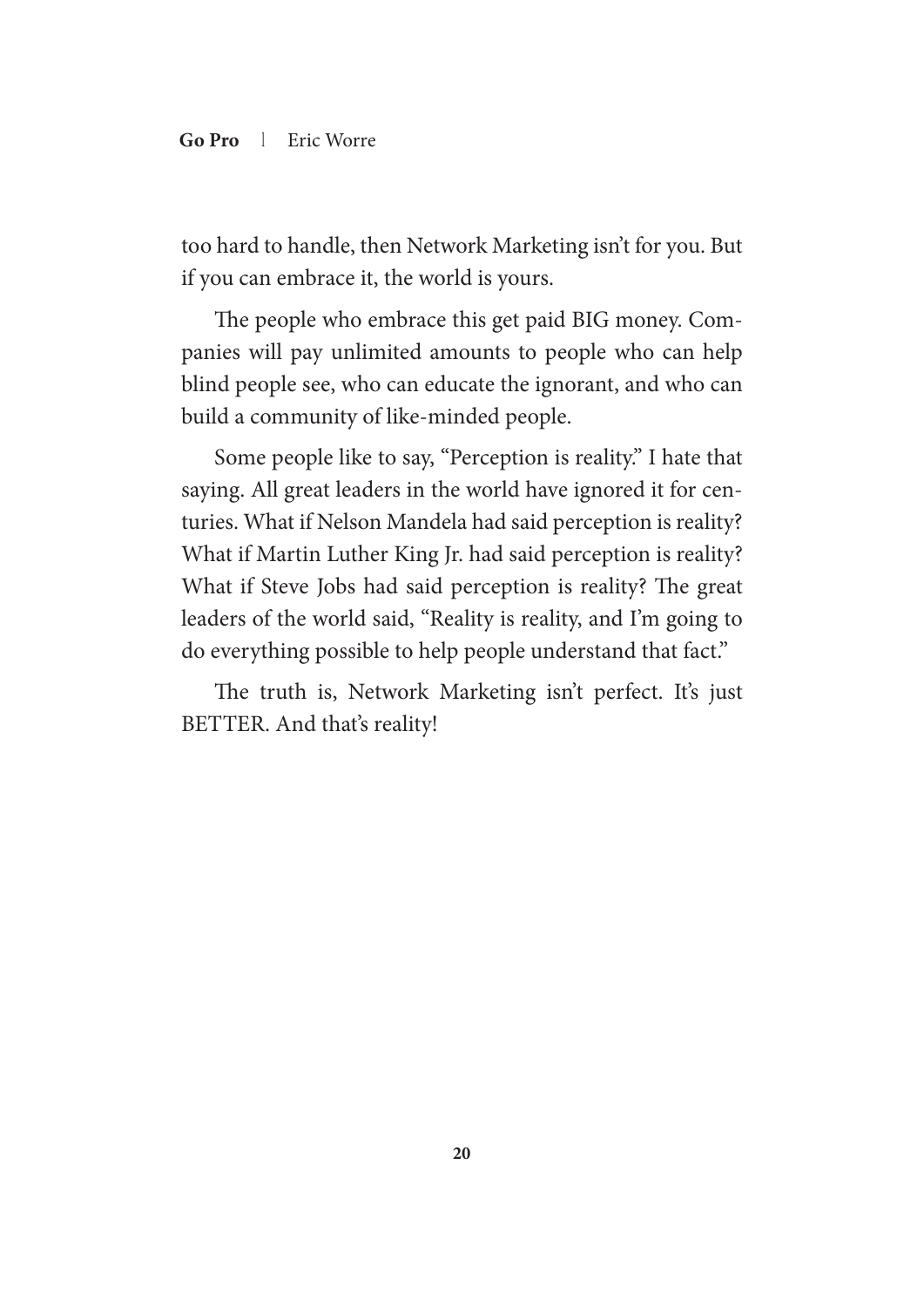too hard to handle, then Network Marketing isn't for you. But if you can embrace it, the world is yours.

The people who embrace this get paid BIG money. Companies will pay unlimited amounts to people who can help blind people see, who can educate the ignorant, and who can build a community of like-minded people.

Some people like to say, "Perception is reality." I hate that saying. All great leaders in the world have ignored it for centuries. What if Nelson Mandela had said perception is reality? What if Martin Luther King Jr. had said perception is reality? What if Steve Jobs had said perception is reality? The great leaders of the world said, "Reality is reality, and I'm going to do everything possible to help people understand that fact."

The truth is, Network Marketing isn't perfect. It's just BETTER. And that's reality!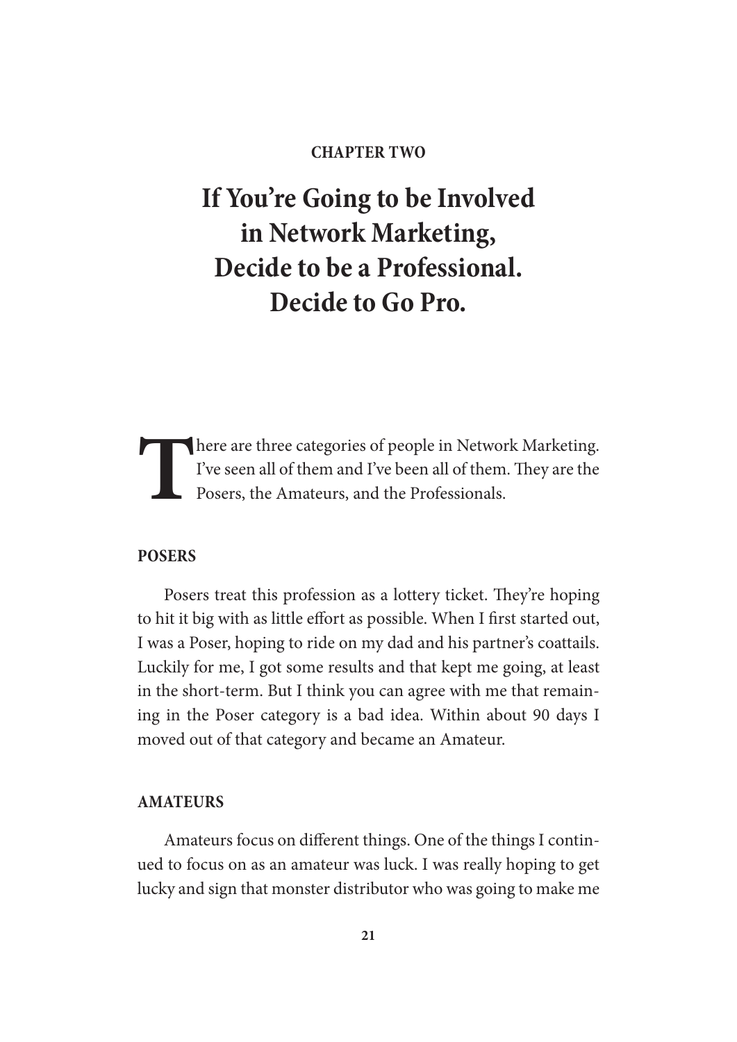**CHAPTER TWO**

# If You're Going to be Involved in Network Marketing, Decide to be a Professional. Decide to Go Pro.

There are three categories of people in Network Marketing. I've seen all of them and I've been all of them. They are the Posers, the Amateurs, and the Professionals.

## POSERS

Posers treat this profession as a lottery ticket. They're hoping to hit it big with as little effort as possible. When I first started out, I was a Poser, hoping to ride on my dad and his partner's coattails. Luckily for me, I got some results and that kept me going, at least in the short-term. But I think you can agree with me that remaining in the Poser category is a bad idea. Within about 90 days I moved out of that category and became an Amateur.

## AMATEURS

Amateurs focus on different things. One of the things I continued to focus on as an amateur was luck. I was really hoping to get lucky and sign that monster distributor who was going to make me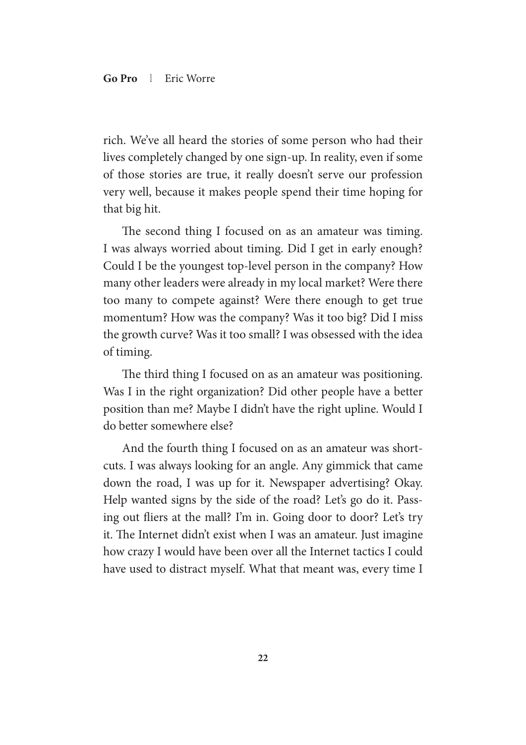rich. We've all heard the stories of some person who had their lives completely changed by one sign-up. In reality, even if some of those stories are true, it really doesn't serve our profession very well, because it makes people spend their time hoping for that big hit.

The second thing I focused on as an amateur was timing. I was always worried about timing. Did I get in early enough? Could I be the youngest top-level person in the company? How many other leaders were already in my local market? Were there too many to compete against? Were there enough to get true momentum? How was the company? Was it too big? Did I miss the growth curve? Was it too small? I was obsessed with the idea of timing.

The third thing I focused on as an amateur was positioning. Was I in the right organization? Did other people have a better position than me? Maybe I didn't have the right upline. Would I do better somewhere else?

And the fourth thing I focused on as an amateur was shortcuts. I was always looking for an angle. Any gimmick that came down the road, I was up for it. Newspaper advertising? Okay. Help wanted signs by the side of the road? Let's go do it. Passing out fliers at the mall? I'm in. Going door to door? Let's try it. The Internet didn't exist when I was an amateur. Just imagine how crazy I would have been over all the Internet tactics I could have used to distract myself. What that meant was, every time I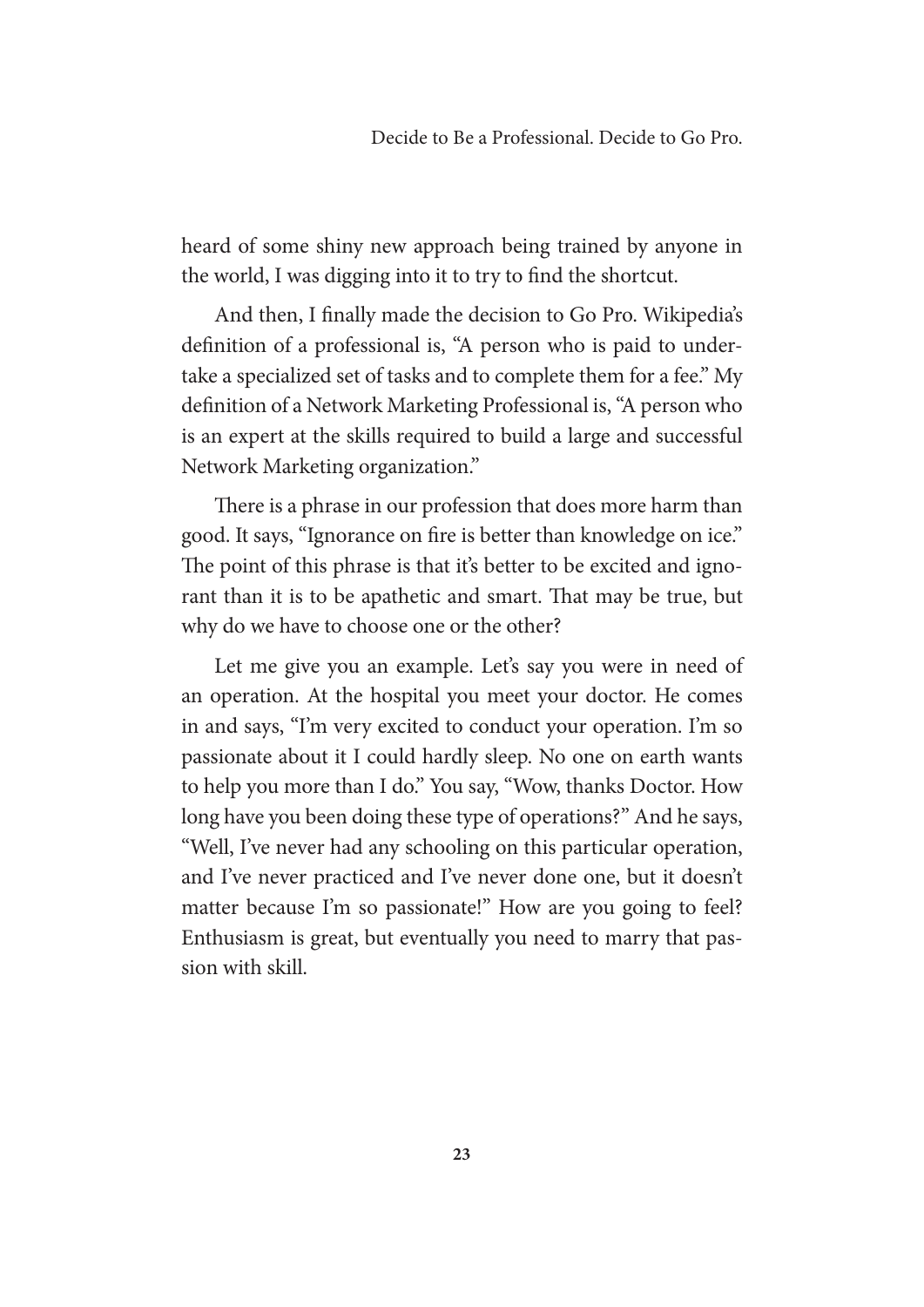heard of some shiny new approach being trained by anyone in the world, I was digging into it to try to find the shortcut.

And then, I finally made the decision to Go Pro. Wikipedia's definition of a professional is, "A person who is paid to undertake a specialized set of tasks and to complete them for a fee." My definition of a Network Marketing Professional is, "A person who is an expert at the skills required to build a large and successful Network Marketing organization."

There is a phrase in our profession that does more harm than good. It says, "Ignorance on fire is better than knowledge on ice." The point of this phrase is that it's better to be excited and ignorant than it is to be apathetic and smart. That may be true, but why do we have to choose one or the other?

Let me give you an example. Let's say you were in need of an operation. At the hospital you meet your doctor. He comes in and says, "I'm very excited to conduct your operation. I'm so passionate about it I could hardly sleep. No one on earth wants to help you more than I do." You say, "Wow, thanks Doctor. How long have you been doing these type of operations?" And he says, "Well, I've never had any schooling on this particular operation, and I've never practiced and I've never done one, but it doesn't matter because I'm so passionate!" How are you going to feel? Enthusiasm is great, but eventually you need to marry that passion with skill.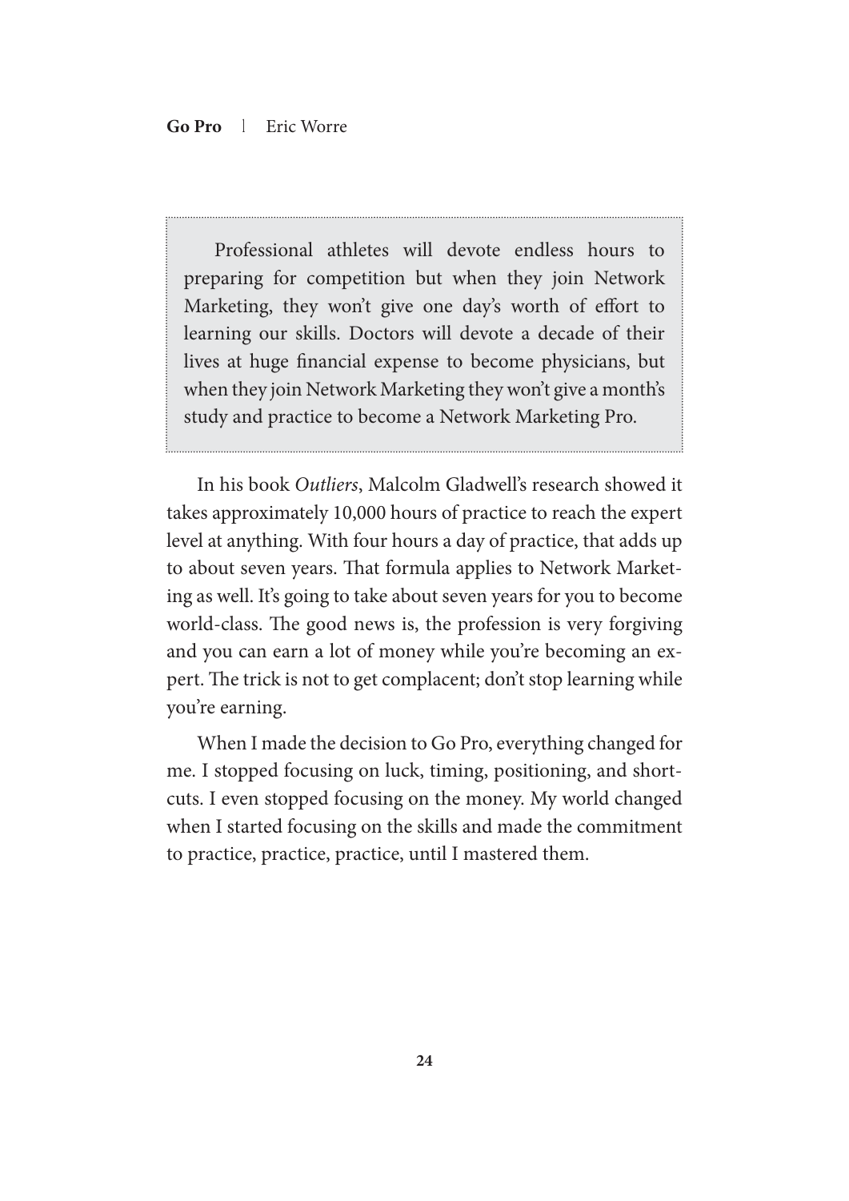> Professional athletes will devote endless hours to preparing for competition but when they join Network Marketing, they won't give one day's worth of effort to learning our skills. Doctors will devote a decade of their lives at huge financial expense to become physicians, but when they join Network Marketing they won't give a month's study and practice to become a Network Marketing Pro.

In his book *Outliers*, Malcolm Gladwell's research showed it takes approximately 10,000 hours of practice to reach the expert level at anything. With four hours a day of practice, that adds up to about seven years. That formula applies to Network Marketing as well. It's going to take about seven years for you to become world-class. The good news is, the profession is very forgiving and you can earn a lot of money while you're becoming an expert. The trick is not to get complacent; don't stop learning while you're earning.

When I made the decision to Go Pro, everything changed for me. I stopped focusing on luck, timing, positioning, and shortcuts. I even stopped focusing on the money. My world changed when I started focusing on the skills and made the commitment to practice, practice, practice, until I mastered them.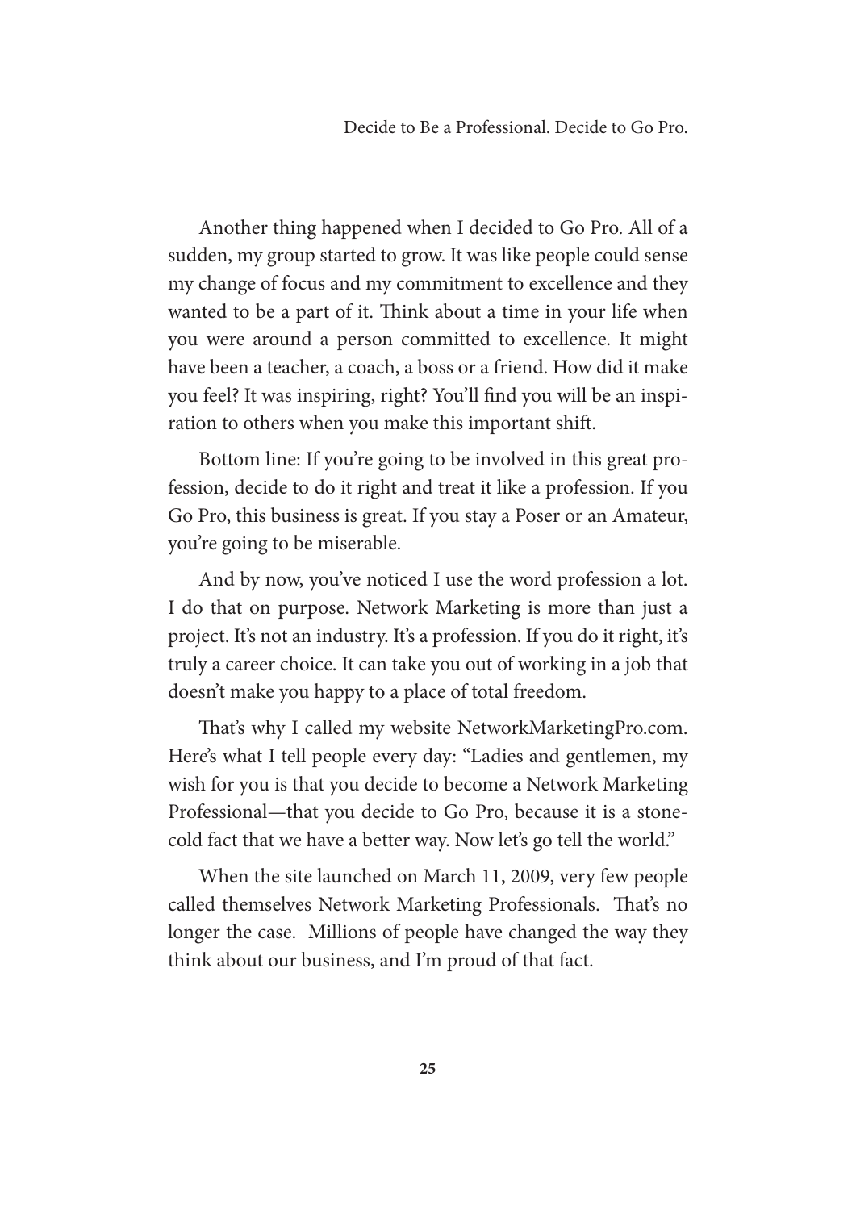Another thing happened when I decided to Go Pro. All of a sudden, my group started to grow. It was like people could sense my change of focus and my commitment to excellence and they wanted to be a part of it. Think about a time in your life when you were around a person committed to excellence. It might have been a teacher, a coach, a boss or a friend. How did it make you feel? It was inspiring, right? You'll find you will be an inspiration to others when you make this important shift.

Bottom line: If you're going to be involved in this great profession, decide to do it right and treat it like a profession. If you Go Pro, this business is great. If you stay a Poser or an Amateur, you're going to be miserable.

And by now, you've noticed I use the word profession a lot. I do that on purpose. Network Marketing is more than just a project. It's not an industry. It's a profession. If you do it right, it's truly a career choice. It can take you out of working in a job that doesn't make you happy to a place of total freedom.

That's why I called my website NetworkMarketingPro.com. Here's what I tell people every day: "Ladies and gentlemen, my wish for you is that you decide to become a Network Marketing Professional—that you decide to Go Pro, because it is a stone-cold fact that we have a better way. Now let's go tell the world."

When the site launched on March 11, 2009, very few people called themselves Network Marketing Professionals. That's no longer the case. Millions of people have changed the way they think about our business, and I'm proud of that fact.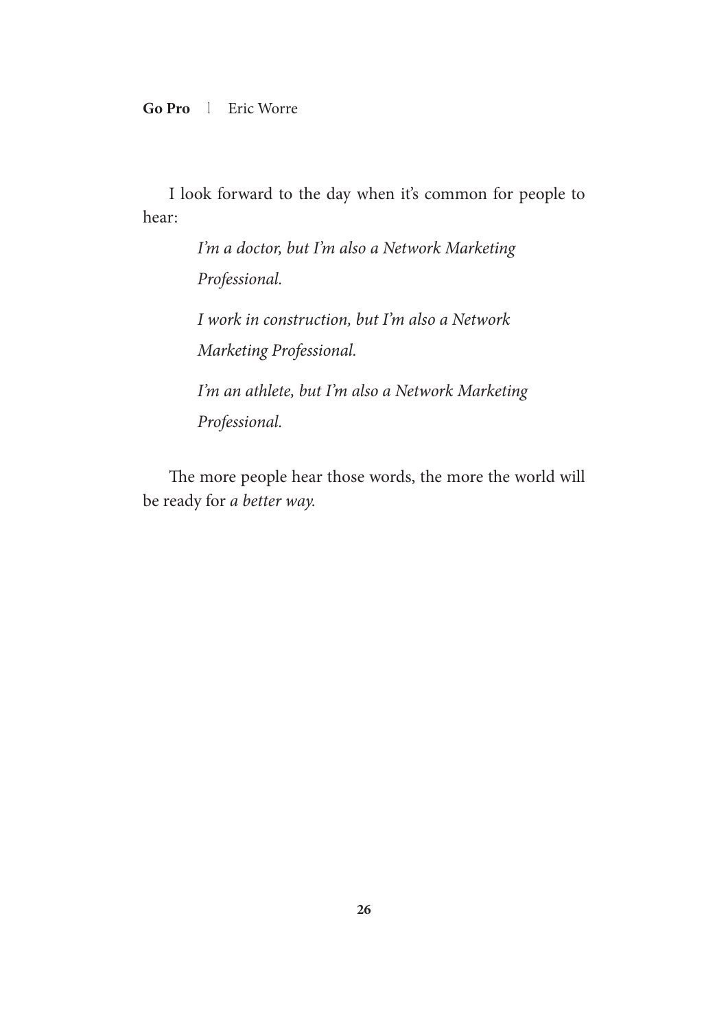I look forward to the day when it's common for people to hear:

> *I'm a doctor, but I'm also a Network Marketing Professional.*
>
> *I work in construction, but I'm also a Network Marketing Professional.*
>
> *I'm an athlete, but I'm also a Network Marketing Professional.*

The more people hear those words, the more the world will be ready for *a better way.*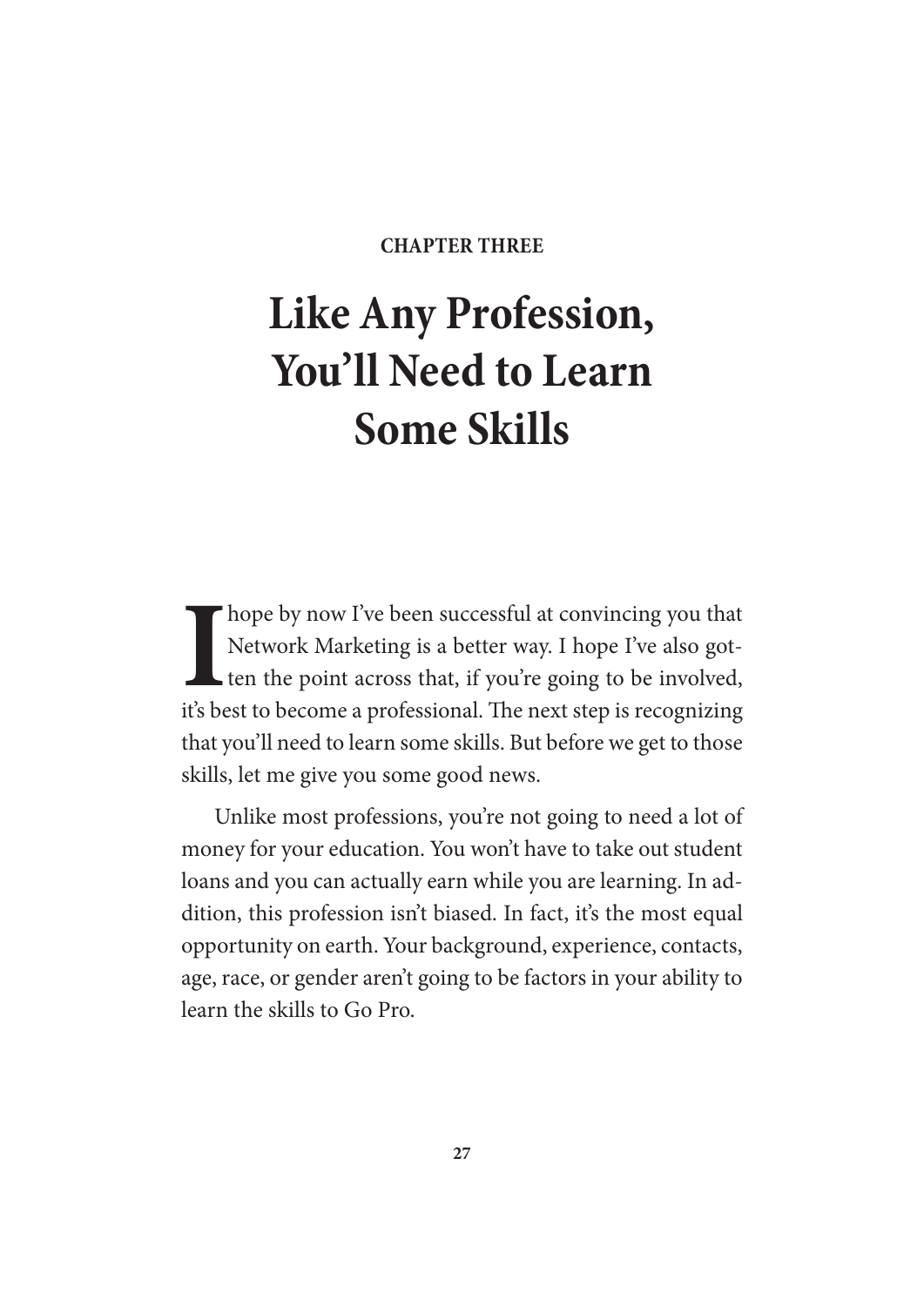**CHAPTER THREE**

# Like Any Profession, You'll Need to Learn Some Skills

I hope by now I've been successful at convincing you that Network Marketing is a better way. I hope I've also gotten the point across that, if you're going to be involved, it's best to become a professional. The next step is recognizing that you'll need to learn some skills. But before we get to those skills, let me give you some good news.

Unlike most professions, you're not going to need a lot of money for your education. You won't have to take out student loans and you can actually earn while you are learning. In addition, this profession isn't biased. In fact, it's the most equal opportunity on earth. Your background, experience, contacts, age, race, or gender aren't going to be factors in your ability to learn the skills to Go Pro.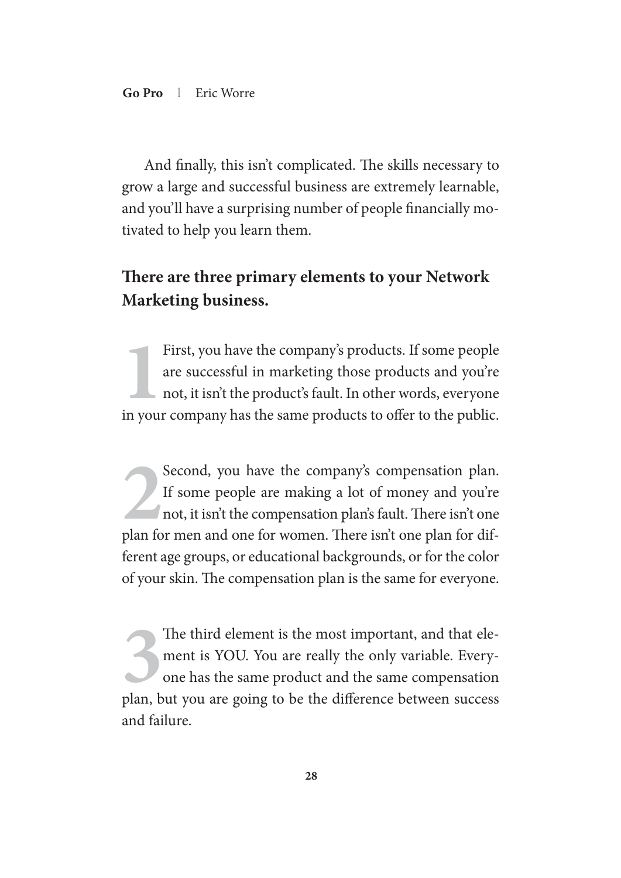And finally, this isn't complicated. The skills necessary to grow a large and successful business are extremely learnable, and you'll have a surprising number of people financially motivated to help you learn them.

## There are three primary elements to your Network Marketing business.

1. First, you have the company's products. If some people are successful in marketing those products and you're not, it isn't the product's fault. In other words, everyone in your company has the same products to offer to the public.

2. Second, you have the company's compensation plan. If some people are making a lot of money and you're not, it isn't the compensation plan's fault. There isn't one plan for men and one for women. There isn't one plan for different age groups, or educational backgrounds, or for the color of your skin. The compensation plan is the same for everyone.

3. The third element is the most important, and that element is YOU. You are really the only variable. Everyone has the same product and the same compensation plan, but you are going to be the difference between success and failure.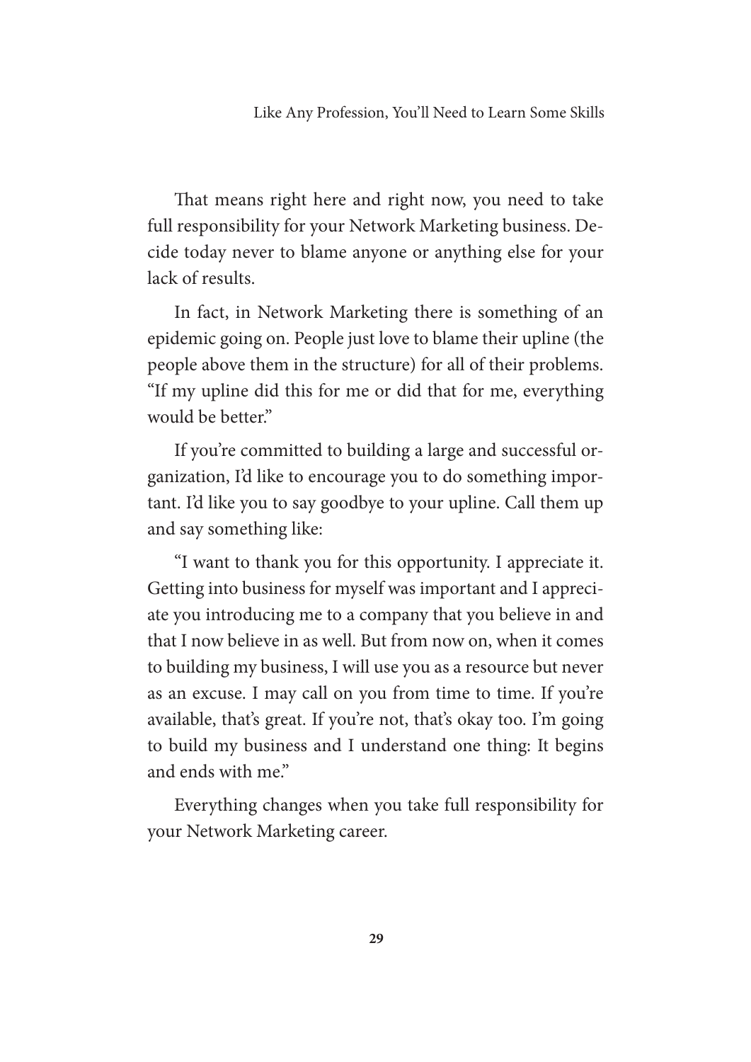That means right here and right now, you need to take full responsibility for your Network Marketing business. Decide today never to blame anyone or anything else for your lack of results.

In fact, in Network Marketing there is something of an epidemic going on. People just love to blame their upline (the people above them in the structure) for all of their problems. "If my upline did this for me or did that for me, everything would be better."

If you're committed to building a large and successful organization, I'd like to encourage you to do something important. I'd like you to say goodbye to your upline. Call them up and say something like:

"I want to thank you for this opportunity. I appreciate it. Getting into business for myself was important and I appreciate you introducing me to a company that you believe in and that I now believe in as well. But from now on, when it comes to building my business, I will use you as a resource but never as an excuse. I may call on you from time to time. If you're available, that's great. If you're not, that's okay too. I'm going to build my business and I understand one thing: It begins and ends with me."

Everything changes when you take full responsibility for your Network Marketing career.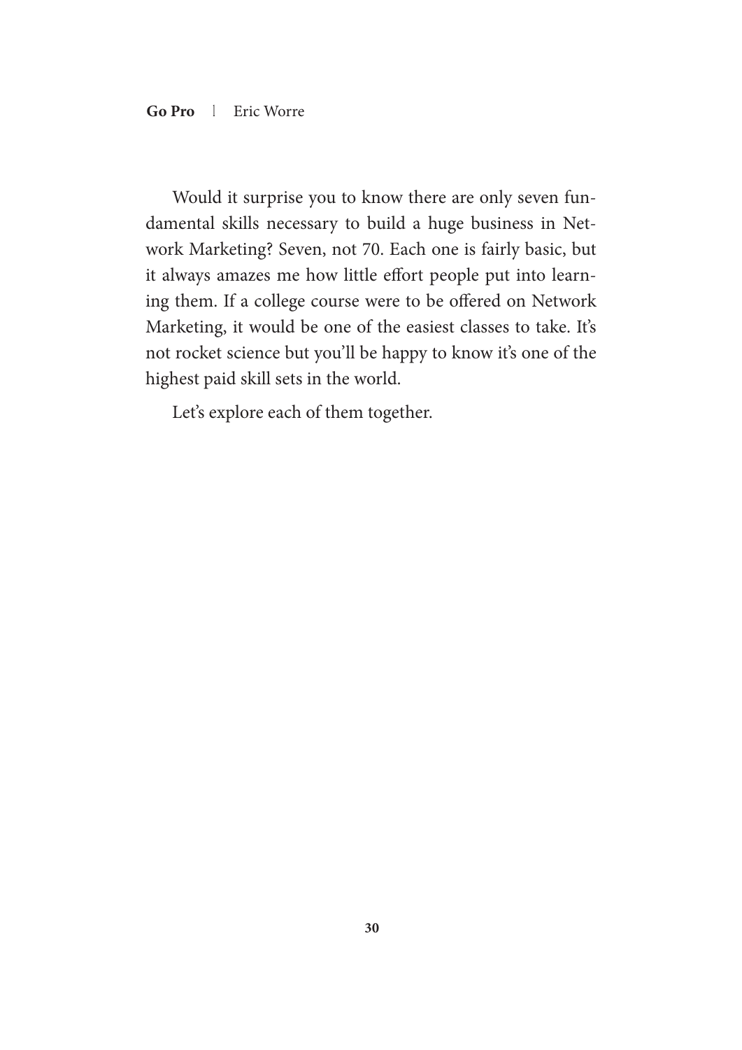Would it surprise you to know there are only seven fundamental skills necessary to build a huge business in Network Marketing? Seven, not 70. Each one is fairly basic, but it always amazes me how little effort people put into learning them. If a college course were to be offered on Network Marketing, it would be one of the easiest classes to take. It's not rocket science but you'll be happy to know it's one of the highest paid skill sets in the world.

Let's explore each of them together.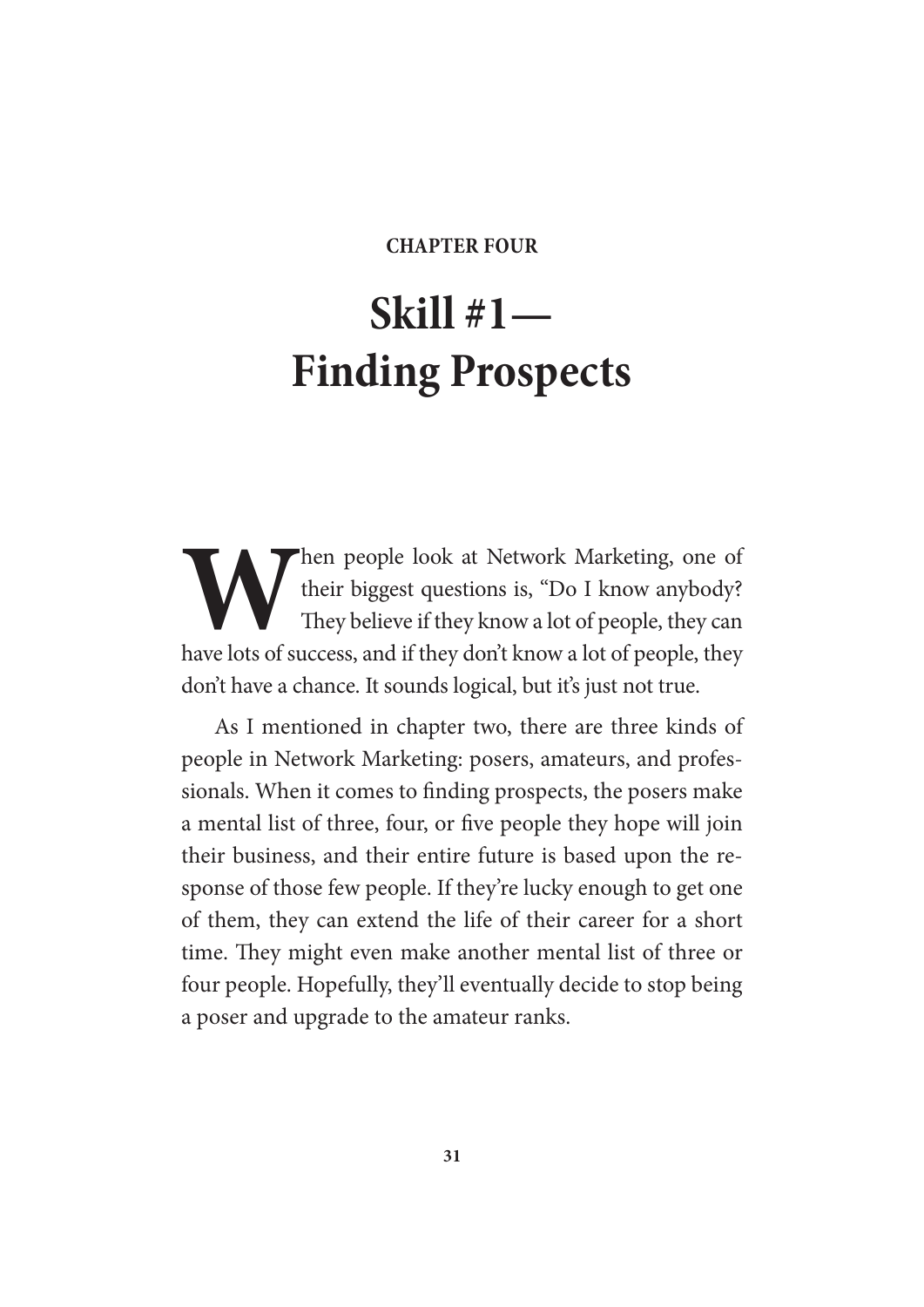**CHAPTER FOUR**

# Skill #1— Finding Prospects

When people look at Network Marketing, one of their biggest questions is, "Do I know anybody? They believe if they know a lot of people, they can have lots of success, and if they don't know a lot of people, they don't have a chance. It sounds logical, but it's just not true.

As I mentioned in chapter two, there are three kinds of people in Network Marketing: posers, amateurs, and professionals. When it comes to finding prospects, the posers make a mental list of three, four, or five people they hope will join their business, and their entire future is based upon the response of those few people. If they're lucky enough to get one of them, they can extend the life of their career for a short time. They might even make another mental list of three or four people. Hopefully, they'll eventually decide to stop being a poser and upgrade to the amateur ranks.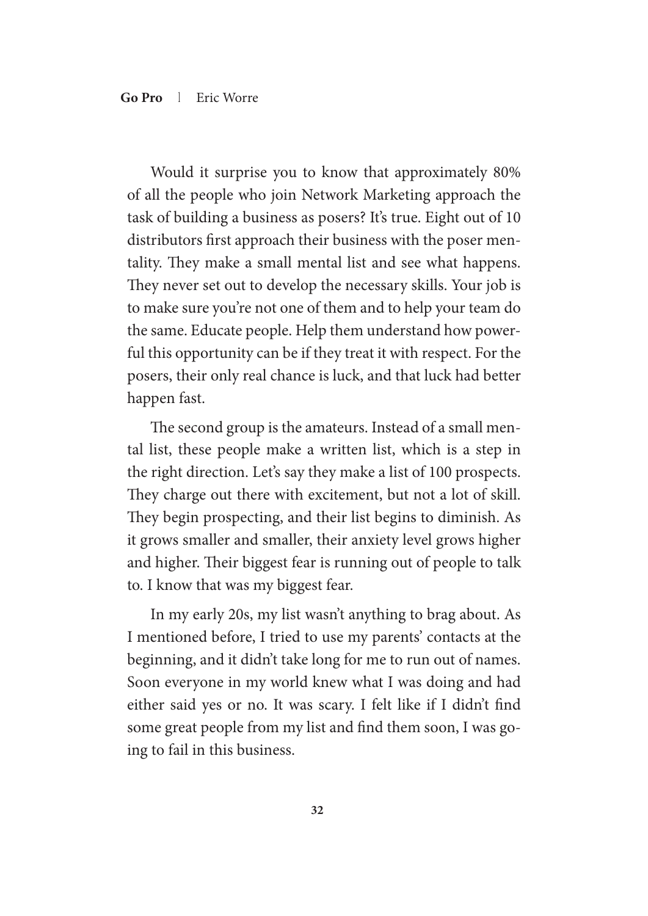Would it surprise you to know that approximately 80% of all the people who join Network Marketing approach the task of building a business as posers? It's true. Eight out of 10 distributors first approach their business with the poser mentality. They make a small mental list and see what happens. They never set out to develop the necessary skills. Your job is to make sure you're not one of them and to help your team do the same. Educate people. Help them understand how powerful this opportunity can be if they treat it with respect. For the posers, their only real chance is luck, and that luck had better happen fast.

The second group is the amateurs. Instead of a small mental list, these people make a written list, which is a step in the right direction. Let's say they make a list of 100 prospects. They charge out there with excitement, but not a lot of skill. They begin prospecting, and their list begins to diminish. As it grows smaller and smaller, their anxiety level grows higher and higher. Their biggest fear is running out of people to talk to. I know that was my biggest fear.

In my early 20s, my list wasn't anything to brag about. As I mentioned before, I tried to use my parents' contacts at the beginning, and it didn't take long for me to run out of names. Soon everyone in my world knew what I was doing and had either said yes or no. It was scary. I felt like if I didn't find some great people from my list and find them soon, I was going to fail in this business.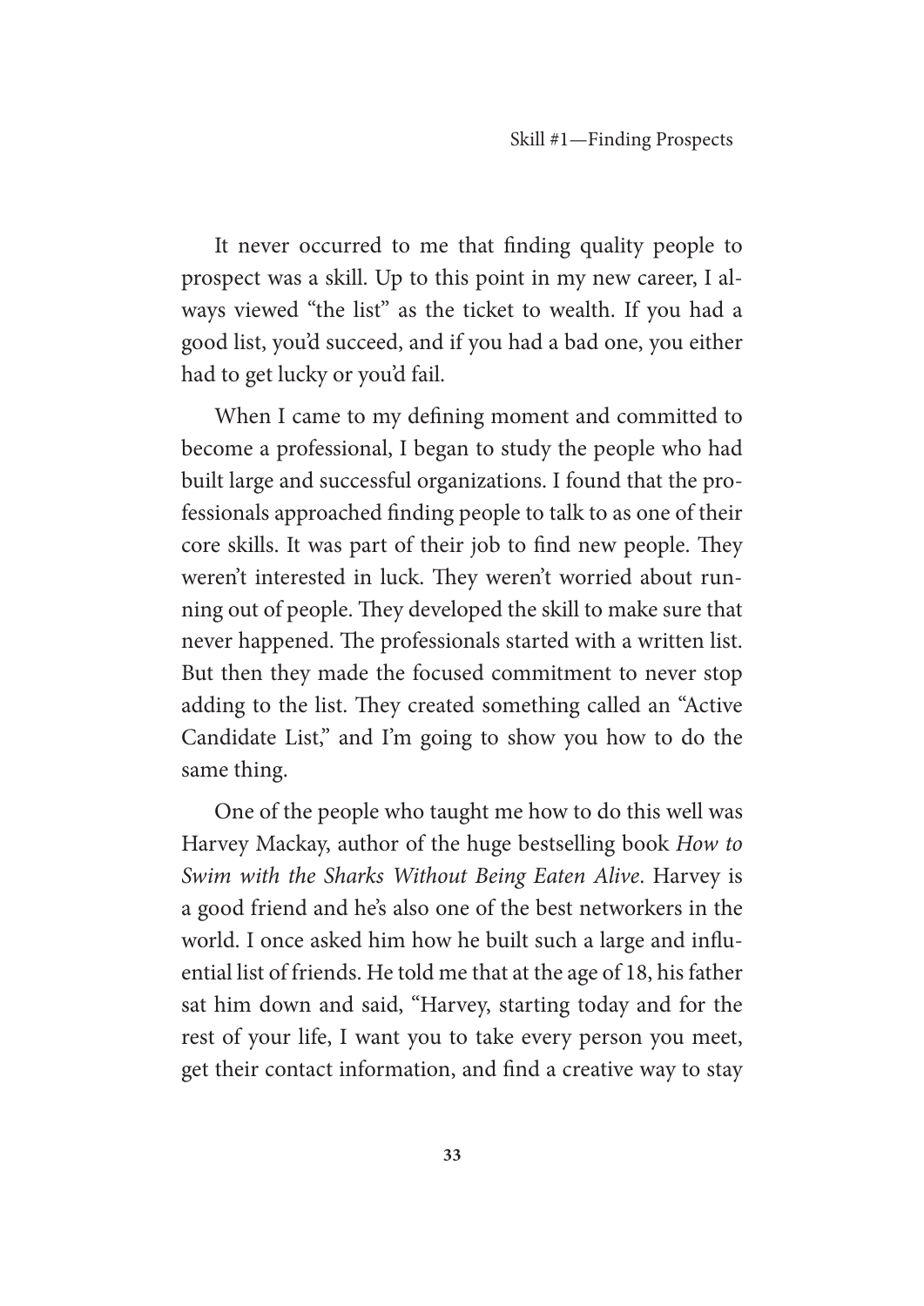It never occurred to me that finding quality people to prospect was a skill. Up to this point in my new career, I always viewed "the list" as the ticket to wealth. If you had a good list, you'd succeed, and if you had a bad one, you either had to get lucky or you'd fail.

When I came to my defining moment and committed to become a professional, I began to study the people who had built large and successful organizations. I found that the professionals approached finding people to talk to as one of their core skills. It was part of their job to find new people. They weren't interested in luck. They weren't worried about running out of people. They developed the skill to make sure that never happened. The professionals started with a written list. But then they made the focused commitment to never stop adding to the list. They created something called an "Active Candidate List," and I'm going to show you how to do the same thing.

One of the people who taught me how to do this well was Harvey Mackay, author of the huge bestselling book *How to Swim with the Sharks Without Being Eaten Alive*. Harvey is a good friend and he's also one of the best networkers in the world. I once asked him how he built such a large and influential list of friends. He told me that at the age of 18, his father sat him down and said, "Harvey, starting today and for the rest of your life, I want you to take every person you meet, get their contact information, and find a creative way to stay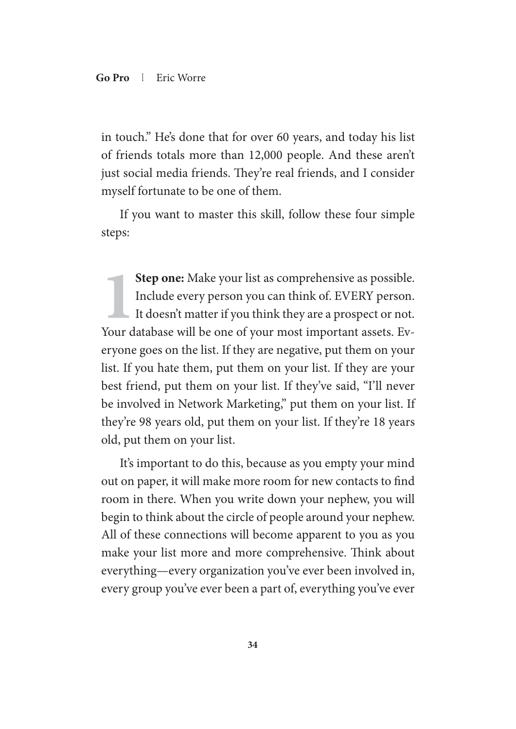in touch." He's done that for over 60 years, and today his list of friends totals more than 12,000 people. And these aren't just social media friends. They're real friends, and I consider myself fortunate to be one of them.

If you want to master this skill, follow these four simple steps:

1 **Step one:** Make your list as comprehensive as possible. Include every person you can think of. EVERY person. It doesn't matter if you think they are a prospect or not. Your database will be one of your most important assets. Everyone goes on the list. If they are negative, put them on your list. If you hate them, put them on your list. If they are your best friend, put them on your list. If they've said, "I'll never be involved in Network Marketing," put them on your list. If they're 98 years old, put them on your list. If they're 18 years old, put them on your list.

It's important to do this, because as you empty your mind out on paper, it will make more room for new contacts to find room in there. When you write down your nephew, you will begin to think about the circle of people around your nephew. All of these connections will become apparent to you as you make your list more and more comprehensive. Think about everything—every organization you've ever been involved in, every group you've ever been a part of, everything you've ever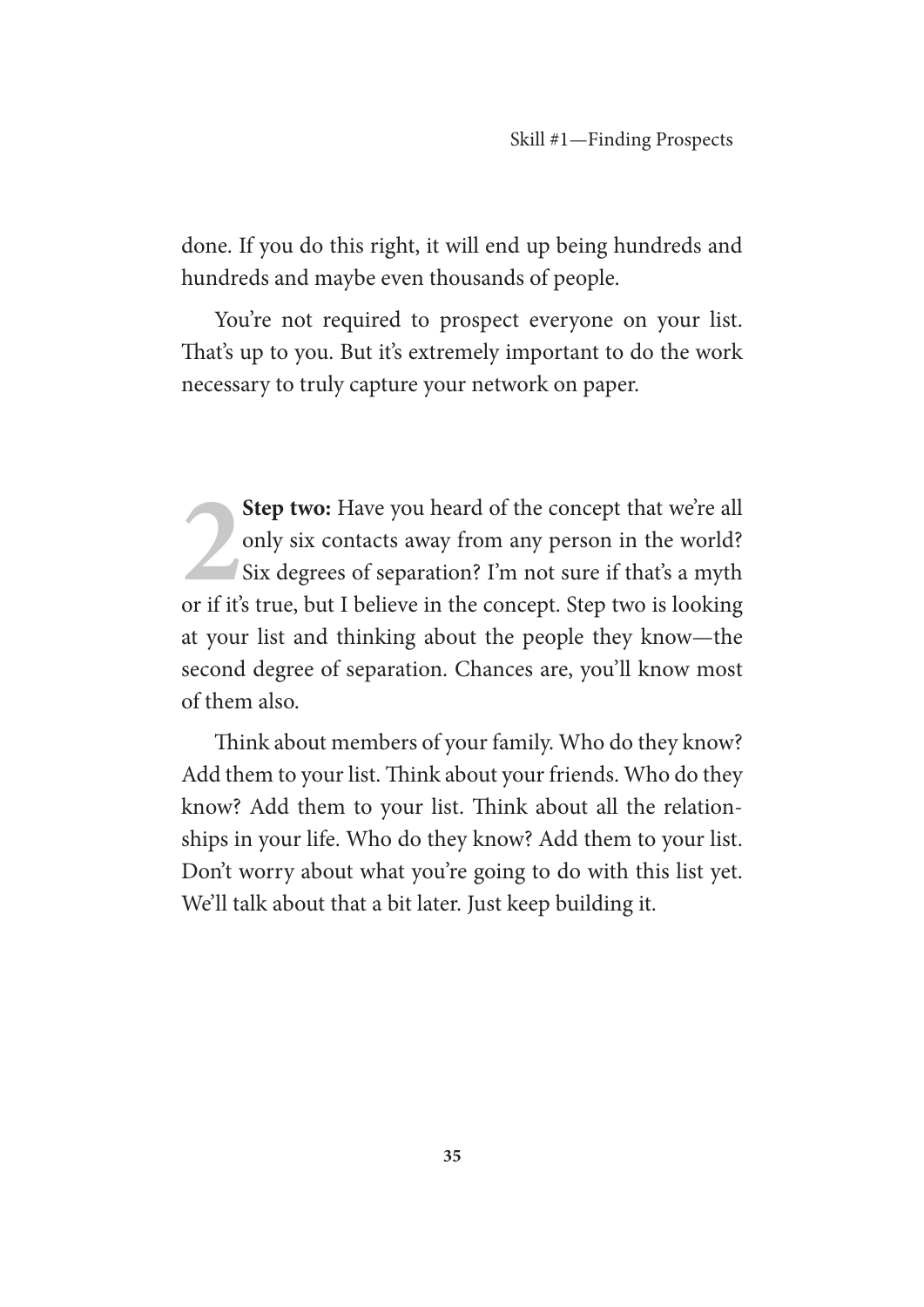done. If you do this right, it will end up being hundreds and hundreds and maybe even thousands of people.

You're not required to prospect everyone on your list. That's up to you. But it's extremely important to do the work necessary to truly capture your network on paper.

2 **Step two:** Have you heard of the concept that we're all only six contacts away from any person in the world? Six degrees of separation? I'm not sure if that's a myth or if it's true, but I believe in the concept. Step two is looking at your list and thinking about the people they know—the second degree of separation. Chances are, you'll know most of them also.

Think about members of your family. Who do they know? Add them to your list. Think about your friends. Who do they know? Add them to your list. Think about all the relationships in your life. Who do they know? Add them to your list. Don't worry about what you're going to do with this list yet. We'll talk about that a bit later. Just keep building it.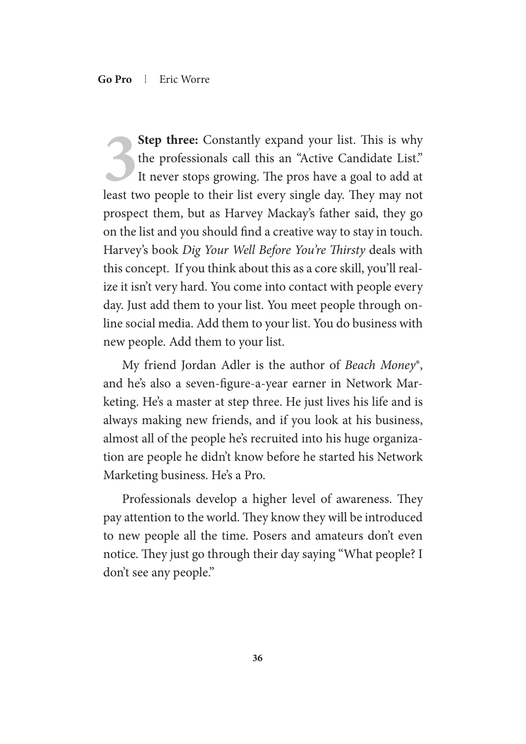**3** **Step three:** Constantly expand your list. This is why the professionals call this an "Active Candidate List." It never stops growing. The pros have a goal to add at least two people to their list every single day. They may not prospect them, but as Harvey Mackay's father said, they go on the list and you should find a creative way to stay in touch. Harvey's book *Dig Your Well Before You're Thirsty* deals with this concept. If you think about this as a core skill, you'll realize it isn't very hard. You come into contact with people every day. Just add them to your list. You meet people through online social media. Add them to your list. You do business with new people. Add them to your list.

My friend Jordan Adler is the author of *Beach Money*®, and he's also a seven-figure-a-year earner in Network Marketing. He's a master at step three. He just lives his life and is always making new friends, and if you look at his business, almost all of the people he's recruited into his huge organization are people he didn't know before he started his Network Marketing business. He's a Pro.

Professionals develop a higher level of awareness. They pay attention to the world. They know they will be introduced to new people all the time. Posers and amateurs don't even notice. They just go through their day saying "What people? I don't see any people."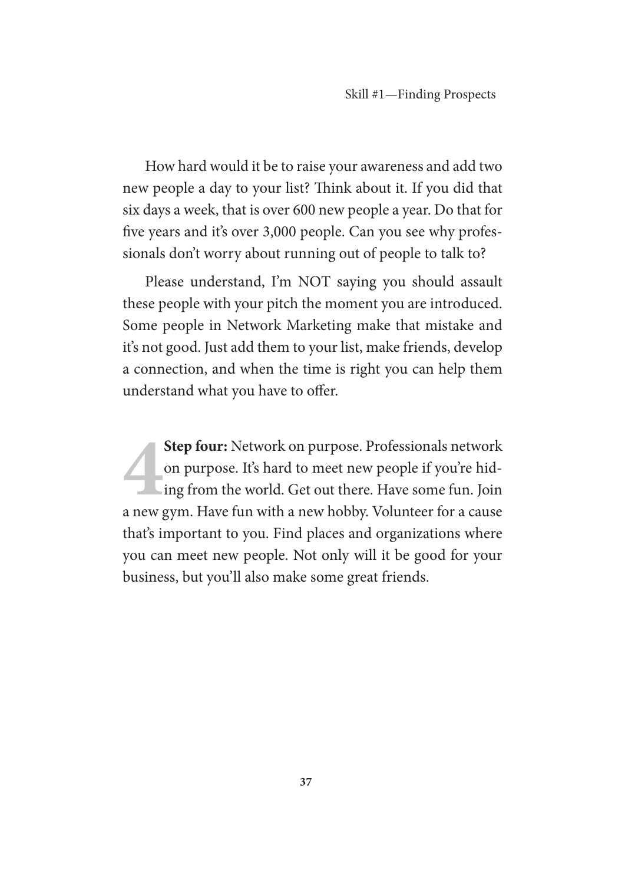How hard would it be to raise your awareness and add two new people a day to your list? Think about it. If you did that six days a week, that is over 600 new people a year. Do that for five years and it's over 3,000 people. Can you see why professionals don't worry about running out of people to talk to?

Please understand, I'm NOT saying you should assault these people with your pitch the moment you are introduced. Some people in Network Marketing make that mistake and it's not good. Just add them to your list, make friends, develop a connection, and when the time is right you can help them understand what you have to offer.

4 **Step four:** Network on purpose. Professionals network on purpose. It's hard to meet new people if you're hiding from the world. Get out there. Have some fun. Join a new gym. Have fun with a new hobby. Volunteer for a cause that's important to you. Find places and organizations where you can meet new people. Not only will it be good for your business, but you'll also make some great friends.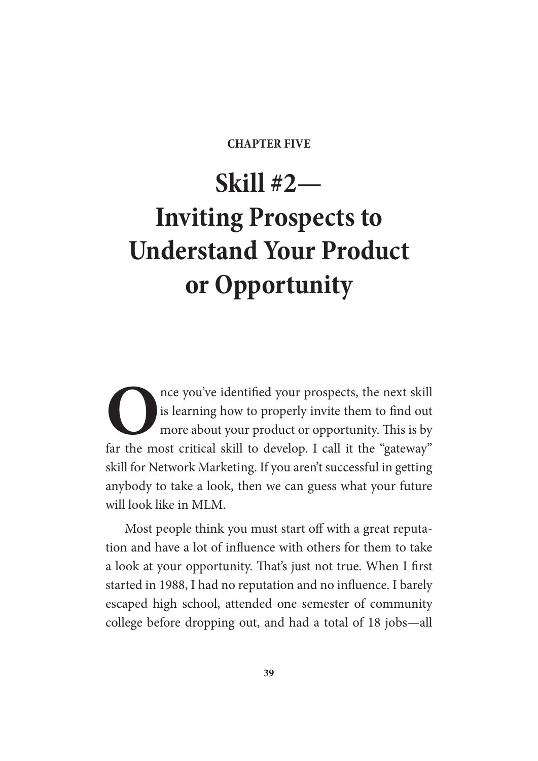**CHAPTER FIVE**

# Skill #2— Inviting Prospects to Understand Your Product or Opportunity

Once you've identified your prospects, the next skill is learning how to properly invite them to find out more about your product or opportunity. This is by far the most critical skill to develop. I call it the "gateway" skill for Network Marketing. If you aren't successful in getting anybody to take a look, then we can guess what your future will look like in MLM.

Most people think you must start off with a great reputation and have a lot of influence with others for them to take a look at your opportunity. That's just not true. When I first started in 1988, I had no reputation and no influence. I barely escaped high school, attended one semester of community college before dropping out, and had a total of 18 jobs—all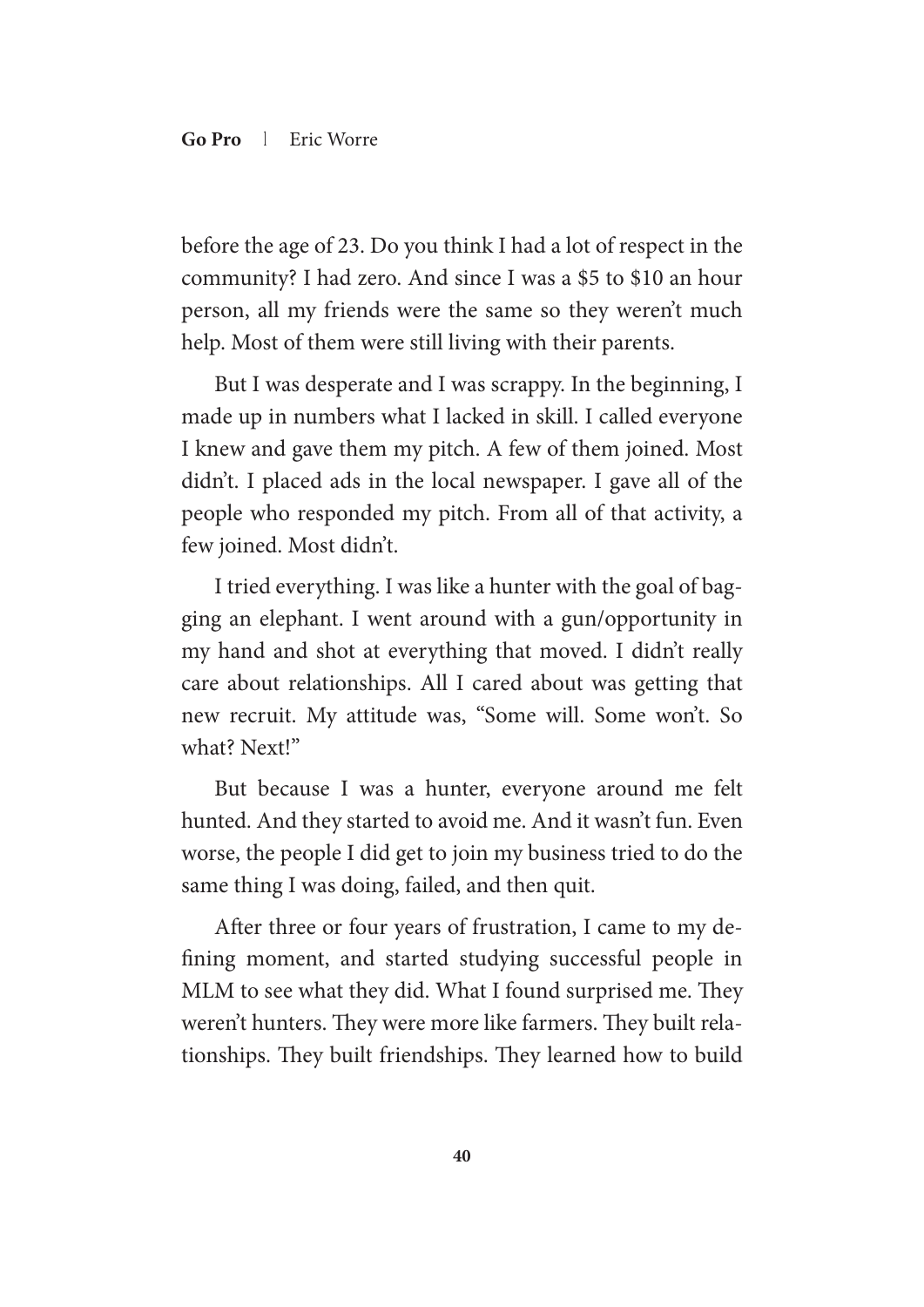before the age of 23. Do you think I had a lot of respect in the community? I had zero. And since I was a $5 to $10 an hour person, all my friends were the same so they weren't much help. Most of them were still living with their parents.

But I was desperate and I was scrappy. In the beginning, I made up in numbers what I lacked in skill. I called everyone I knew and gave them my pitch. A few of them joined. Most didn't. I placed ads in the local newspaper. I gave all of the people who responded my pitch. From all of that activity, a few joined. Most didn't.

I tried everything. I was like a hunter with the goal of bagging an elephant. I went around with a gun/opportunity in my hand and shot at everything that moved. I didn't really care about relationships. All I cared about was getting that new recruit. My attitude was, "Some will. Some won't. So what? Next!"

But because I was a hunter, everyone around me felt hunted. And they started to avoid me. And it wasn't fun. Even worse, the people I did get to join my business tried to do the same thing I was doing, failed, and then quit.

After three or four years of frustration, I came to my defining moment, and started studying successful people in MLM to see what they did. What I found surprised me. They weren't hunters. They were more like farmers. They built relationships. They built friendships. They learned how to build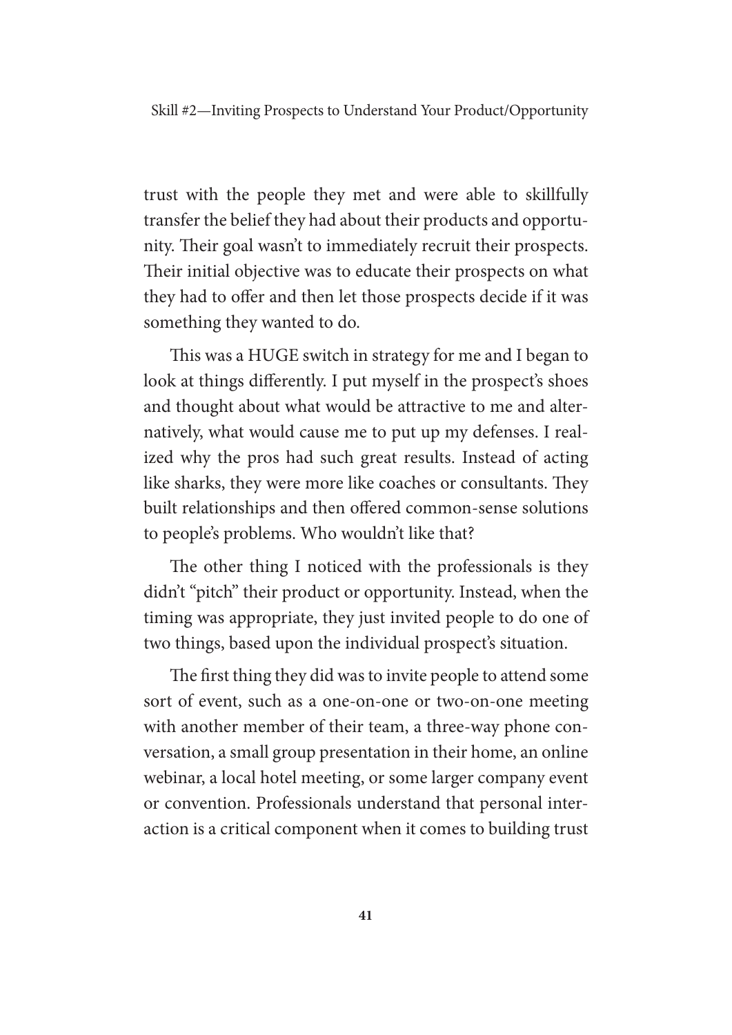trust with the people they met and were able to skillfully transfer the belief they had about their products and opportunity. Their goal wasn't to immediately recruit their prospects. Their initial objective was to educate their prospects on what they had to offer and then let those prospects decide if it was something they wanted to do.

This was a HUGE switch in strategy for me and I began to look at things differently. I put myself in the prospect's shoes and thought about what would be attractive to me and alternatively, what would cause me to put up my defenses. I realized why the pros had such great results. Instead of acting like sharks, they were more like coaches or consultants. They built relationships and then offered common-sense solutions to people's problems. Who wouldn't like that?

The other thing I noticed with the professionals is they didn't "pitch" their product or opportunity. Instead, when the timing was appropriate, they just invited people to do one of two things, based upon the individual prospect's situation.

The first thing they did was to invite people to attend some sort of event, such as a one-on-one or two-on-one meeting with another member of their team, a three-way phone conversation, a small group presentation in their home, an online webinar, a local hotel meeting, or some larger company event or convention. Professionals understand that personal interaction is a critical component when it comes to building trust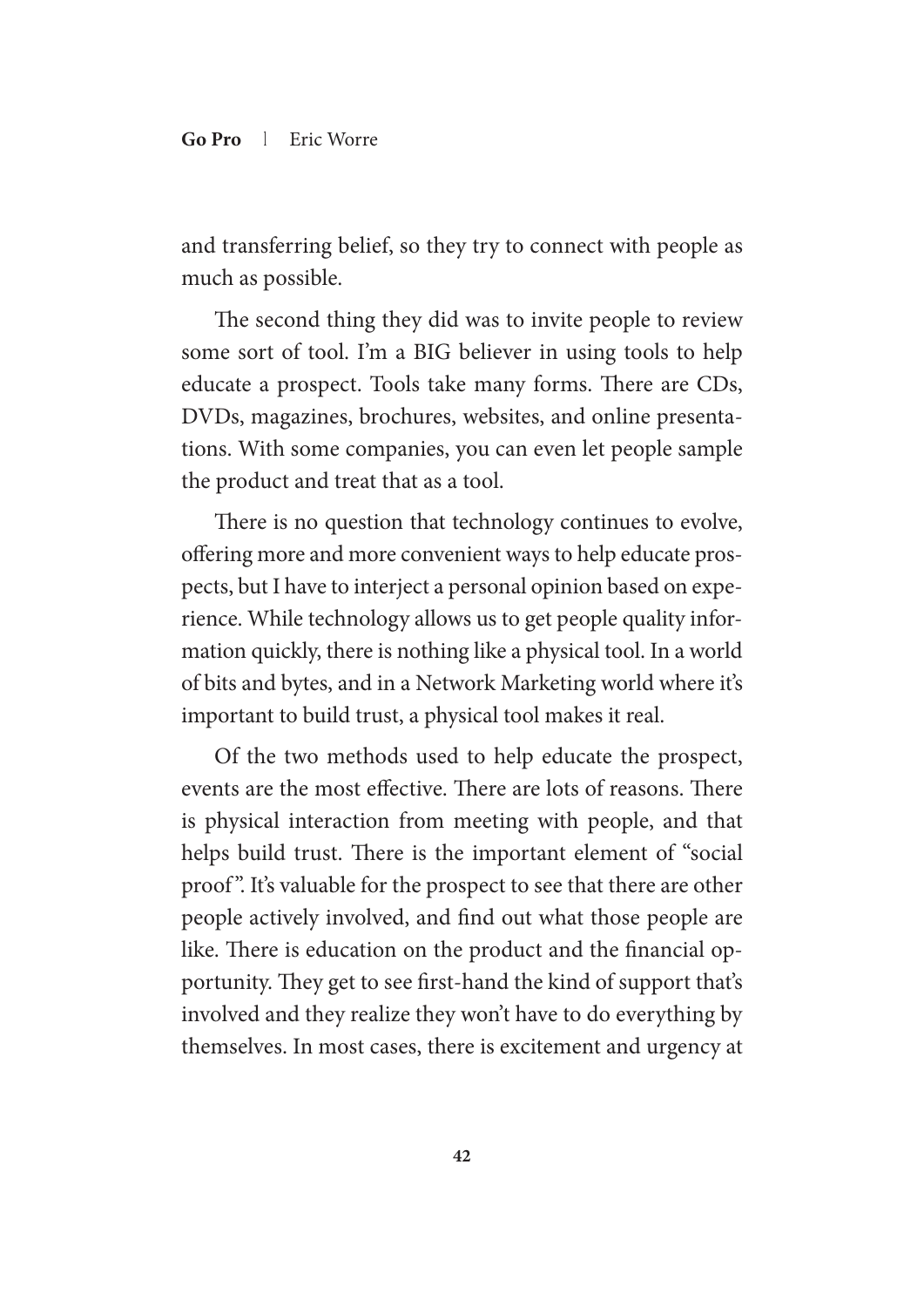and transferring belief, so they try to connect with people as much as possible.

The second thing they did was to invite people to review some sort of tool. I'm a BIG believer in using tools to help educate a prospect. Tools take many forms. There are CDs, DVDs, magazines, brochures, websites, and online presentations. With some companies, you can even let people sample the product and treat that as a tool.

There is no question that technology continues to evolve, offering more and more convenient ways to help educate prospects, but I have to interject a personal opinion based on experience. While technology allows us to get people quality information quickly, there is nothing like a physical tool. In a world of bits and bytes, and in a Network Marketing world where it's important to build trust, a physical tool makes it real.

Of the two methods used to help educate the prospect, events are the most effective. There are lots of reasons. There is physical interaction from meeting with people, and that helps build trust. There is the important element of "social proof". It's valuable for the prospect to see that there are other people actively involved, and find out what those people are like. There is education on the product and the financial opportunity. They get to see first-hand the kind of support that's involved and they realize they won't have to do everything by themselves. In most cases, there is excitement and urgency at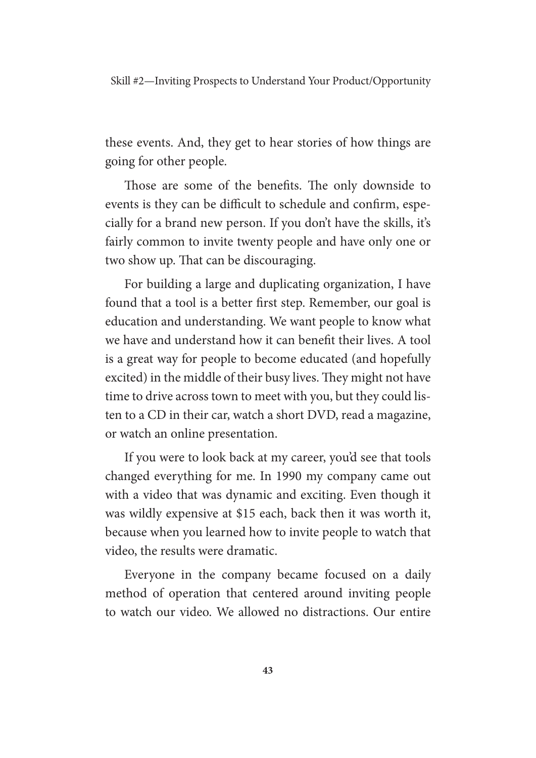these events. And, they get to hear stories of how things are going for other people.

Those are some of the benefits. The only downside to events is they can be difficult to schedule and confirm, especially for a brand new person. If you don't have the skills, it's fairly common to invite twenty people and have only one or two show up. That can be discouraging.

For building a large and duplicating organization, I have found that a tool is a better first step. Remember, our goal is education and understanding. We want people to know what we have and understand how it can benefit their lives. A tool is a great way for people to become educated (and hopefully excited) in the middle of their busy lives. They might not have time to drive across town to meet with you, but they could listen to a CD in their car, watch a short DVD, read a magazine, or watch an online presentation.

If you were to look back at my career, you'd see that tools changed everything for me. In 1990 my company came out with a video that was dynamic and exciting. Even though it was wildly expensive at $15 each, back then it was worth it, because when you learned how to invite people to watch that video, the results were dramatic.

Everyone in the company became focused on a daily method of operation that centered around inviting people to watch our video. We allowed no distractions. Our entire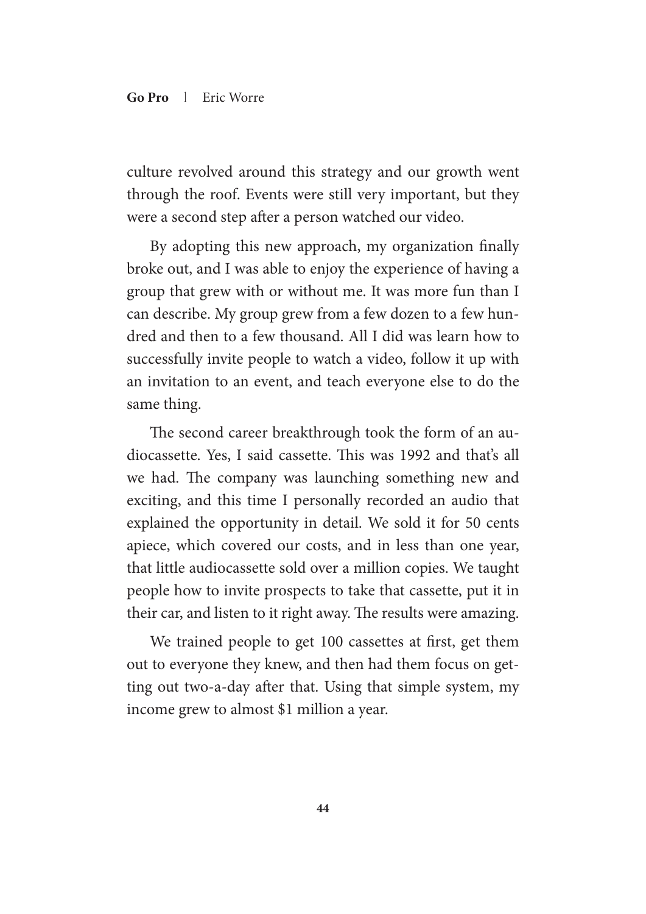culture revolved around this strategy and our growth went through the roof. Events were still very important, but they were a second step after a person watched our video.

By adopting this new approach, my organization finally broke out, and I was able to enjoy the experience of having a group that grew with or without me. It was more fun than I can describe. My group grew from a few dozen to a few hundred and then to a few thousand. All I did was learn how to successfully invite people to watch a video, follow it up with an invitation to an event, and teach everyone else to do the same thing.

The second career breakthrough took the form of an audiocassette. Yes, I said cassette. This was 1992 and that's all we had. The company was launching something new and exciting, and this time I personally recorded an audio that explained the opportunity in detail. We sold it for 50 cents apiece, which covered our costs, and in less than one year, that little audiocassette sold over a million copies. We taught people how to invite prospects to take that cassette, put it in their car, and listen to it right away. The results were amazing.

We trained people to get 100 cassettes at first, get them out to everyone they knew, and then had them focus on getting out two-a-day after that. Using that simple system, my income grew to almost $1 million a year.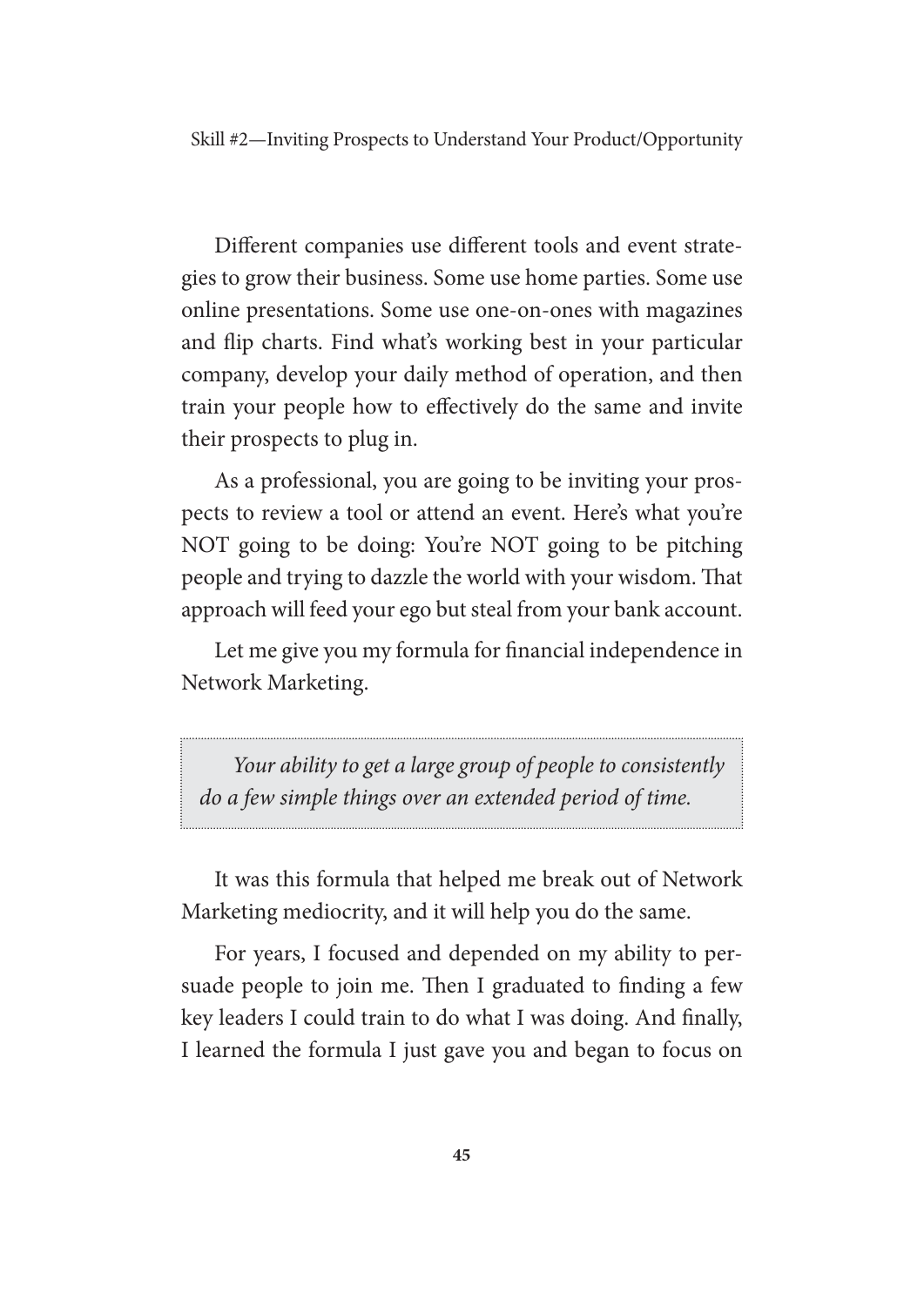Different companies use different tools and event strategies to grow their business. Some use home parties. Some use online presentations. Some use one-on-ones with magazines and flip charts. Find what's working best in your particular company, develop your daily method of operation, and then train your people how to effectively do the same and invite their prospects to plug in.

As a professional, you are going to be inviting your prospects to review a tool or attend an event. Here's what you're NOT going to be doing: You're NOT going to be pitching people and trying to dazzle the world with your wisdom. That approach will feed your ego but steal from your bank account.

Let me give you my formula for financial independence in Network Marketing.

> *Your ability to get a large group of people to consistently do a few simple things over an extended period of time.*

It was this formula that helped me break out of Network Marketing mediocrity, and it will help you do the same.

For years, I focused and depended on my ability to persuade people to join me. Then I graduated to finding a few key leaders I could train to do what I was doing. And finally, I learned the formula I just gave you and began to focus on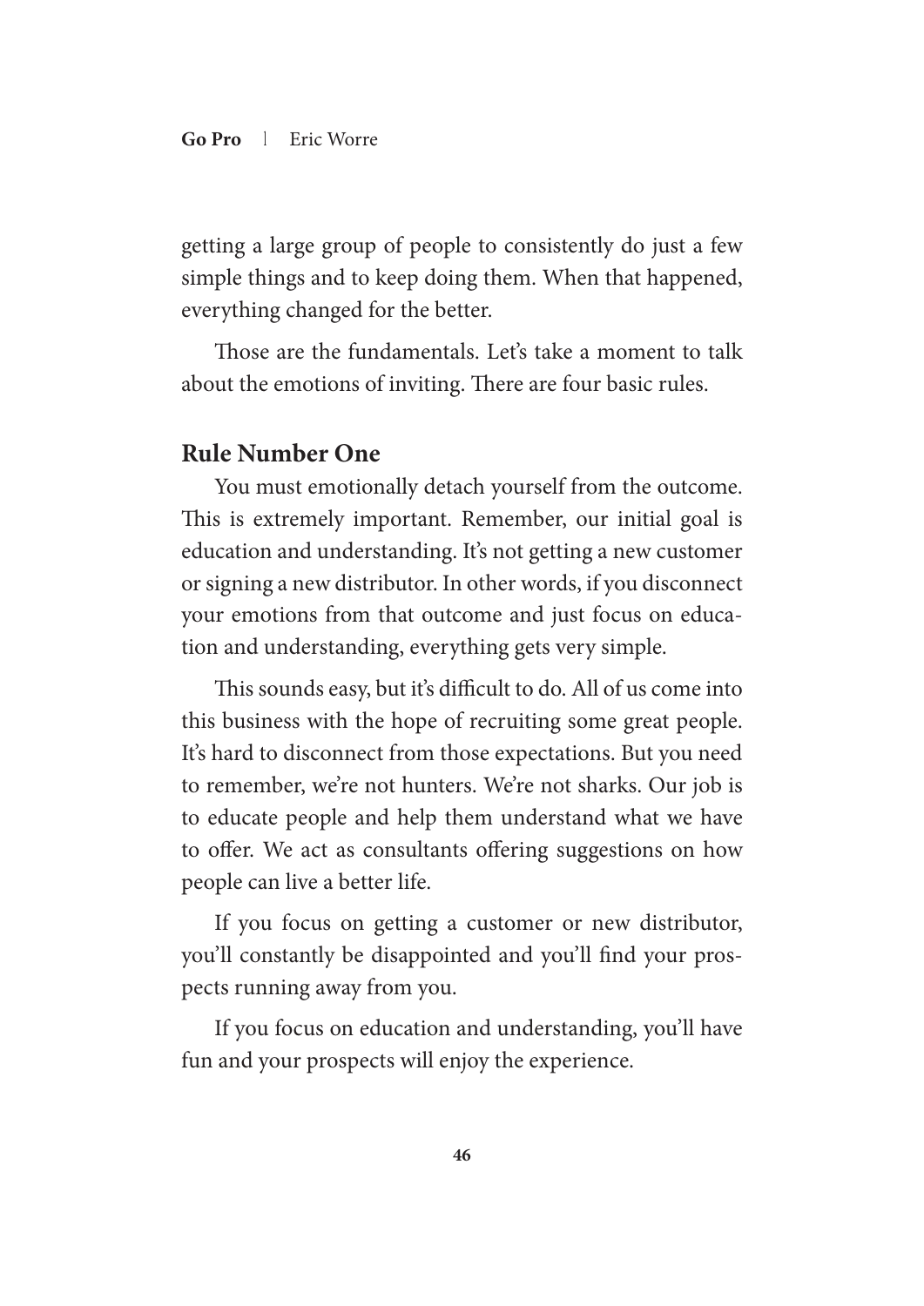getting a large group of people to consistently do just a few simple things and to keep doing them. When that happened, everything changed for the better.

Those are the fundamentals. Let's take a moment to talk about the emotions of inviting. There are four basic rules.

## Rule Number One

You must emotionally detach yourself from the outcome. This is extremely important. Remember, our initial goal is education and understanding. It's not getting a new customer or signing a new distributor. In other words, if you disconnect your emotions from that outcome and just focus on education and understanding, everything gets very simple.

This sounds easy, but it's difficult to do. All of us come into this business with the hope of recruiting some great people. It's hard to disconnect from those expectations. But you need to remember, we're not hunters. We're not sharks. Our job is to educate people and help them understand what we have to offer. We act as consultants offering suggestions on how people can live a better life.

If you focus on getting a customer or new distributor, you'll constantly be disappointed and you'll find your prospects running away from you.

If you focus on education and understanding, you'll have fun and your prospects will enjoy the experience.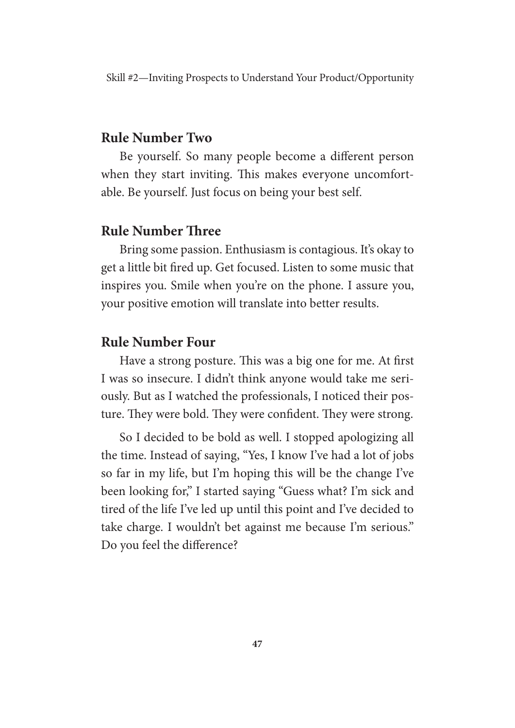## Rule Number Two

Be yourself. So many people become a different person when they start inviting. This makes everyone uncomfortable. Be yourself. Just focus on being your best self.

## Rule Number Three

Bring some passion. Enthusiasm is contagious. It's okay to get a little bit fired up. Get focused. Listen to some music that inspires you. Smile when you're on the phone. I assure you, your positive emotion will translate into better results.

## Rule Number Four

Have a strong posture. This was a big one for me. At first I was so insecure. I didn't think anyone would take me seriously. But as I watched the professionals, I noticed their posture. They were bold. They were confident. They were strong.

So I decided to be bold as well. I stopped apologizing all the time. Instead of saying, "Yes, I know I've had a lot of jobs so far in my life, but I'm hoping this will be the change I've been looking for," I started saying "Guess what? I'm sick and tired of the life I've led up until this point and I've decided to take charge. I wouldn't bet against me because I'm serious." Do you feel the difference?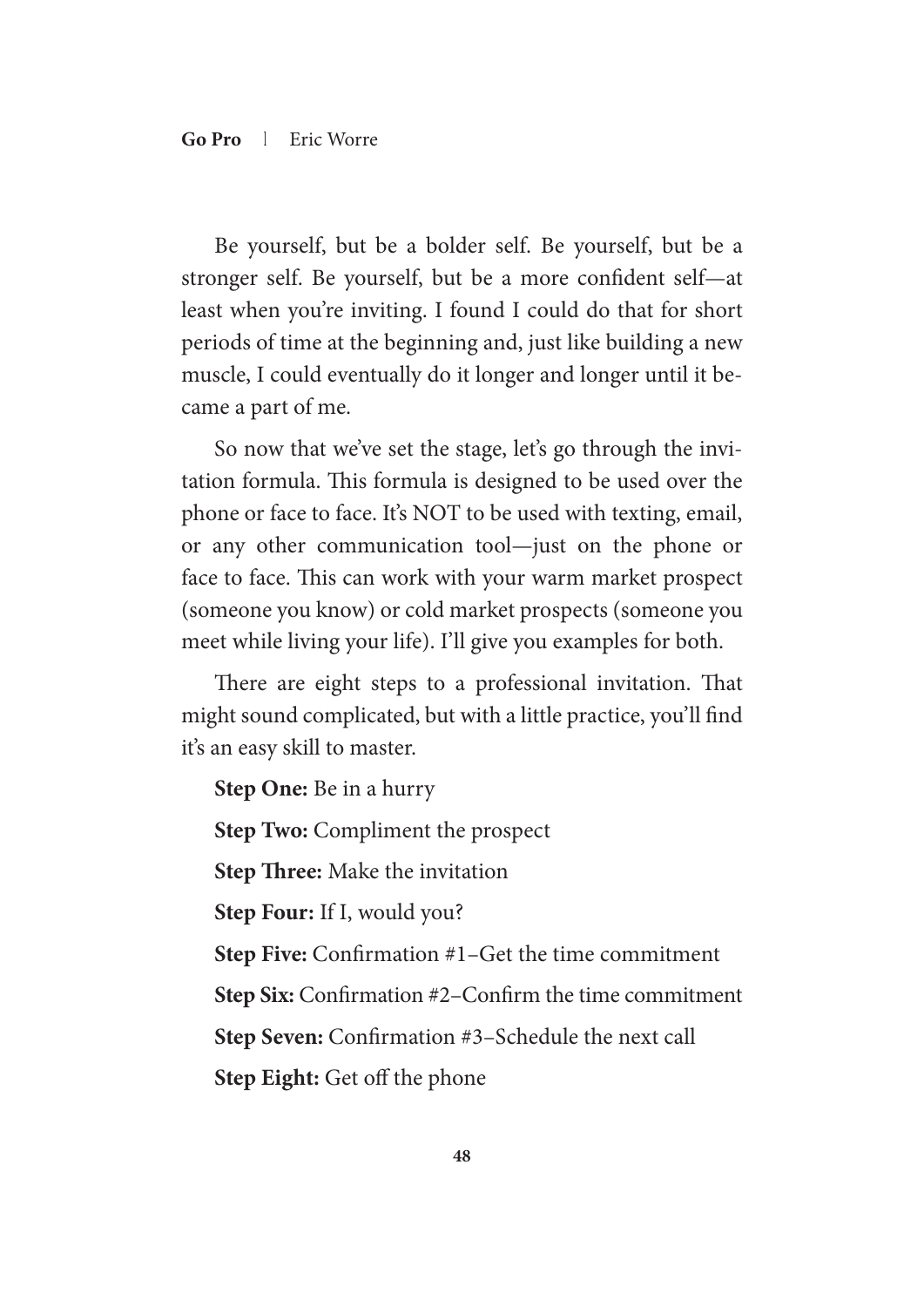Be yourself, but be a bolder self. Be yourself, but be a stronger self. Be yourself, but be a more confident self—at least when you're inviting. I found I could do that for short periods of time at the beginning and, just like building a new muscle, I could eventually do it longer and longer until it became a part of me.

So now that we've set the stage, let's go through the invitation formula. This formula is designed to be used over the phone or face to face. It's NOT to be used with texting, email, or any other communication tool—just on the phone or face to face. This can work with your warm market prospect (someone you know) or cold market prospects (someone you meet while living your life). I'll give you examples for both.

There are eight steps to a professional invitation. That might sound complicated, but with a little practice, you'll find it's an easy skill to master.

**Step One:** Be in a hurry

**Step Two:** Compliment the prospect

**Step Three:** Make the invitation

**Step Four:** If I, would you?

**Step Five:** Confirmation #1–Get the time commitment

**Step Six:** Confirmation #2–Confirm the time commitment

**Step Seven:** Confirmation #3–Schedule the next call

**Step Eight:** Get off the phone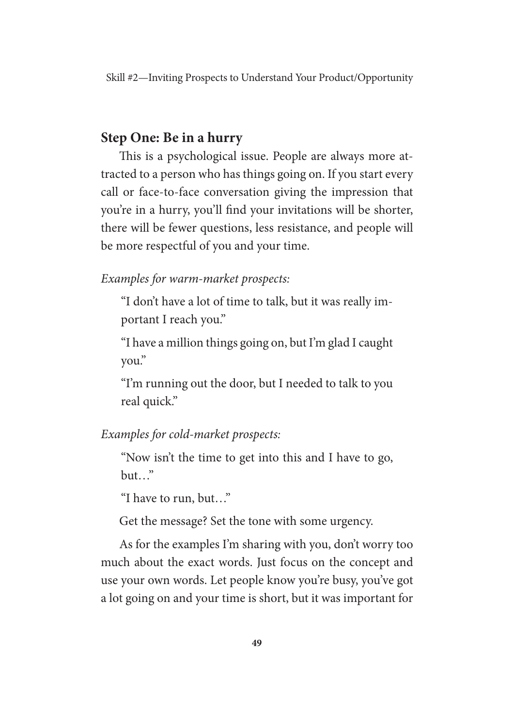## Step One: Be in a hurry

This is a psychological issue. People are always more attracted to a person who has things going on. If you start every call or face-to-face conversation giving the impression that you're in a hurry, you'll find your invitations will be shorter, there will be fewer questions, less resistance, and people will be more respectful of you and your time.

*Examples for warm-market prospects:*

"I don't have a lot of time to talk, but it was really important I reach you."

"I have a million things going on, but I'm glad I caught you."

"I'm running out the door, but I needed to talk to you real quick."

*Examples for cold-market prospects:*

"Now isn't the time to get into this and I have to go, but…"

"I have to run, but…"

Get the message? Set the tone with some urgency.

As for the examples I'm sharing with you, don't worry too much about the exact words. Just focus on the concept and use your own words. Let people know you're busy, you've got a lot going on and your time is short, but it was important for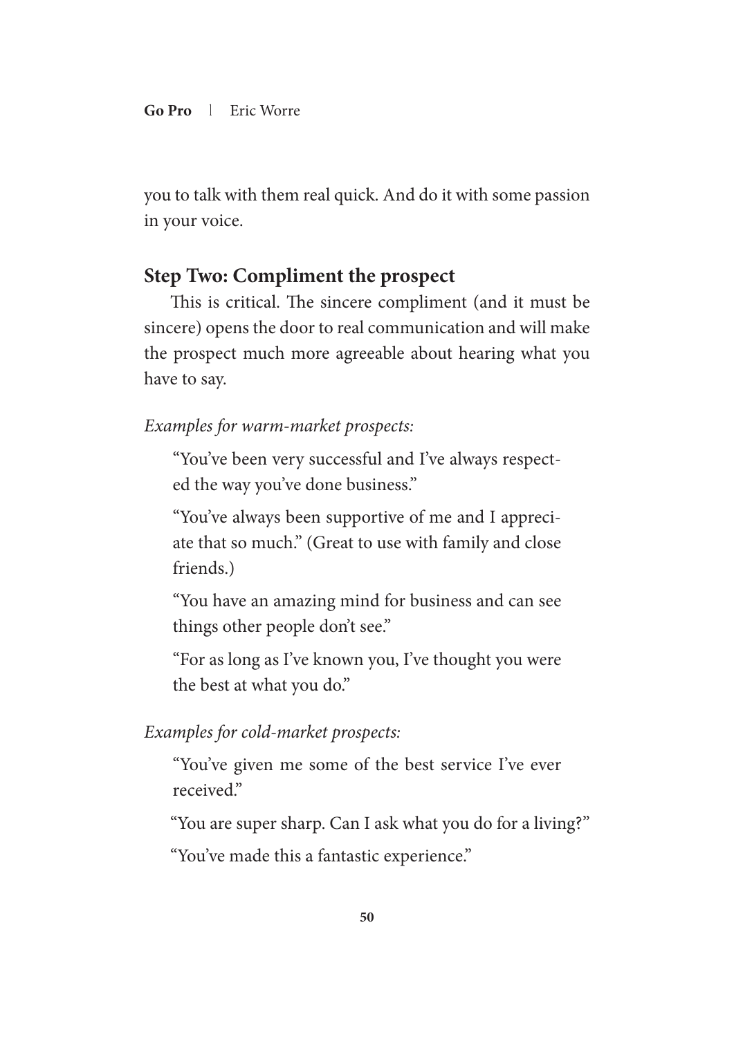you to talk with them real quick. And do it with some passion in your voice.

### Step Two: Compliment the prospect

This is critical. The sincere compliment (and it must be sincere) opens the door to real communication and will make the prospect much more agreeable about hearing what you have to say.

*Examples for warm-market prospects:*

> "You've been very successful and I've always respected the way you've done business."
>
> "You've always been supportive of me and I appreciate that so much." (Great to use with family and close friends.)
>
> "You have an amazing mind for business and can see things other people don't see."
>
> "For as long as I've known you, I've thought you were the best at what you do."

*Examples for cold-market prospects:*

> "You've given me some of the best service I've ever received."
>
> "You are super sharp. Can I ask what you do for a living?"
>
> "You've made this a fantastic experience."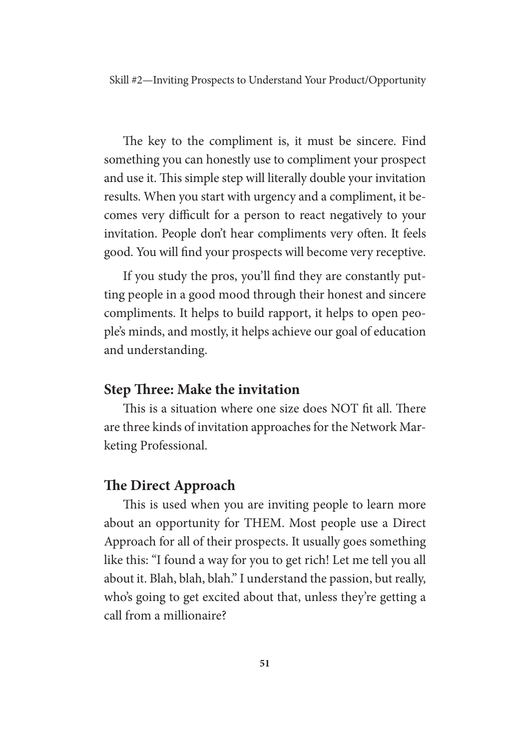The key to the compliment is, it must be sincere. Find something you can honestly use to compliment your prospect and use it. This simple step will literally double your invitation results. When you start with urgency and a compliment, it becomes very difficult for a person to react negatively to your invitation. People don't hear compliments very often. It feels good. You will find your prospects will become very receptive.

If you study the pros, you'll find they are constantly putting people in a good mood through their honest and sincere compliments. It helps to build rapport, it helps to open people's minds, and mostly, it helps achieve our goal of education and understanding.

## Step Three: Make the invitation

This is a situation where one size does NOT fit all. There are three kinds of invitation approaches for the Network Marketing Professional.

## The Direct Approach

This is used when you are inviting people to learn more about an opportunity for THEM. Most people use a Direct Approach for all of their prospects. It usually goes something like this: "I found a way for you to get rich! Let me tell you all about it. Blah, blah, blah." I understand the passion, but really, who's going to get excited about that, unless they're getting a call from a millionaire?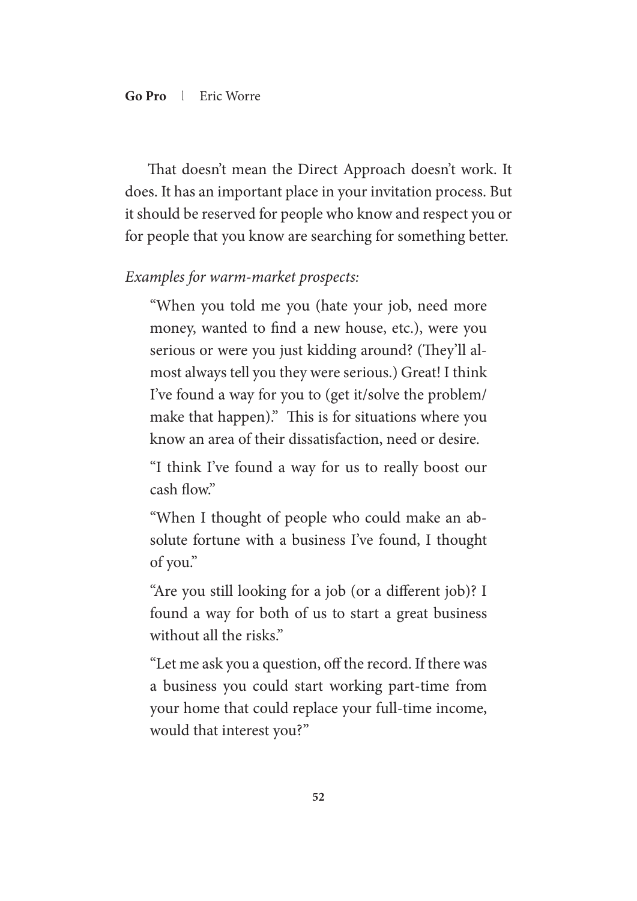That doesn't mean the Direct Approach doesn't work. It does. It has an important place in your invitation process. But it should be reserved for people who know and respect you or for people that you know are searching for something better.

*Examples for warm-market prospects:*

> "When you told me you (hate your job, need more money, wanted to find a new house, etc.), were you serious or were you just kidding around? (They'll almost always tell you they were serious.) Great! I think I've found a way for you to (get it/solve the problem/make that happen)." This is for situations where you know an area of their dissatisfaction, need or desire.
>
> "I think I've found a way for us to really boost our cash flow."
>
> "When I thought of people who could make an absolute fortune with a business I've found, I thought of you."
>
> "Are you still looking for a job (or a different job)? I found a way for both of us to start a great business without all the risks."
>
> "Let me ask you a question, off the record. If there was a business you could start working part-time from your home that could replace your full-time income, would that interest you?"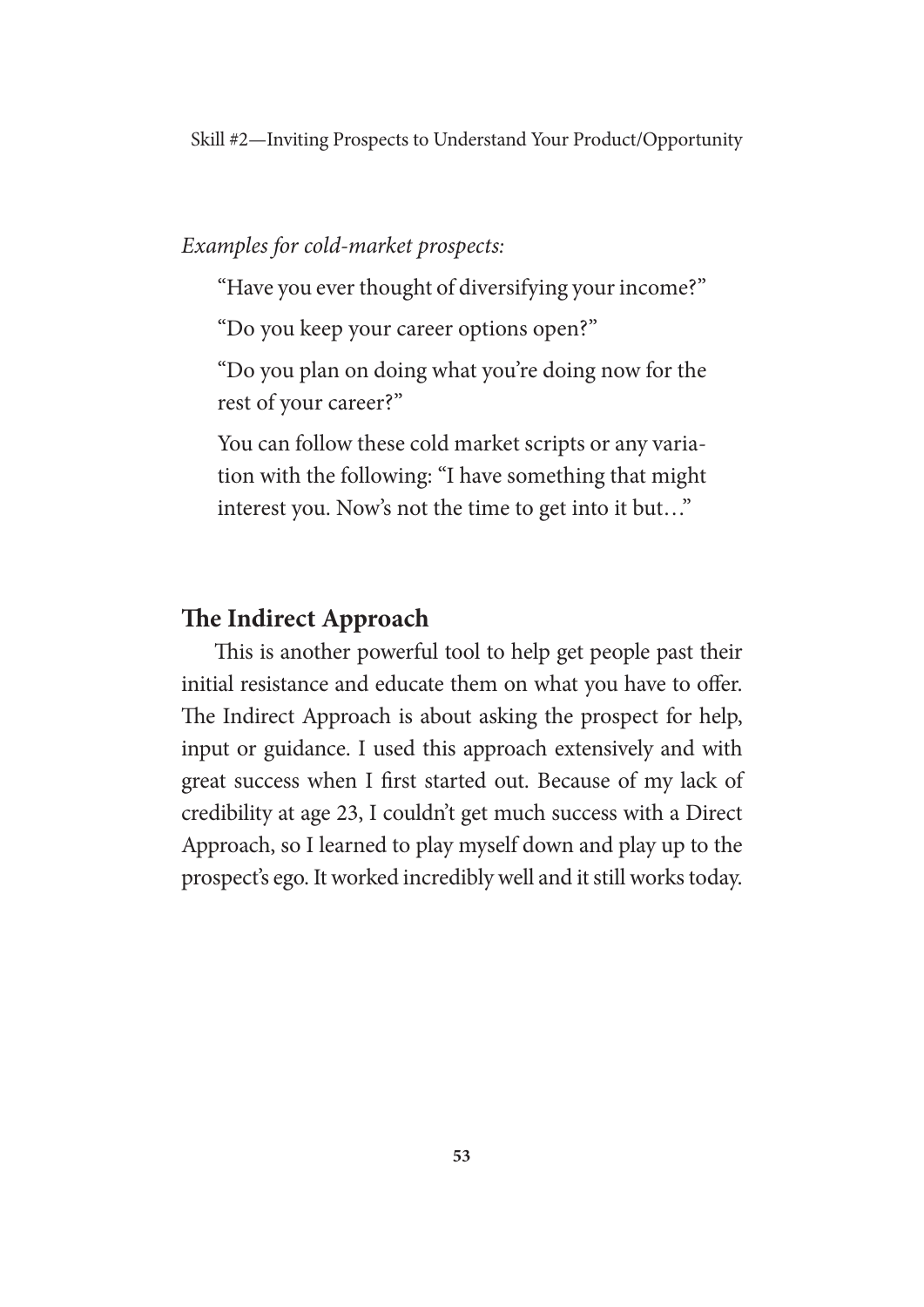*Examples for cold-market prospects:*

"Have you ever thought of diversifying your income?"

"Do you keep your career options open?"

"Do you plan on doing what you're doing now for the rest of your career?"

You can follow these cold market scripts or any variation with the following: "I have something that might interest you. Now's not the time to get into it but…"

## The Indirect Approach

This is another powerful tool to help get people past their initial resistance and educate them on what you have to offer. The Indirect Approach is about asking the prospect for help, input or guidance. I used this approach extensively and with great success when I first started out. Because of my lack of credibility at age 23, I couldn't get much success with a Direct Approach, so I learned to play myself down and play up to the prospect's ego. It worked incredibly well and it still works today.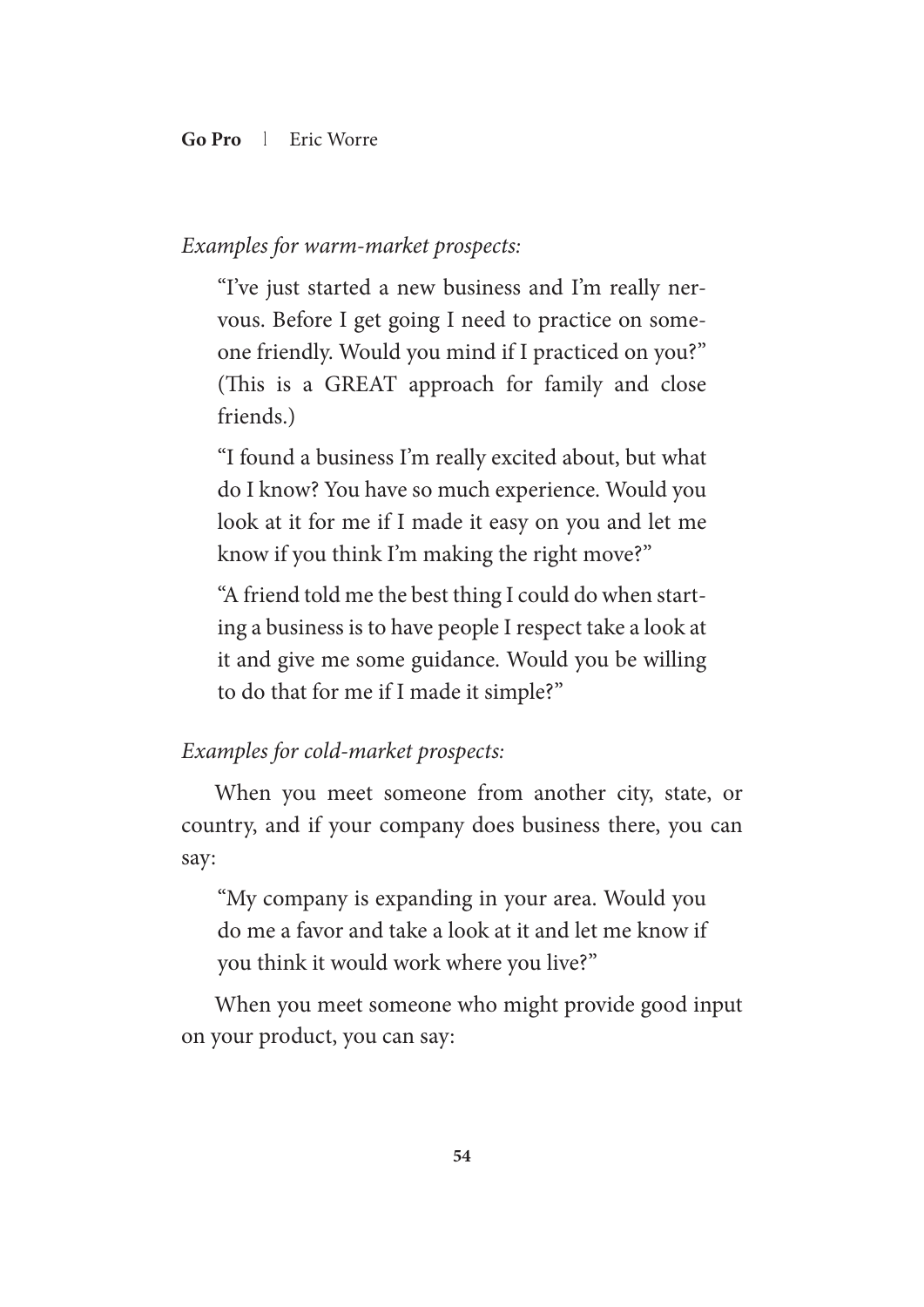*Examples for warm-market prospects:*

> "I've just started a new business and I'm really nervous. Before I get going I need to practice on someone friendly. Would you mind if I practiced on you?" (This is a GREAT approach for family and close friends.)
>
> "I found a business I'm really excited about, but what do I know? You have so much experience. Would you look at it for me if I made it easy on you and let me know if you think I'm making the right move?"
>
> "A friend told me the best thing I could do when starting a business is to have people I respect take a look at it and give me some guidance. Would you be willing to do that for me if I made it simple?"

*Examples for cold-market prospects:*

When you meet someone from another city, state, or country, and if your company does business there, you can say:

> "My company is expanding in your area. Would you do me a favor and take a look at it and let me know if you think it would work where you live?"

When you meet someone who might provide good input on your product, you can say: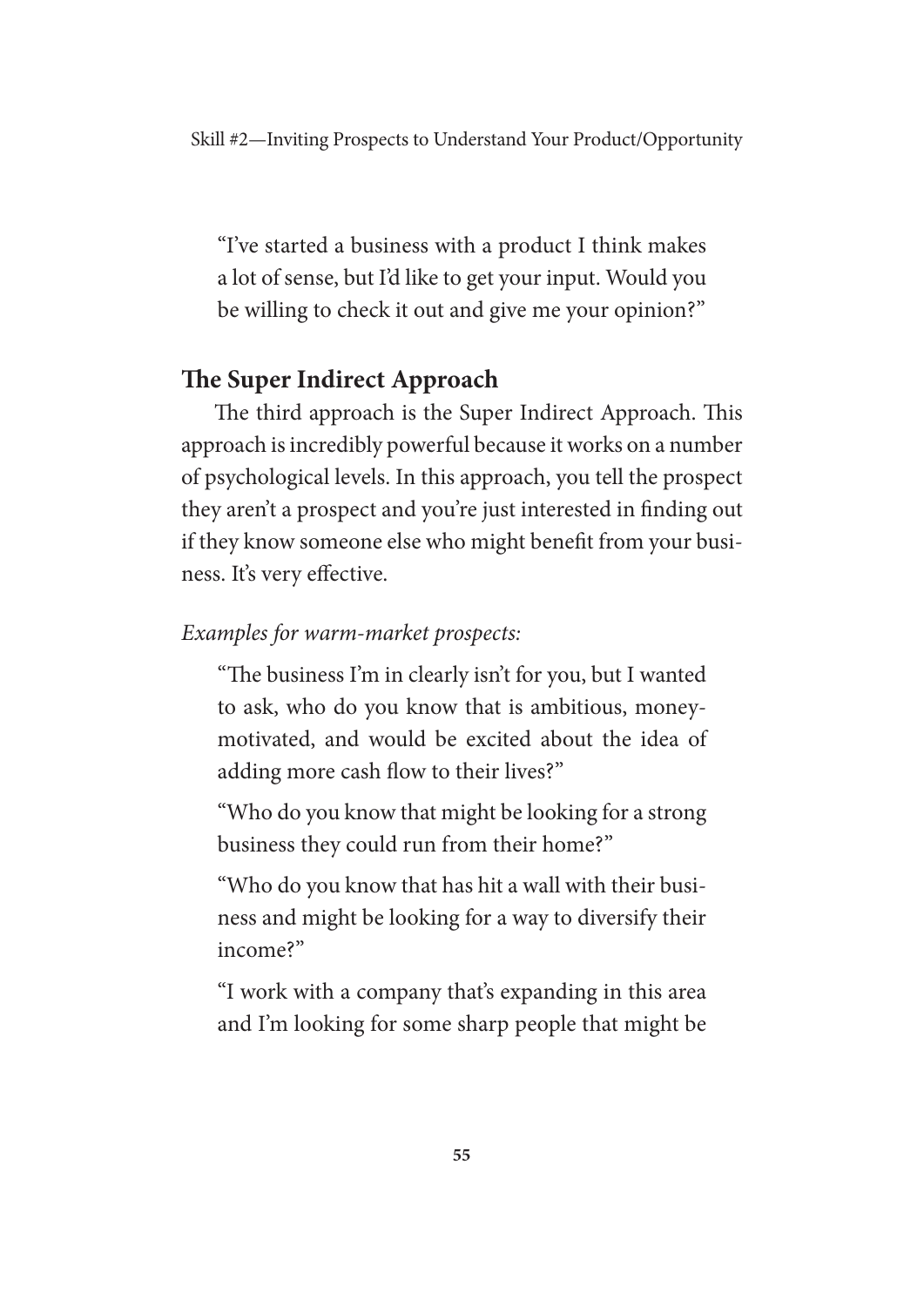"I've started a business with a product I think makes a lot of sense, but I'd like to get your input. Would you be willing to check it out and give me your opinion?"

## The Super Indirect Approach

The third approach is the Super Indirect Approach. This approach is incredibly powerful because it works on a number of psychological levels. In this approach, you tell the prospect they aren't a prospect and you're just interested in finding out if they know someone else who might benefit from your business. It's very effective.

*Examples for warm-market prospects:*

"The business I'm in clearly isn't for you, but I wanted to ask, who do you know that is ambitious, money-motivated, and would be excited about the idea of adding more cash flow to their lives?"

"Who do you know that might be looking for a strong business they could run from their home?"

"Who do you know that has hit a wall with their business and might be looking for a way to diversify their income?"

"I work with a company that's expanding in this area and I'm looking for some sharp people that might be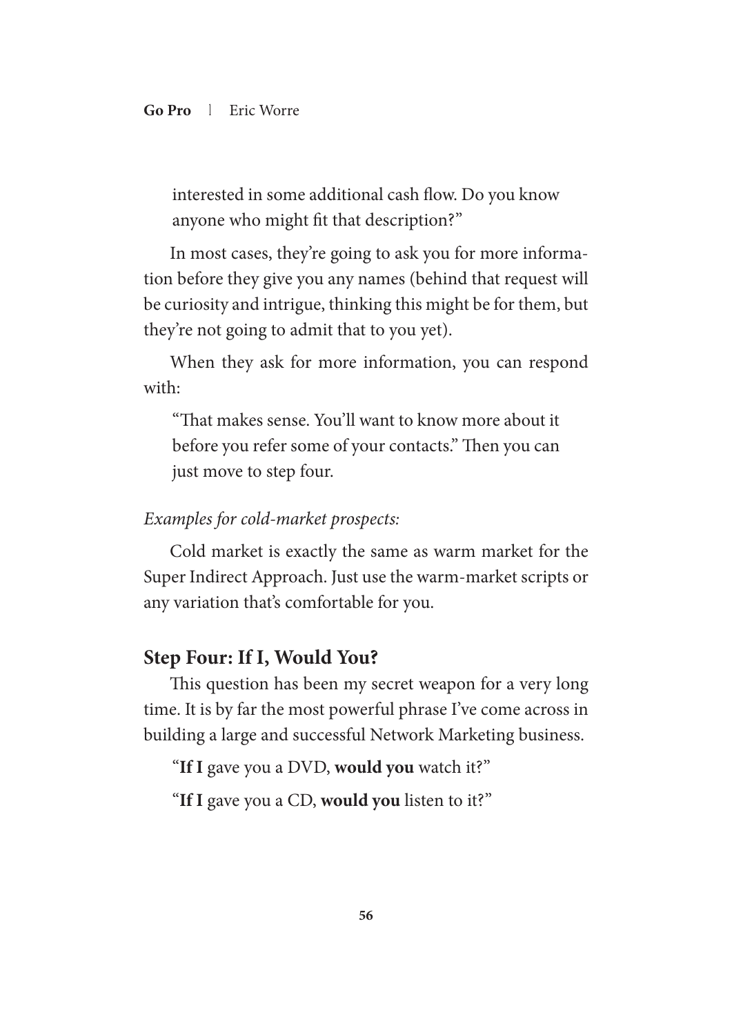> interested in some additional cash flow. Do you know anyone who might fit that description?"

In most cases, they're going to ask you for more information before they give you any names (behind that request will be curiosity and intrigue, thinking this might be for them, but they're not going to admit that to you yet).

When they ask for more information, you can respond with:

> "That makes sense. You'll want to know more about it before you refer some of your contacts." Then you can just move to step four.

*Examples for cold-market prospects:*

Cold market is exactly the same as warm market for the Super Indirect Approach. Just use the warm-market scripts or any variation that's comfortable for you.

### Step Four: If I, Would You?

This question has been my secret weapon for a very long time. It is by far the most powerful phrase I've come across in building a large and successful Network Marketing business.

"**If I** gave you a DVD, **would you** watch it?"

"**If I** gave you a CD, **would you** listen to it?"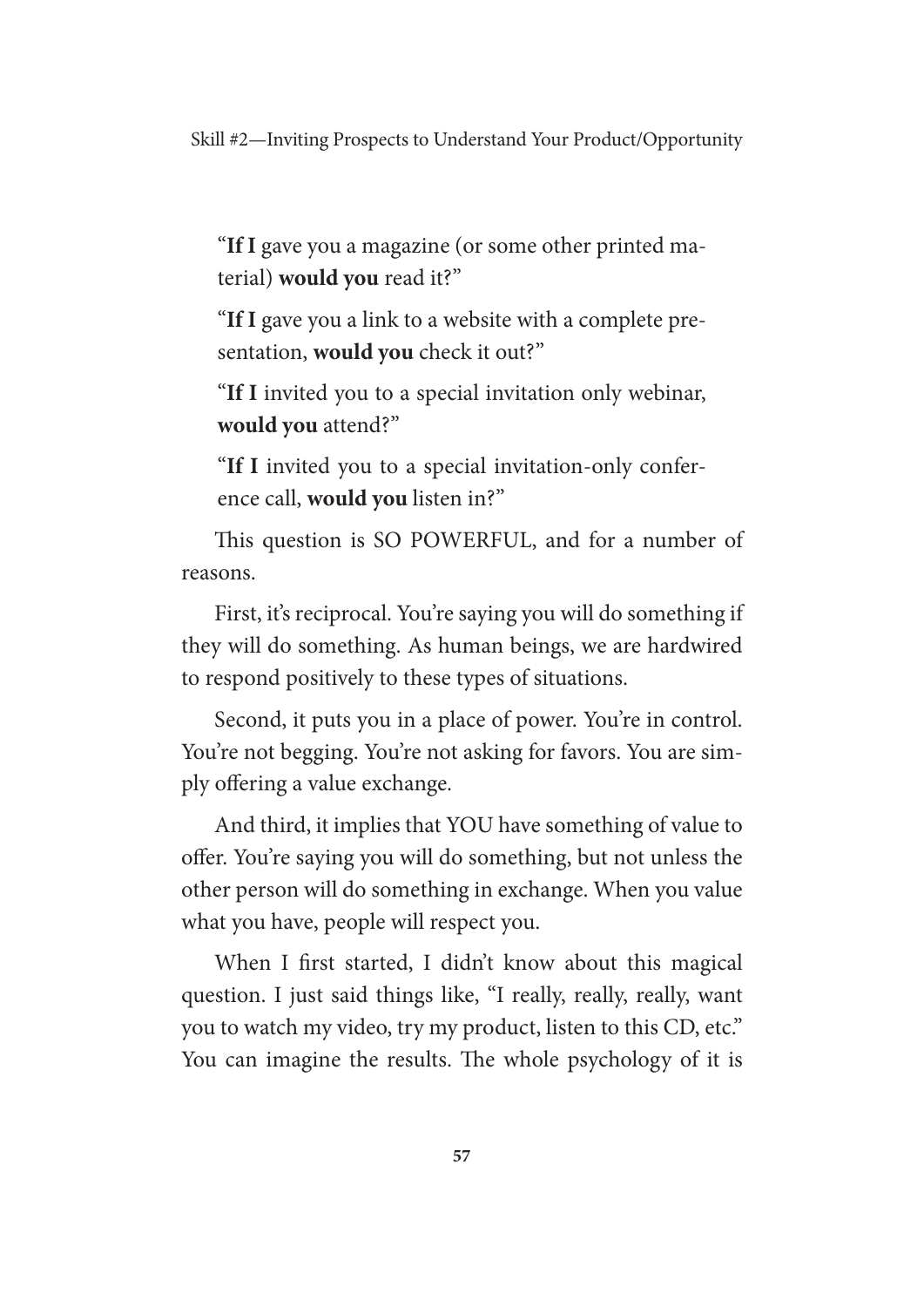"**If I** gave you a magazine (or some other printed material) **would you** read it?"

"**If I** gave you a link to a website with a complete presentation, **would you** check it out?"

"**If I** invited you to a special invitation only webinar, **would you** attend?"

"**If I** invited you to a special invitation-only conference call, **would you** listen in?"

This question is SO POWERFUL, and for a number of reasons.

First, it's reciprocal. You're saying you will do something if they will do something. As human beings, we are hardwired to respond positively to these types of situations.

Second, it puts you in a place of power. You're in control. You're not begging. You're not asking for favors. You are simply offering a value exchange.

And third, it implies that YOU have something of value to offer. You're saying you will do something, but not unless the other person will do something in exchange. When you value what you have, people will respect you.

When I first started, I didn't know about this magical question. I just said things like, "I really, really, really, want you to watch my video, try my product, listen to this CD, etc." You can imagine the results. The whole psychology of it is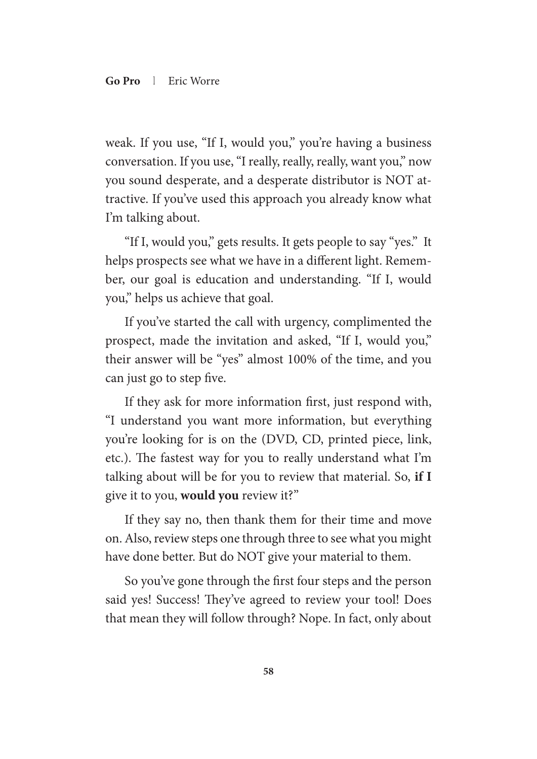weak. If you use, "If I, would you," you're having a business conversation. If you use, "I really, really, really, want you," now you sound desperate, and a desperate distributor is NOT attractive. If you've used this approach you already know what I'm talking about.

"If I, would you," gets results. It gets people to say "yes." It helps prospects see what we have in a different light. Remember, our goal is education and understanding. "If I, would you," helps us achieve that goal.

If you've started the call with urgency, complimented the prospect, made the invitation and asked, "If I, would you," their answer will be "yes" almost 100% of the time, and you can just go to step five.

If they ask for more information first, just respond with, "I understand you want more information, but everything you're looking for is on the (DVD, CD, printed piece, link, etc.). The fastest way for you to really understand what I'm talking about will be for you to review that material. So, **if I** give it to you, **would you** review it?"

If they say no, then thank them for their time and move on. Also, review steps one through three to see what you might have done better. But do NOT give your material to them.

So you've gone through the first four steps and the person said yes! Success! They've agreed to review your tool! Does that mean they will follow through? Nope. In fact, only about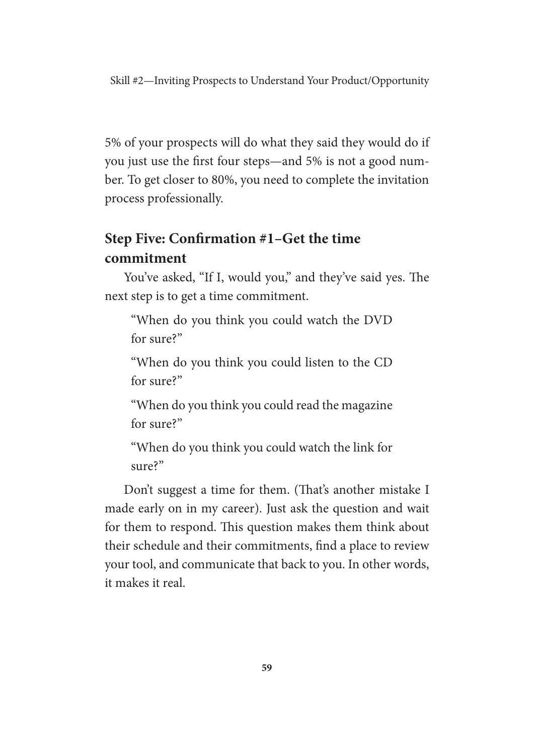5% of your prospects will do what they said they would do if you just use the first four steps—and 5% is not a good number. To get closer to 80%, you need to complete the invitation process professionally.

### Step Five: Confirmation #1–Get the time commitment

You've asked, "If I, would you," and they've said yes. The next step is to get a time commitment.

> "When do you think you could watch the DVD for sure?"
>
> "When do you think you could listen to the CD for sure?"
>
> "When do you think you could read the magazine for sure?"
>
> "When do you think you could watch the link for sure?"

Don't suggest a time for them. (That's another mistake I made early on in my career). Just ask the question and wait for them to respond. This question makes them think about their schedule and their commitments, find a place to review your tool, and communicate that back to you. In other words, it makes it real.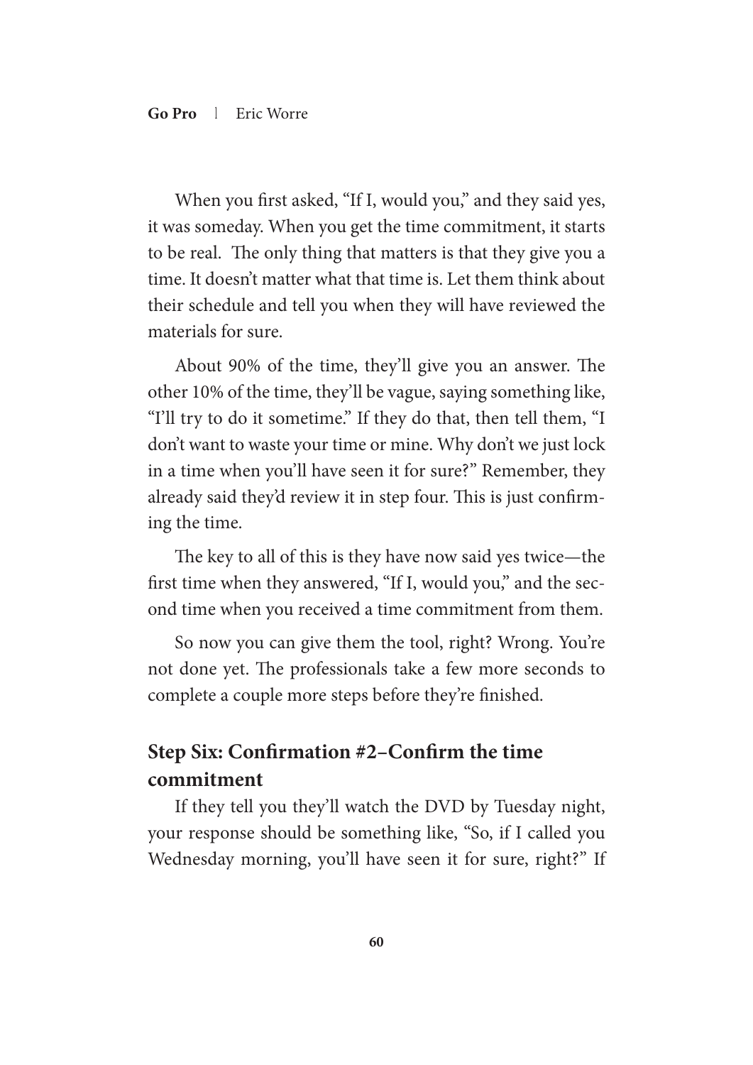When you first asked, "If I, would you," and they said yes, it was someday. When you get the time commitment, it starts to be real. The only thing that matters is that they give you a time. It doesn't matter what that time is. Let them think about their schedule and tell you when they will have reviewed the materials for sure.

About 90% of the time, they'll give you an answer. The other 10% of the time, they'll be vague, saying something like, "I'll try to do it sometime." If they do that, then tell them, "I don't want to waste your time or mine. Why don't we just lock in a time when you'll have seen it for sure?" Remember, they already said they'd review it in step four. This is just confirming the time.

The key to all of this is they have now said yes twice—the first time when they answered, "If I, would you," and the second time when you received a time commitment from them.

So now you can give them the tool, right? Wrong. You're not done yet. The professionals take a few more seconds to complete a couple more steps before they're finished.

### Step Six: Confirmation #2–Confirm the time commitment

If they tell you they'll watch the DVD by Tuesday night, your response should be something like, "So, if I called you Wednesday morning, you'll have seen it for sure, right?" If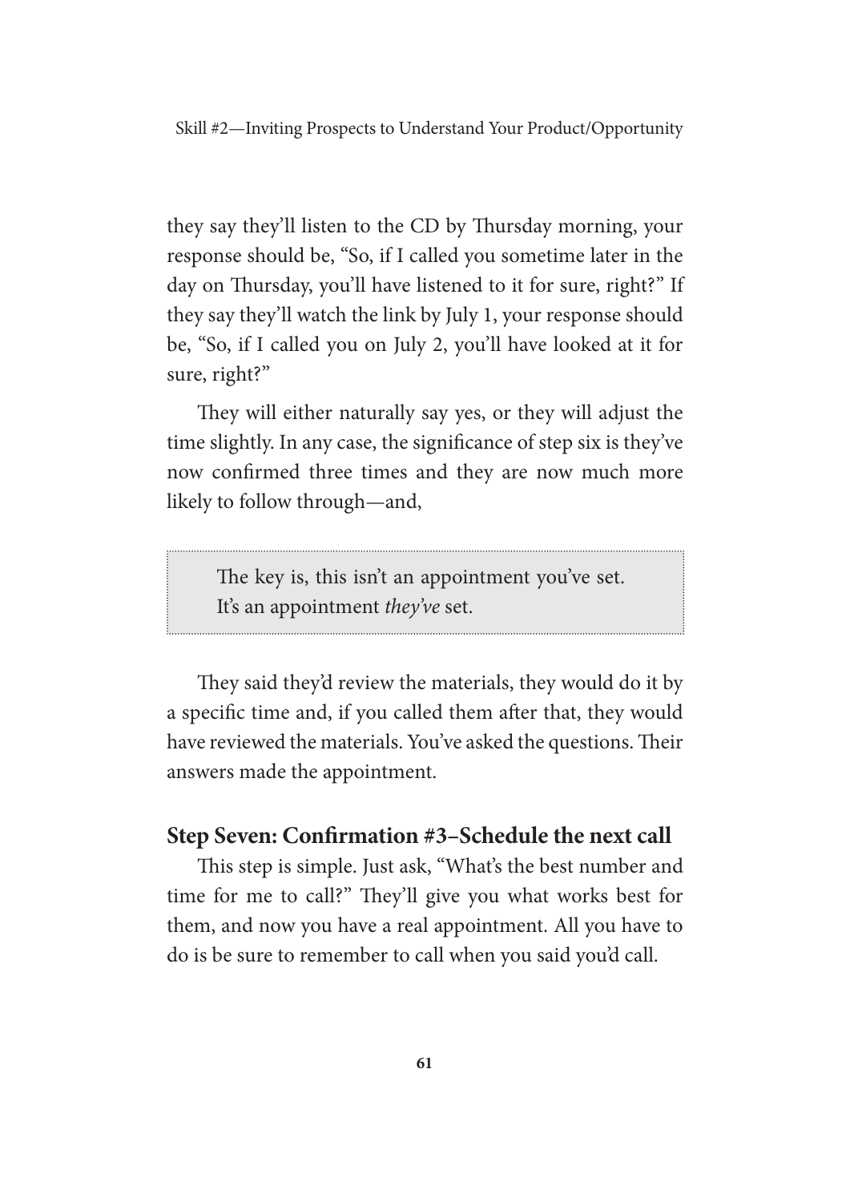they say they'll listen to the CD by Thursday morning, your response should be, "So, if I called you sometime later in the day on Thursday, you'll have listened to it for sure, right?" If they say they'll watch the link by July 1, your response should be, "So, if I called you on July 2, you'll have looked at it for sure, right?"

They will either naturally say yes, or they will adjust the time slightly. In any case, the significance of step six is they've now confirmed three times and they are now much more likely to follow through—and,

> The key is, this isn't an appointment you've set. It's an appointment *they've* set.

They said they'd review the materials, they would do it by a specific time and, if you called them after that, they would have reviewed the materials. You've asked the questions. Their answers made the appointment.

### Step Seven: Confirmation #3–Schedule the next call

This step is simple. Just ask, "What's the best number and time for me to call?" They'll give you what works best for them, and now you have a real appointment. All you have to do is be sure to remember to call when you said you'd call.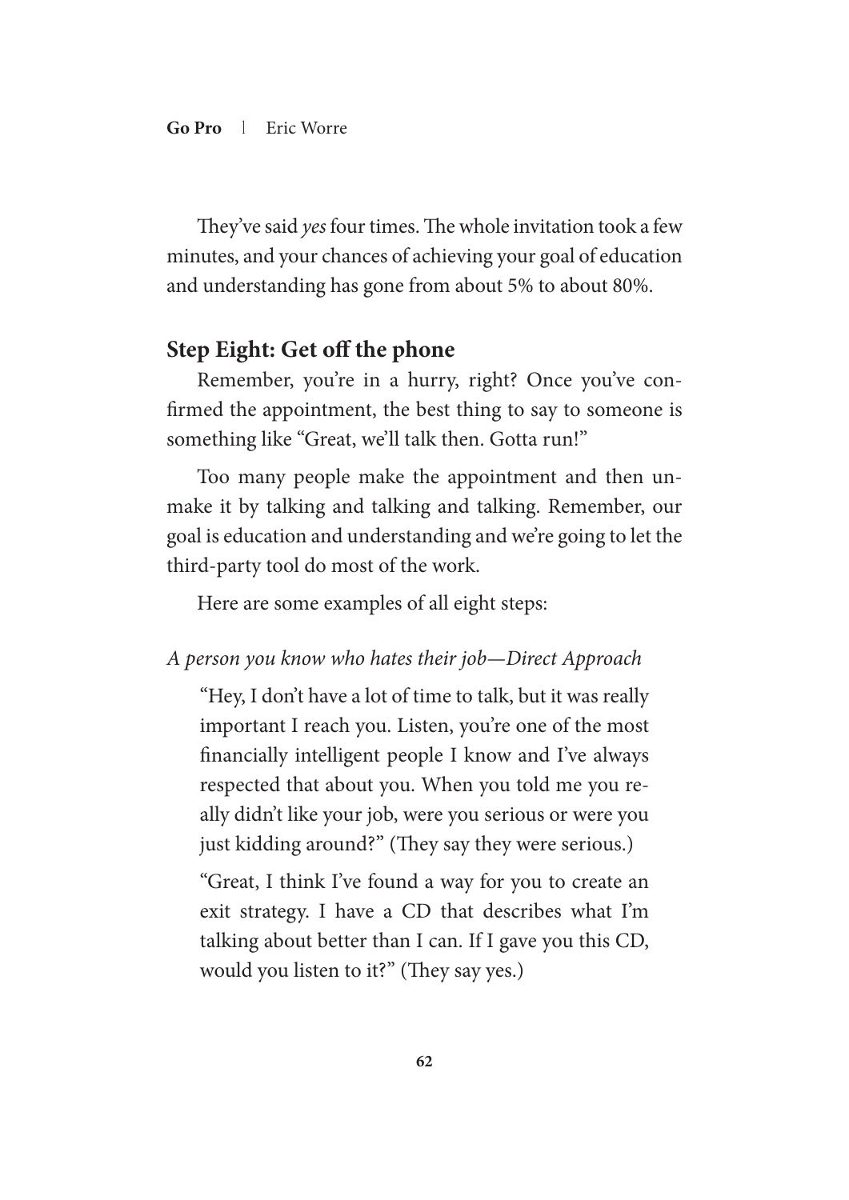They've said *yes* four times. The whole invitation took a few minutes, and your chances of achieving your goal of education and understanding has gone from about 5% to about 80%.

## Step Eight: Get off the phone

Remember, you're in a hurry, right? Once you've confirmed the appointment, the best thing to say to someone is something like "Great, we'll talk then. Gotta run!"

Too many people make the appointment and then unmake it by talking and talking and talking. Remember, our goal is education and understanding and we're going to let the third-party tool do most of the work.

Here are some examples of all eight steps:

*A person you know who hates their job—Direct Approach*

> "Hey, I don't have a lot of time to talk, but it was really important I reach you. Listen, you're one of the most financially intelligent people I know and I've always respected that about you. When you told me you really didn't like your job, were you serious or were you just kidding around?" (They say they were serious.)
>
> "Great, I think I've found a way for you to create an exit strategy. I have a CD that describes what I'm talking about better than I can. If I gave you this CD, would you listen to it?" (They say yes.)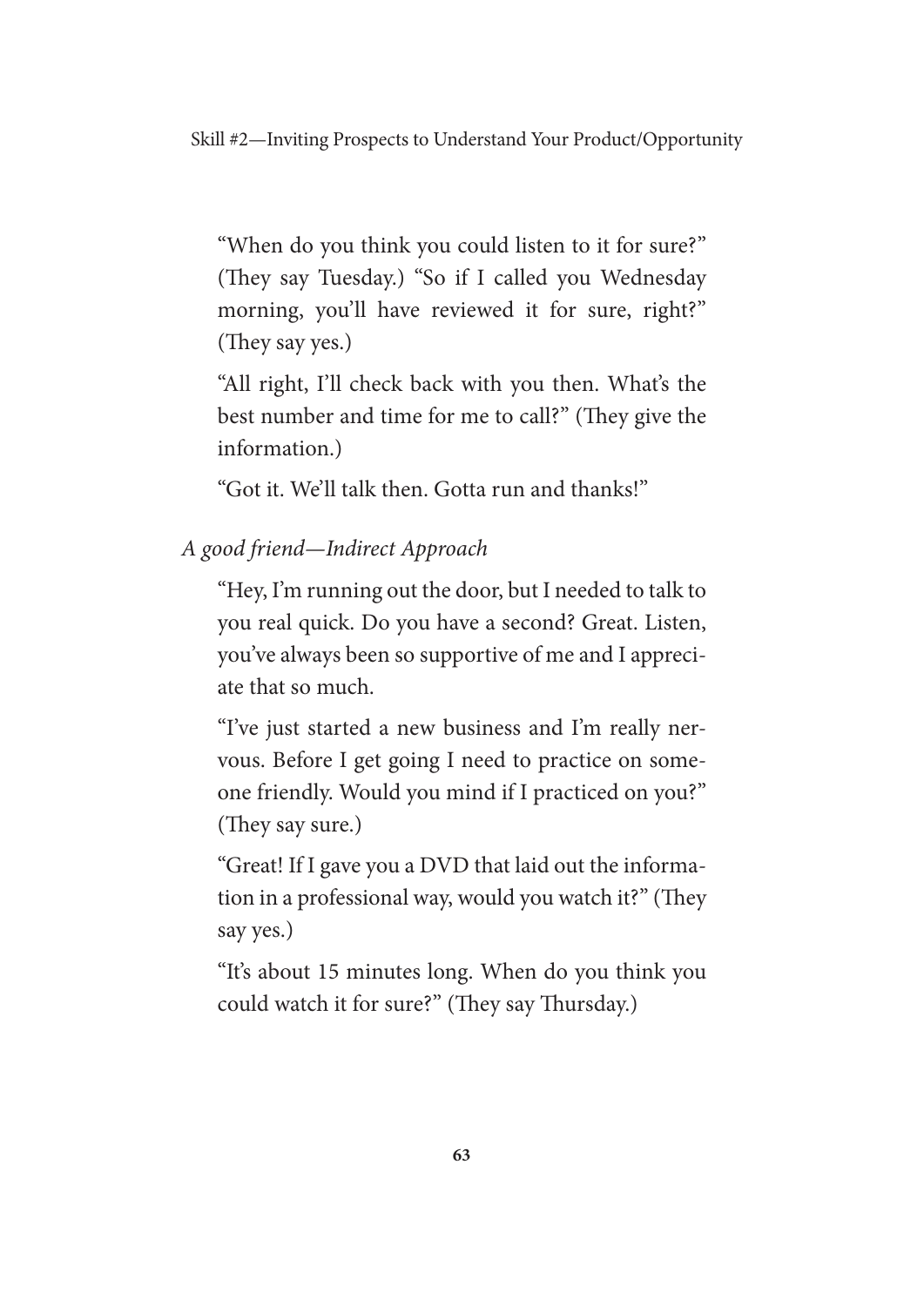"When do you think you could listen to it for sure?" (They say Tuesday.) "So if I called you Wednesday morning, you'll have reviewed it for sure, right?" (They say yes.)

"All right, I'll check back with you then. What's the best number and time for me to call?" (They give the information.)

"Got it. We'll talk then. Gotta run and thanks!"

*A good friend—Indirect Approach*

"Hey, I'm running out the door, but I needed to talk to you real quick. Do you have a second? Great. Listen, you've always been so supportive of me and I appreciate that so much.

"I've just started a new business and I'm really nervous. Before I get going I need to practice on someone friendly. Would you mind if I practiced on you?" (They say sure.)

"Great! If I gave you a DVD that laid out the information in a professional way, would you watch it?" (They say yes.)

"It's about 15 minutes long. When do you think you could watch it for sure?" (They say Thursday.)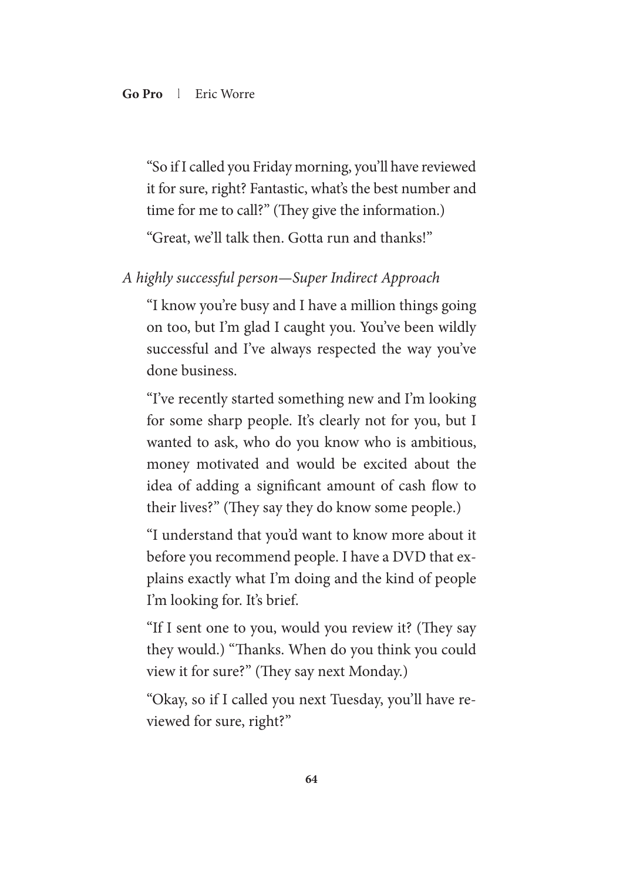"So if I called you Friday morning, you'll have reviewed it for sure, right? Fantastic, what's the best number and time for me to call?" (They give the information.)

"Great, we'll talk then. Gotta run and thanks!"

*A highly successful person—Super Indirect Approach*

"I know you're busy and I have a million things going on too, but I'm glad I caught you. You've been wildly successful and I've always respected the way you've done business.

"I've recently started something new and I'm looking for some sharp people. It's clearly not for you, but I wanted to ask, who do you know who is ambitious, money motivated and would be excited about the idea of adding a significant amount of cash flow to their lives?" (They say they do know some people.)

"I understand that you'd want to know more about it before you recommend people. I have a DVD that explains exactly what I'm doing and the kind of people I'm looking for. It's brief.

"If I sent one to you, would you review it? (They say they would.) "Thanks. When do you think you could view it for sure?" (They say next Monday.)

"Okay, so if I called you next Tuesday, you'll have reviewed for sure, right?"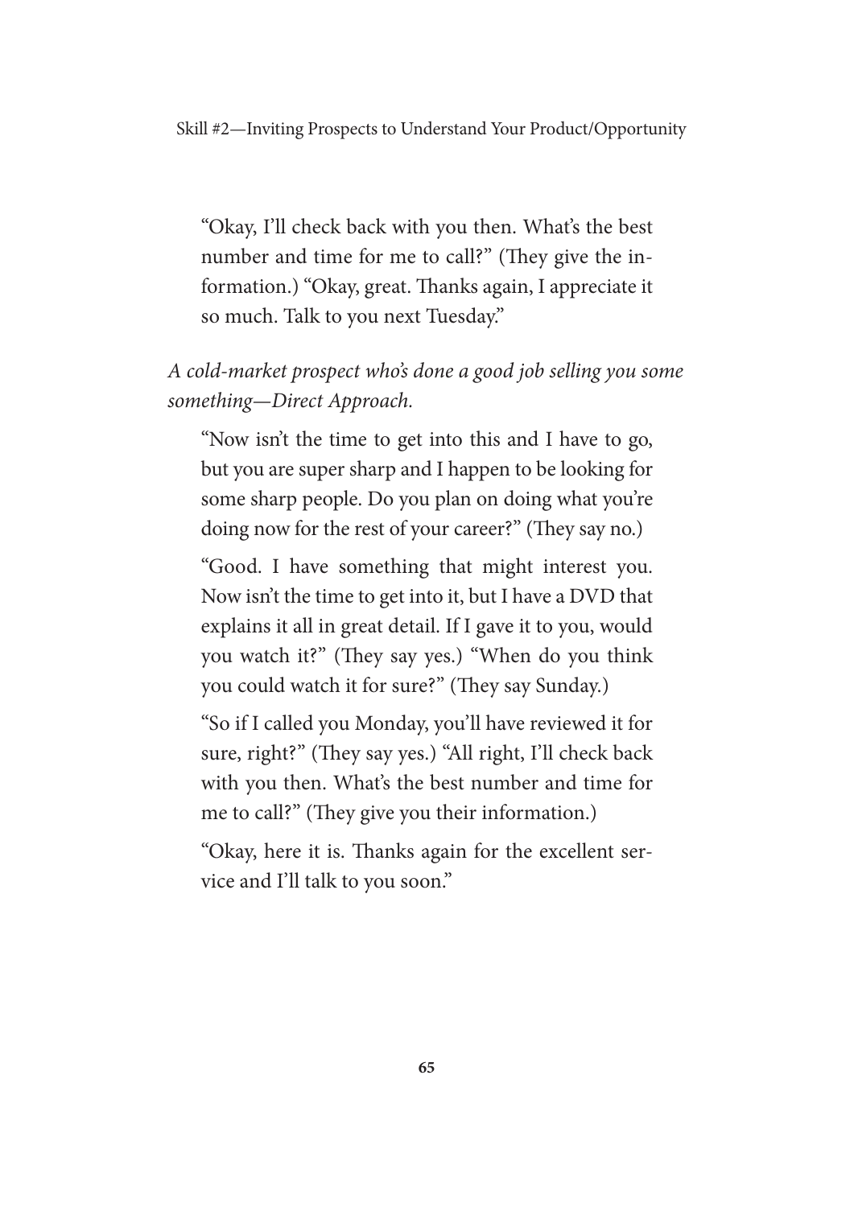"Okay, I'll check back with you then. What's the best number and time for me to call?" (They give the information.) "Okay, great. Thanks again, I appreciate it so much. Talk to you next Tuesday."

*A cold-market prospect who's done a good job selling you some something—Direct Approach.*

"Now isn't the time to get into this and I have to go, but you are super sharp and I happen to be looking for some sharp people. Do you plan on doing what you're doing now for the rest of your career?" (They say no.)

"Good. I have something that might interest you. Now isn't the time to get into it, but I have a DVD that explains it all in great detail. If I gave it to you, would you watch it?" (They say yes.) "When do you think you could watch it for sure?" (They say Sunday.)

"So if I called you Monday, you'll have reviewed it for sure, right?" (They say yes.) "All right, I'll check back with you then. What's the best number and time for me to call?" (They give you their information.)

"Okay, here it is. Thanks again for the excellent service and I'll talk to you soon."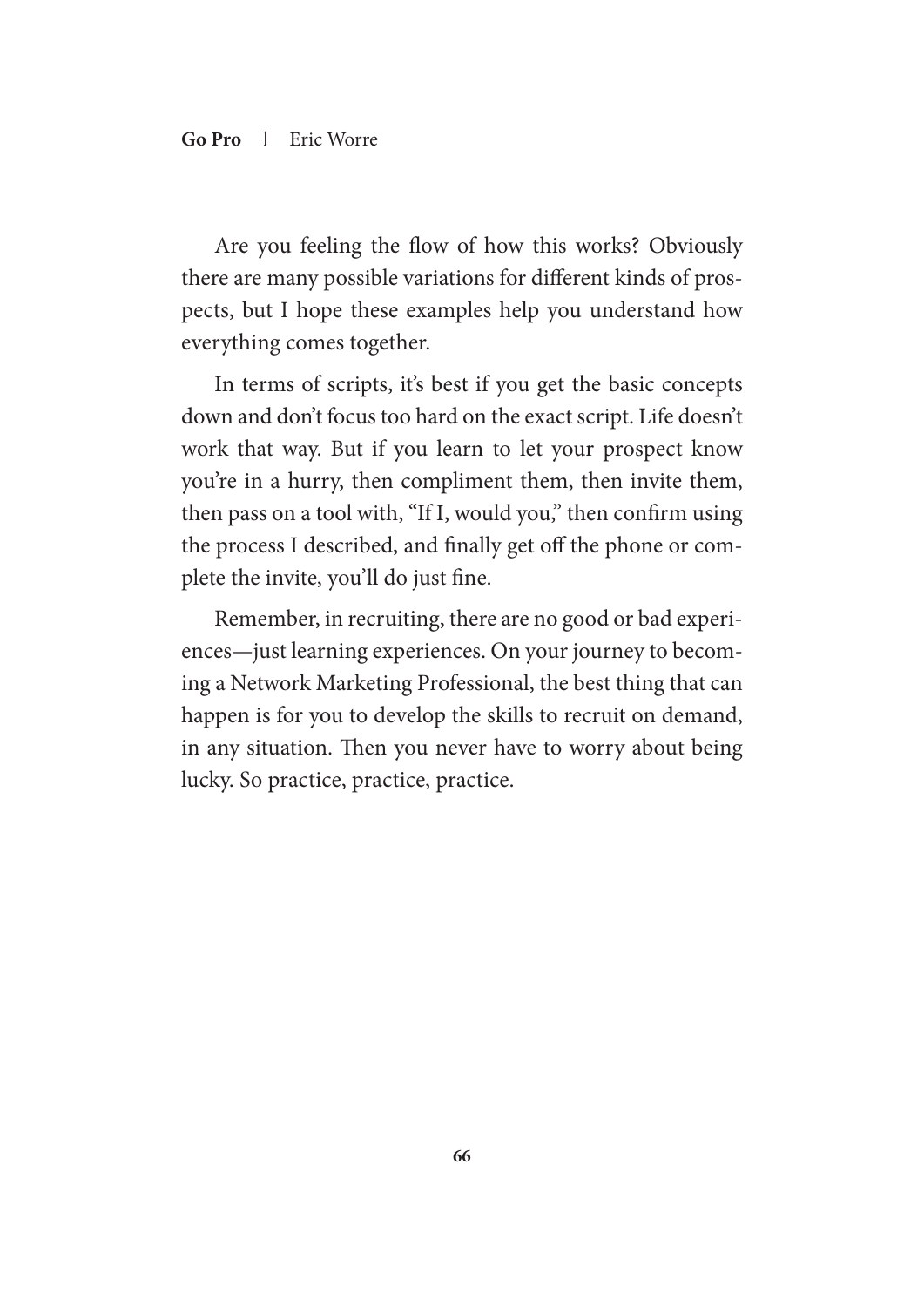Are you feeling the flow of how this works? Obviously there are many possible variations for different kinds of prospects, but I hope these examples help you understand how everything comes together.

In terms of scripts, it's best if you get the basic concepts down and don't focus too hard on the exact script. Life doesn't work that way. But if you learn to let your prospect know you're in a hurry, then compliment them, then invite them, then pass on a tool with, "If I, would you," then confirm using the process I described, and finally get off the phone or complete the invite, you'll do just fine.

Remember, in recruiting, there are no good or bad experiences—just learning experiences. On your journey to becoming a Network Marketing Professional, the best thing that can happen is for you to develop the skills to recruit on demand, in any situation. Then you never have to worry about being lucky. So practice, practice, practice.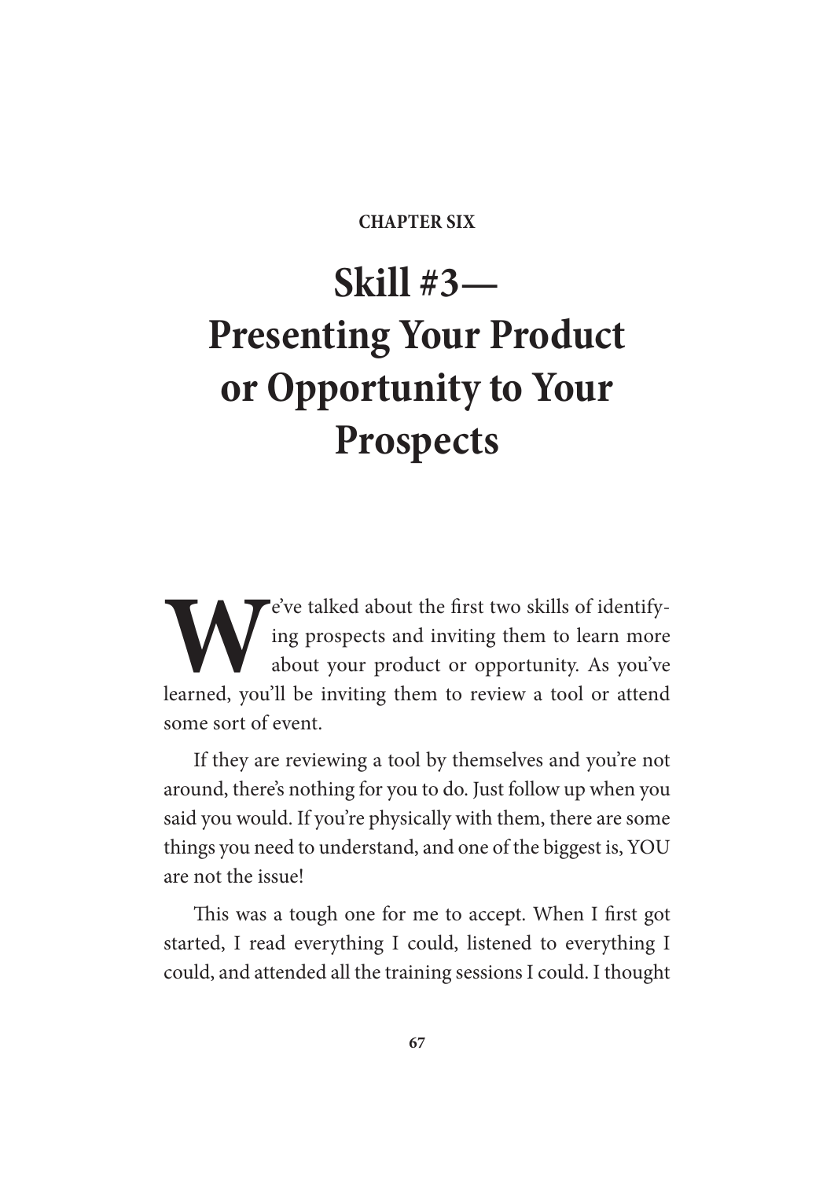**CHAPTER SIX**

# Skill #3—Presenting Your Product or Opportunity to Your Prospects

We've talked about the first two skills of identifying prospects and inviting them to learn more about your product or opportunity. As you've learned, you'll be inviting them to review a tool or attend some sort of event.

If they are reviewing a tool by themselves and you're not around, there's nothing for you to do. Just follow up when you said you would. If you're physically with them, there are some things you need to understand, and one of the biggest is, YOU are not the issue!

This was a tough one for me to accept. When I first got started, I read everything I could, listened to everything I could, and attended all the training sessions I could. I thought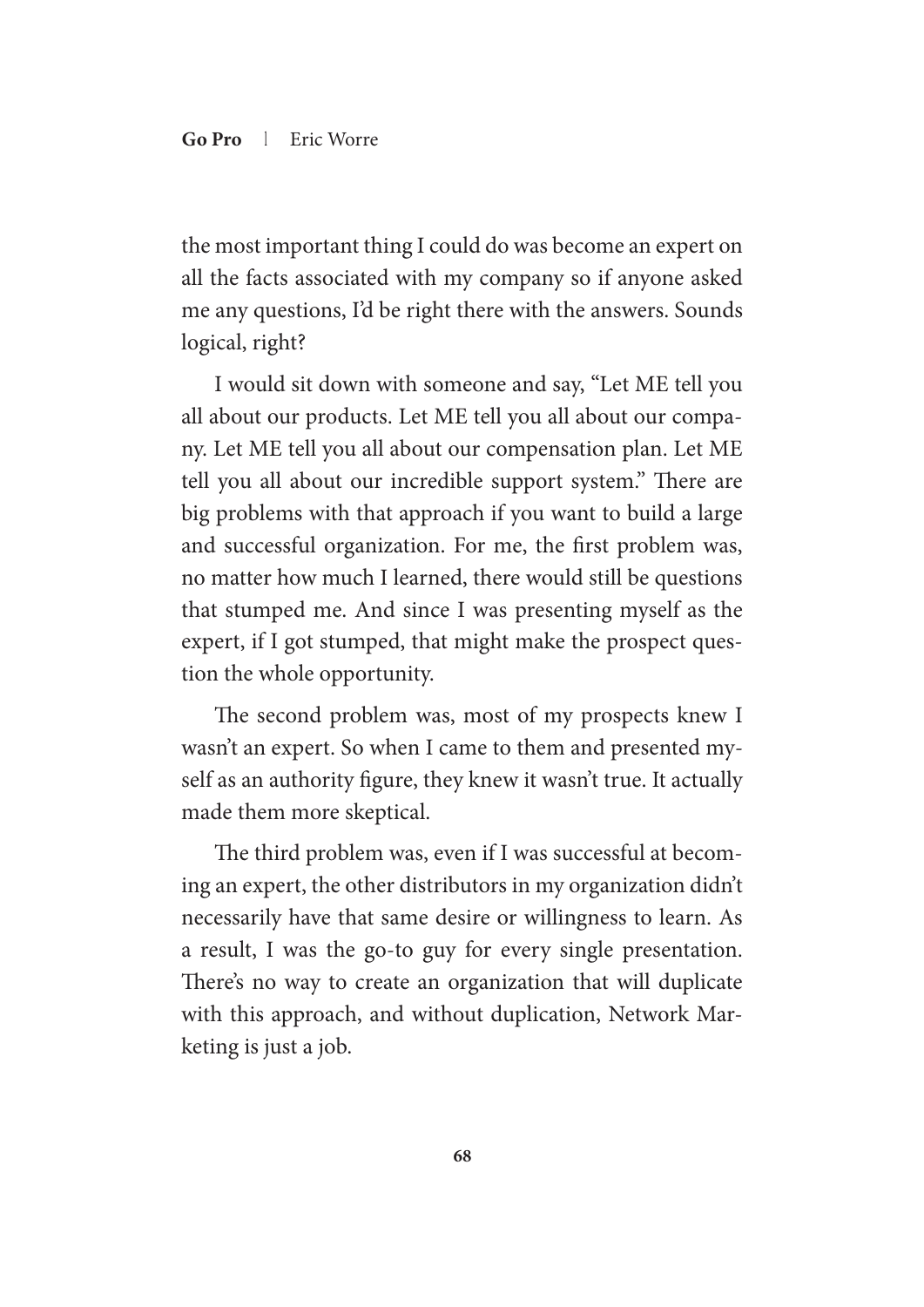the most important thing I could do was become an expert on all the facts associated with my company so if anyone asked me any questions, I'd be right there with the answers. Sounds logical, right?

I would sit down with someone and say, "Let ME tell you all about our products. Let ME tell you all about our company. Let ME tell you all about our compensation plan. Let ME tell you all about our incredible support system." There are big problems with that approach if you want to build a large and successful organization. For me, the first problem was, no matter how much I learned, there would still be questions that stumped me. And since I was presenting myself as the expert, if I got stumped, that might make the prospect question the whole opportunity.

The second problem was, most of my prospects knew I wasn't an expert. So when I came to them and presented myself as an authority figure, they knew it wasn't true. It actually made them more skeptical.

The third problem was, even if I was successful at becoming an expert, the other distributors in my organization didn't necessarily have that same desire or willingness to learn. As a result, I was the go-to guy for every single presentation. There's no way to create an organization that will duplicate with this approach, and without duplication, Network Marketing is just a job.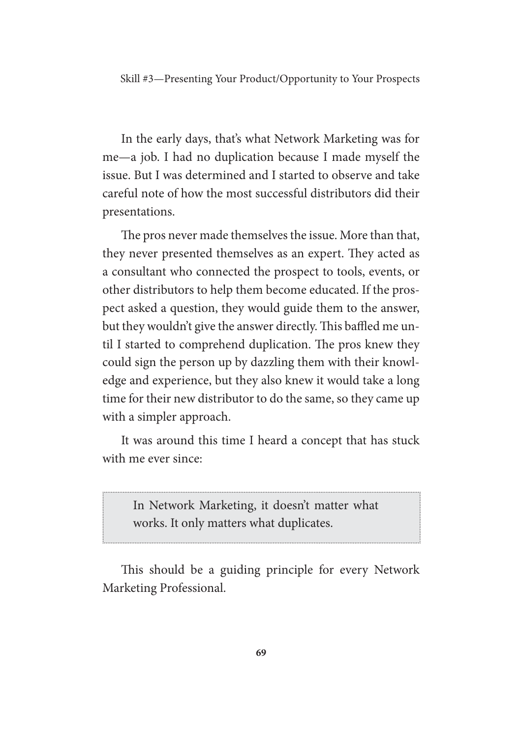In the early days, that's what Network Marketing was for me—a job. I had no duplication because I made myself the issue. But I was determined and I started to observe and take careful note of how the most successful distributors did their presentations.

The pros never made themselves the issue. More than that, they never presented themselves as an expert. They acted as a consultant who connected the prospect to tools, events, or other distributors to help them become educated. If the prospect asked a question, they would guide them to the answer, but they wouldn't give the answer directly. This baffled me until I started to comprehend duplication. The pros knew they could sign the person up by dazzling them with their knowledge and experience, but they also knew it would take a long time for their new distributor to do the same, so they came up with a simpler approach.

It was around this time I heard a concept that has stuck with me ever since:

> In Network Marketing, it doesn't matter what works. It only matters what duplicates.

This should be a guiding principle for every Network Marketing Professional.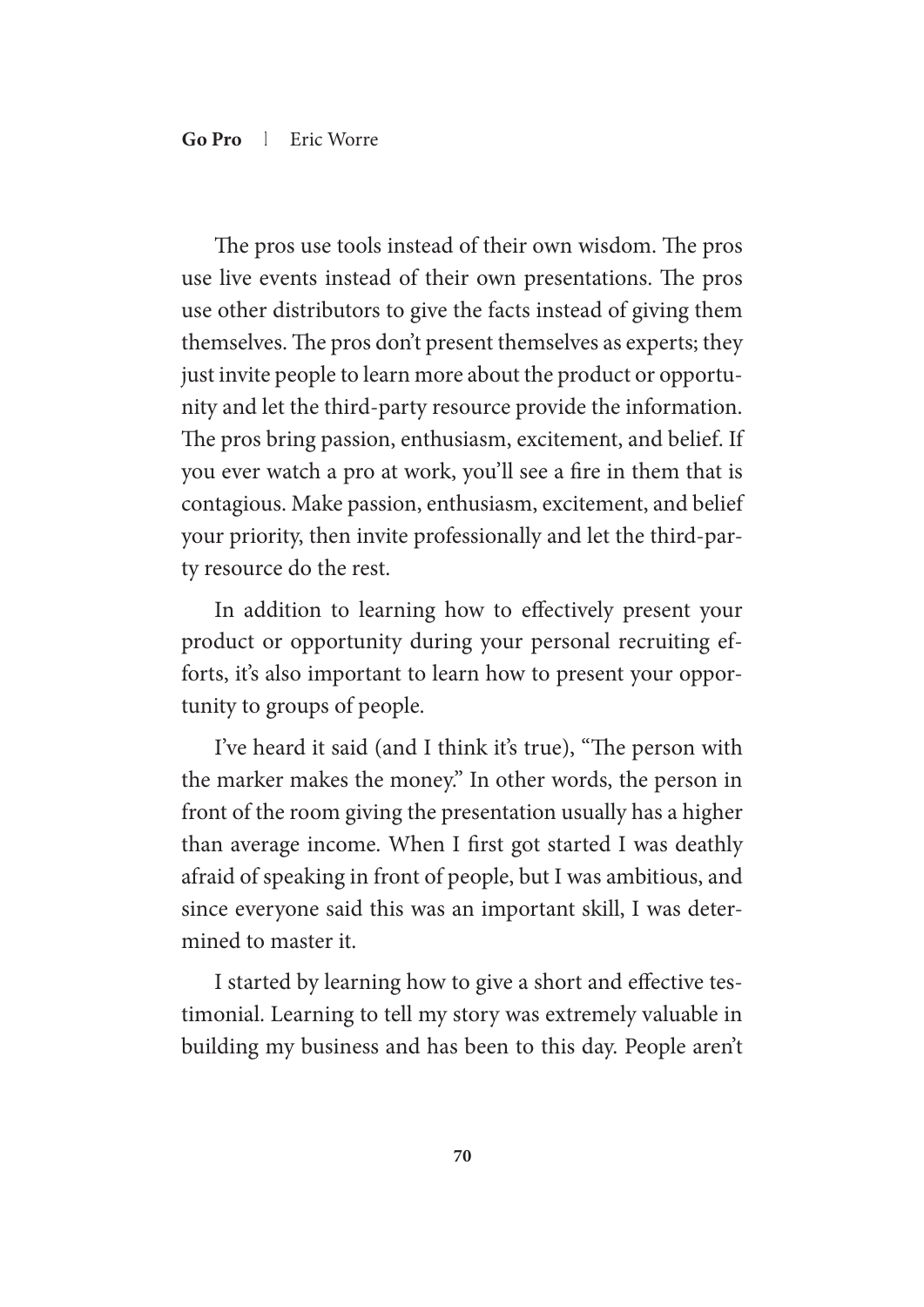The pros use tools instead of their own wisdom. The pros use live events instead of their own presentations. The pros use other distributors to give the facts instead of giving them themselves. The pros don't present themselves as experts; they just invite people to learn more about the product or opportunity and let the third-party resource provide the information. The pros bring passion, enthusiasm, excitement, and belief. If you ever watch a pro at work, you'll see a fire in them that is contagious. Make passion, enthusiasm, excitement, and belief your priority, then invite professionally and let the third-party resource do the rest.

In addition to learning how to effectively present your product or opportunity during your personal recruiting efforts, it's also important to learn how to present your opportunity to groups of people.

I've heard it said (and I think it's true), "The person with the marker makes the money." In other words, the person in front of the room giving the presentation usually has a higher than average income. When I first got started I was deathly afraid of speaking in front of people, but I was ambitious, and since everyone said this was an important skill, I was determined to master it.

I started by learning how to give a short and effective testimonial. Learning to tell my story was extremely valuable in building my business and has been to this day. People aren't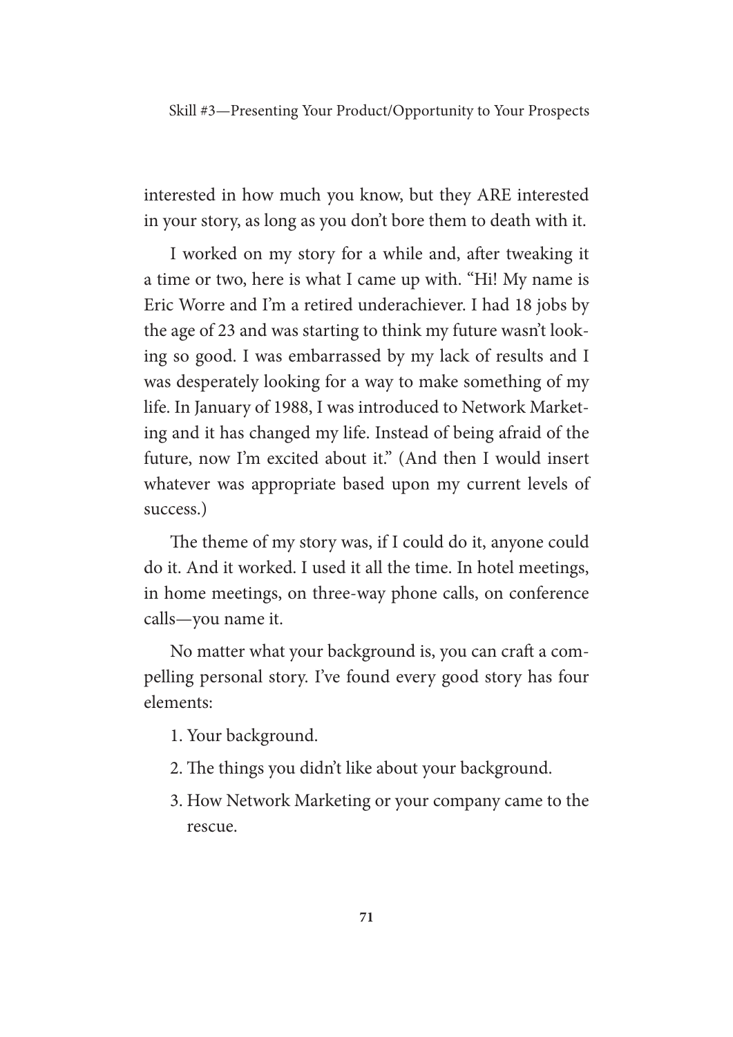interested in how much you know, but they ARE interested in your story, as long as you don't bore them to death with it.

I worked on my story for a while and, after tweaking it a time or two, here is what I came up with. "Hi! My name is Eric Worre and I'm a retired underachiever. I had 18 jobs by the age of 23 and was starting to think my future wasn't looking so good. I was embarrassed by my lack of results and I was desperately looking for a way to make something of my life. In January of 1988, I was introduced to Network Marketing and it has changed my life. Instead of being afraid of the future, now I'm excited about it." (And then I would insert whatever was appropriate based upon my current levels of success.)

The theme of my story was, if I could do it, anyone could do it. And it worked. I used it all the time. In hotel meetings, in home meetings, on three-way phone calls, on conference calls—you name it.

No matter what your background is, you can craft a compelling personal story. I've found every good story has four elements:

1. Your background.
2. The things you didn't like about your background.
3. How Network Marketing or your company came to the rescue.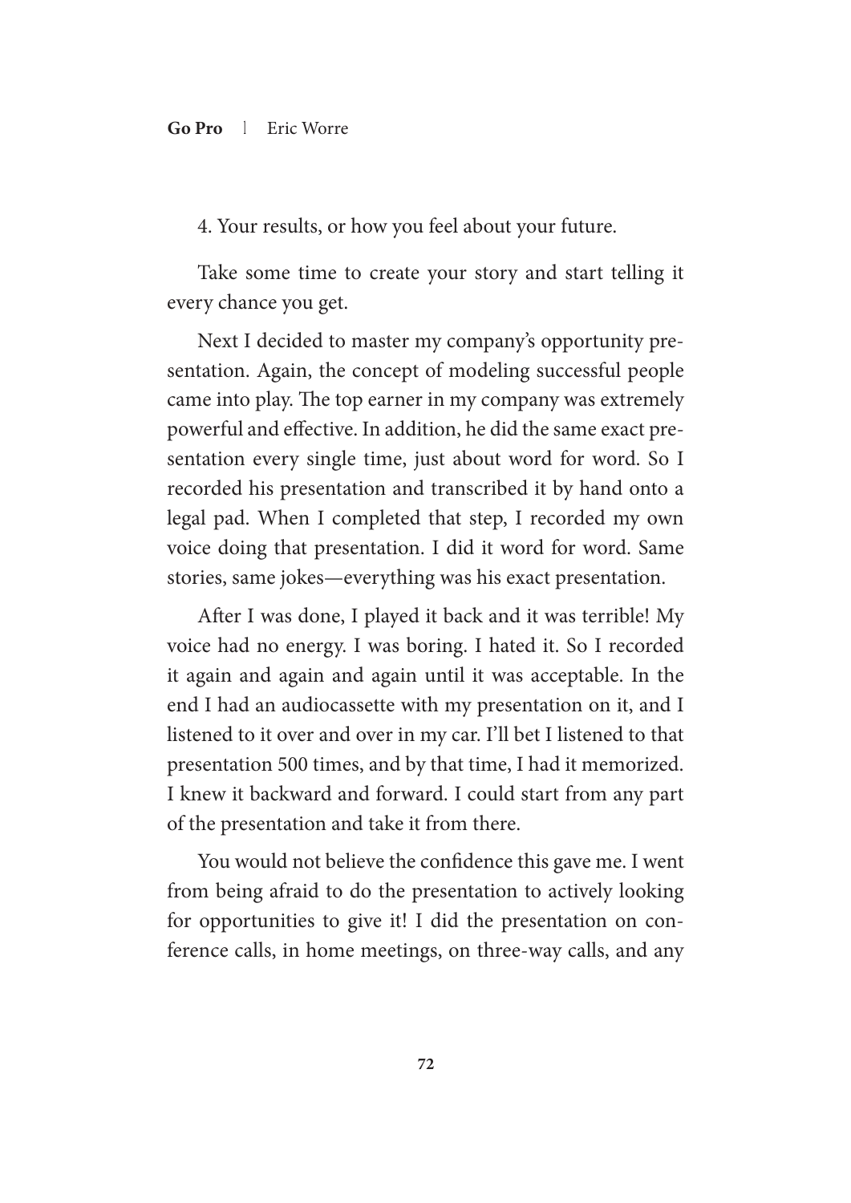4. Your results, or how you feel about your future.

Take some time to create your story and start telling it every chance you get.

Next I decided to master my company's opportunity presentation. Again, the concept of modeling successful people came into play. The top earner in my company was extremely powerful and effective. In addition, he did the same exact presentation every single time, just about word for word. So I recorded his presentation and transcribed it by hand onto a legal pad. When I completed that step, I recorded my own voice doing that presentation. I did it word for word. Same stories, same jokes—everything was his exact presentation.

After I was done, I played it back and it was terrible! My voice had no energy. I was boring. I hated it. So I recorded it again and again and again until it was acceptable. In the end I had an audiocassette with my presentation on it, and I listened to it over and over in my car. I'll bet I listened to that presentation 500 times, and by that time, I had it memorized. I knew it backward and forward. I could start from any part of the presentation and take it from there.

You would not believe the confidence this gave me. I went from being afraid to do the presentation to actively looking for opportunities to give it! I did the presentation on conference calls, in home meetings, on three-way calls, and any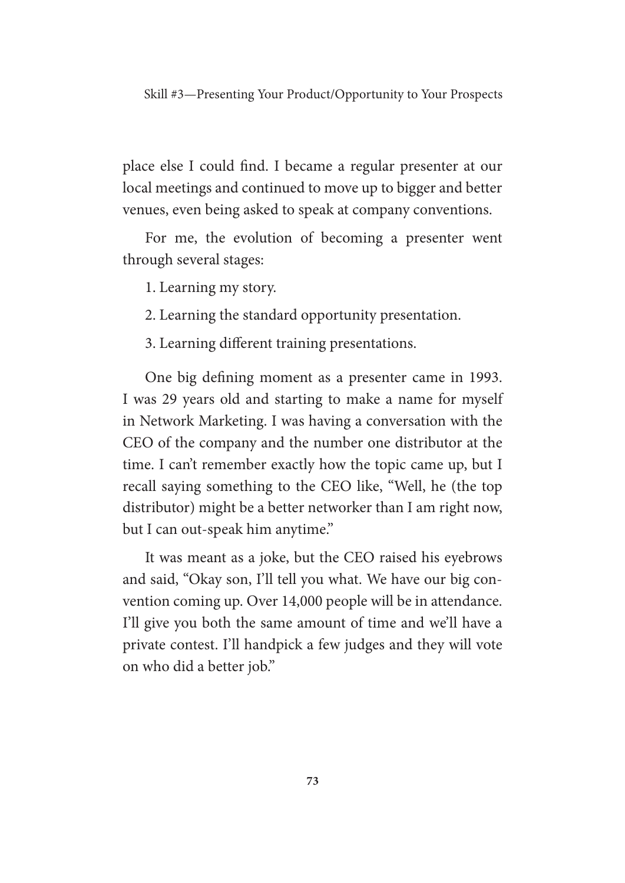place else I could find. I became a regular presenter at our local meetings and continued to move up to bigger and better venues, even being asked to speak at company conventions.

For me, the evolution of becoming a presenter went through several stages:

1. Learning my story.
2. Learning the standard opportunity presentation.
3. Learning different training presentations.

One big defining moment as a presenter came in 1993. I was 29 years old and starting to make a name for myself in Network Marketing. I was having a conversation with the CEO of the company and the number one distributor at the time. I can't remember exactly how the topic came up, but I recall saying something to the CEO like, "Well, he (the top distributor) might be a better networker than I am right now, but I can out-speak him anytime."

It was meant as a joke, but the CEO raised his eyebrows and said, "Okay son, I'll tell you what. We have our big convention coming up. Over 14,000 people will be in attendance. I'll give you both the same amount of time and we'll have a private contest. I'll handpick a few judges and they will vote on who did a better job."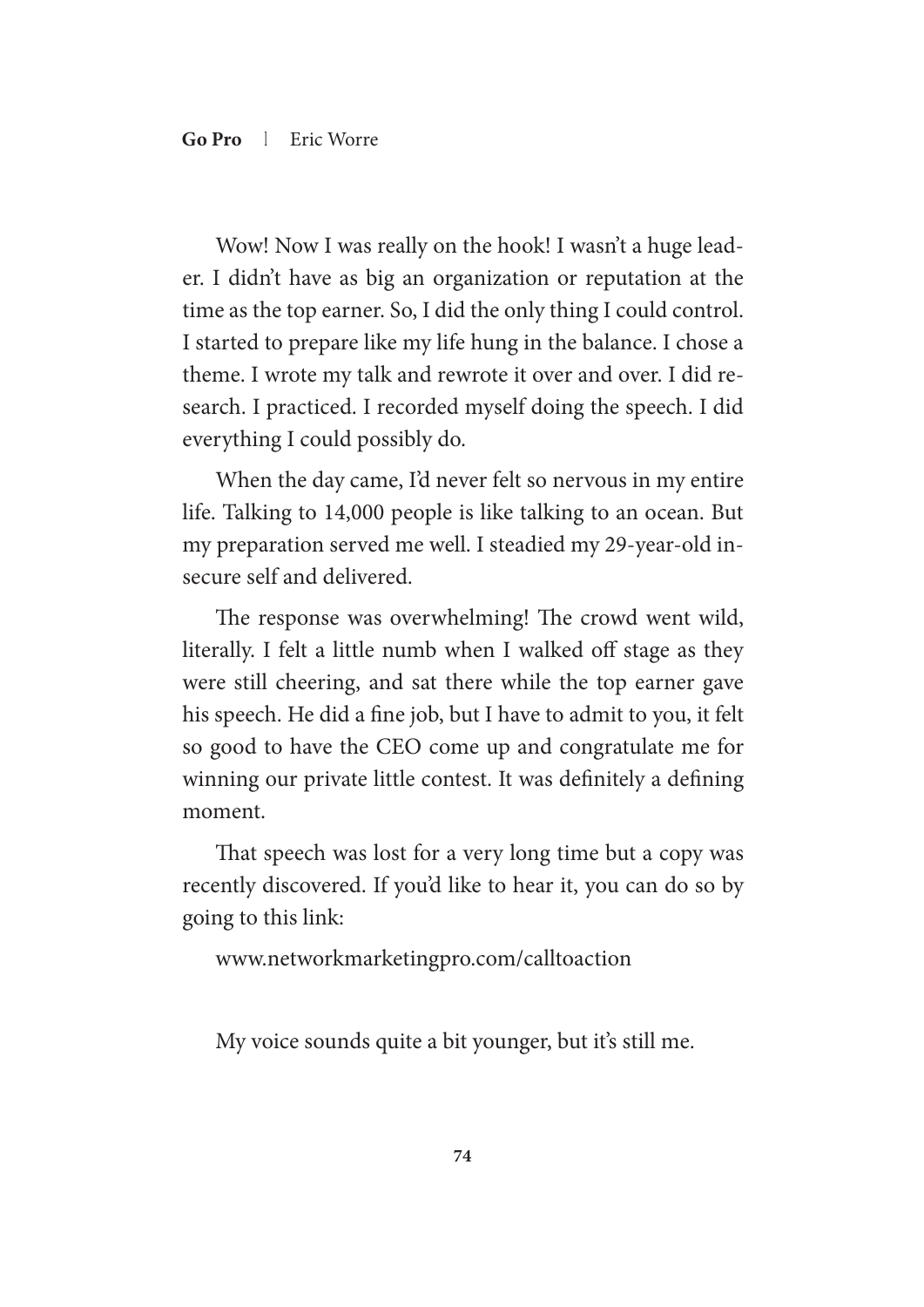Wow! Now I was really on the hook! I wasn't a huge leader. I didn't have as big an organization or reputation at the time as the top earner. So, I did the only thing I could control. I started to prepare like my life hung in the balance. I chose a theme. I wrote my talk and rewrote it over and over. I did research. I practiced. I recorded myself doing the speech. I did everything I could possibly do.

When the day came, I'd never felt so nervous in my entire life. Talking to 14,000 people is like talking to an ocean. But my preparation served me well. I steadied my 29-year-old insecure self and delivered.

The response was overwhelming! The crowd went wild, literally. I felt a little numb when I walked off stage as they were still cheering, and sat there while the top earner gave his speech. He did a fine job, but I have to admit to you, it felt so good to have the CEO come up and congratulate me for winning our private little contest. It was definitely a defining moment.

That speech was lost for a very long time but a copy was recently discovered. If you'd like to hear it, you can do so by going to this link:

www.networkmarketingpro.com/calltoaction

My voice sounds quite a bit younger, but it's still me.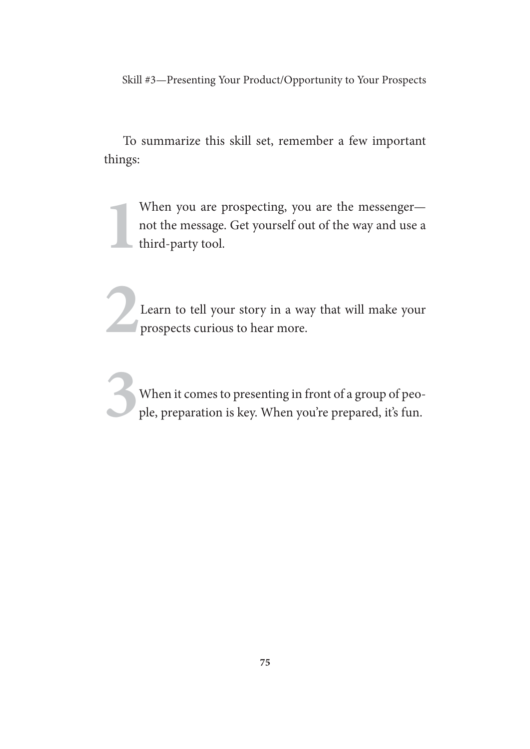To summarize this skill set, remember a few important things:

1. When you are prospecting, you are the messenger—not the message. Get yourself out of the way and use a third-party tool.

2. Learn to tell your story in a way that will make your prospects curious to hear more.

3. When it comes to presenting in front of a group of people, preparation is key. When you're prepared, it's fun.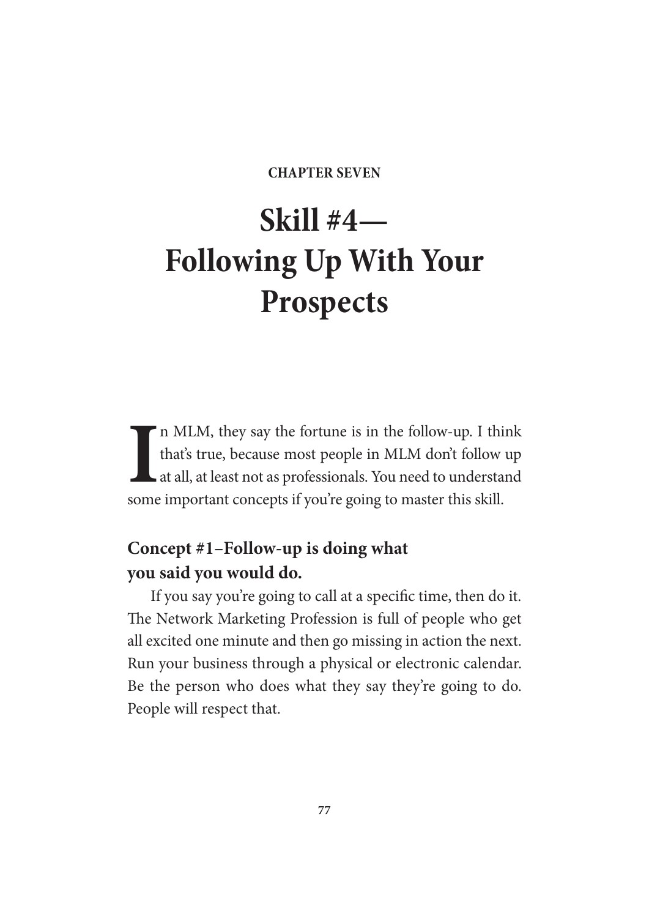CHAPTER SEVEN

# Skill #4—Following Up With Your Prospects

In MLM, they say the fortune is in the follow-up. I think that's true, because most people in MLM don't follow up at all, at least not as professionals. You need to understand some important concepts if you're going to master this skill.

### Concept #1–Follow-up is doing what you said you would do.

If you say you're going to call at a specific time, then do it. The Network Marketing Profession is full of people who get all excited one minute and then go missing in action the next. Run your business through a physical or electronic calendar. Be the person who does what they say they're going to do. People will respect that.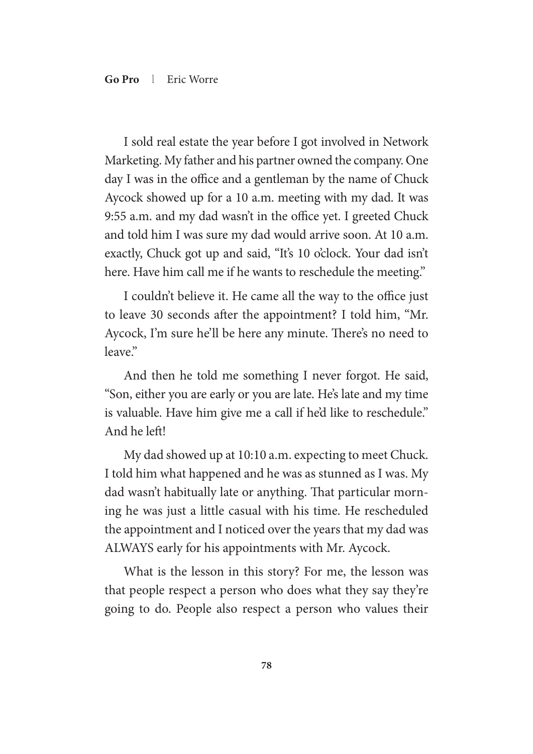I sold real estate the year before I got involved in Network Marketing. My father and his partner owned the company. One day I was in the office and a gentleman by the name of Chuck Aycock showed up for a 10 a.m. meeting with my dad. It was 9:55 a.m. and my dad wasn't in the office yet. I greeted Chuck and told him I was sure my dad would arrive soon. At 10 a.m. exactly, Chuck got up and said, "It's 10 o'clock. Your dad isn't here. Have him call me if he wants to reschedule the meeting."

I couldn't believe it. He came all the way to the office just to leave 30 seconds after the appointment? I told him, "Mr. Aycock, I'm sure he'll be here any minute. There's no need to leave."

And then he told me something I never forgot. He said, "Son, either you are early or you are late. He's late and my time is valuable. Have him give me a call if he'd like to reschedule." And he left!

My dad showed up at 10:10 a.m. expecting to meet Chuck. I told him what happened and he was as stunned as I was. My dad wasn't habitually late or anything. That particular morning he was just a little casual with his time. He rescheduled the appointment and I noticed over the years that my dad was ALWAYS early for his appointments with Mr. Aycock.

What is the lesson in this story? For me, the lesson was that people respect a person who does what they say they're going to do. People also respect a person who values their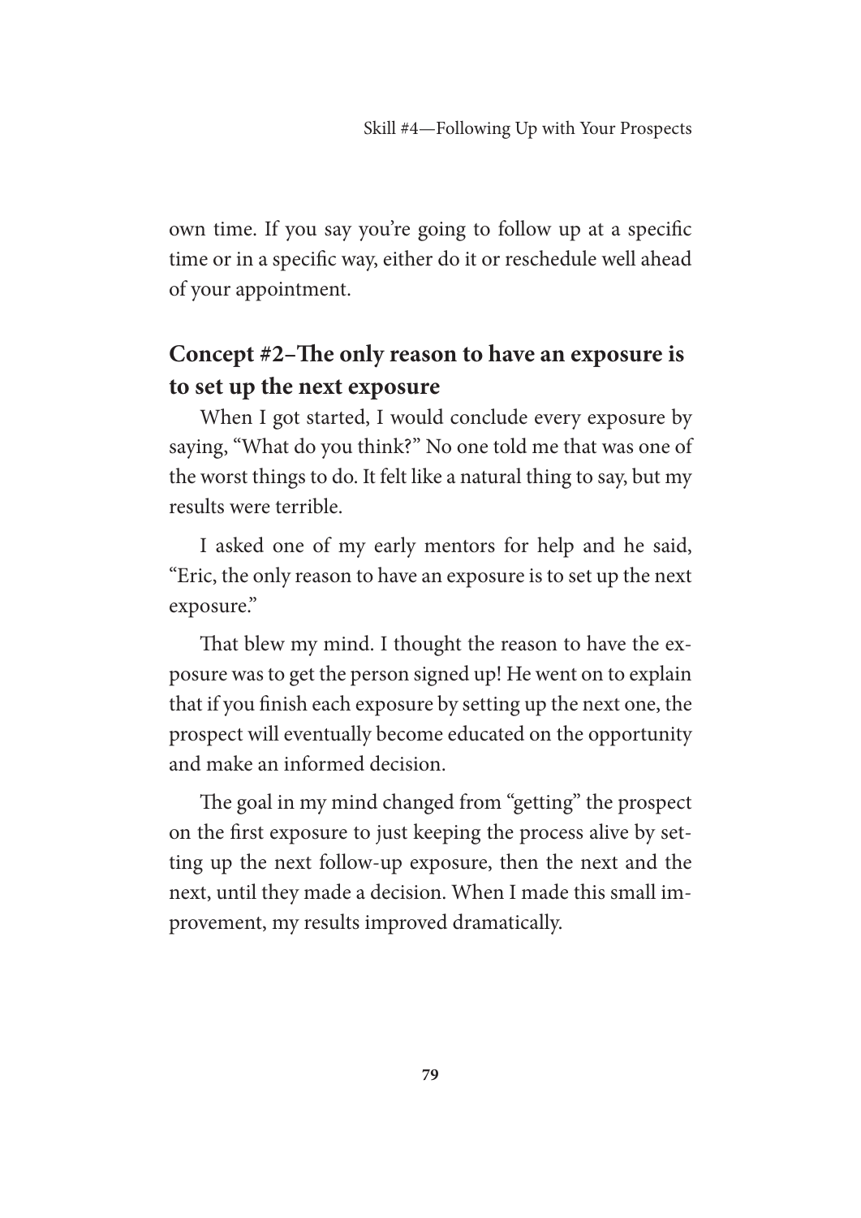own time. If you say you're going to follow up at a specific time or in a specific way, either do it or reschedule well ahead of your appointment.

## Concept #2–The only reason to have an exposure is to set up the next exposure

When I got started, I would conclude every exposure by saying, "What do you think?" No one told me that was one of the worst things to do. It felt like a natural thing to say, but my results were terrible.

I asked one of my early mentors for help and he said, "Eric, the only reason to have an exposure is to set up the next exposure."

That blew my mind. I thought the reason to have the exposure was to get the person signed up! He went on to explain that if you finish each exposure by setting up the next one, the prospect will eventually become educated on the opportunity and make an informed decision.

The goal in my mind changed from "getting" the prospect on the first exposure to just keeping the process alive by setting up the next follow-up exposure, then the next and the next, until they made a decision. When I made this small improvement, my results improved dramatically.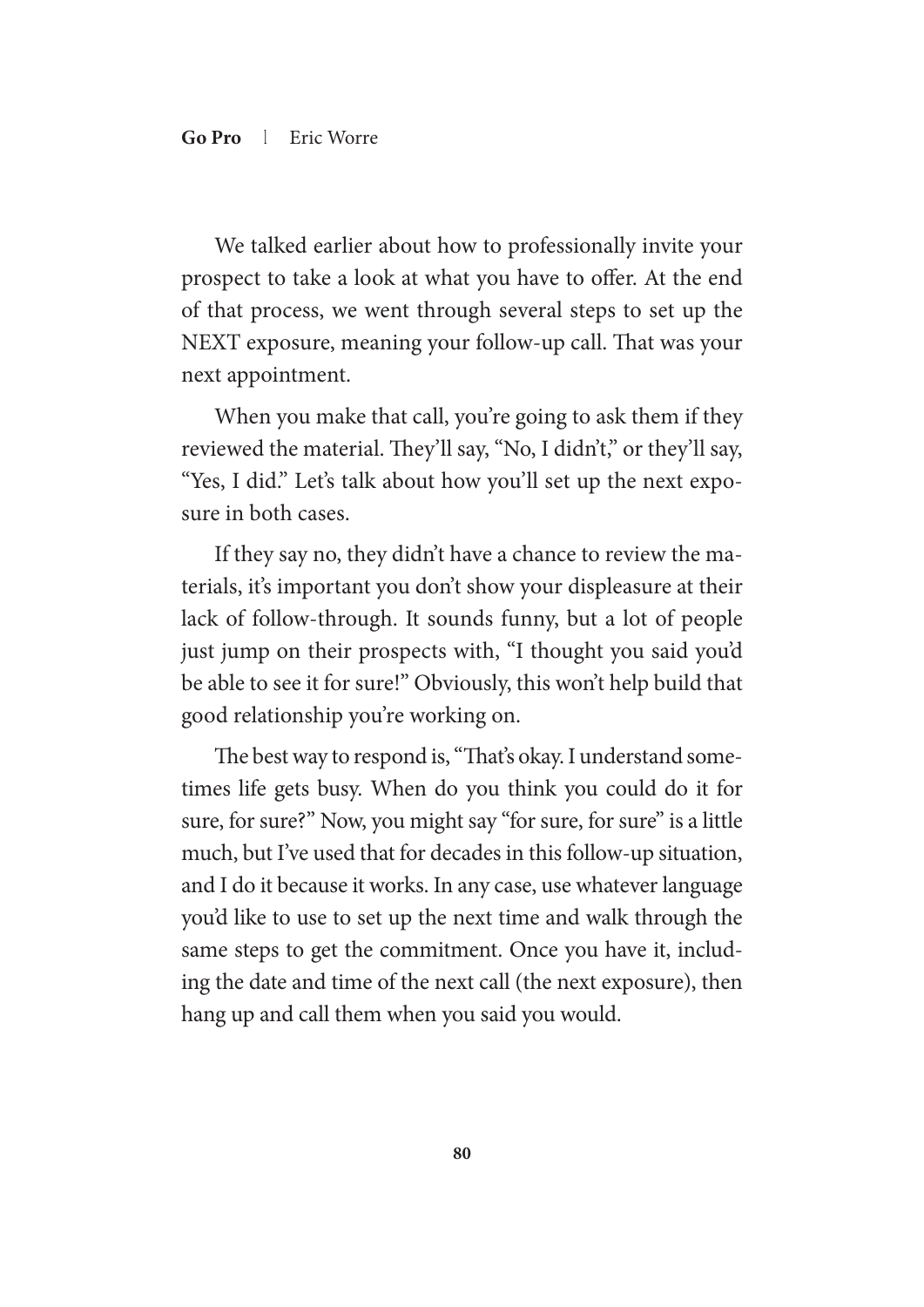We talked earlier about how to professionally invite your prospect to take a look at what you have to offer. At the end of that process, we went through several steps to set up the NEXT exposure, meaning your follow-up call. That was your next appointment.

When you make that call, you're going to ask them if they reviewed the material. They'll say, "No, I didn't," or they'll say, "Yes, I did." Let's talk about how you'll set up the next exposure in both cases.

If they say no, they didn't have a chance to review the materials, it's important you don't show your displeasure at their lack of follow-through. It sounds funny, but a lot of people just jump on their prospects with, "I thought you said you'd be able to see it for sure!" Obviously, this won't help build that good relationship you're working on.

The best way to respond is, "That's okay. I understand sometimes life gets busy. When do you think you could do it for sure, for sure?" Now, you might say "for sure, for sure" is a little much, but I've used that for decades in this follow-up situation, and I do it because it works. In any case, use whatever language you'd like to use to set up the next time and walk through the same steps to get the commitment. Once you have it, including the date and time of the next call (the next exposure), then hang up and call them when you said you would.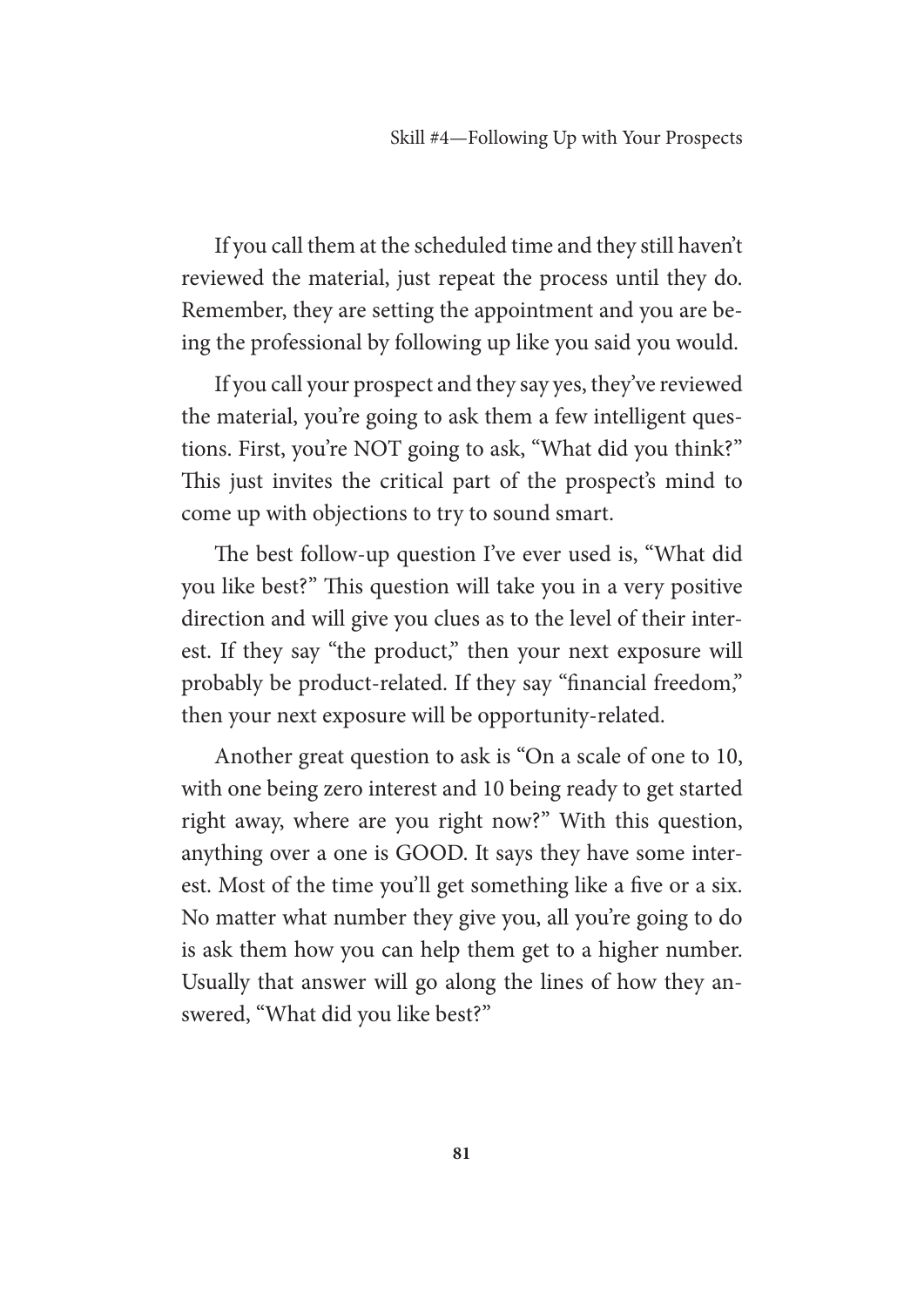If you call them at the scheduled time and they still haven't reviewed the material, just repeat the process until they do. Remember, they are setting the appointment and you are being the professional by following up like you said you would.

If you call your prospect and they say yes, they've reviewed the material, you're going to ask them a few intelligent questions. First, you're NOT going to ask, "What did you think?" This just invites the critical part of the prospect's mind to come up with objections to try to sound smart.

The best follow-up question I've ever used is, "What did you like best?" This question will take you in a very positive direction and will give you clues as to the level of their interest. If they say "the product," then your next exposure will probably be product-related. If they say "financial freedom," then your next exposure will be opportunity-related.

Another great question to ask is "On a scale of one to 10, with one being zero interest and 10 being ready to get started right away, where are you right now?" With this question, anything over a one is GOOD. It says they have some interest. Most of the time you'll get something like a five or a six. No matter what number they give you, all you're going to do is ask them how you can help them get to a higher number. Usually that answer will go along the lines of how they answered, "What did you like best?"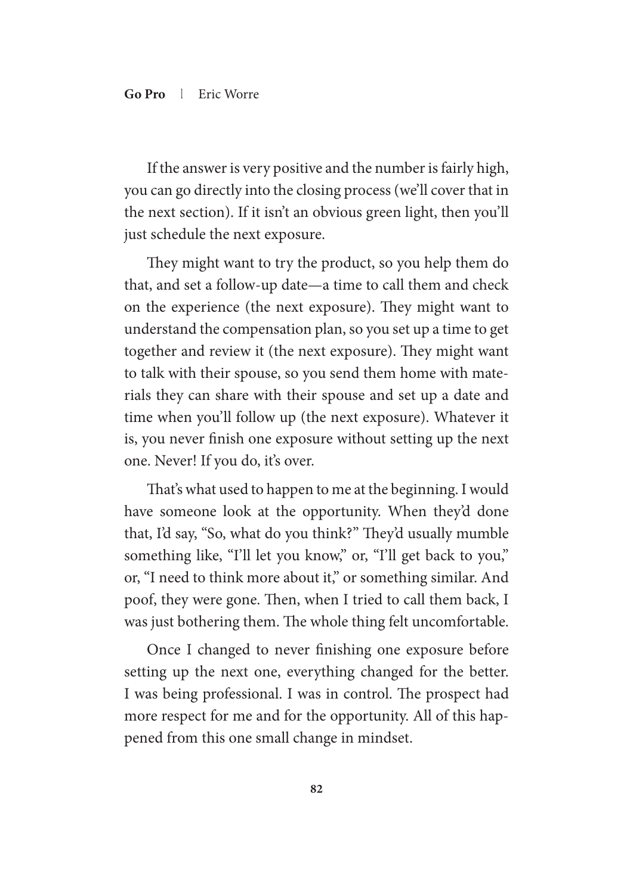If the answer is very positive and the number is fairly high, you can go directly into the closing process (we'll cover that in the next section). If it isn't an obvious green light, then you'll just schedule the next exposure.

They might want to try the product, so you help them do that, and set a follow-up date—a time to call them and check on the experience (the next exposure). They might want to understand the compensation plan, so you set up a time to get together and review it (the next exposure). They might want to talk with their spouse, so you send them home with materials they can share with their spouse and set up a date and time when you'll follow up (the next exposure). Whatever it is, you never finish one exposure without setting up the next one. Never! If you do, it's over.

That's what used to happen to me at the beginning. I would have someone look at the opportunity. When they'd done that, I'd say, "So, what do you think?" They'd usually mumble something like, "I'll let you know," or, "I'll get back to you," or, "I need to think more about it," or something similar. And poof, they were gone. Then, when I tried to call them back, I was just bothering them. The whole thing felt uncomfortable.

Once I changed to never finishing one exposure before setting up the next one, everything changed for the better. I was being professional. I was in control. The prospect had more respect for me and for the opportunity. All of this happened from this one small change in mindset.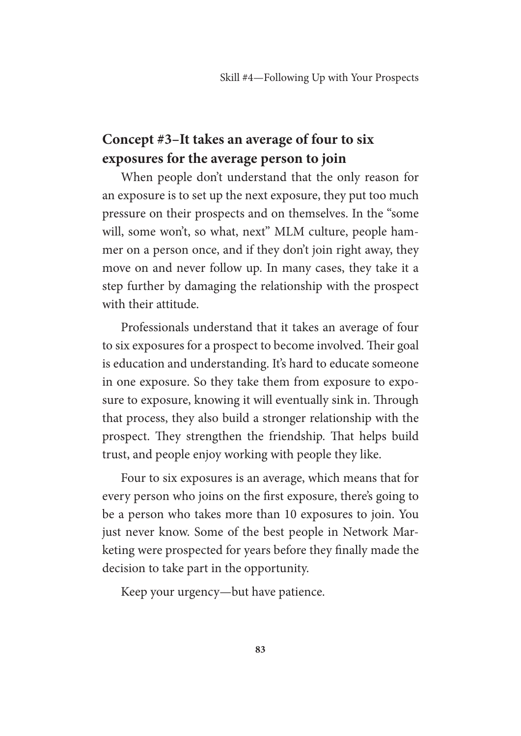## Concept #3–It takes an average of four to six exposures for the average person to join

When people don't understand that the only reason for an exposure is to set up the next exposure, they put too much pressure on their prospects and on themselves. In the "some will, some won't, so what, next" MLM culture, people hammer on a person once, and if they don't join right away, they move on and never follow up. In many cases, they take it a step further by damaging the relationship with the prospect with their attitude.

Professionals understand that it takes an average of four to six exposures for a prospect to become involved. Their goal is education and understanding. It's hard to educate someone in one exposure. So they take them from exposure to exposure to exposure, knowing it will eventually sink in. Through that process, they also build a stronger relationship with the prospect. They strengthen the friendship. That helps build trust, and people enjoy working with people they like.

Four to six exposures is an average, which means that for every person who joins on the first exposure, there's going to be a person who takes more than 10 exposures to join. You just never know. Some of the best people in Network Marketing were prospected for years before they finally made the decision to take part in the opportunity.

Keep your urgency—but have patience.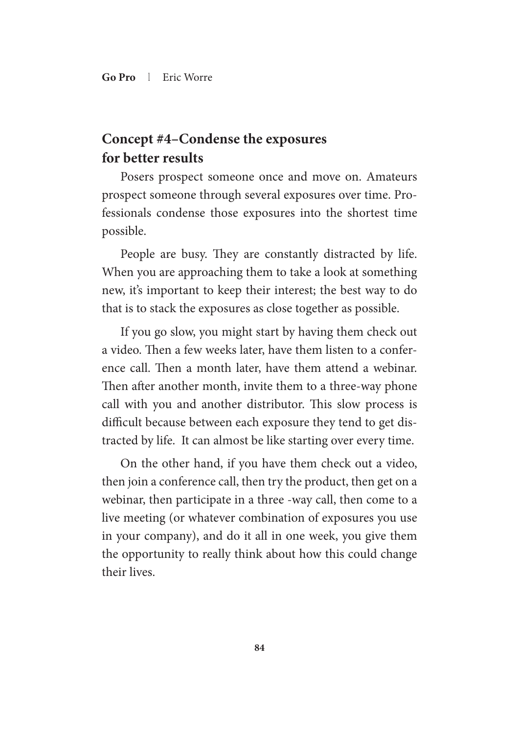## Concept #4–Condense the exposures for better results

Posers prospect someone once and move on. Amateurs prospect someone through several exposures over time. Professionals condense those exposures into the shortest time possible.

People are busy. They are constantly distracted by life. When you are approaching them to take a look at something new, it's important to keep their interest; the best way to do that is to stack the exposures as close together as possible.

If you go slow, you might start by having them check out a video. Then a few weeks later, have them listen to a conference call. Then a month later, have them attend a webinar. Then after another month, invite them to a three-way phone call with you and another distributor. This slow process is difficult because between each exposure they tend to get distracted by life. It can almost be like starting over every time.

On the other hand, if you have them check out a video, then join a conference call, then try the product, then get on a webinar, then participate in a three -way call, then come to a live meeting (or whatever combination of exposures you use in your company), and do it all in one week, you give them the opportunity to really think about how this could change their lives.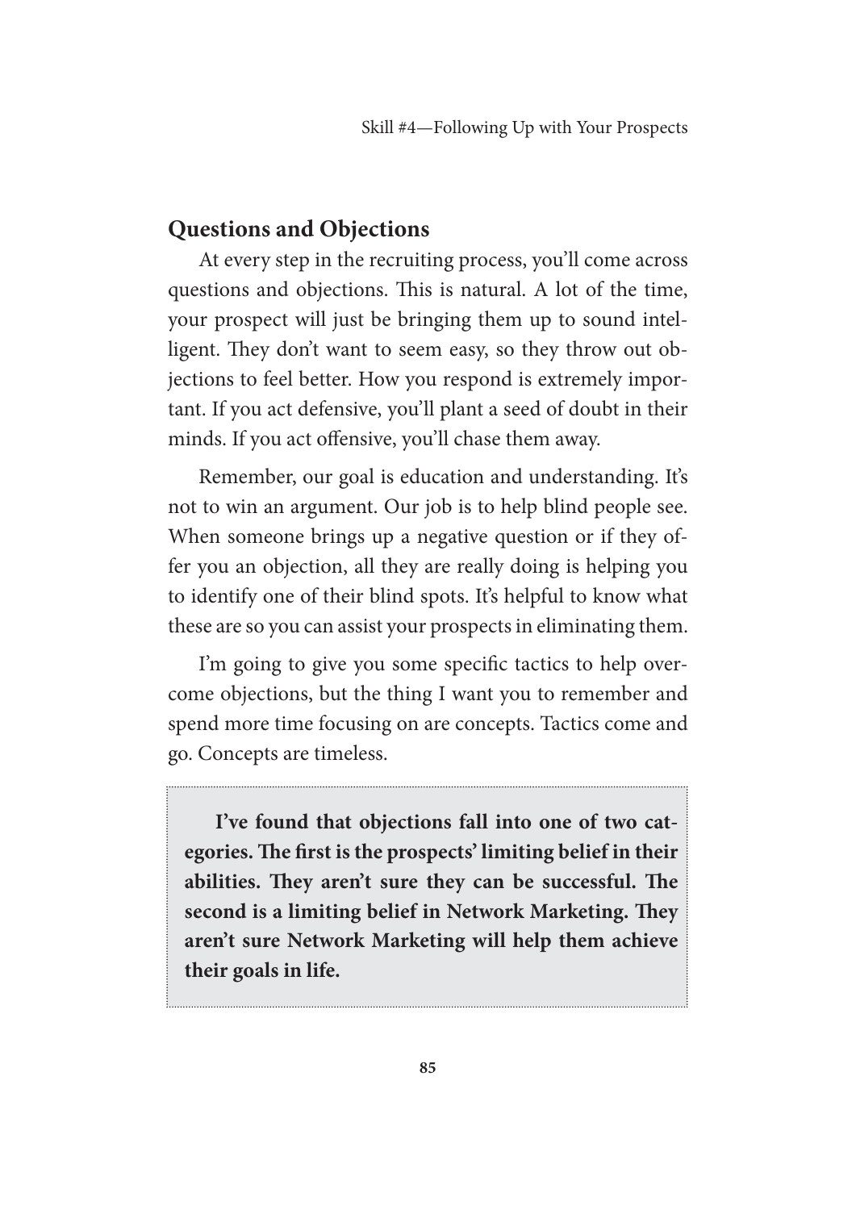## Questions and Objections

At every step in the recruiting process, you'll come across questions and objections. This is natural. A lot of the time, your prospect will just be bringing them up to sound intelligent. They don't want to seem easy, so they throw out objections to feel better. How you respond is extremely important. If you act defensive, you'll plant a seed of doubt in their minds. If you act offensive, you'll chase them away.

Remember, our goal is education and understanding. It's not to win an argument. Our job is to help blind people see. When someone brings up a negative question or if they offer you an objection, all they are really doing is helping you to identify one of their blind spots. It's helpful to know what these are so you can assist your prospects in eliminating them.

I'm going to give you some specific tactics to help overcome objections, but the thing I want you to remember and spend more time focusing on are concepts. Tactics come and go. Concepts are timeless.

**I've found that objections fall into one of two categories. The first is the prospects' limiting belief in their abilities. They aren't sure they can be successful. The second is a limiting belief in Network Marketing. They aren't sure Network Marketing will help them achieve their goals in life.**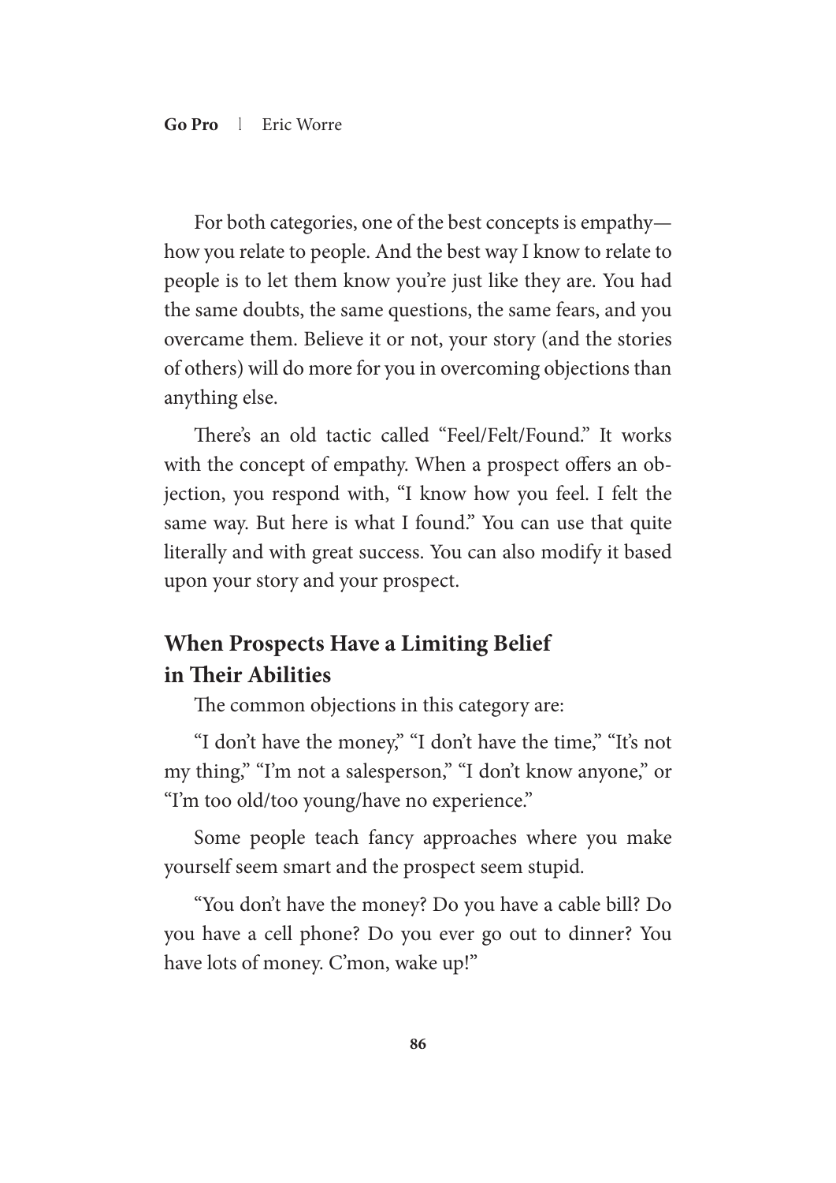For both categories, one of the best concepts is empathy—how you relate to people. And the best way I know to relate to people is to let them know you're just like they are. You had the same doubts, the same questions, the same fears, and you overcame them. Believe it or not, your story (and the stories of others) will do more for you in overcoming objections than anything else.

There's an old tactic called "Feel/Felt/Found." It works with the concept of empathy. When a prospect offers an objection, you respond with, "I know how you feel. I felt the same way. But here is what I found." You can use that quite literally and with great success. You can also modify it based upon your story and your prospect.

## When Prospects Have a Limiting Belief in Their Abilities

The common objections in this category are:

"I don't have the money," "I don't have the time," "It's not my thing," "I'm not a salesperson," "I don't know anyone," or "I'm too old/too young/have no experience."

Some people teach fancy approaches where you make yourself seem smart and the prospect seem stupid.

"You don't have the money? Do you have a cable bill? Do you have a cell phone? Do you ever go out to dinner? You have lots of money. C'mon, wake up!"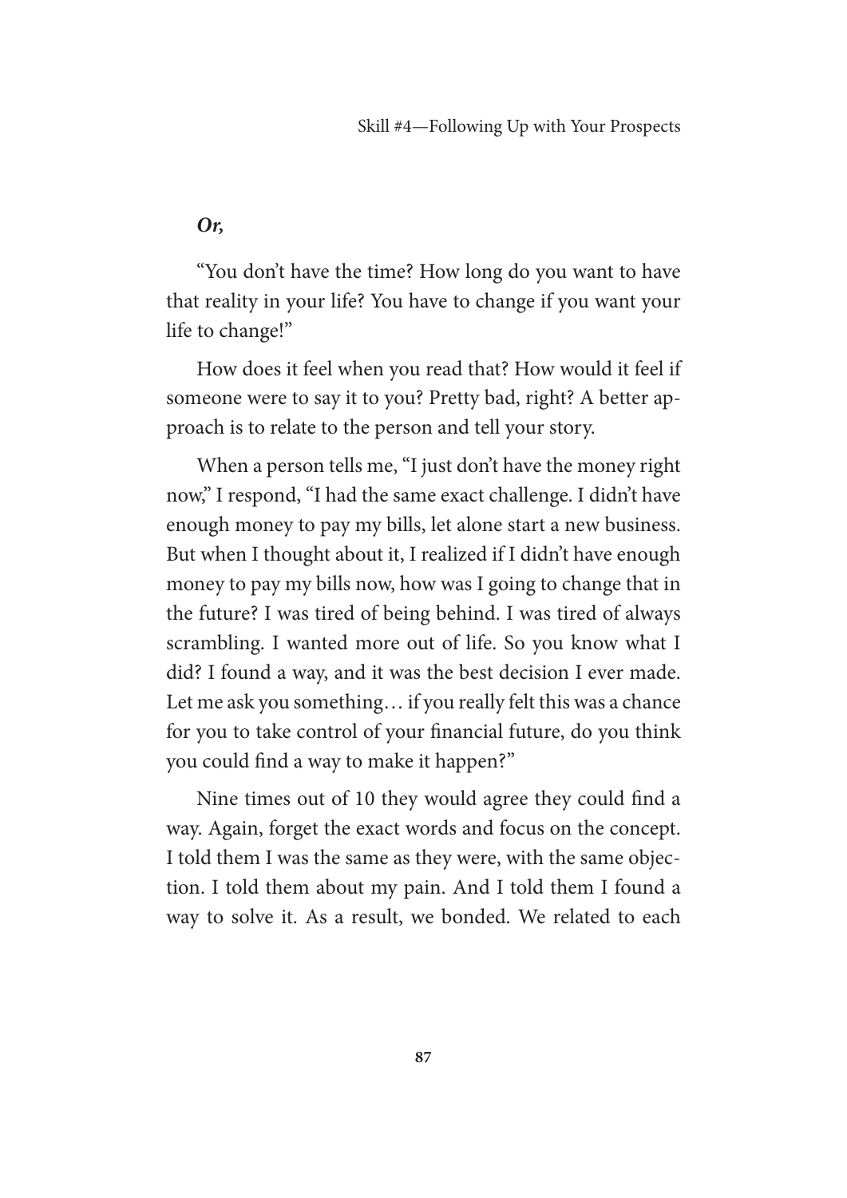***Or,***

"You don't have the time? How long do you want to have that reality in your life? You have to change if you want your life to change!"

How does it feel when you read that? How would it feel if someone were to say it to you? Pretty bad, right? A better approach is to relate to the person and tell your story.

When a person tells me, "I just don't have the money right now," I respond, "I had the same exact challenge. I didn't have enough money to pay my bills, let alone start a new business. But when I thought about it, I realized if I didn't have enough money to pay my bills now, how was I going to change that in the future? I was tired of being behind. I was tired of always scrambling. I wanted more out of life. So you know what I did? I found a way, and it was the best decision I ever made. Let me ask you something… if you really felt this was a chance for you to take control of your financial future, do you think you could find a way to make it happen?"

Nine times out of 10 they would agree they could find a way. Again, forget the exact words and focus on the concept. I told them I was the same as they were, with the same objection. I told them about my pain. And I told them I found a way to solve it. As a result, we bonded. We related to each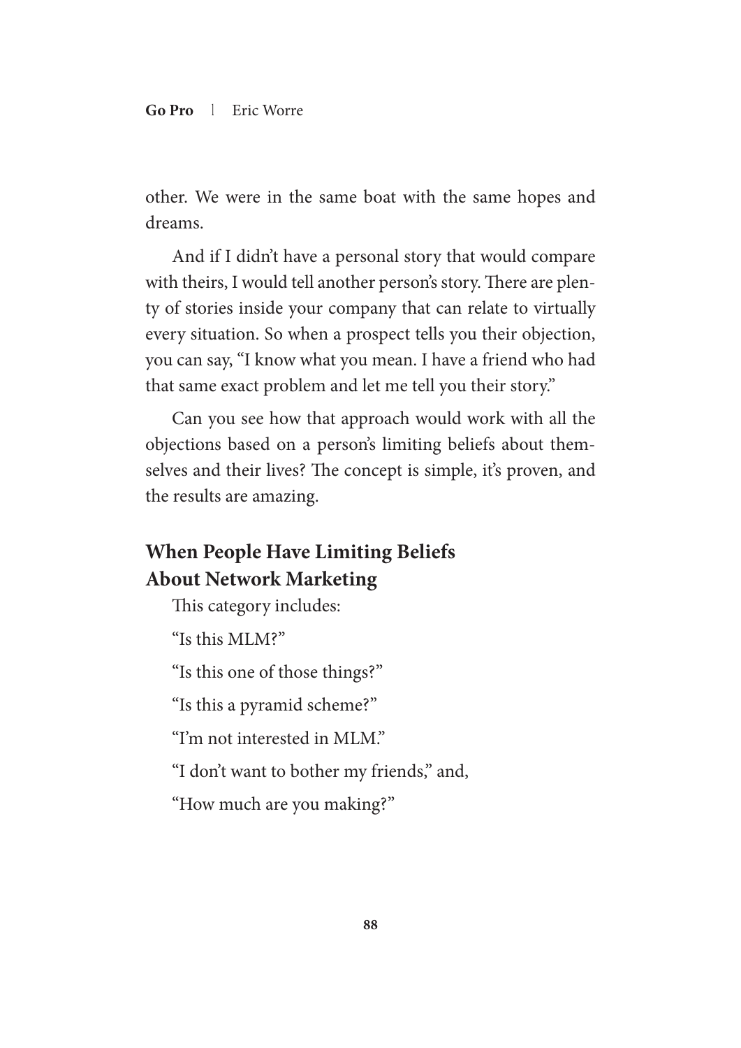other. We were in the same boat with the same hopes and dreams.

And if I didn't have a personal story that would compare with theirs, I would tell another person's story. There are plenty of stories inside your company that can relate to virtually every situation. So when a prospect tells you their objection, you can say, "I know what you mean. I have a friend who had that same exact problem and let me tell you their story."

Can you see how that approach would work with all the objections based on a person's limiting beliefs about themselves and their lives? The concept is simple, it's proven, and the results are amazing.

## When People Have Limiting Beliefs About Network Marketing

This category includes:

"Is this MLM?"

"Is this one of those things?"

"Is this a pyramid scheme?"

"I'm not interested in MLM."

"I don't want to bother my friends," and,

"How much are you making?"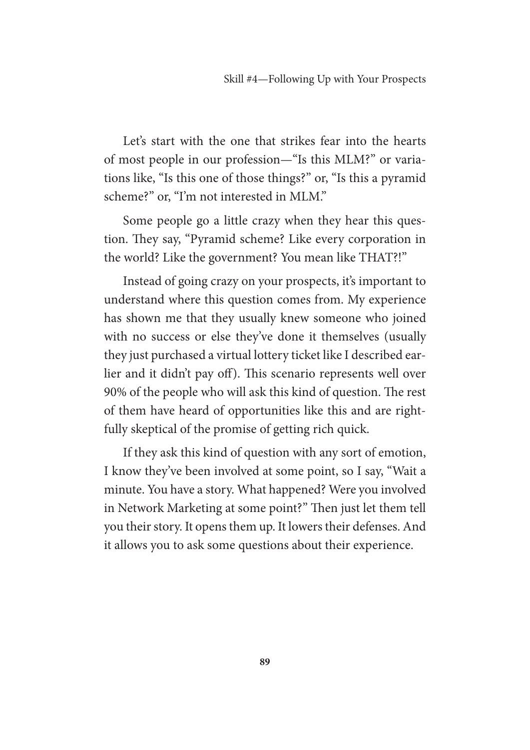Let's start with the one that strikes fear into the hearts of most people in our profession—"Is this MLM?" or variations like, "Is this one of those things?" or, "Is this a pyramid scheme?" or, "I'm not interested in MLM."

Some people go a little crazy when they hear this question. They say, "Pyramid scheme? Like every corporation in the world? Like the government? You mean like THAT?!"

Instead of going crazy on your prospects, it's important to understand where this question comes from. My experience has shown me that they usually knew someone who joined with no success or else they've done it themselves (usually they just purchased a virtual lottery ticket like I described earlier and it didn't pay off). This scenario represents well over 90% of the people who will ask this kind of question. The rest of them have heard of opportunities like this and are rightfully skeptical of the promise of getting rich quick.

If they ask this kind of question with any sort of emotion, I know they've been involved at some point, so I say, "Wait a minute. You have a story. What happened? Were you involved in Network Marketing at some point?" Then just let them tell you their story. It opens them up. It lowers their defenses. And it allows you to ask some questions about their experience.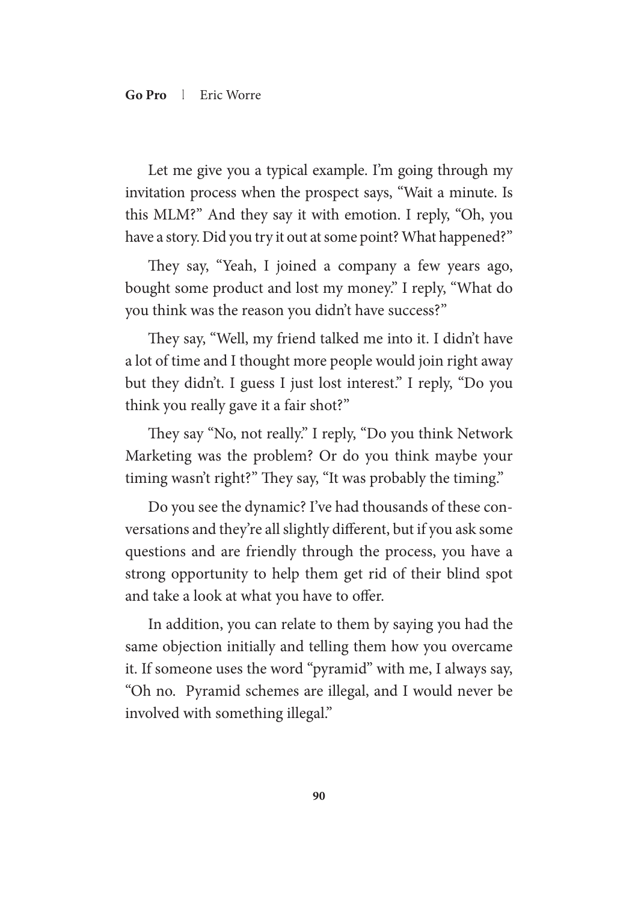Let me give you a typical example. I'm going through my invitation process when the prospect says, "Wait a minute. Is this MLM?" And they say it with emotion. I reply, "Oh, you have a story. Did you try it out at some point? What happened?"

They say, "Yeah, I joined a company a few years ago, bought some product and lost my money." I reply, "What do you think was the reason you didn't have success?"

They say, "Well, my friend talked me into it. I didn't have a lot of time and I thought more people would join right away but they didn't. I guess I just lost interest." I reply, "Do you think you really gave it a fair shot?"

They say "No, not really." I reply, "Do you think Network Marketing was the problem? Or do you think maybe your timing wasn't right?" They say, "It was probably the timing."

Do you see the dynamic? I've had thousands of these conversations and they're all slightly different, but if you ask some questions and are friendly through the process, you have a strong opportunity to help them get rid of their blind spot and take a look at what you have to offer.

In addition, you can relate to them by saying you had the same objection initially and telling them how you overcame it. If someone uses the word "pyramid" with me, I always say, "Oh no. Pyramid schemes are illegal, and I would never be involved with something illegal."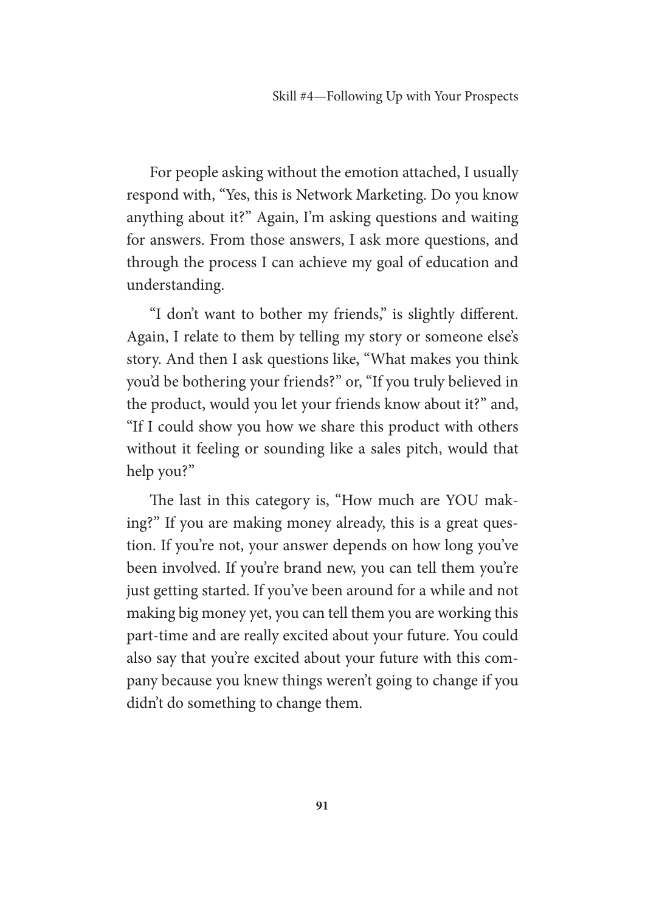For people asking without the emotion attached, I usually respond with, "Yes, this is Network Marketing. Do you know anything about it?" Again, I'm asking questions and waiting for answers. From those answers, I ask more questions, and through the process I can achieve my goal of education and understanding.

"I don't want to bother my friends," is slightly different. Again, I relate to them by telling my story or someone else's story. And then I ask questions like, "What makes you think you'd be bothering your friends?" or, "If you truly believed in the product, would you let your friends know about it?" and, "If I could show you how we share this product with others without it feeling or sounding like a sales pitch, would that help you?"

The last in this category is, "How much are YOU making?" If you are making money already, this is a great question. If you're not, your answer depends on how long you've been involved. If you're brand new, you can tell them you're just getting started. If you've been around for a while and not making big money yet, you can tell them you are working this part-time and are really excited about your future. You could also say that you're excited about your future with this company because you knew things weren't going to change if you didn't do something to change them.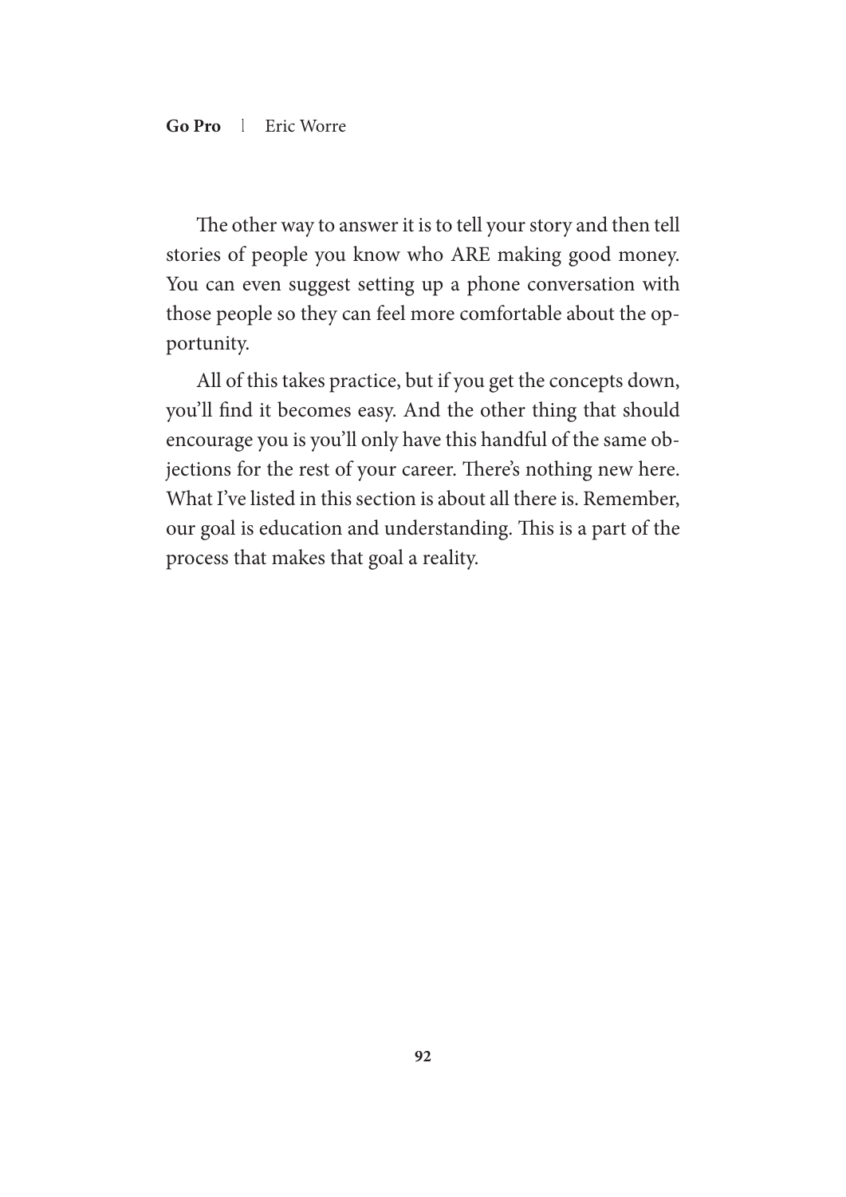The other way to answer it is to tell your story and then tell stories of people you know who ARE making good money. You can even suggest setting up a phone conversation with those people so they can feel more comfortable about the opportunity.

All of this takes practice, but if you get the concepts down, you'll find it becomes easy. And the other thing that should encourage you is you'll only have this handful of the same objections for the rest of your career. There's nothing new here. What I've listed in this section is about all there is. Remember, our goal is education and understanding. This is a part of the process that makes that goal a reality.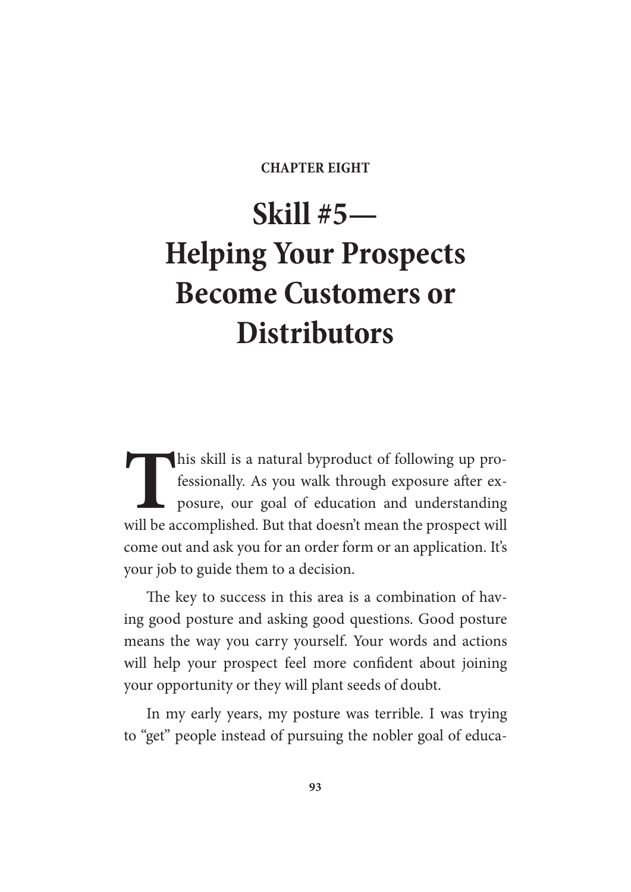**CHAPTER EIGHT**

# Skill #5—Helping Your Prospects Become Customers or Distributors

This skill is a natural byproduct of following up professionally. As you walk through exposure after exposure, our goal of education and understanding will be accomplished. But that doesn't mean the prospect will come out and ask you for an order form or an application. It's your job to guide them to a decision.

The key to success in this area is a combination of having good posture and asking good questions. Good posture means the way you carry yourself. Your words and actions will help your prospect feel more confident about joining your opportunity or they will plant seeds of doubt.

In my early years, my posture was terrible. I was trying to "get" people instead of pursuing the nobler goal of educa-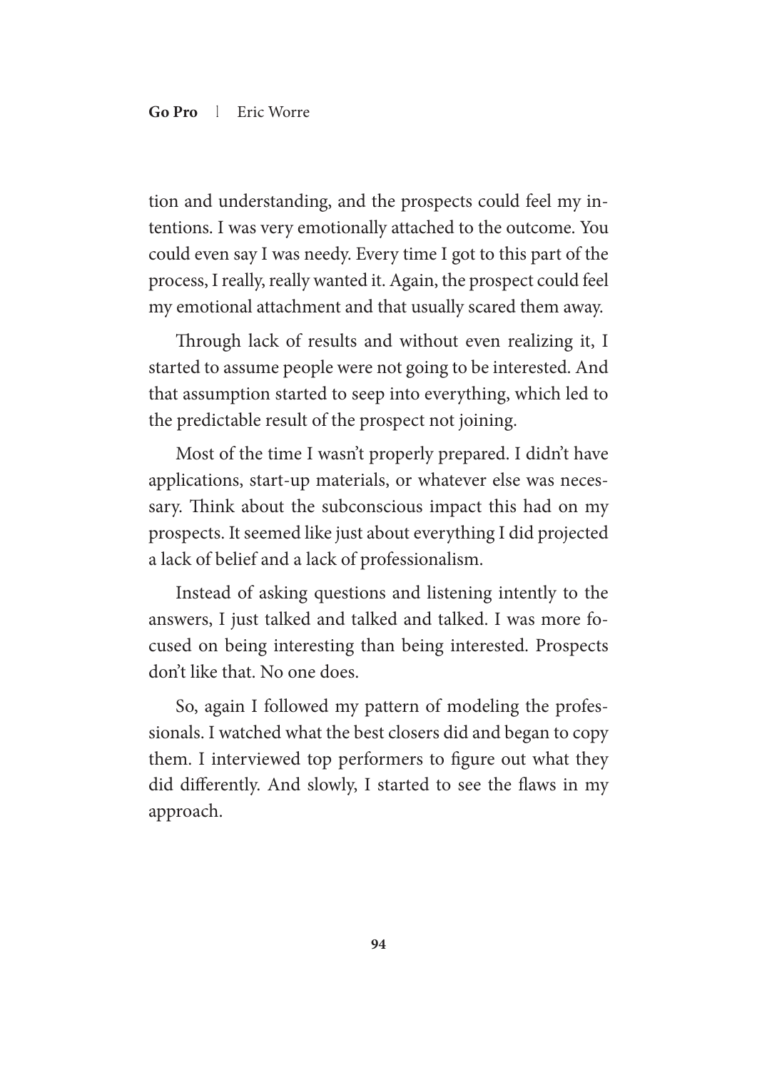tion and understanding, and the prospects could feel my intentions. I was very emotionally attached to the outcome. You could even say I was needy. Every time I got to this part of the process, I really, really wanted it. Again, the prospect could feel my emotional attachment and that usually scared them away.

Through lack of results and without even realizing it, I started to assume people were not going to be interested. And that assumption started to seep into everything, which led to the predictable result of the prospect not joining.

Most of the time I wasn't properly prepared. I didn't have applications, start-up materials, or whatever else was necessary. Think about the subconscious impact this had on my prospects. It seemed like just about everything I did projected a lack of belief and a lack of professionalism.

Instead of asking questions and listening intently to the answers, I just talked and talked and talked. I was more focused on being interesting than being interested. Prospects don't like that. No one does.

So, again I followed my pattern of modeling the professionals. I watched what the best closers did and began to copy them. I interviewed top performers to figure out what they did differently. And slowly, I started to see the flaws in my approach.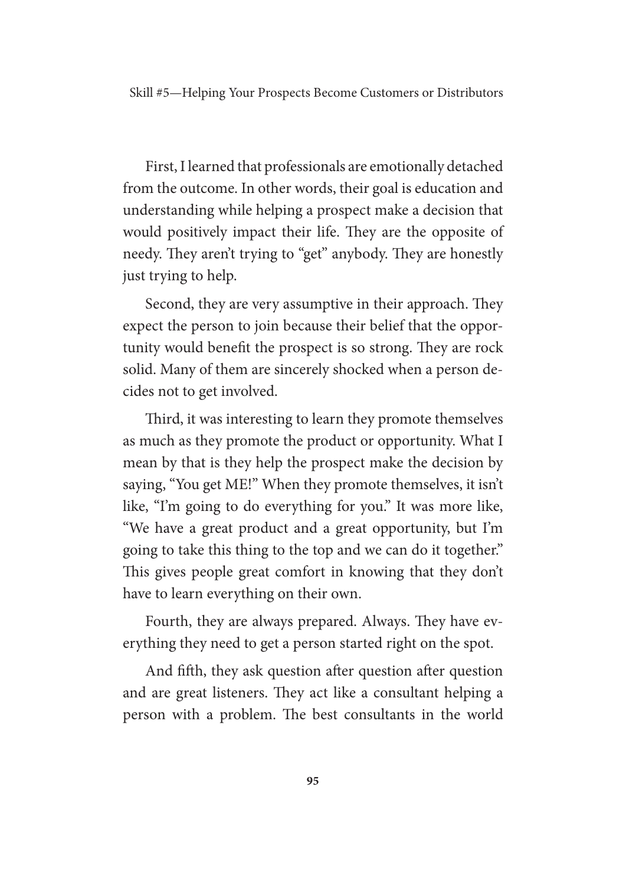First, I learned that professionals are emotionally detached from the outcome. In other words, their goal is education and understanding while helping a prospect make a decision that would positively impact their life. They are the opposite of needy. They aren't trying to "get" anybody. They are honestly just trying to help.

Second, they are very assumptive in their approach. They expect the person to join because their belief that the opportunity would benefit the prospect is so strong. They are rock solid. Many of them are sincerely shocked when a person decides not to get involved.

Third, it was interesting to learn they promote themselves as much as they promote the product or opportunity. What I mean by that is they help the prospect make the decision by saying, "You get ME!" When they promote themselves, it isn't like, "I'm going to do everything for you." It was more like, "We have a great product and a great opportunity, but I'm going to take this thing to the top and we can do it together." This gives people great comfort in knowing that they don't have to learn everything on their own.

Fourth, they are always prepared. Always. They have everything they need to get a person started right on the spot.

And fifth, they ask question after question after question and are great listeners. They act like a consultant helping a person with a problem. The best consultants in the world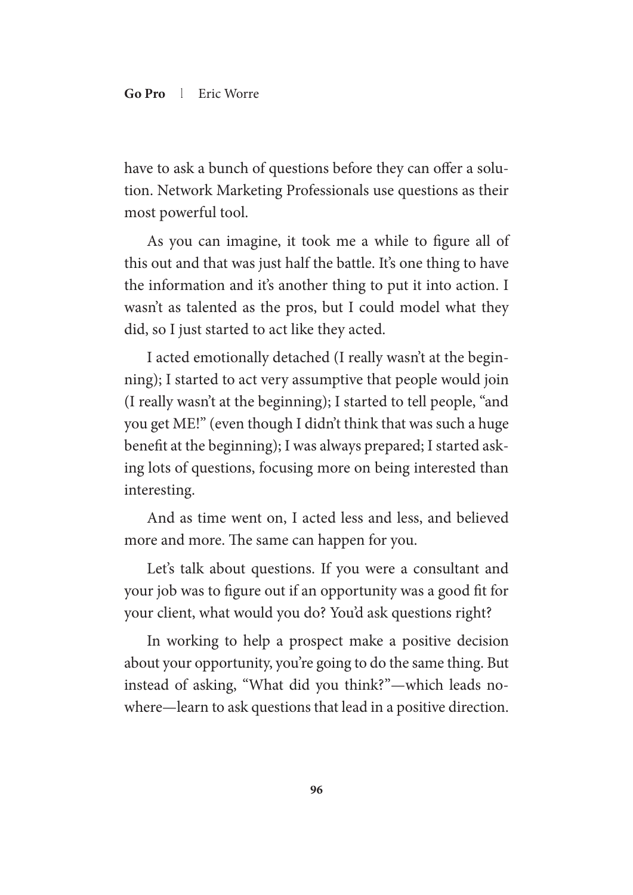have to ask a bunch of questions before they can offer a solution. Network Marketing Professionals use questions as their most powerful tool.

As you can imagine, it took me a while to figure all of this out and that was just half the battle. It's one thing to have the information and it's another thing to put it into action. I wasn't as talented as the pros, but I could model what they did, so I just started to act like they acted.

I acted emotionally detached (I really wasn't at the beginning); I started to act very assumptive that people would join (I really wasn't at the beginning); I started to tell people, "and you get ME!" (even though I didn't think that was such a huge benefit at the beginning); I was always prepared; I started asking lots of questions, focusing more on being interested than interesting.

And as time went on, I acted less and less, and believed more and more. The same can happen for you.

Let's talk about questions. If you were a consultant and your job was to figure out if an opportunity was a good fit for your client, what would you do? You'd ask questions right?

In working to help a prospect make a positive decision about your opportunity, you're going to do the same thing. But instead of asking, "What did you think?"—which leads nowhere—learn to ask questions that lead in a positive direction.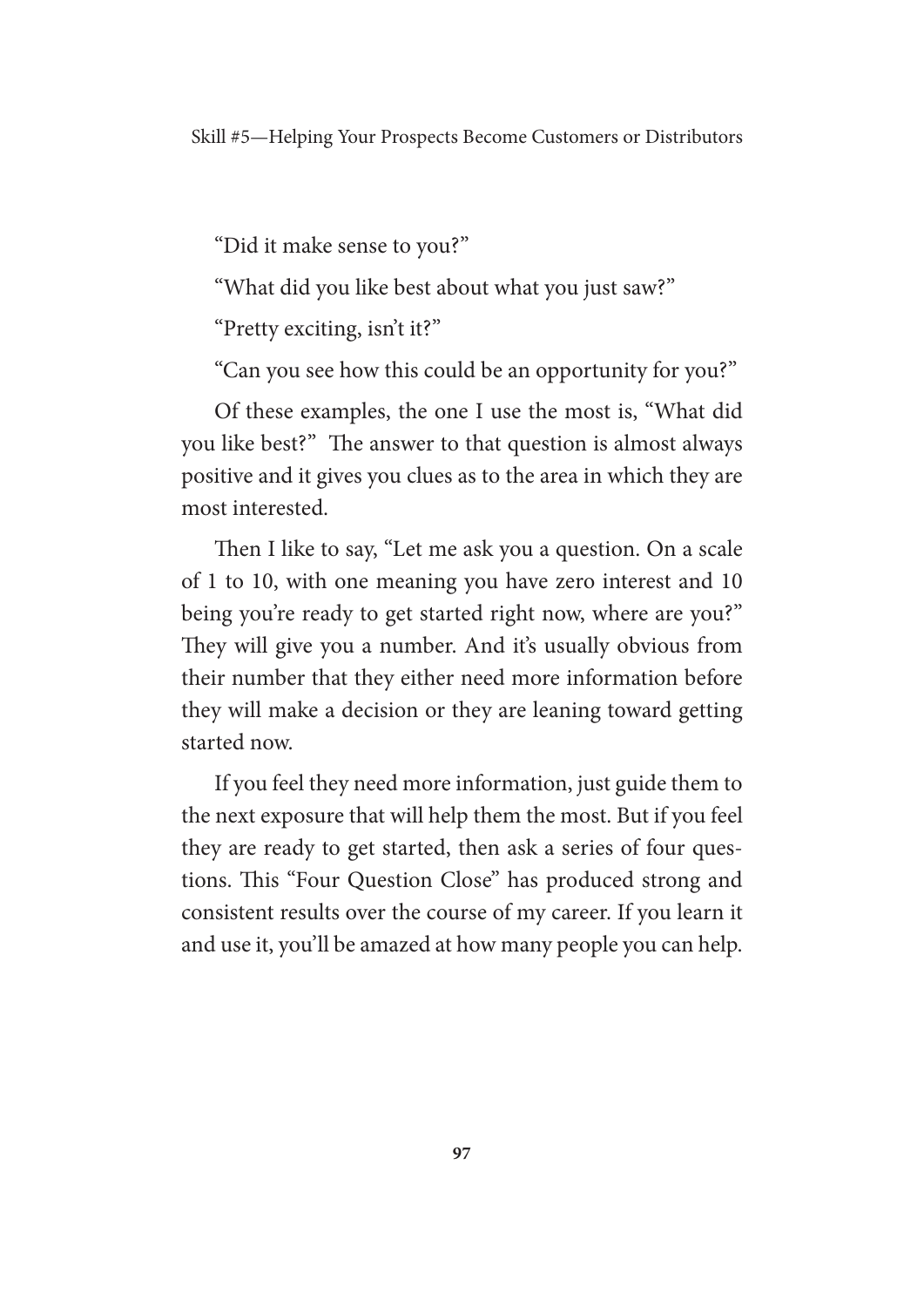"Did it make sense to you?"

"What did you like best about what you just saw?"

"Pretty exciting, isn't it?"

"Can you see how this could be an opportunity for you?"

Of these examples, the one I use the most is, "What did you like best?" The answer to that question is almost always positive and it gives you clues as to the area in which they are most interested.

Then I like to say, "Let me ask you a question. On a scale of 1 to 10, with one meaning you have zero interest and 10 being you're ready to get started right now, where are you?" They will give you a number. And it's usually obvious from their number that they either need more information before they will make a decision or they are leaning toward getting started now.

If you feel they need more information, just guide them to the next exposure that will help them the most. But if you feel they are ready to get started, then ask a series of four questions. This "Four Question Close" has produced strong and consistent results over the course of my career. If you learn it and use it, you'll be amazed at how many people you can help.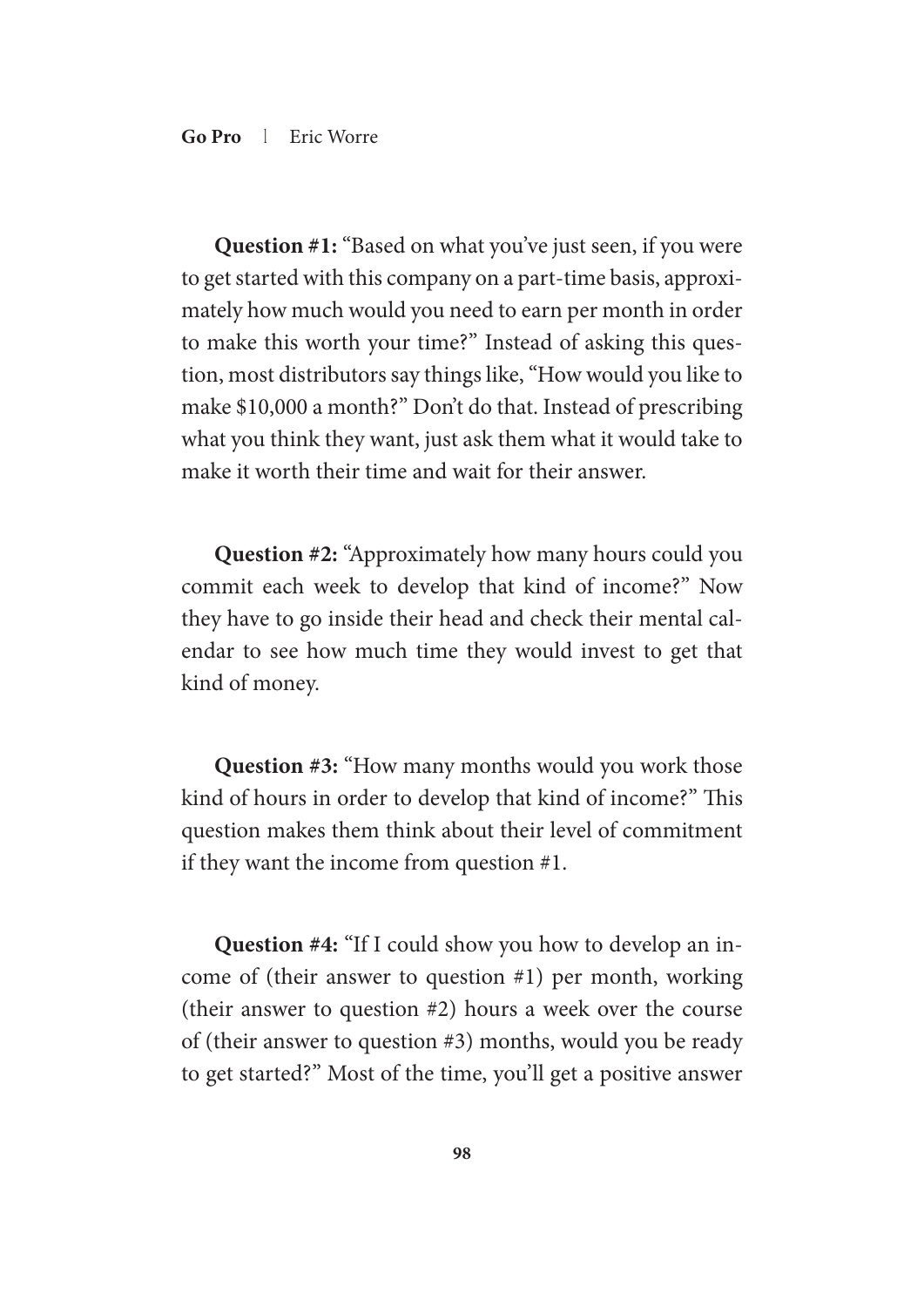**Question #1:** "Based on what you've just seen, if you were to get started with this company on a part-time basis, approximately how much would you need to earn per month in order to make this worth your time?" Instead of asking this question, most distributors say things like, "How would you like to make $10,000 a month?" Don't do that. Instead of prescribing what you think they want, just ask them what it would take to make it worth their time and wait for their answer.

**Question #2:** "Approximately how many hours could you commit each week to develop that kind of income?" Now they have to go inside their head and check their mental calendar to see how much time they would invest to get that kind of money.

**Question #3:** "How many months would you work those kind of hours in order to develop that kind of income?" This question makes them think about their level of commitment if they want the income from question #1.

**Question #4:** "If I could show you how to develop an income of (their answer to question #1) per month, working (their answer to question #2) hours a week over the course of (their answer to question #3) months, would you be ready to get started?" Most of the time, you'll get a positive answer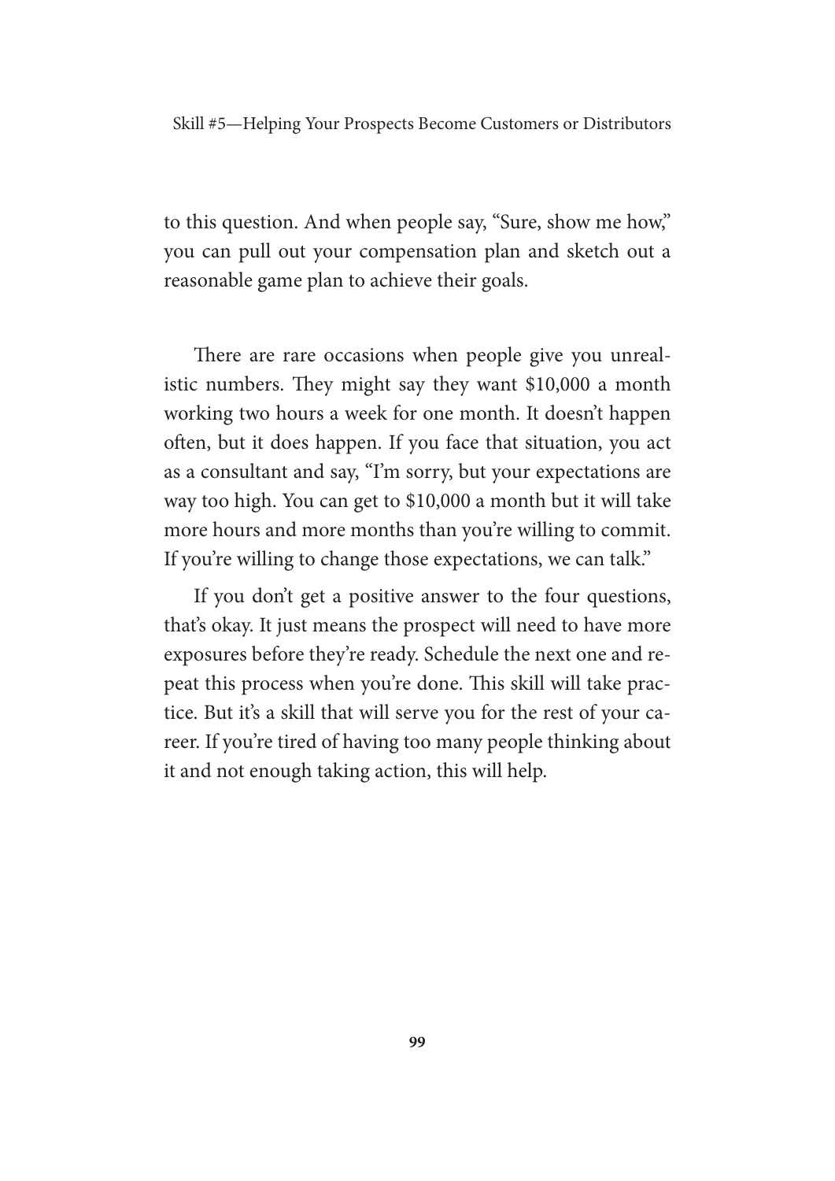to this question. And when people say, "Sure, show me how," you can pull out your compensation plan and sketch out a reasonable game plan to achieve their goals.

There are rare occasions when people give you unrealistic numbers. They might say they want $10,000 a month working two hours a week for one month. It doesn't happen often, but it does happen. If you face that situation, you act as a consultant and say, "I'm sorry, but your expectations are way too high. You can get to $10,000 a month but it will take more hours and more months than you're willing to commit. If you're willing to change those expectations, we can talk."

If you don't get a positive answer to the four questions, that's okay. It just means the prospect will need to have more exposures before they're ready. Schedule the next one and repeat this process when you're done. This skill will take practice. But it's a skill that will serve you for the rest of your career. If you're tired of having too many people thinking about it and not enough taking action, this will help.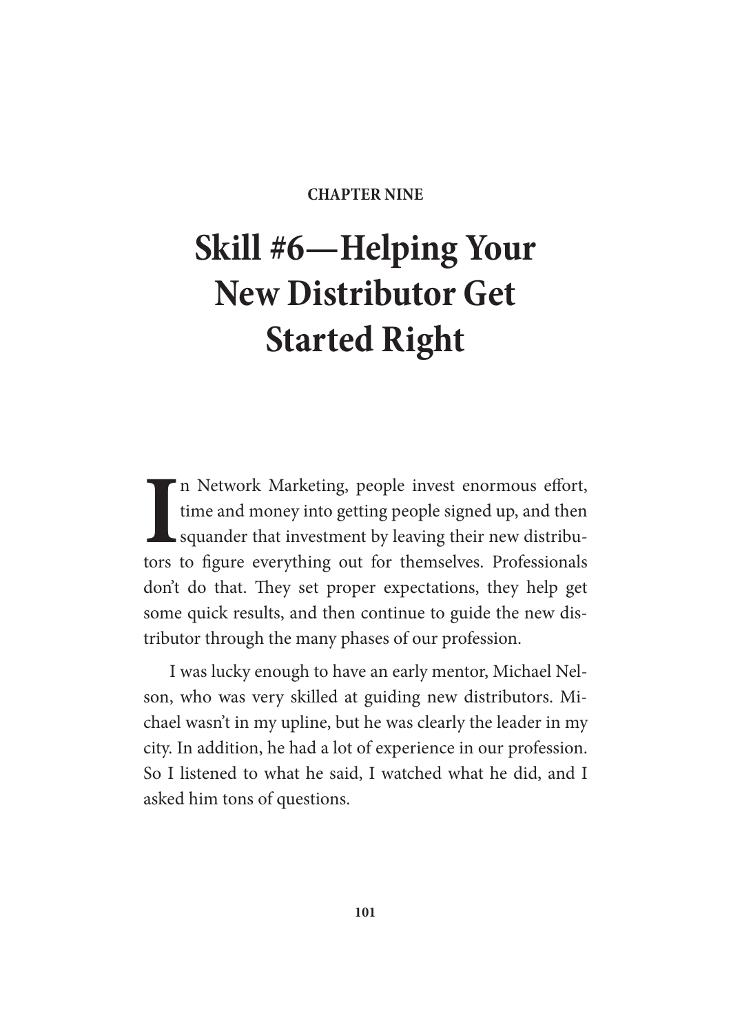## CHAPTER NINE

# Skill #6—Helping Your New Distributor Get Started Right

In Network Marketing, people invest enormous effort, time and money into getting people signed up, and then squander that investment by leaving their new distributors to figure everything out for themselves. Professionals don't do that. They set proper expectations, they help get some quick results, and then continue to guide the new distributor through the many phases of our profession.

I was lucky enough to have an early mentor, Michael Nelson, who was very skilled at guiding new distributors. Michael wasn't in my upline, but he was clearly the leader in my city. In addition, he had a lot of experience in our profession. So I listened to what he said, I watched what he did, and I asked him tons of questions.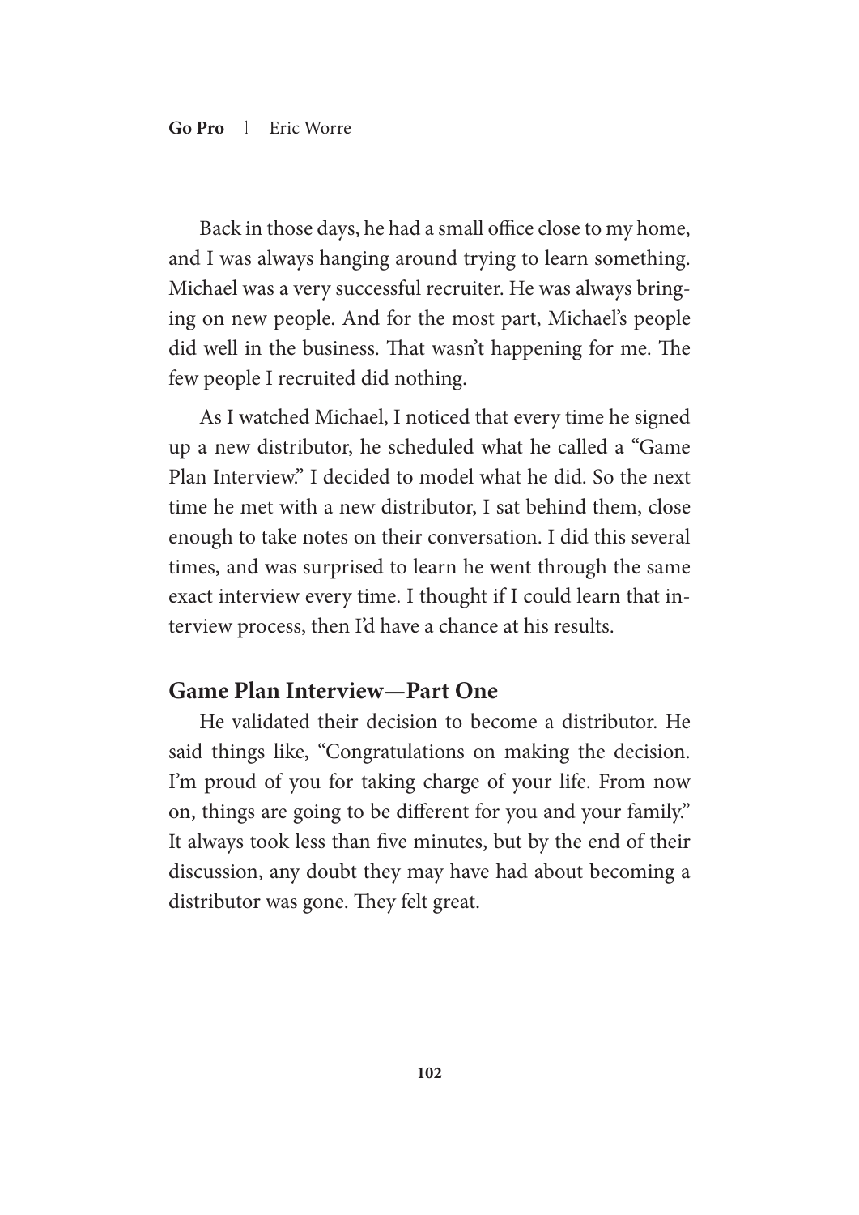Back in those days, he had a small office close to my home, and I was always hanging around trying to learn something. Michael was a very successful recruiter. He was always bringing on new people. And for the most part, Michael's people did well in the business. That wasn't happening for me. The few people I recruited did nothing.

As I watched Michael, I noticed that every time he signed up a new distributor, he scheduled what he called a "Game Plan Interview." I decided to model what he did. So the next time he met with a new distributor, I sat behind them, close enough to take notes on their conversation. I did this several times, and was surprised to learn he went through the same exact interview every time. I thought if I could learn that interview process, then I'd have a chance at his results.

## Game Plan Interview—Part One

He validated their decision to become a distributor. He said things like, "Congratulations on making the decision. I'm proud of you for taking charge of your life. From now on, things are going to be different for you and your family." It always took less than five minutes, but by the end of their discussion, any doubt they may have had about becoming a distributor was gone. They felt great.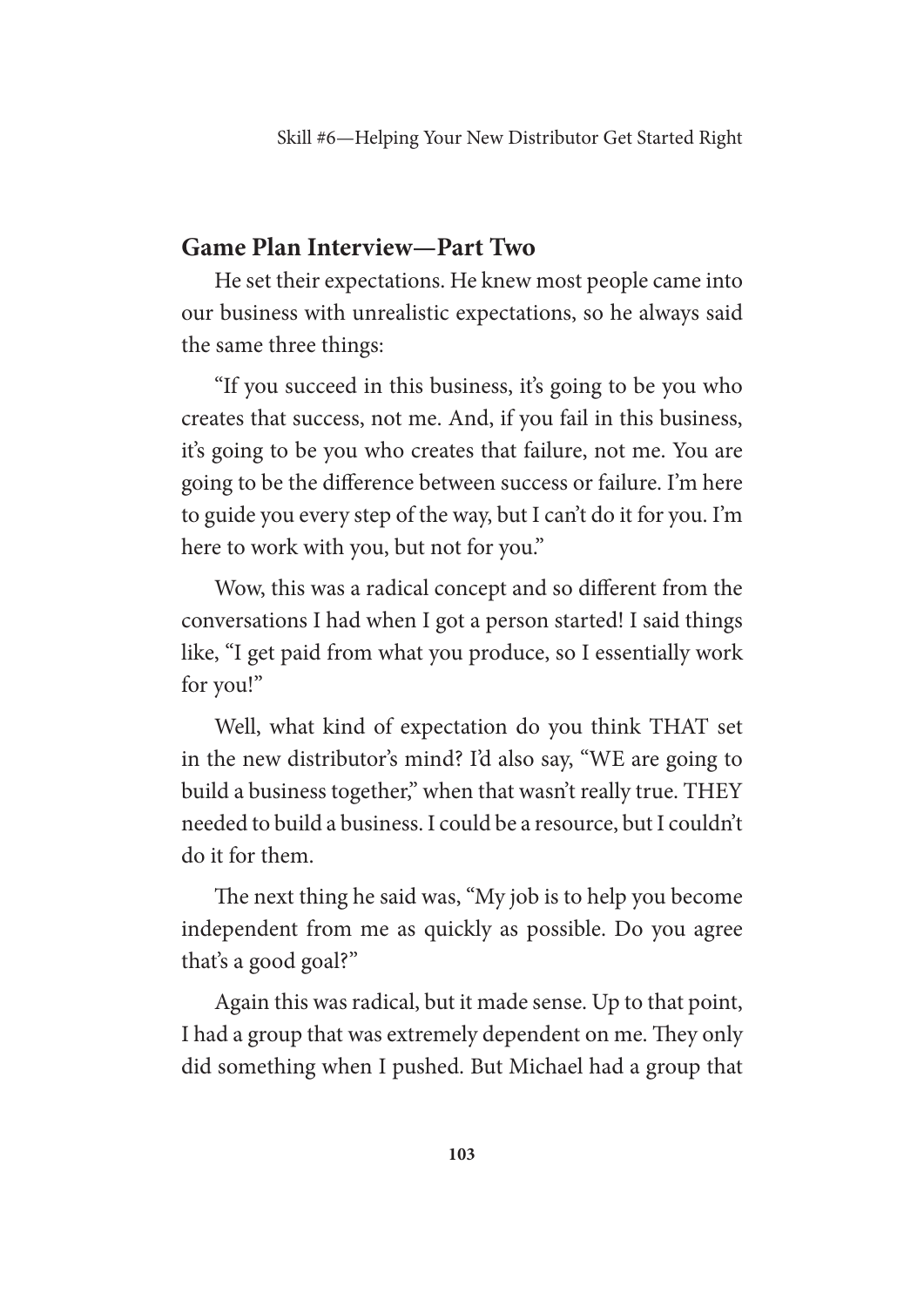## Game Plan Interview—Part Two

He set their expectations. He knew most people came into our business with unrealistic expectations, so he always said the same three things:

"If you succeed in this business, it's going to be you who creates that success, not me. And, if you fail in this business, it's going to be you who creates that failure, not me. You are going to be the difference between success or failure. I'm here to guide you every step of the way, but I can't do it for you. I'm here to work with you, but not for you."

Wow, this was a radical concept and so different from the conversations I had when I got a person started! I said things like, "I get paid from what you produce, so I essentially work for you!"

Well, what kind of expectation do you think THAT set in the new distributor's mind? I'd also say, "WE are going to build a business together," when that wasn't really true. THEY needed to build a business. I could be a resource, but I couldn't do it for them.

The next thing he said was, "My job is to help you become independent from me as quickly as possible. Do you agree that's a good goal?"

Again this was radical, but it made sense. Up to that point, I had a group that was extremely dependent on me. They only did something when I pushed. But Michael had a group that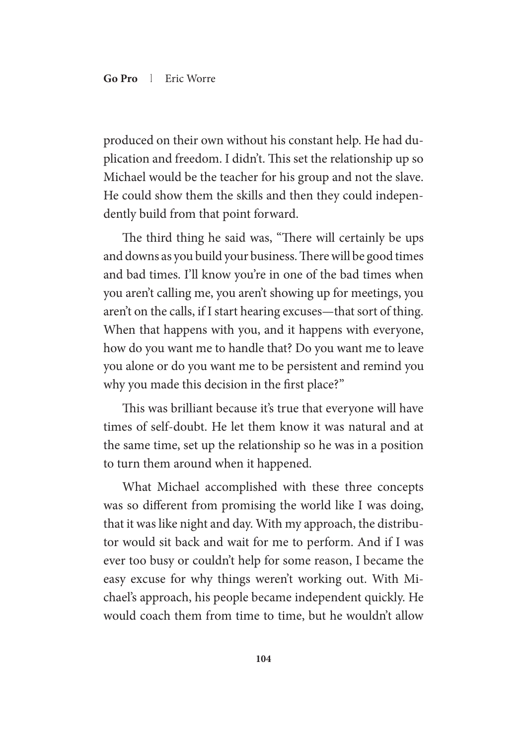produced on their own without his constant help. He had duplication and freedom. I didn't. This set the relationship up so Michael would be the teacher for his group and not the slave. He could show them the skills and then they could independently build from that point forward.

The third thing he said was, "There will certainly be ups and downs as you build your business. There will be good times and bad times. I'll know you're in one of the bad times when you aren't calling me, you aren't showing up for meetings, you aren't on the calls, if I start hearing excuses—that sort of thing. When that happens with you, and it happens with everyone, how do you want me to handle that? Do you want me to leave you alone or do you want me to be persistent and remind you why you made this decision in the first place?"

This was brilliant because it's true that everyone will have times of self-doubt. He let them know it was natural and at the same time, set up the relationship so he was in a position to turn them around when it happened.

What Michael accomplished with these three concepts was so different from promising the world like I was doing, that it was like night and day. With my approach, the distributor would sit back and wait for me to perform. And if I was ever too busy or couldn't help for some reason, I became the easy excuse for why things weren't working out. With Michael's approach, his people became independent quickly. He would coach them from time to time, but he wouldn't allow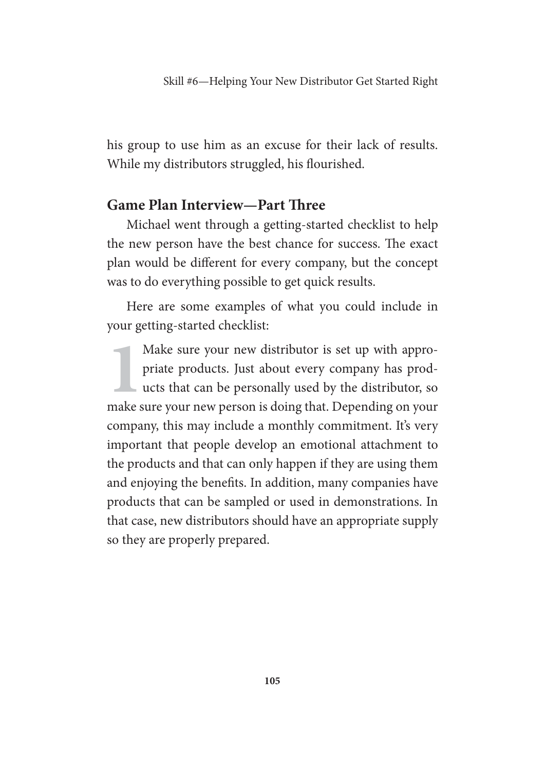his group to use him as an excuse for their lack of results. While my distributors struggled, his flourished.

## Game Plan Interview—Part Three

Michael went through a getting-started checklist to help the new person have the best chance for success. The exact plan would be different for every company, but the concept was to do everything possible to get quick results.

Here are some examples of what you could include in your getting-started checklist:

1. Make sure your new distributor is set up with appropriate products. Just about every company has products that can be personally used by the distributor, so make sure your new person is doing that. Depending on your company, this may include a monthly commitment. It's very important that people develop an emotional attachment to the products and that can only happen if they are using them and enjoying the benefits. In addition, many companies have products that can be sampled or used in demonstrations. In that case, new distributors should have an appropriate supply so they are properly prepared.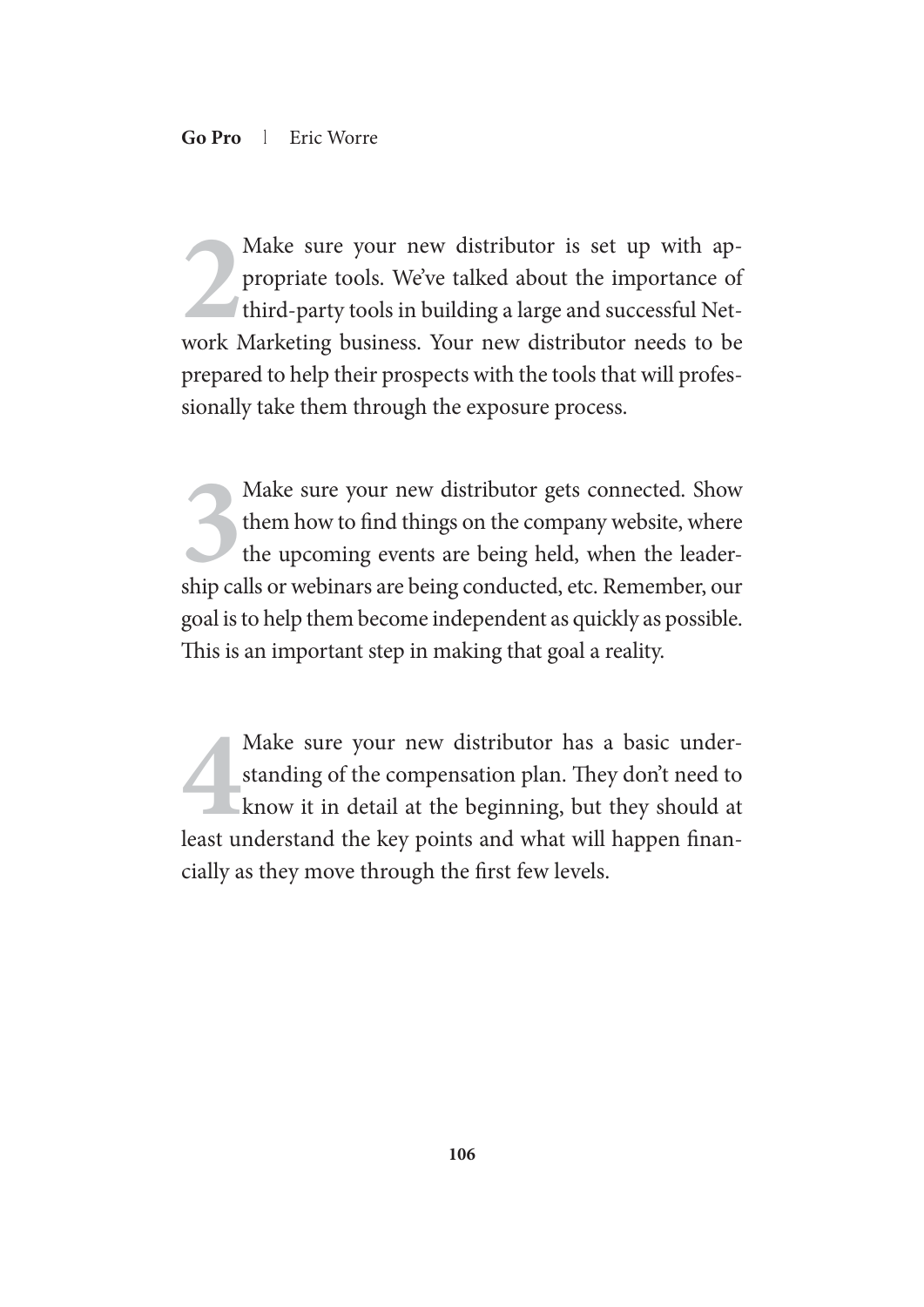**2** Make sure your new distributor is set up with appropriate tools. We've talked about the importance of third-party tools in building a large and successful Network Marketing business. Your new distributor needs to be prepared to help their prospects with the tools that will professionally take them through the exposure process.

**3** Make sure your new distributor gets connected. Show them how to find things on the company website, where the upcoming events are being held, when the leadership calls or webinars are being conducted, etc. Remember, our goal is to help them become independent as quickly as possible. This is an important step in making that goal a reality.

**4** Make sure your new distributor has a basic understanding of the compensation plan. They don't need to know it in detail at the beginning, but they should at least understand the key points and what will happen financially as they move through the first few levels.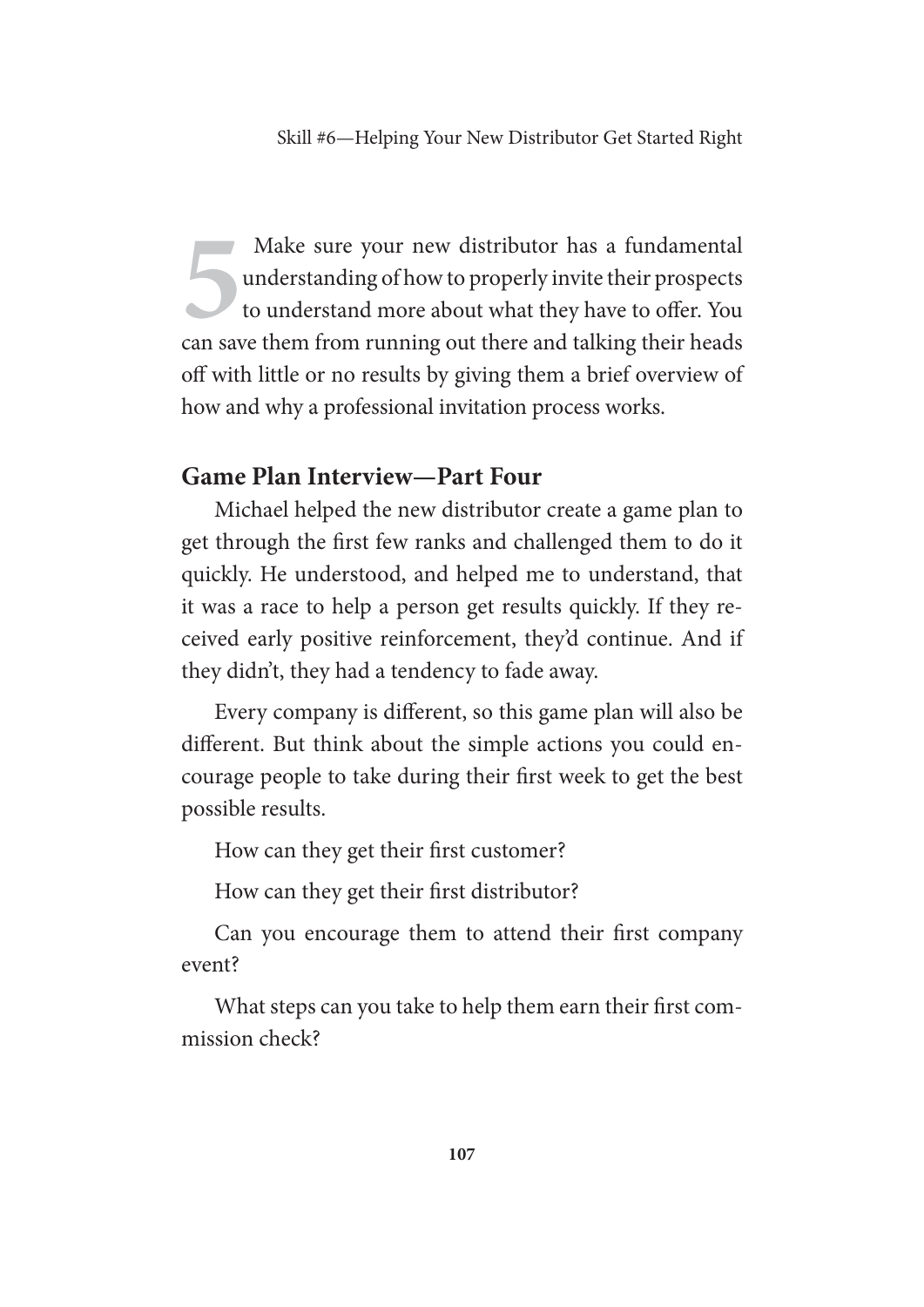**5** Make sure your new distributor has a fundamental understanding of how to properly invite their prospects to understand more about what they have to offer. You can save them from running out there and talking their heads off with little or no results by giving them a brief overview of how and why a professional invitation process works.

## Game Plan Interview—Part Four

Michael helped the new distributor create a game plan to get through the first few ranks and challenged them to do it quickly. He understood, and helped me to understand, that it was a race to help a person get results quickly. If they received early positive reinforcement, they'd continue. And if they didn't, they had a tendency to fade away.

Every company is different, so this game plan will also be different. But think about the simple actions you could encourage people to take during their first week to get the best possible results.

How can they get their first customer?

How can they get their first distributor?

Can you encourage them to attend their first company event?

What steps can you take to help them earn their first commission check?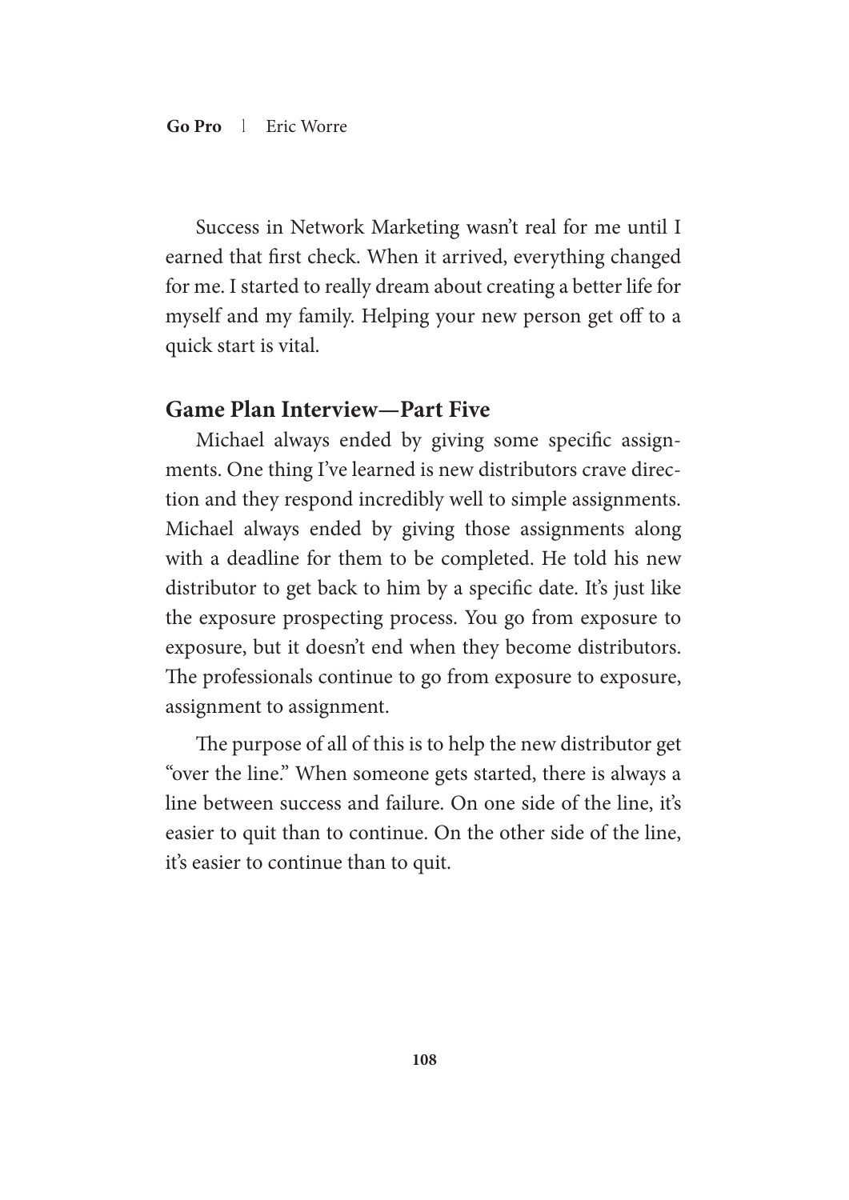Success in Network Marketing wasn't real for me until I earned that first check. When it arrived, everything changed for me. I started to really dream about creating a better life for myself and my family. Helping your new person get off to a quick start is vital.

## Game Plan Interview—Part Five

Michael always ended by giving some specific assignments. One thing I've learned is new distributors crave direction and they respond incredibly well to simple assignments. Michael always ended by giving those assignments along with a deadline for them to be completed. He told his new distributor to get back to him by a specific date. It's just like the exposure prospecting process. You go from exposure to exposure, but it doesn't end when they become distributors. The professionals continue to go from exposure to exposure, assignment to assignment.

The purpose of all of this is to help the new distributor get "over the line." When someone gets started, there is always a line between success and failure. On one side of the line, it's easier to quit than to continue. On the other side of the line, it's easier to continue than to quit.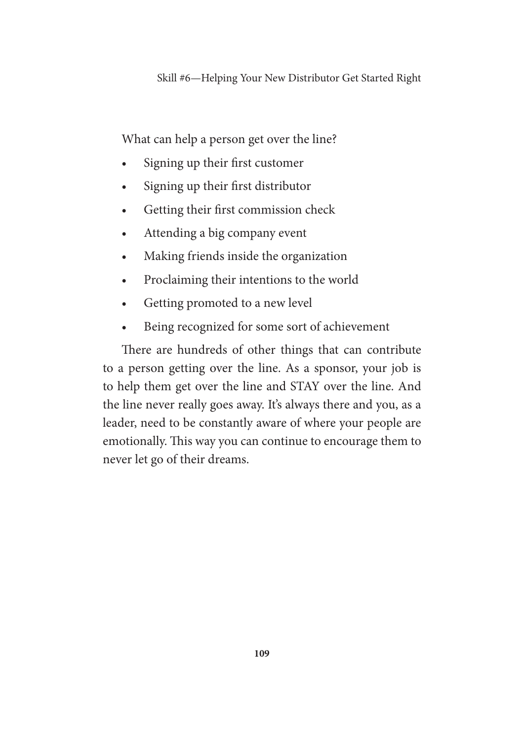What can help a person get over the line?

- Signing up their first customer
- Signing up their first distributor
- Getting their first commission check
- Attending a big company event
- Making friends inside the organization
- Proclaiming their intentions to the world
- Getting promoted to a new level
- Being recognized for some sort of achievement

There are hundreds of other things that can contribute to a person getting over the line. As a sponsor, your job is to help them get over the line and STAY over the line. And the line never really goes away. It's always there and you, as a leader, need to be constantly aware of where your people are emotionally. This way you can continue to encourage them to never let go of their dreams.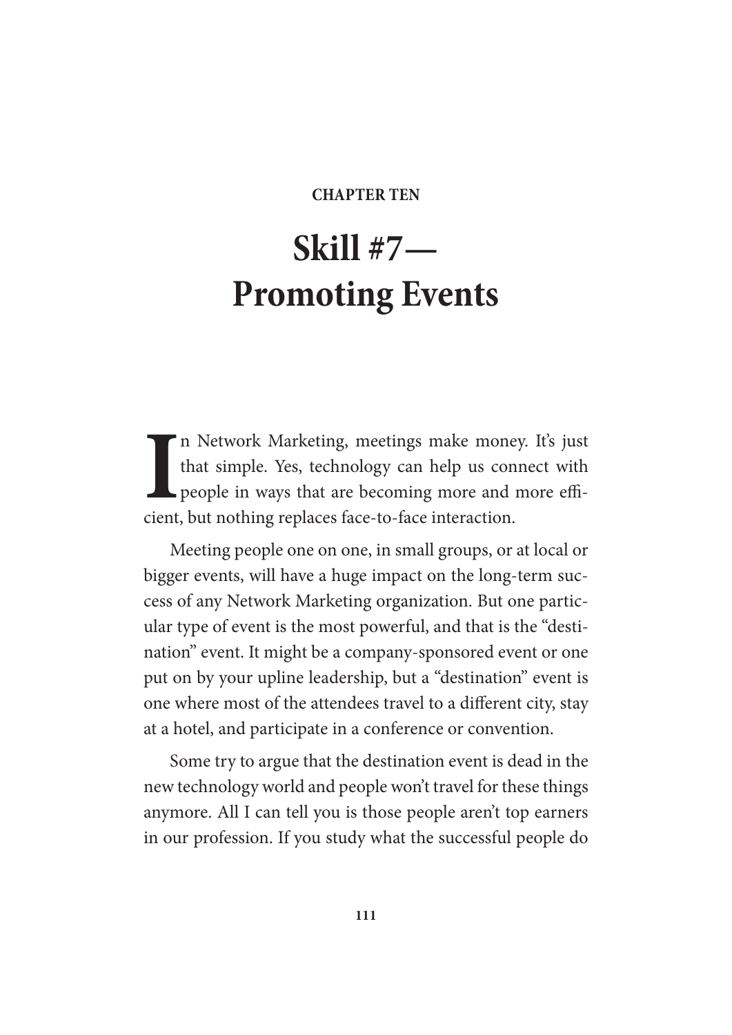**CHAPTER TEN**

# Skill #7— Promoting Events

In Network Marketing, meetings make money. It's just that simple. Yes, technology can help us connect with people in ways that are becoming more and more efficient, but nothing replaces face-to-face interaction.

Meeting people one on one, in small groups, or at local or bigger events, will have a huge impact on the long-term success of any Network Marketing organization. But one particular type of event is the most powerful, and that is the "destination" event. It might be a company-sponsored event or one put on by your upline leadership, but a "destination" event is one where most of the attendees travel to a different city, stay at a hotel, and participate in a conference or convention.

Some try to argue that the destination event is dead in the new technology world and people won't travel for these things anymore. All I can tell you is those people aren't top earners in our profession. If you study what the successful people do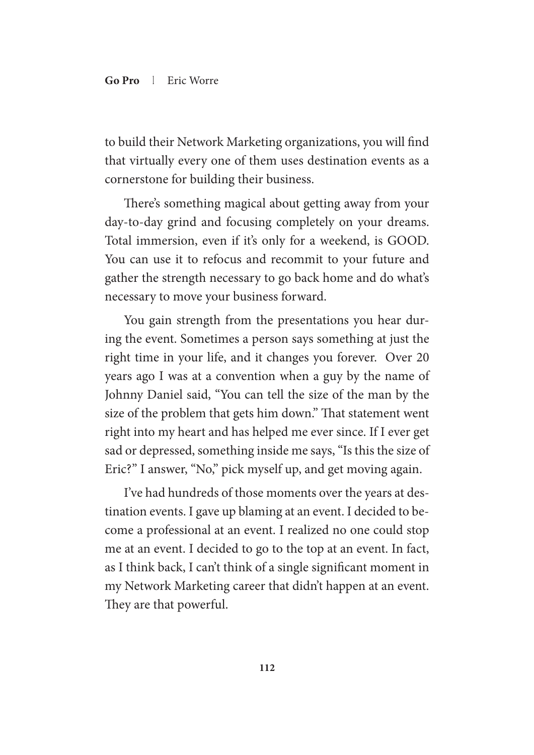to build their Network Marketing organizations, you will find that virtually every one of them uses destination events as a cornerstone for building their business.

There's something magical about getting away from your day-to-day grind and focusing completely on your dreams. Total immersion, even if it's only for a weekend, is GOOD. You can use it to refocus and recommit to your future and gather the strength necessary to go back home and do what's necessary to move your business forward.

You gain strength from the presentations you hear during the event. Sometimes a person says something at just the right time in your life, and it changes you forever. Over 20 years ago I was at a convention when a guy by the name of Johnny Daniel said, "You can tell the size of the man by the size of the problem that gets him down." That statement went right into my heart and has helped me ever since. If I ever get sad or depressed, something inside me says, "Is this the size of Eric?" I answer, "No," pick myself up, and get moving again.

I've had hundreds of those moments over the years at destination events. I gave up blaming at an event. I decided to become a professional at an event. I realized no one could stop me at an event. I decided to go to the top at an event. In fact, as I think back, I can't think of a single significant moment in my Network Marketing career that didn't happen at an event. They are that powerful.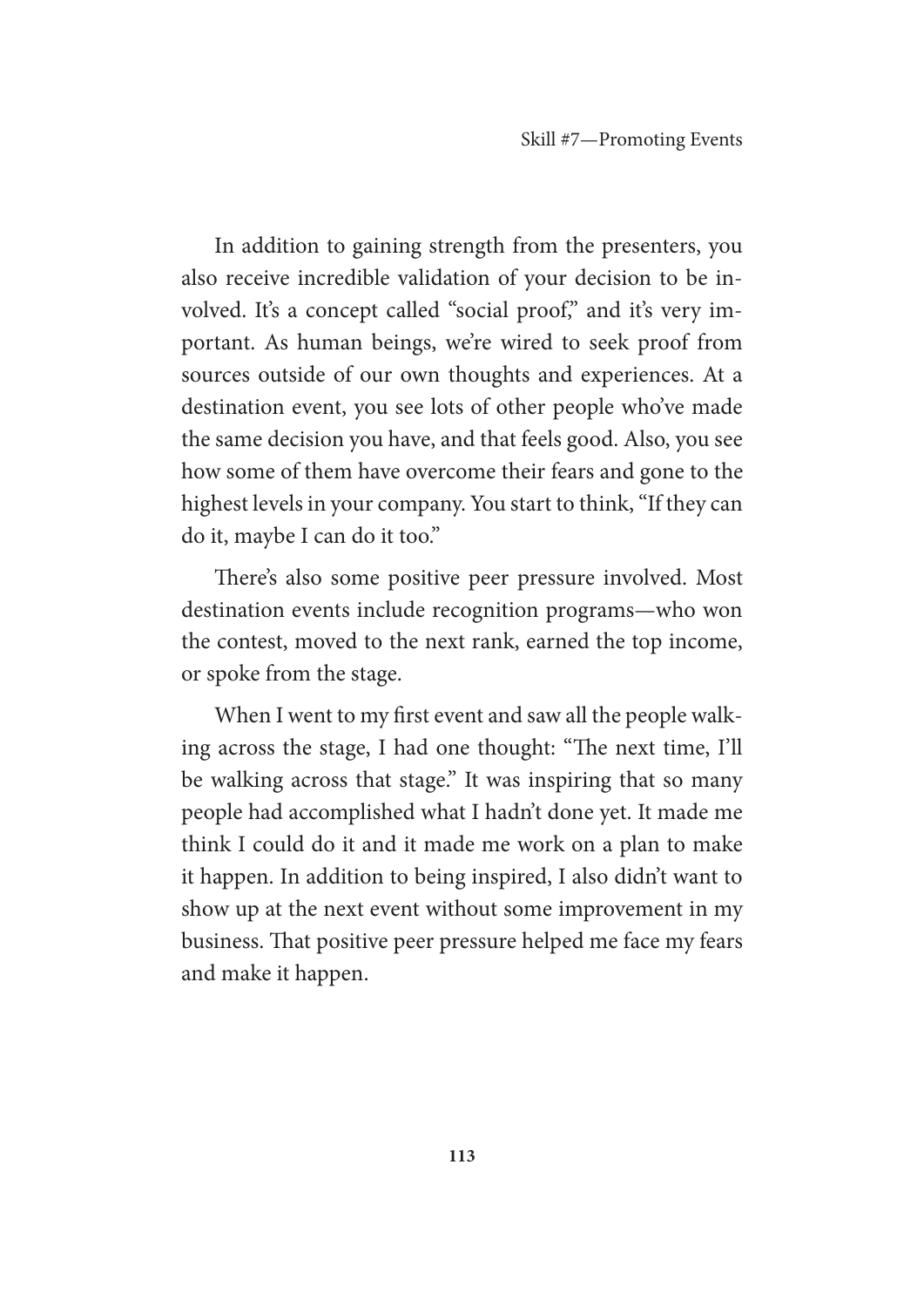In addition to gaining strength from the presenters, you also receive incredible validation of your decision to be involved. It's a concept called "social proof," and it's very important. As human beings, we're wired to seek proof from sources outside of our own thoughts and experiences. At a destination event, you see lots of other people who've made the same decision you have, and that feels good. Also, you see how some of them have overcome their fears and gone to the highest levels in your company. You start to think, "If they can do it, maybe I can do it too."

There's also some positive peer pressure involved. Most destination events include recognition programs—who won the contest, moved to the next rank, earned the top income, or spoke from the stage.

When I went to my first event and saw all the people walking across the stage, I had one thought: "The next time, I'll be walking across that stage." It was inspiring that so many people had accomplished what I hadn't done yet. It made me think I could do it and it made me work on a plan to make it happen. In addition to being inspired, I also didn't want to show up at the next event without some improvement in my business. That positive peer pressure helped me face my fears and make it happen.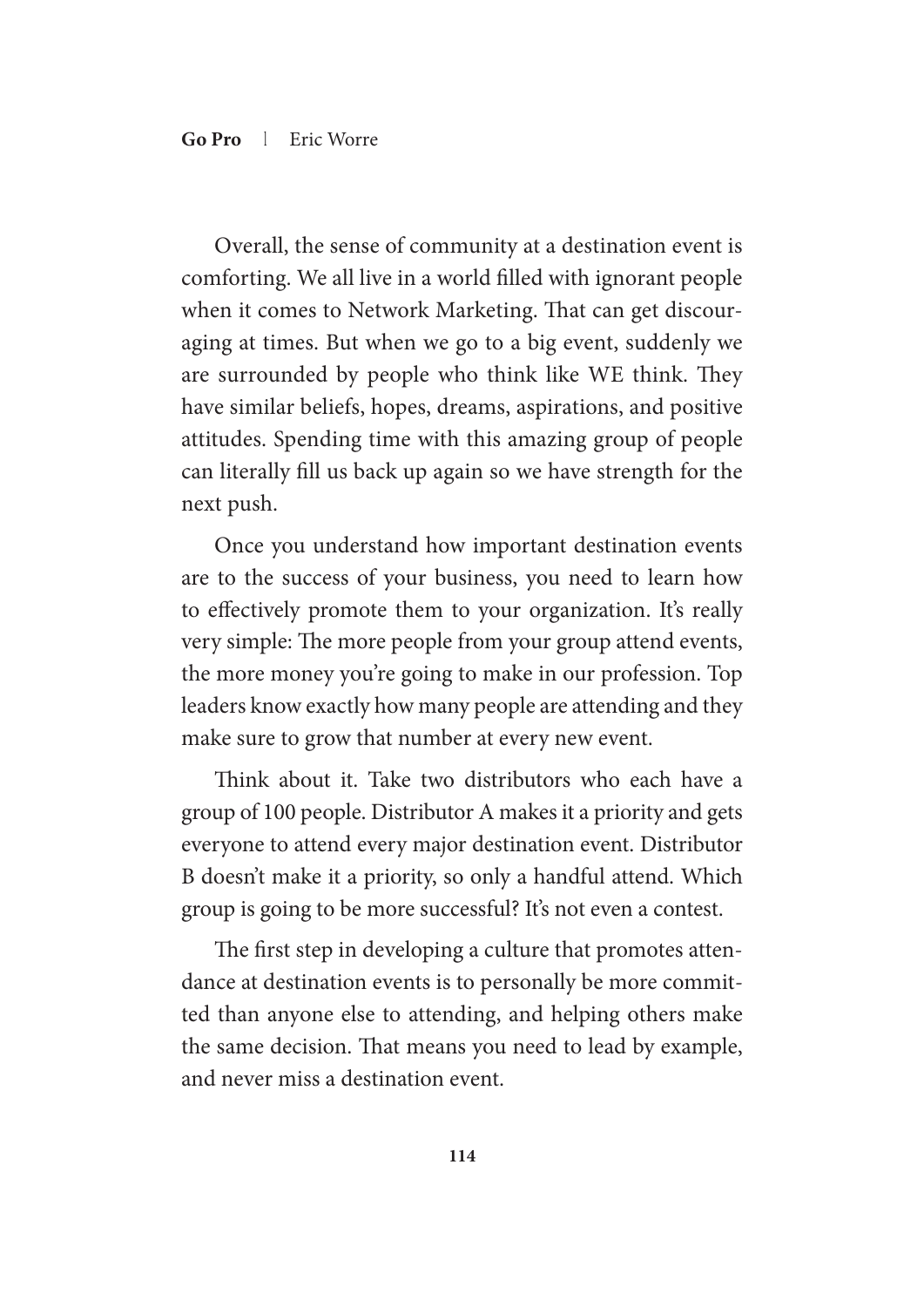Overall, the sense of community at a destination event is comforting. We all live in a world filled with ignorant people when it comes to Network Marketing. That can get discouraging at times. But when we go to a big event, suddenly we are surrounded by people who think like WE think. They have similar beliefs, hopes, dreams, aspirations, and positive attitudes. Spending time with this amazing group of people can literally fill us back up again so we have strength for the next push.

Once you understand how important destination events are to the success of your business, you need to learn how to effectively promote them to your organization. It's really very simple: The more people from your group attend events, the more money you're going to make in our profession. Top leaders know exactly how many people are attending and they make sure to grow that number at every new event.

Think about it. Take two distributors who each have a group of 100 people. Distributor A makes it a priority and gets everyone to attend every major destination event. Distributor B doesn't make it a priority, so only a handful attend. Which group is going to be more successful? It's not even a contest.

The first step in developing a culture that promotes attendance at destination events is to personally be more committed than anyone else to attending, and helping others make the same decision. That means you need to lead by example, and never miss a destination event.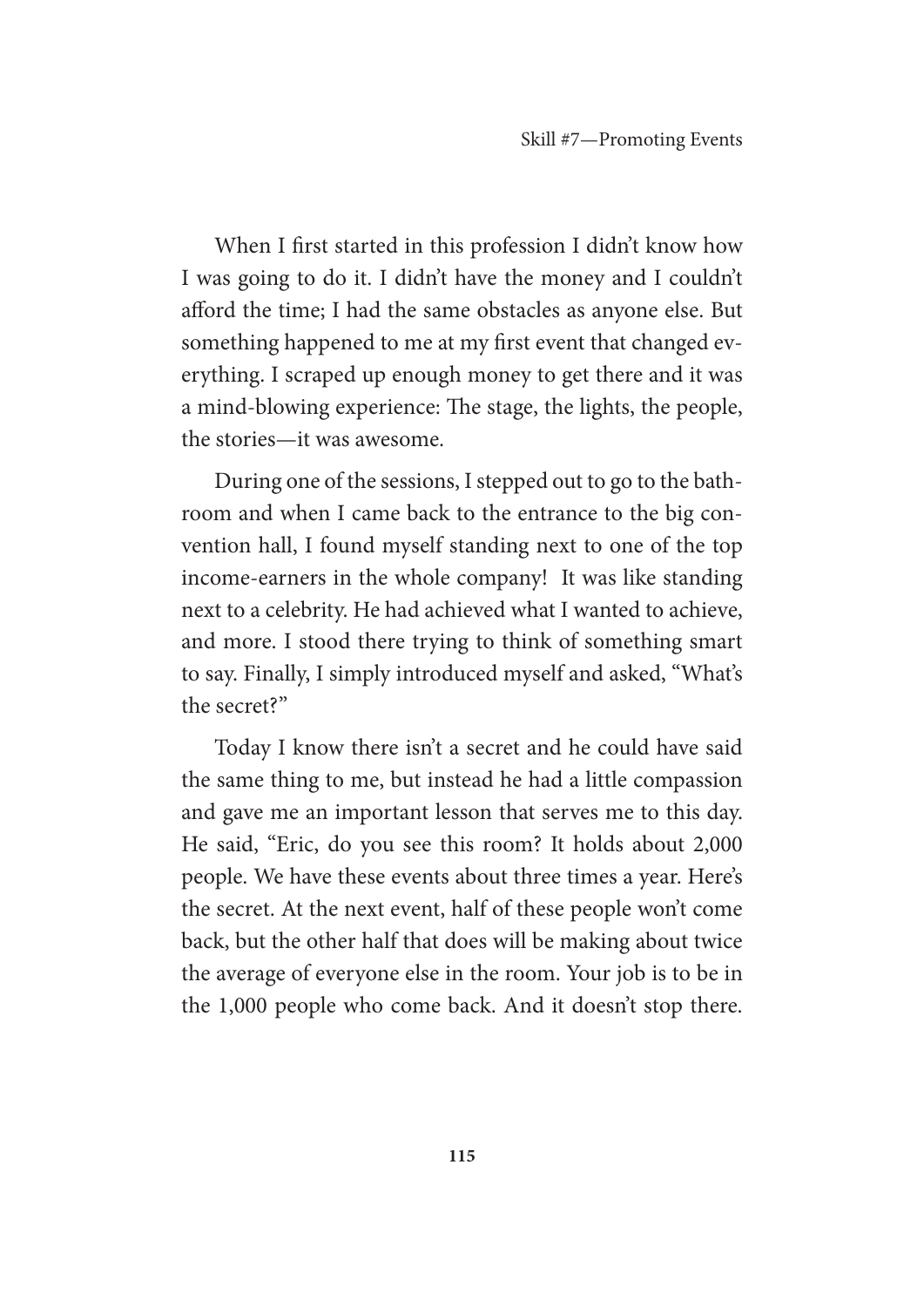When I first started in this profession I didn't know how I was going to do it. I didn't have the money and I couldn't afford the time; I had the same obstacles as anyone else. But something happened to me at my first event that changed everything. I scraped up enough money to get there and it was a mind-blowing experience: The stage, the lights, the people, the stories—it was awesome.

During one of the sessions, I stepped out to go to the bathroom and when I came back to the entrance to the big convention hall, I found myself standing next to one of the top income-earners in the whole company! It was like standing next to a celebrity. He had achieved what I wanted to achieve, and more. I stood there trying to think of something smart to say. Finally, I simply introduced myself and asked, "What's the secret?"

Today I know there isn't a secret and he could have said the same thing to me, but instead he had a little compassion and gave me an important lesson that serves me to this day. He said, "Eric, do you see this room? It holds about 2,000 people. We have these events about three times a year. Here's the secret. At the next event, half of these people won't come back, but the other half that does will be making about twice the average of everyone else in the room. Your job is to be in the 1,000 people who come back. And it doesn't stop there.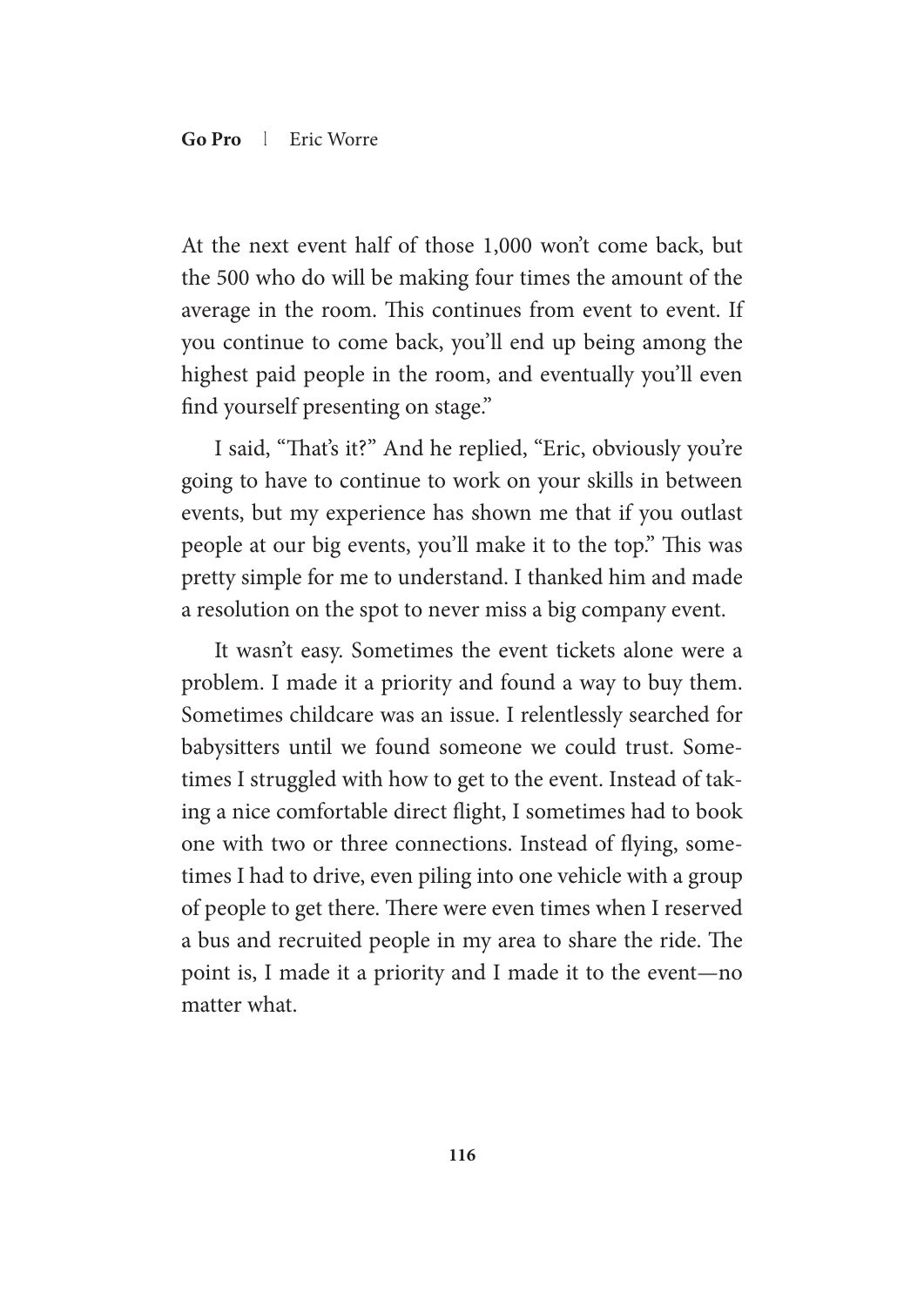At the next event half of those 1,000 won't come back, but the 500 who do will be making four times the amount of the average in the room. This continues from event to event. If you continue to come back, you'll end up being among the highest paid people in the room, and eventually you'll even find yourself presenting on stage."

I said, "That's it?" And he replied, "Eric, obviously you're going to have to continue to work on your skills in between events, but my experience has shown me that if you outlast people at our big events, you'll make it to the top." This was pretty simple for me to understand. I thanked him and made a resolution on the spot to never miss a big company event.

It wasn't easy. Sometimes the event tickets alone were a problem. I made it a priority and found a way to buy them. Sometimes childcare was an issue. I relentlessly searched for babysitters until we found someone we could trust. Sometimes I struggled with how to get to the event. Instead of taking a nice comfortable direct flight, I sometimes had to book one with two or three connections. Instead of flying, sometimes I had to drive, even piling into one vehicle with a group of people to get there. There were even times when I reserved a bus and recruited people in my area to share the ride. The point is, I made it a priority and I made it to the event—no matter what.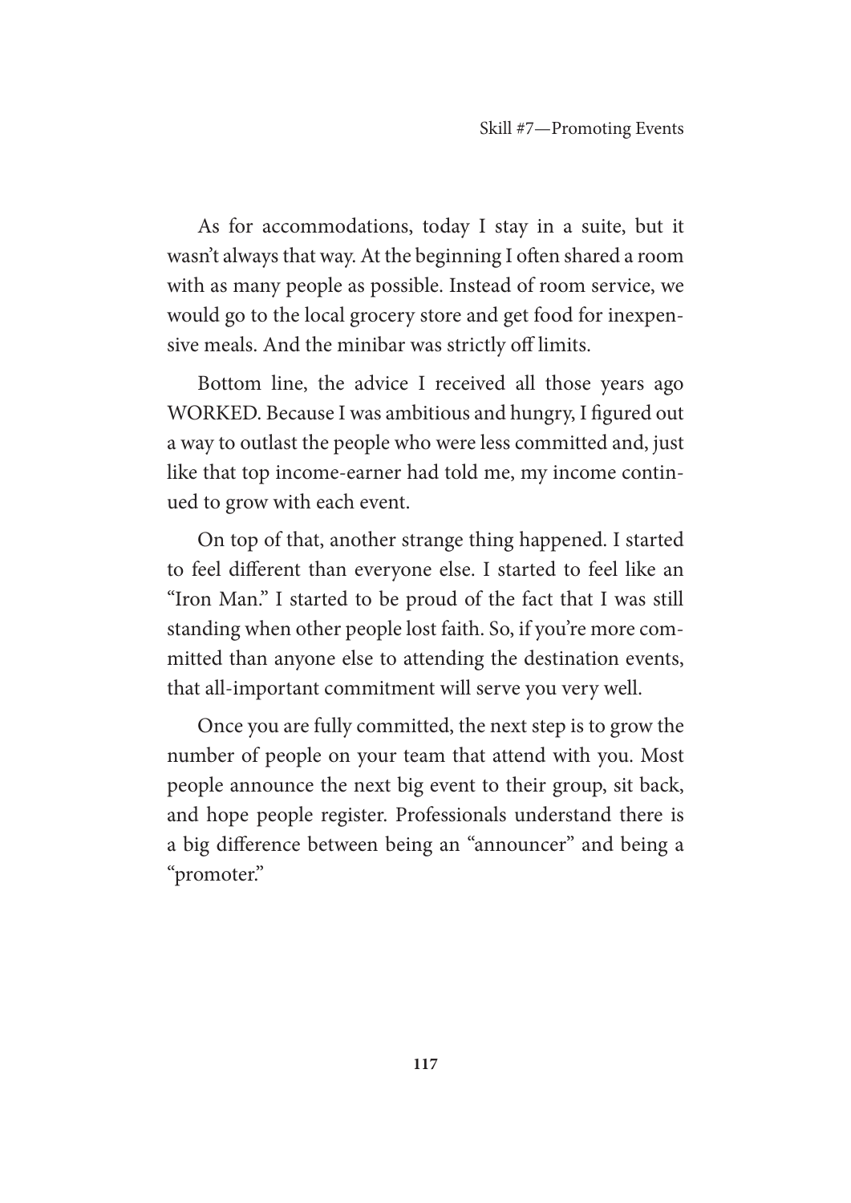As for accommodations, today I stay in a suite, but it wasn't always that way. At the beginning I often shared a room with as many people as possible. Instead of room service, we would go to the local grocery store and get food for inexpensive meals. And the minibar was strictly off limits.

Bottom line, the advice I received all those years ago WORKED. Because I was ambitious and hungry, I figured out a way to outlast the people who were less committed and, just like that top income-earner had told me, my income continued to grow with each event.

On top of that, another strange thing happened. I started to feel different than everyone else. I started to feel like an "Iron Man." I started to be proud of the fact that I was still standing when other people lost faith. So, if you're more committed than anyone else to attending the destination events, that all-important commitment will serve you very well.

Once you are fully committed, the next step is to grow the number of people on your team that attend with you. Most people announce the next big event to their group, sit back, and hope people register. Professionals understand there is a big difference between being an "announcer" and being a "promoter."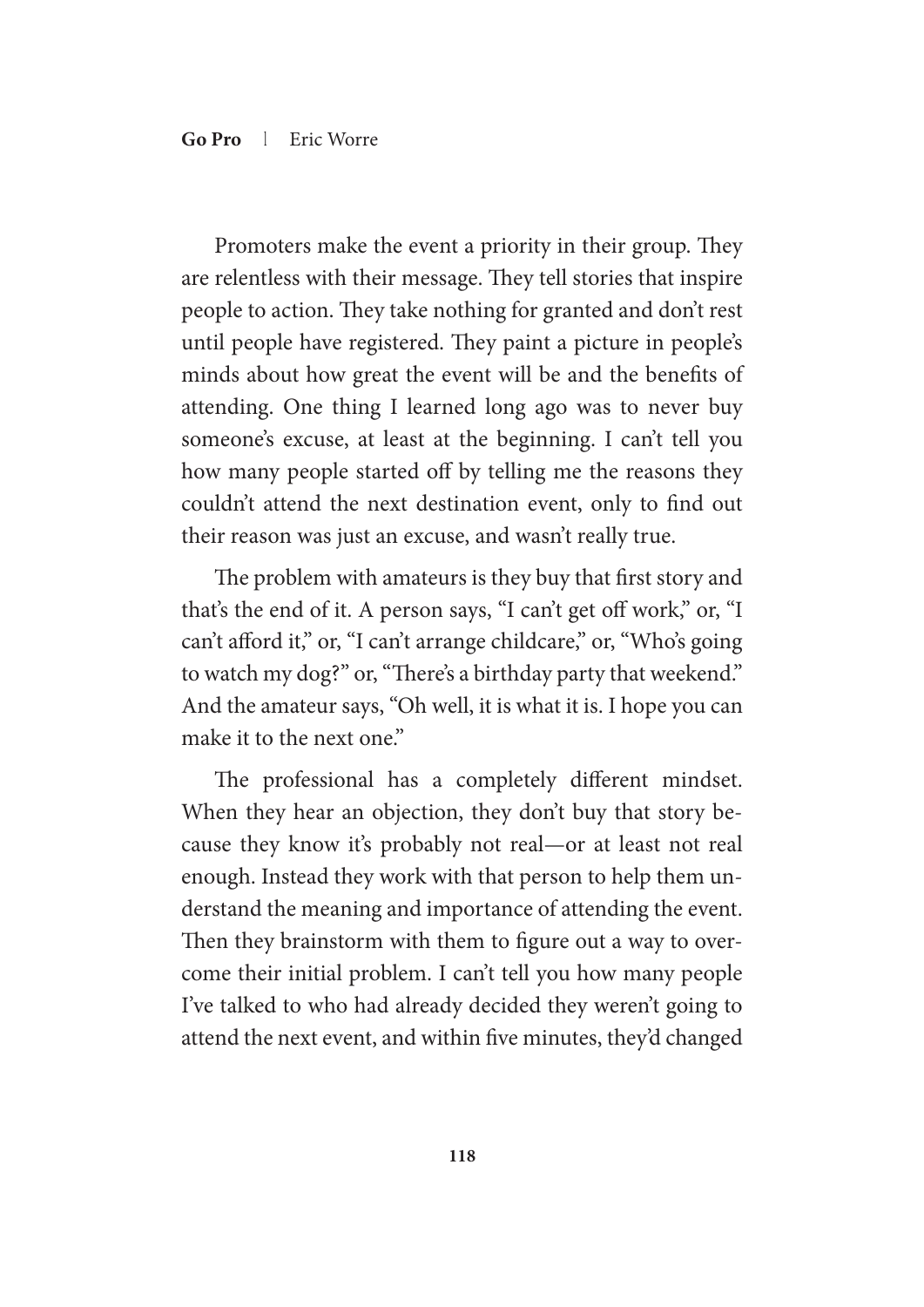Promoters make the event a priority in their group. They are relentless with their message. They tell stories that inspire people to action. They take nothing for granted and don't rest until people have registered. They paint a picture in people's minds about how great the event will be and the benefits of attending. One thing I learned long ago was to never buy someone's excuse, at least at the beginning. I can't tell you how many people started off by telling me the reasons they couldn't attend the next destination event, only to find out their reason was just an excuse, and wasn't really true.

The problem with amateurs is they buy that first story and that's the end of it. A person says, "I can't get off work," or, "I can't afford it," or, "I can't arrange childcare," or, "Who's going to watch my dog?" or, "There's a birthday party that weekend." And the amateur says, "Oh well, it is what it is. I hope you can make it to the next one."

The professional has a completely different mindset. When they hear an objection, they don't buy that story because they know it's probably not real—or at least not real enough. Instead they work with that person to help them understand the meaning and importance of attending the event. Then they brainstorm with them to figure out a way to overcome their initial problem. I can't tell you how many people I've talked to who had already decided they weren't going to attend the next event, and within five minutes, they'd changed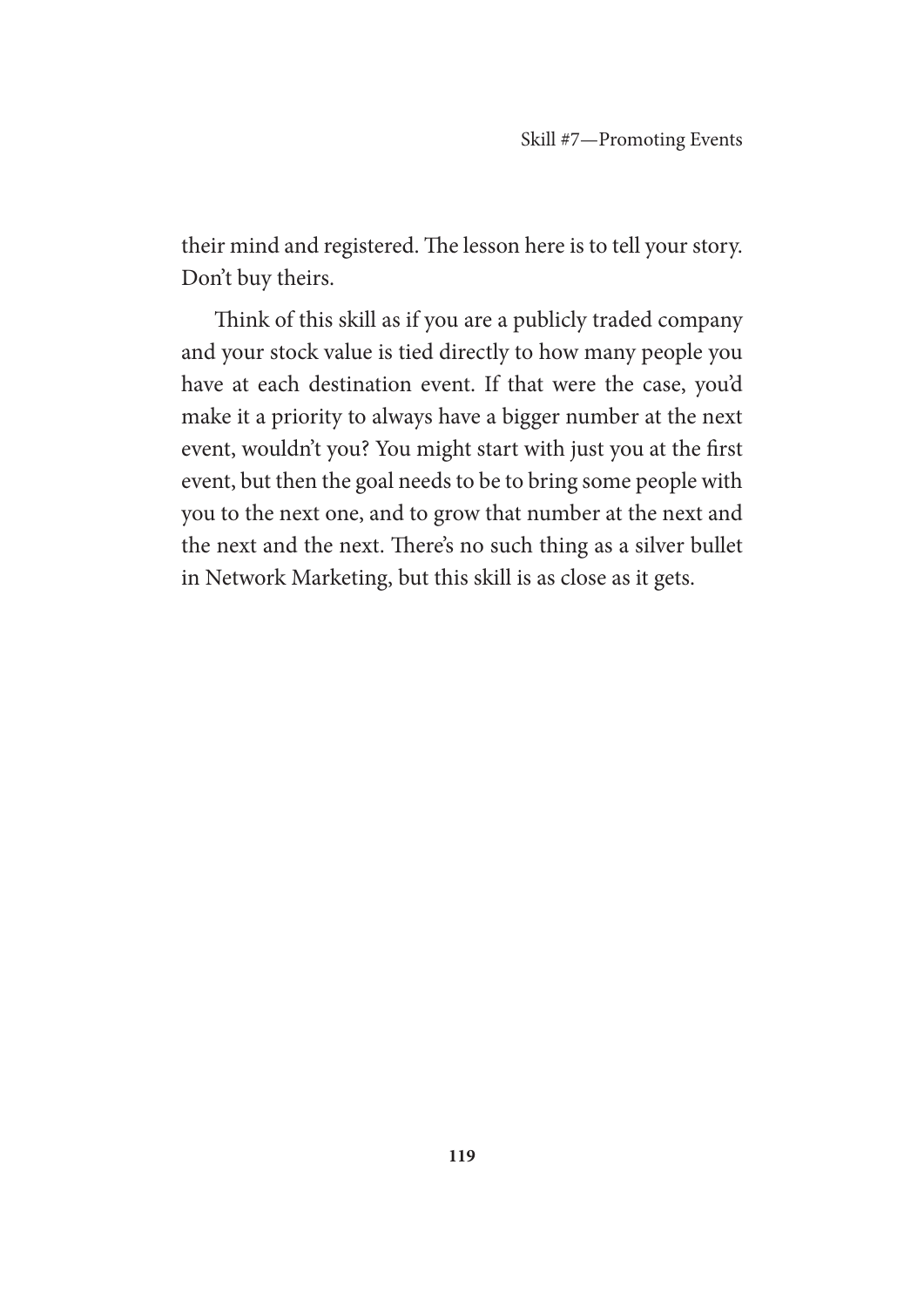their mind and registered. The lesson here is to tell your story. Don't buy theirs.

Think of this skill as if you are a publicly traded company and your stock value is tied directly to how many people you have at each destination event. If that were the case, you'd make it a priority to always have a bigger number at the next event, wouldn't you? You might start with just you at the first event, but then the goal needs to be to bring some people with you to the next one, and to grow that number at the next and the next and the next. There's no such thing as a silver bullet in Network Marketing, but this skill is as close as it gets.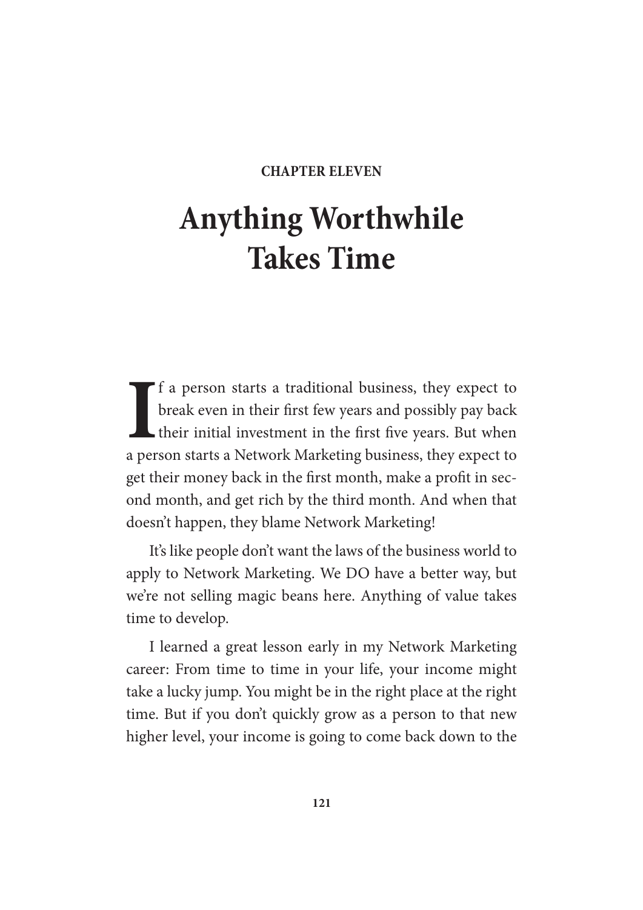**CHAPTER ELEVEN**

# Anything Worthwhile Takes Time

If a person starts a traditional business, they expect to break even in their first few years and possibly pay back their initial investment in the first five years. But when a person starts a Network Marketing business, they expect to get their money back in the first month, make a profit in second month, and get rich by the third month. And when that doesn't happen, they blame Network Marketing!

It's like people don't want the laws of the business world to apply to Network Marketing. We DO have a better way, but we're not selling magic beans here. Anything of value takes time to develop.

I learned a great lesson early in my Network Marketing career: From time to time in your life, your income might take a lucky jump. You might be in the right place at the right time. But if you don't quickly grow as a person to that new higher level, your income is going to come back down to the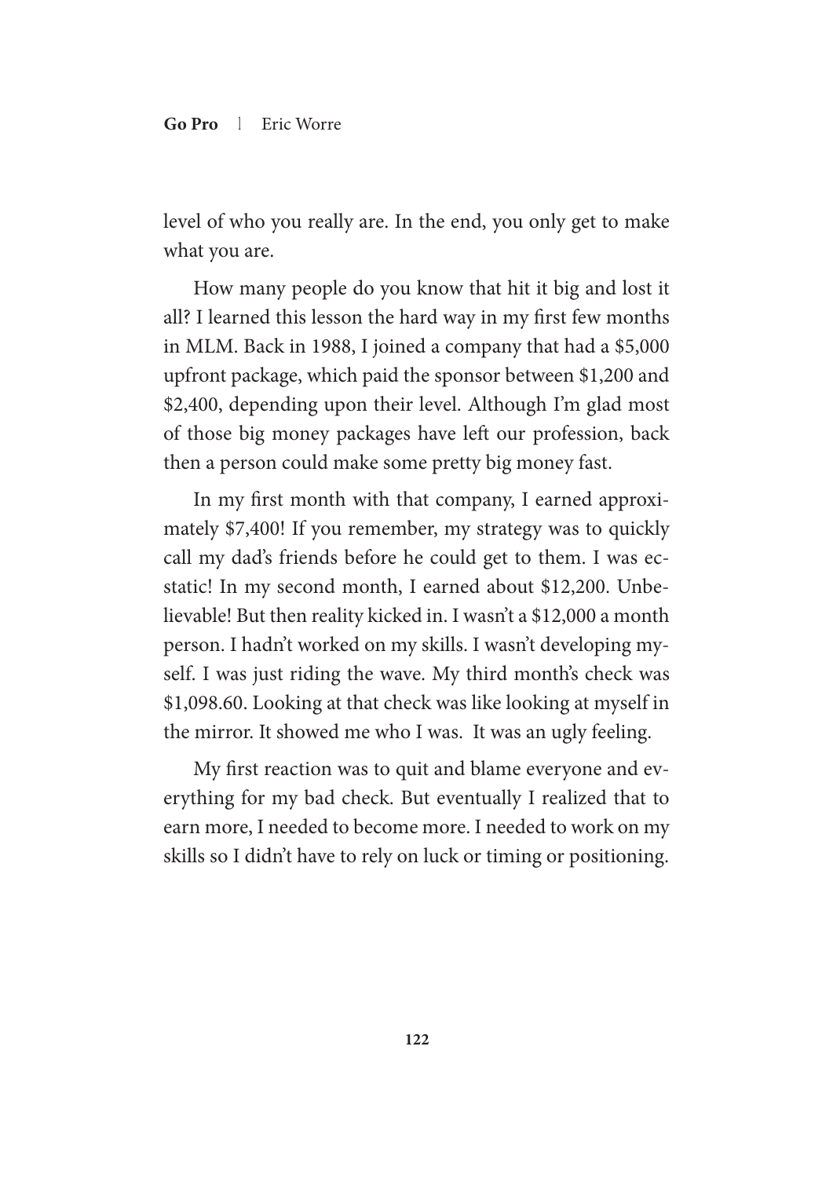level of who you really are. In the end, you only get to make what you are.

How many people do you know that hit it big and lost it all? I learned this lesson the hard way in my first few months in MLM. Back in 1988, I joined a company that had a $5,000 upfront package, which paid the sponsor between $1,200 and $2,400, depending upon their level. Although I'm glad most of those big money packages have left our profession, back then a person could make some pretty big money fast.

In my first month with that company, I earned approximately $7,400! If you remember, my strategy was to quickly call my dad's friends before he could get to them. I was ecstatic! In my second month, I earned about $12,200. Unbelievable! But then reality kicked in. I wasn't a $12,000 a month person. I hadn't worked on my skills. I wasn't developing myself. I was just riding the wave. My third month's check was $1,098.60. Looking at that check was like looking at myself in the mirror. It showed me who I was. It was an ugly feeling.

My first reaction was to quit and blame everyone and everything for my bad check. But eventually I realized that to earn more, I needed to become more. I needed to work on my skills so I didn't have to rely on luck or timing or positioning.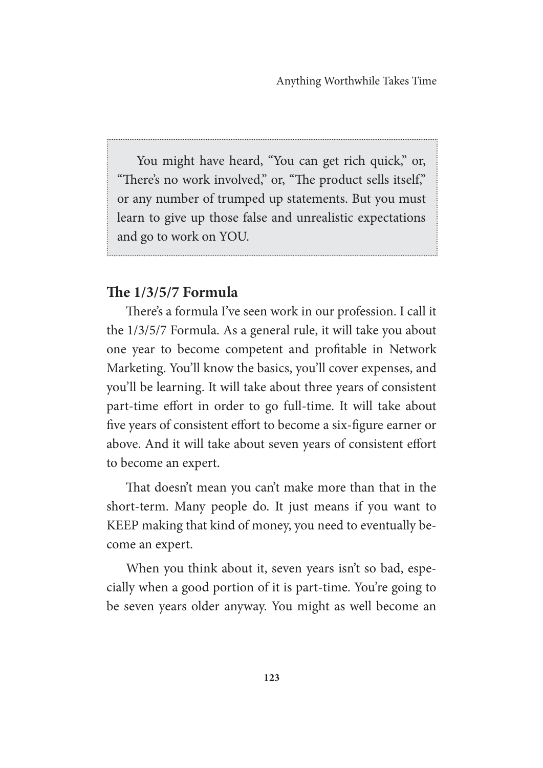> You might have heard, "You can get rich quick," or, "There's no work involved," or, "The product sells itself," or any number of trumped up statements. But you must learn to give up those false and unrealistic expectations and go to work on YOU.

## The 1/3/5/7 Formula

There's a formula I've seen work in our profession. I call it the 1/3/5/7 Formula. As a general rule, it will take you about one year to become competent and profitable in Network Marketing. You'll know the basics, you'll cover expenses, and you'll be learning. It will take about three years of consistent part-time effort in order to go full-time. It will take about five years of consistent effort to become a six-figure earner or above. And it will take about seven years of consistent effort to become an expert.

That doesn't mean you can't make more than that in the short-term. Many people do. It just means if you want to KEEP making that kind of money, you need to eventually become an expert.

When you think about it, seven years isn't so bad, especially when a good portion of it is part-time. You're going to be seven years older anyway. You might as well become an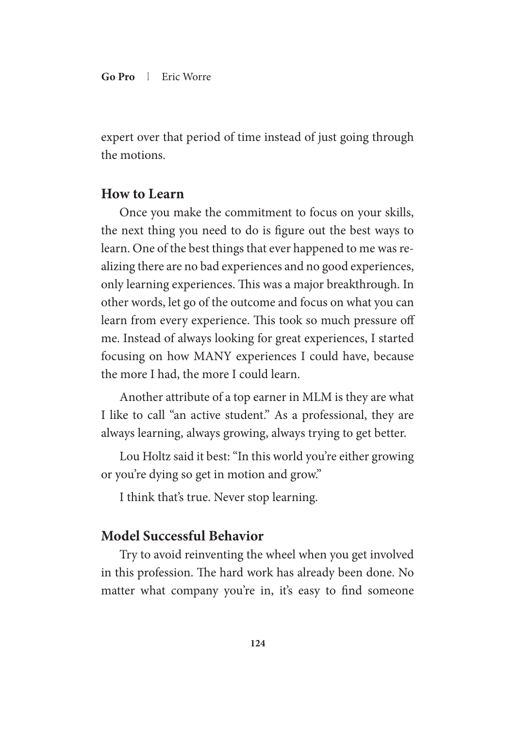expert over that period of time instead of just going through the motions.

## How to Learn

Once you make the commitment to focus on your skills, the next thing you need to do is figure out the best ways to learn. One of the best things that ever happened to me was realizing there are no bad experiences and no good experiences, only learning experiences. This was a major breakthrough. In other words, let go of the outcome and focus on what you can learn from every experience. This took so much pressure off me. Instead of always looking for great experiences, I started focusing on how MANY experiences I could have, because the more I had, the more I could learn.

Another attribute of a top earner in MLM is they are what I like to call "an active student." As a professional, they are always learning, always growing, always trying to get better.

Lou Holtz said it best: "In this world you're either growing or you're dying so get in motion and grow."

I think that's true. Never stop learning.

## Model Successful Behavior

Try to avoid reinventing the wheel when you get involved in this profession. The hard work has already been done. No matter what company you're in, it's easy to find someone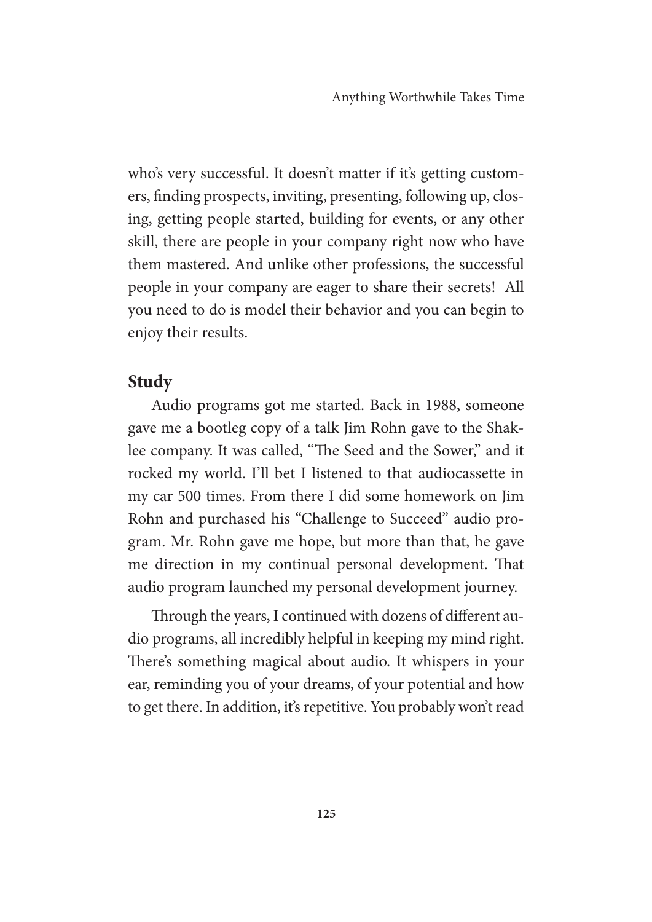who's very successful. It doesn't matter if it's getting customers, finding prospects, inviting, presenting, following up, closing, getting people started, building for events, or any other skill, there are people in your company right now who have them mastered. And unlike other professions, the successful people in your company are eager to share their secrets! All you need to do is model their behavior and you can begin to enjoy their results.

## Study

Audio programs got me started. Back in 1988, someone gave me a bootleg copy of a talk Jim Rohn gave to the Shaklee company. It was called, "The Seed and the Sower," and it rocked my world. I'll bet I listened to that audiocassette in my car 500 times. From there I did some homework on Jim Rohn and purchased his "Challenge to Succeed" audio program. Mr. Rohn gave me hope, but more than that, he gave me direction in my continual personal development. That audio program launched my personal development journey.

Through the years, I continued with dozens of different audio programs, all incredibly helpful in keeping my mind right. There's something magical about audio. It whispers in your ear, reminding you of your dreams, of your potential and how to get there. In addition, it's repetitive. You probably won't read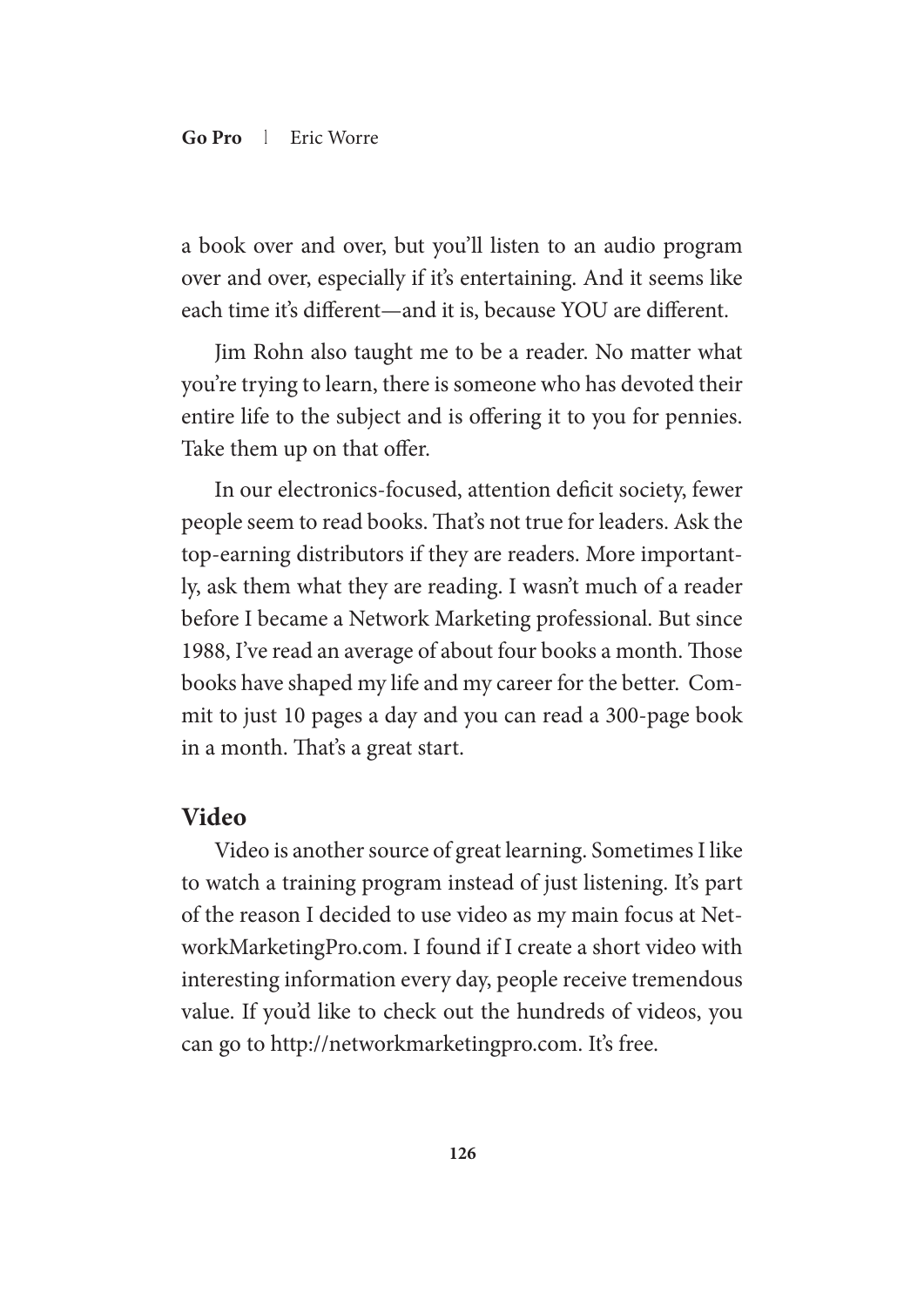a book over and over, but you'll listen to an audio program over and over, especially if it's entertaining. And it seems like each time it's different—and it is, because YOU are different.

Jim Rohn also taught me to be a reader. No matter what you're trying to learn, there is someone who has devoted their entire life to the subject and is offering it to you for pennies. Take them up on that offer.

In our electronics-focused, attention deficit society, fewer people seem to read books. That's not true for leaders. Ask the top-earning distributors if they are readers. More importantly, ask them what they are reading. I wasn't much of a reader before I became a Network Marketing professional. But since 1988, I've read an average of about four books a month. Those books have shaped my life and my career for the better. Commit to just 10 pages a day and you can read a 300-page book in a month. That's a great start.

## Video

Video is another source of great learning. Sometimes I like to watch a training program instead of just listening. It's part of the reason I decided to use video as my main focus at NetworkMarketingPro.com. I found if I create a short video with interesting information every day, people receive tremendous value. If you'd like to check out the hundreds of videos, you can go to http://networkmarketingpro.com. It's free.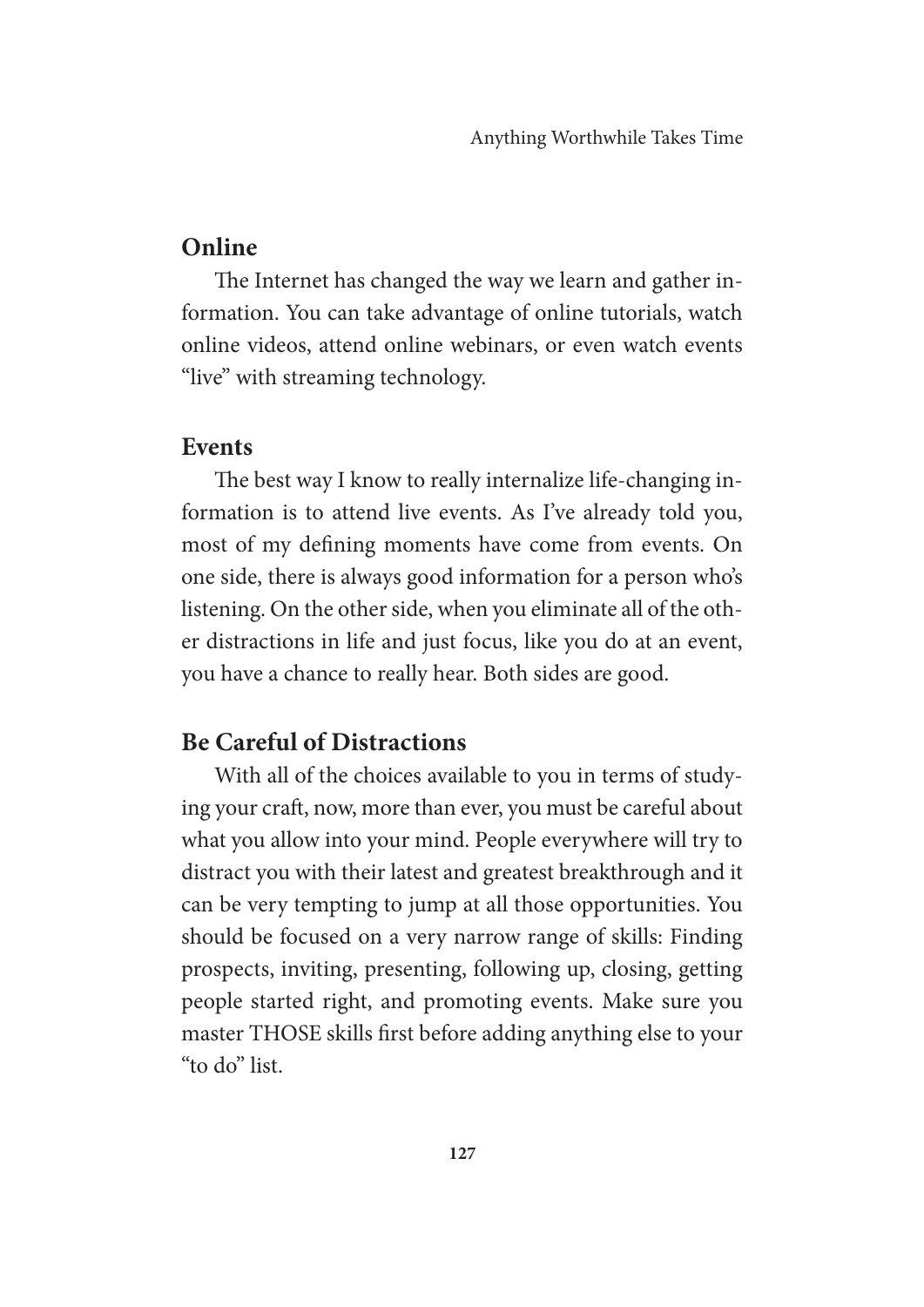## Online

The Internet has changed the way we learn and gather information. You can take advantage of online tutorials, watch online videos, attend online webinars, or even watch events "live" with streaming technology.

## Events

The best way I know to really internalize life-changing information is to attend live events. As I've already told you, most of my defining moments have come from events. On one side, there is always good information for a person who's listening. On the other side, when you eliminate all of the other distractions in life and just focus, like you do at an event, you have a chance to really hear. Both sides are good.

## Be Careful of Distractions

With all of the choices available to you in terms of studying your craft, now, more than ever, you must be careful about what you allow into your mind. People everywhere will try to distract you with their latest and greatest breakthrough and it can be very tempting to jump at all those opportunities. You should be focused on a very narrow range of skills: Finding prospects, inviting, presenting, following up, closing, getting people started right, and promoting events. Make sure you master THOSE skills first before adding anything else to your "to do" list.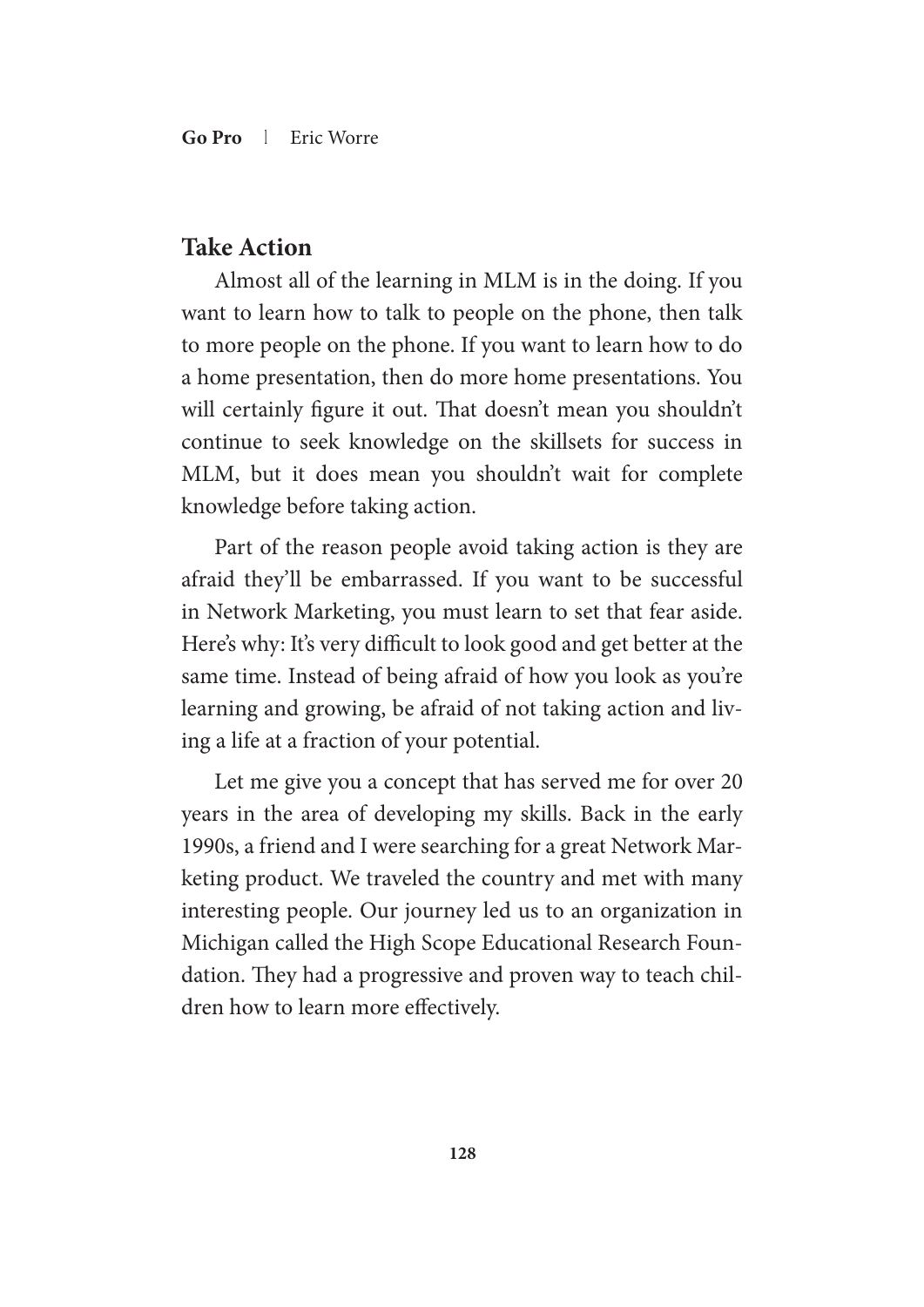## Take Action

Almost all of the learning in MLM is in the doing. If you want to learn how to talk to people on the phone, then talk to more people on the phone. If you want to learn how to do a home presentation, then do more home presentations. You will certainly figure it out. That doesn't mean you shouldn't continue to seek knowledge on the skillsets for success in MLM, but it does mean you shouldn't wait for complete knowledge before taking action.

Part of the reason people avoid taking action is they are afraid they'll be embarrassed. If you want to be successful in Network Marketing, you must learn to set that fear aside. Here's why: It's very difficult to look good and get better at the same time. Instead of being afraid of how you look as you're learning and growing, be afraid of not taking action and living a life at a fraction of your potential.

Let me give you a concept that has served me for over 20 years in the area of developing my skills. Back in the early 1990s, a friend and I were searching for a great Network Marketing product. We traveled the country and met with many interesting people. Our journey led us to an organization in Michigan called the High Scope Educational Research Foundation. They had a progressive and proven way to teach children how to learn more effectively.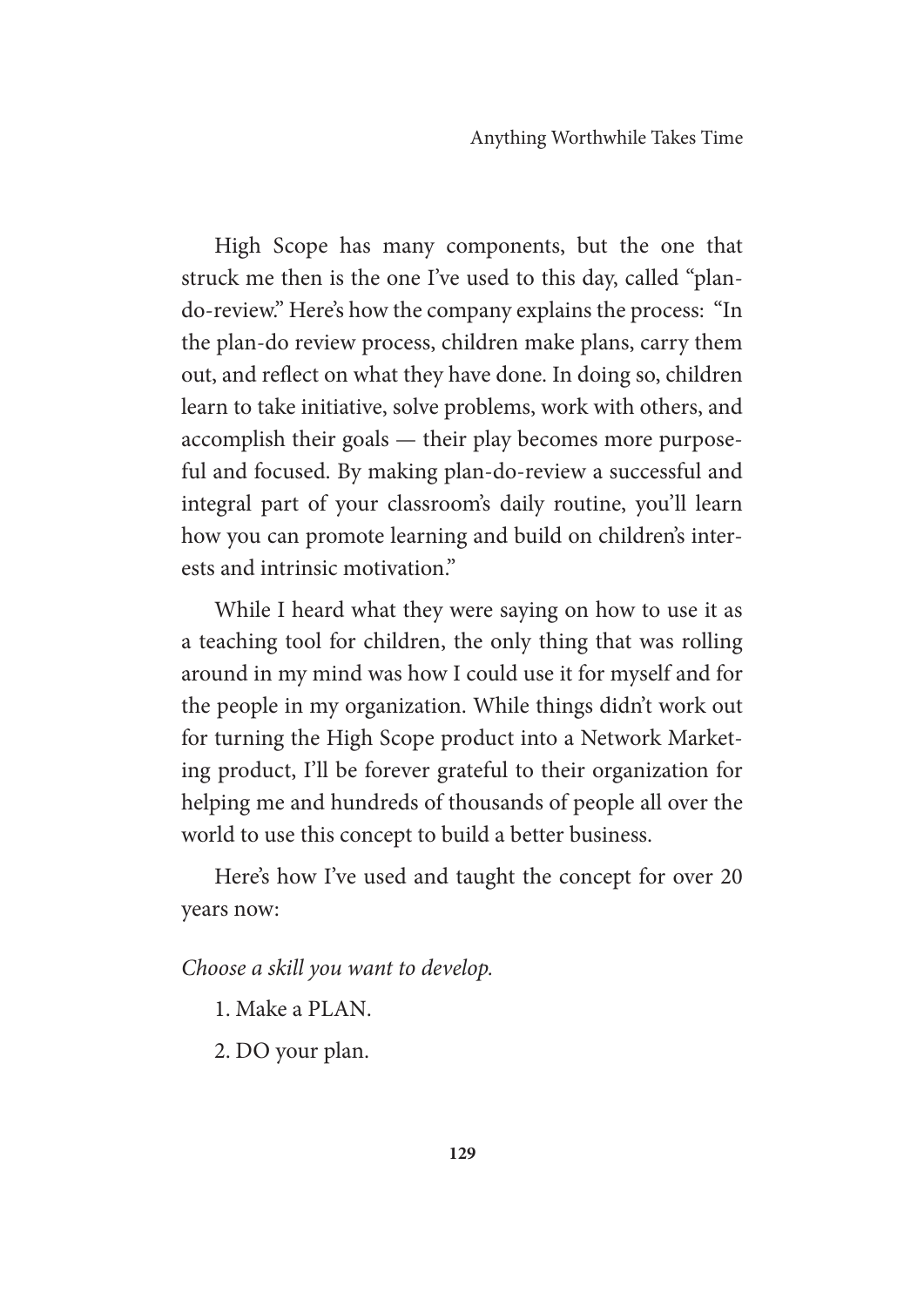High Scope has many components, but the one that struck me then is the one I've used to this day, called "plan-do-review." Here's how the company explains the process: "In the plan-do review process, children make plans, carry them out, and reflect on what they have done. In doing so, children learn to take initiative, solve problems, work with others, and accomplish their goals — their play becomes more purposeful and focused. By making plan-do-review a successful and integral part of your classroom's daily routine, you'll learn how you can promote learning and build on children's interests and intrinsic motivation."

While I heard what they were saying on how to use it as a teaching tool for children, the only thing that was rolling around in my mind was how I could use it for myself and for the people in my organization. While things didn't work out for turning the High Scope product into a Network Marketing product, I'll be forever grateful to their organization for helping me and hundreds of thousands of people all over the world to use this concept to build a better business.

Here's how I've used and taught the concept for over 20 years now:

*Choose a skill you want to develop.*

1. Make a PLAN.
2. DO your plan.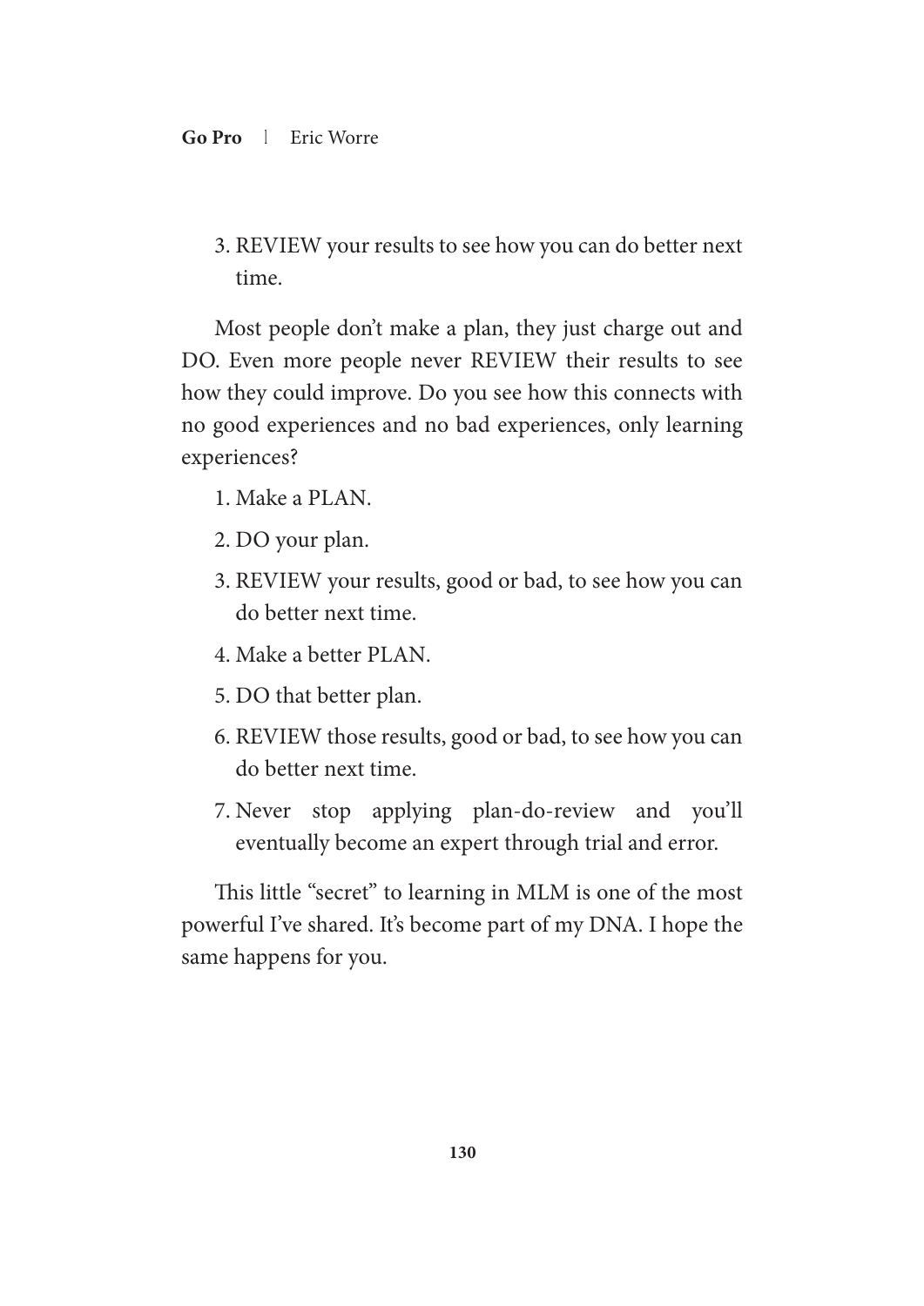3. REVIEW your results to see how you can do better next time.

Most people don't make a plan, they just charge out and DO. Even more people never REVIEW their results to see how they could improve. Do you see how this connects with no good experiences and no bad experiences, only learning experiences?

1. Make a PLAN.
2. DO your plan.
3. REVIEW your results, good or bad, to see how you can do better next time.
4. Make a better PLAN.
5. DO that better plan.
6. REVIEW those results, good or bad, to see how you can do better next time.
7. Never stop applying plan-do-review and you'll eventually become an expert through trial and error.

This little "secret" to learning in MLM is one of the most powerful I've shared. It's become part of my DNA. I hope the same happens for you.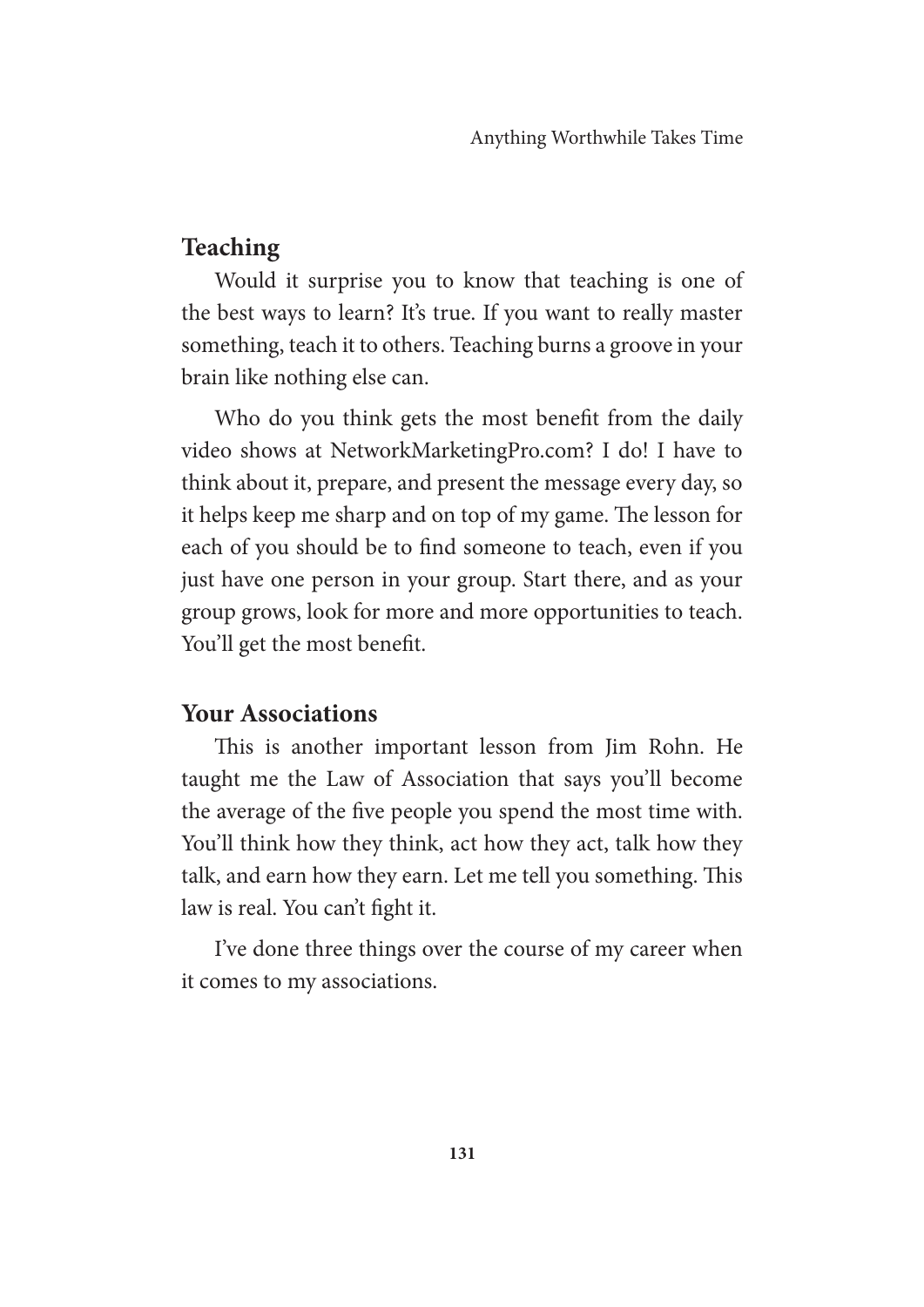## Teaching

Would it surprise you to know that teaching is one of the best ways to learn? It's true. If you want to really master something, teach it to others. Teaching burns a groove in your brain like nothing else can.

Who do you think gets the most benefit from the daily video shows at NetworkMarketingPro.com? I do! I have to think about it, prepare, and present the message every day, so it helps keep me sharp and on top of my game. The lesson for each of you should be to find someone to teach, even if you just have one person in your group. Start there, and as your group grows, look for more and more opportunities to teach. You'll get the most benefit.

## Your Associations

This is another important lesson from Jim Rohn. He taught me the Law of Association that says you'll become the average of the five people you spend the most time with. You'll think how they think, act how they act, talk how they talk, and earn how they earn. Let me tell you something. This law is real. You can't fight it.

I've done three things over the course of my career when it comes to my associations.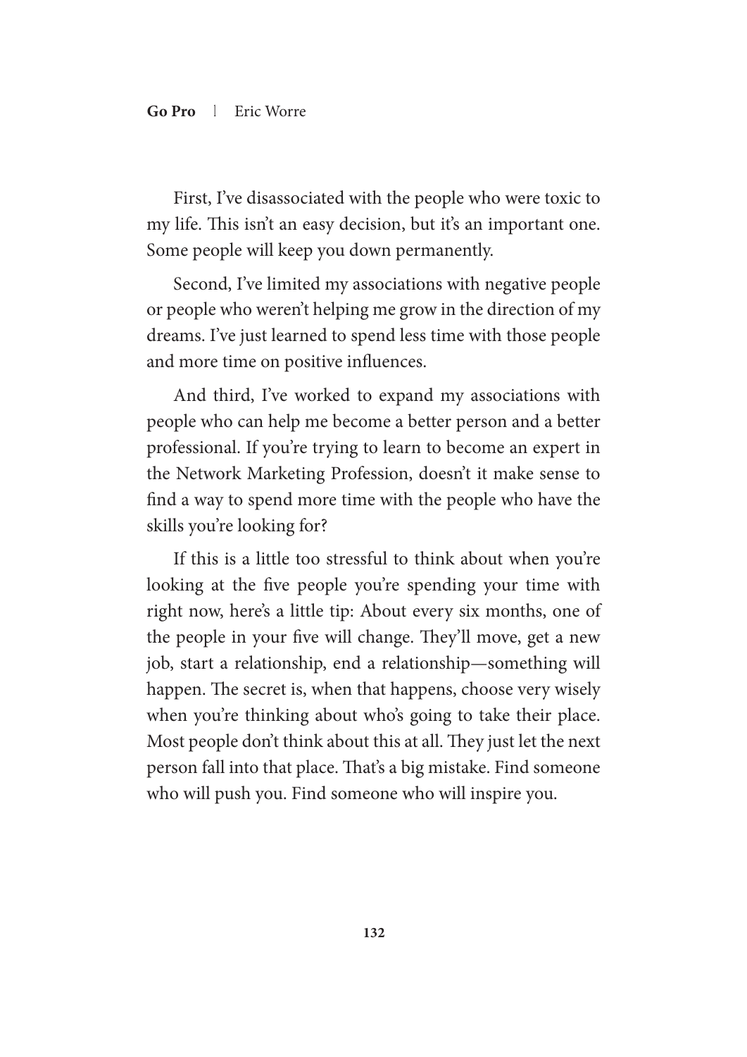First, I've disassociated with the people who were toxic to my life. This isn't an easy decision, but it's an important one. Some people will keep you down permanently.

Second, I've limited my associations with negative people or people who weren't helping me grow in the direction of my dreams. I've just learned to spend less time with those people and more time on positive influences.

And third, I've worked to expand my associations with people who can help me become a better person and a better professional. If you're trying to learn to become an expert in the Network Marketing Profession, doesn't it make sense to find a way to spend more time with the people who have the skills you're looking for?

If this is a little too stressful to think about when you're looking at the five people you're spending your time with right now, here's a little tip: About every six months, one of the people in your five will change. They'll move, get a new job, start a relationship, end a relationship—something will happen. The secret is, when that happens, choose very wisely when you're thinking about who's going to take their place. Most people don't think about this at all. They just let the next person fall into that place. That's a big mistake. Find someone who will push you. Find someone who will inspire you.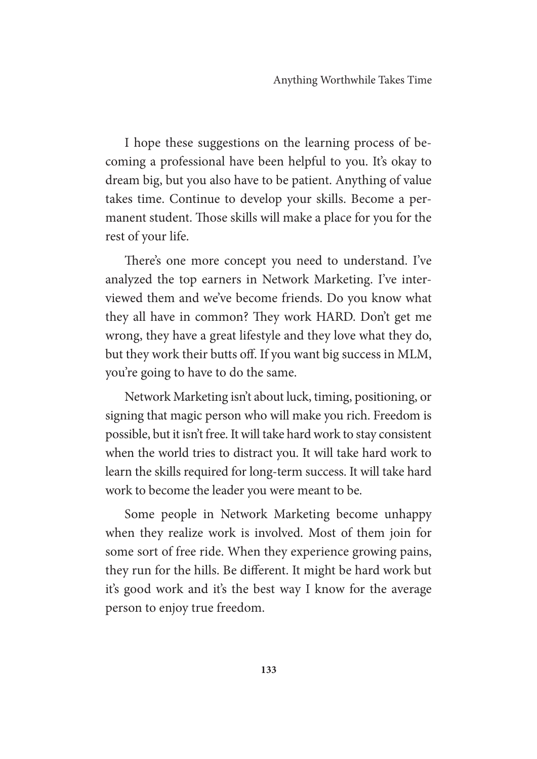I hope these suggestions on the learning process of becoming a professional have been helpful to you. It's okay to dream big, but you also have to be patient. Anything of value takes time. Continue to develop your skills. Become a permanent student. Those skills will make a place for you for the rest of your life.

There's one more concept you need to understand. I've analyzed the top earners in Network Marketing. I've interviewed them and we've become friends. Do you know what they all have in common? They work HARD. Don't get me wrong, they have a great lifestyle and they love what they do, but they work their butts off. If you want big success in MLM, you're going to have to do the same.

Network Marketing isn't about luck, timing, positioning, or signing that magic person who will make you rich. Freedom is possible, but it isn't free. It will take hard work to stay consistent when the world tries to distract you. It will take hard work to learn the skills required for long-term success. It will take hard work to become the leader you were meant to be.

Some people in Network Marketing become unhappy when they realize work is involved. Most of them join for some sort of free ride. When they experience growing pains, they run for the hills. Be different. It might be hard work but it's good work and it's the best way I know for the average person to enjoy true freedom.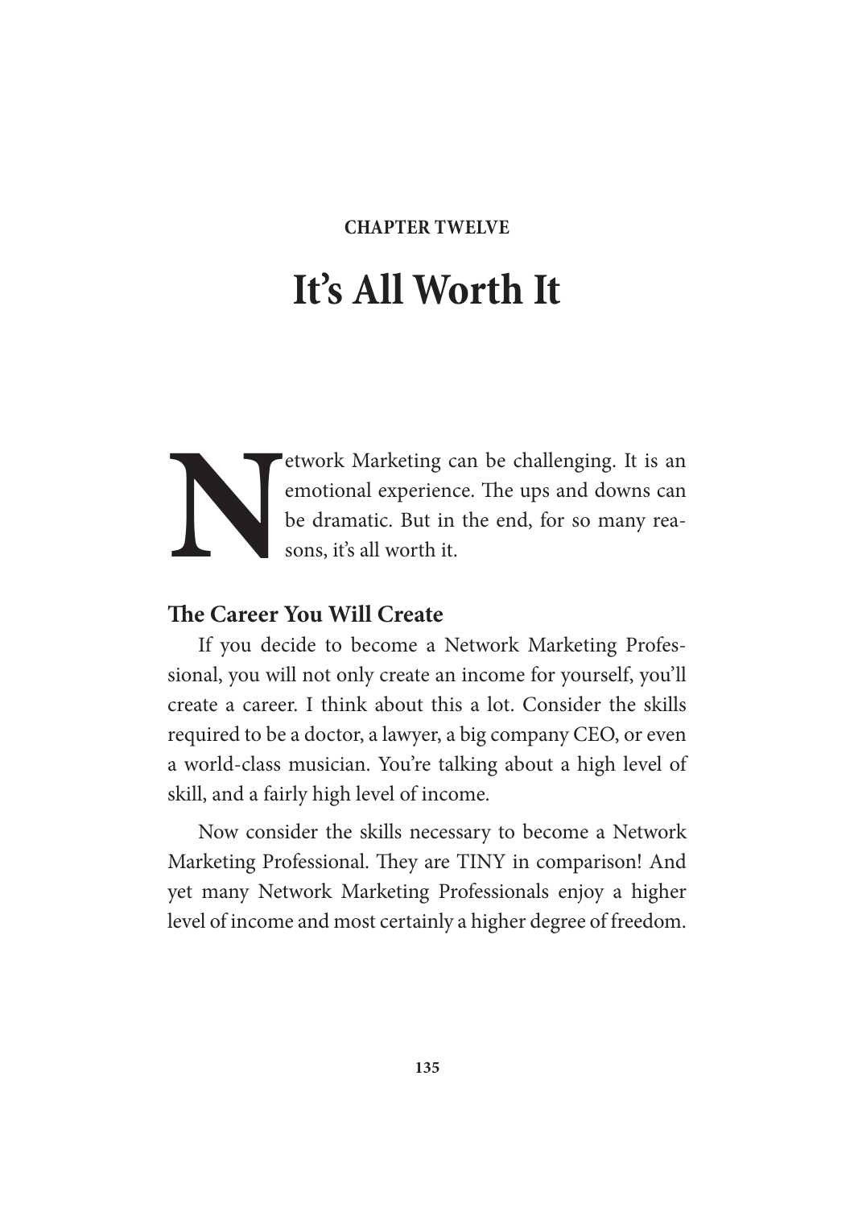CHAPTER TWELVE

# It's All Worth It

Network Marketing can be challenging. It is an emotional experience. The ups and downs can be dramatic. But in the end, for so many reasons, it's all worth it.

## The Career You Will Create

If you decide to become a Network Marketing Professional, you will not only create an income for yourself, you'll create a career. I think about this a lot. Consider the skills required to be a doctor, a lawyer, a big company CEO, or even a world-class musician. You're talking about a high level of skill, and a fairly high level of income.

Now consider the skills necessary to become a Network Marketing Professional. They are TINY in comparison! And yet many Network Marketing Professionals enjoy a higher level of income and most certainly a higher degree of freedom.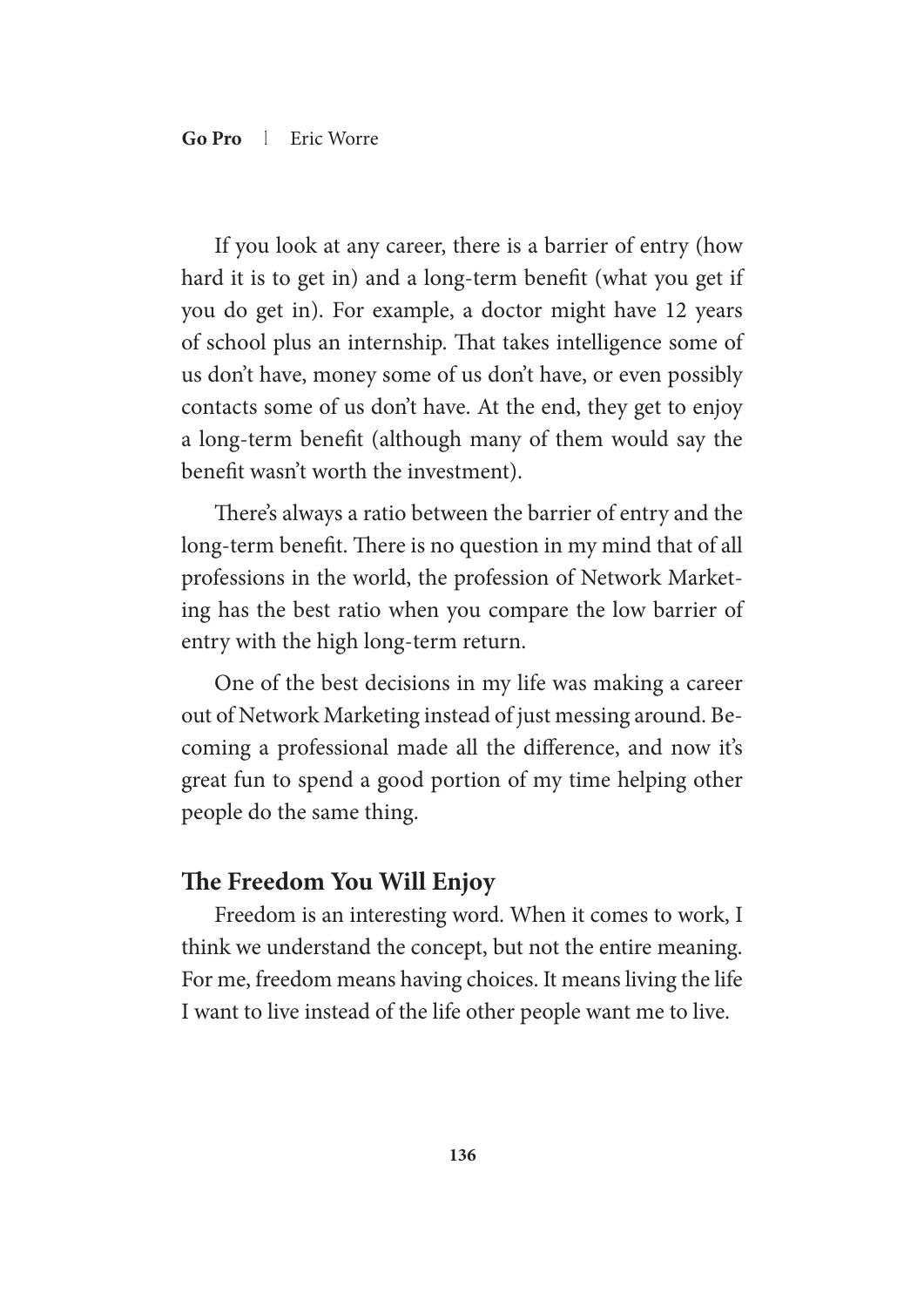If you look at any career, there is a barrier of entry (how hard it is to get in) and a long-term benefit (what you get if you do get in). For example, a doctor might have 12 years of school plus an internship. That takes intelligence some of us don't have, money some of us don't have, or even possibly contacts some of us don't have. At the end, they get to enjoy a long-term benefit (although many of them would say the benefit wasn't worth the investment).

There's always a ratio between the barrier of entry and the long-term benefit. There is no question in my mind that of all professions in the world, the profession of Network Marketing has the best ratio when you compare the low barrier of entry with the high long-term return.

One of the best decisions in my life was making a career out of Network Marketing instead of just messing around. Becoming a professional made all the difference, and now it's great fun to spend a good portion of my time helping other people do the same thing.

## The Freedom You Will Enjoy

Freedom is an interesting word. When it comes to work, I think we understand the concept, but not the entire meaning. For me, freedom means having choices. It means living the life I want to live instead of the life other people want me to live.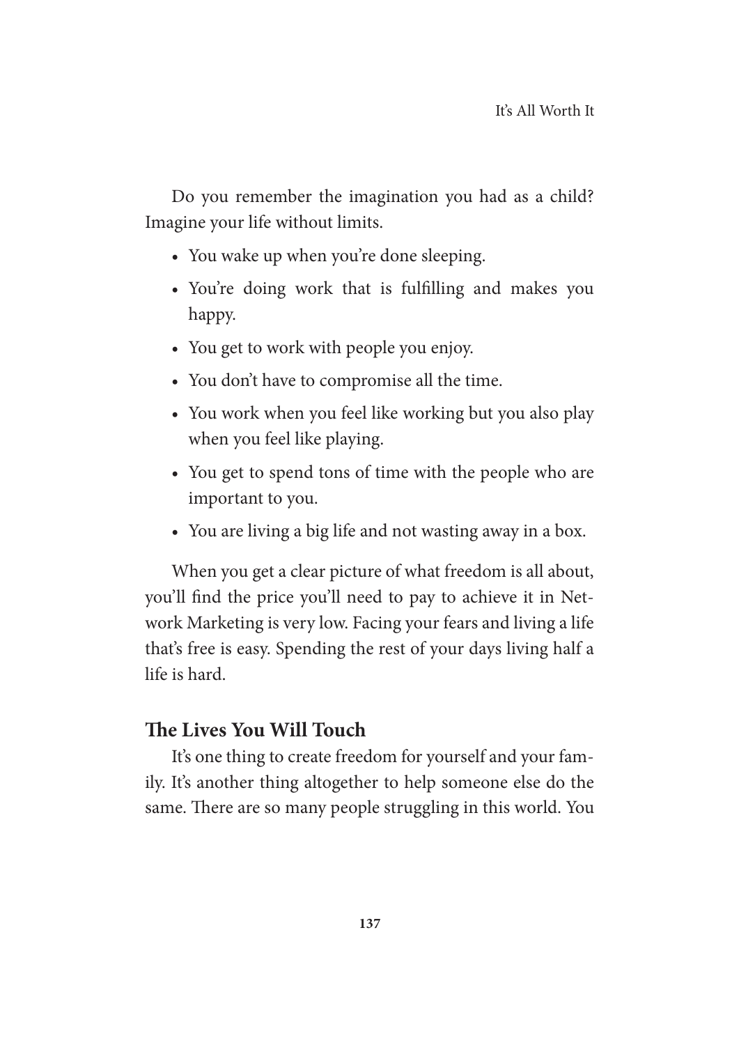Do you remember the imagination you had as a child? Imagine your life without limits.

- You wake up when you're done sleeping.
- You're doing work that is fulfilling and makes you happy.
- You get to work with people you enjoy.
- You don't have to compromise all the time.
- You work when you feel like working but you also play when you feel like playing.
- You get to spend tons of time with the people who are important to you.
- You are living a big life and not wasting away in a box.

When you get a clear picture of what freedom is all about, you'll find the price you'll need to pay to achieve it in Network Marketing is very low. Facing your fears and living a life that's free is easy. Spending the rest of your days living half a life is hard.

### The Lives You Will Touch

It's one thing to create freedom for yourself and your family. It's another thing altogether to help someone else do the same. There are so many people struggling in this world. You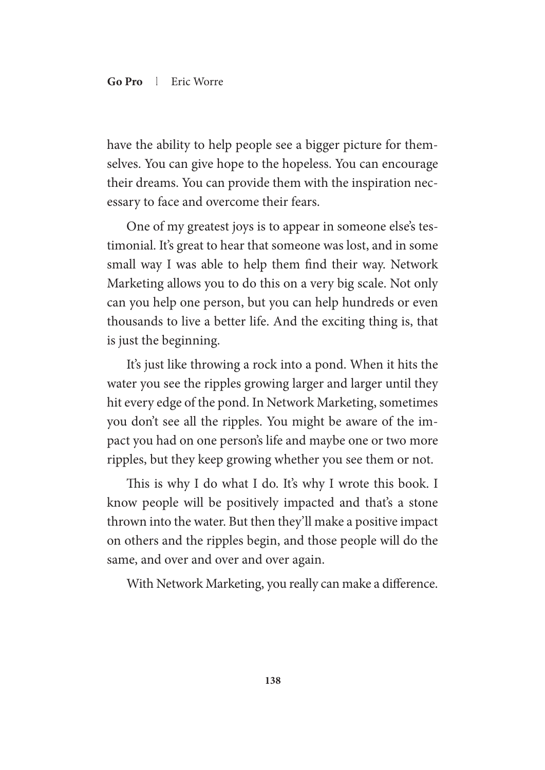have the ability to help people see a bigger picture for themselves. You can give hope to the hopeless. You can encourage their dreams. You can provide them with the inspiration necessary to face and overcome their fears.

One of my greatest joys is to appear in someone else's testimonial. It's great to hear that someone was lost, and in some small way I was able to help them find their way. Network Marketing allows you to do this on a very big scale. Not only can you help one person, but you can help hundreds or even thousands to live a better life. And the exciting thing is, that is just the beginning.

It's just like throwing a rock into a pond. When it hits the water you see the ripples growing larger and larger until they hit every edge of the pond. In Network Marketing, sometimes you don't see all the ripples. You might be aware of the impact you had on one person's life and maybe one or two more ripples, but they keep growing whether you see them or not.

This is why I do what I do. It's why I wrote this book. I know people will be positively impacted and that's a stone thrown into the water. But then they'll make a positive impact on others and the ripples begin, and those people will do the same, and over and over and over again.

With Network Marketing, you really can make a difference.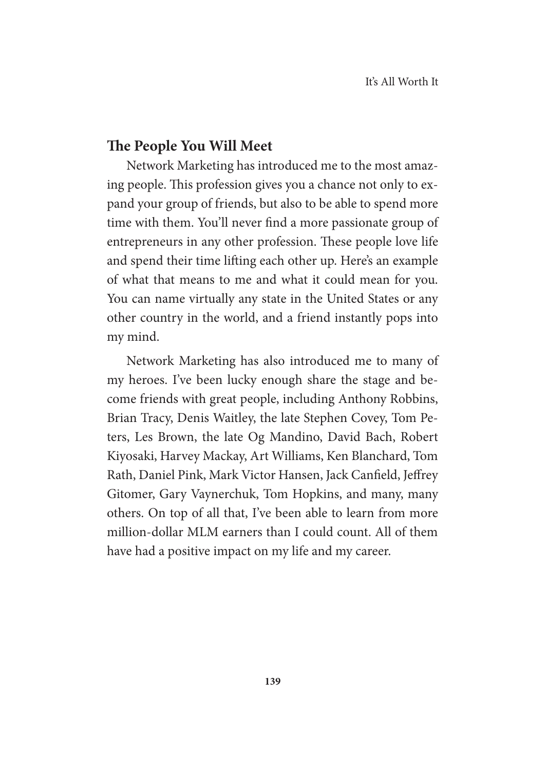## The People You Will Meet

Network Marketing has introduced me to the most amazing people. This profession gives you a chance not only to expand your group of friends, but also to be able to spend more time with them. You'll never find a more passionate group of entrepreneurs in any other profession. These people love life and spend their time lifting each other up. Here's an example of what that means to me and what it could mean for you. You can name virtually any state in the United States or any other country in the world, and a friend instantly pops into my mind.

Network Marketing has also introduced me to many of my heroes. I've been lucky enough share the stage and become friends with great people, including Anthony Robbins, Brian Tracy, Denis Waitley, the late Stephen Covey, Tom Peters, Les Brown, the late Og Mandino, David Bach, Robert Kiyosaki, Harvey Mackay, Art Williams, Ken Blanchard, Tom Rath, Daniel Pink, Mark Victor Hansen, Jack Canfield, Jeffrey Gitomer, Gary Vaynerchuk, Tom Hopkins, and many, many others. On top of all that, I've been able to learn from more million-dollar MLM earners than I could count. All of them have had a positive impact on my life and my career.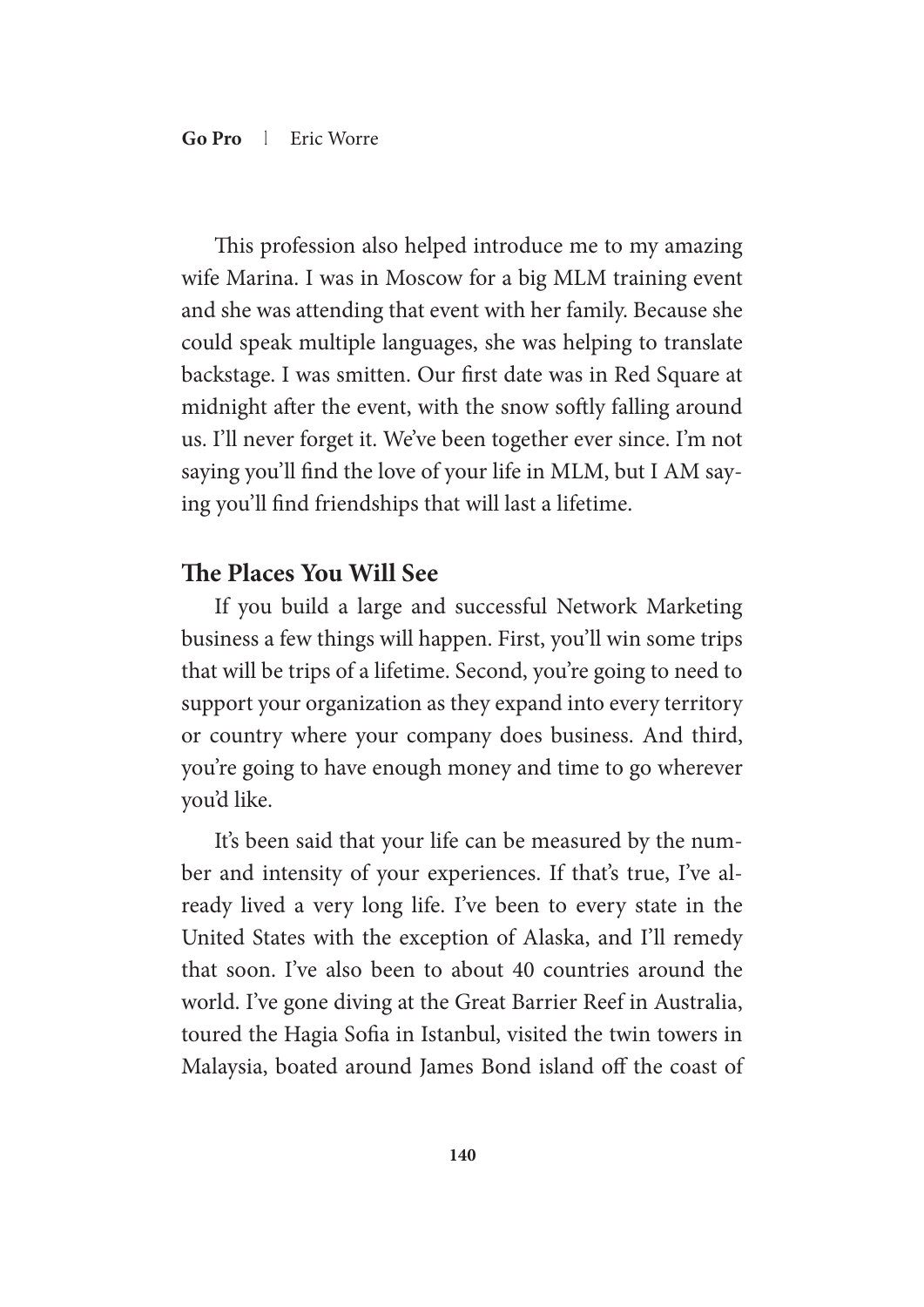This profession also helped introduce me to my amazing wife Marina. I was in Moscow for a big MLM training event and she was attending that event with her family. Because she could speak multiple languages, she was helping to translate backstage. I was smitten. Our first date was in Red Square at midnight after the event, with the snow softly falling around us. I'll never forget it. We've been together ever since. I'm not saying you'll find the love of your life in MLM, but I AM saying you'll find friendships that will last a lifetime.

## The Places You Will See

If you build a large and successful Network Marketing business a few things will happen. First, you'll win some trips that will be trips of a lifetime. Second, you're going to need to support your organization as they expand into every territory or country where your company does business. And third, you're going to have enough money and time to go wherever you'd like.

It's been said that your life can be measured by the number and intensity of your experiences. If that's true, I've already lived a very long life. I've been to every state in the United States with the exception of Alaska, and I'll remedy that soon. I've also been to about 40 countries around the world. I've gone diving at the Great Barrier Reef in Australia, toured the Hagia Sofia in Istanbul, visited the twin towers in Malaysia, boated around James Bond island off the coast of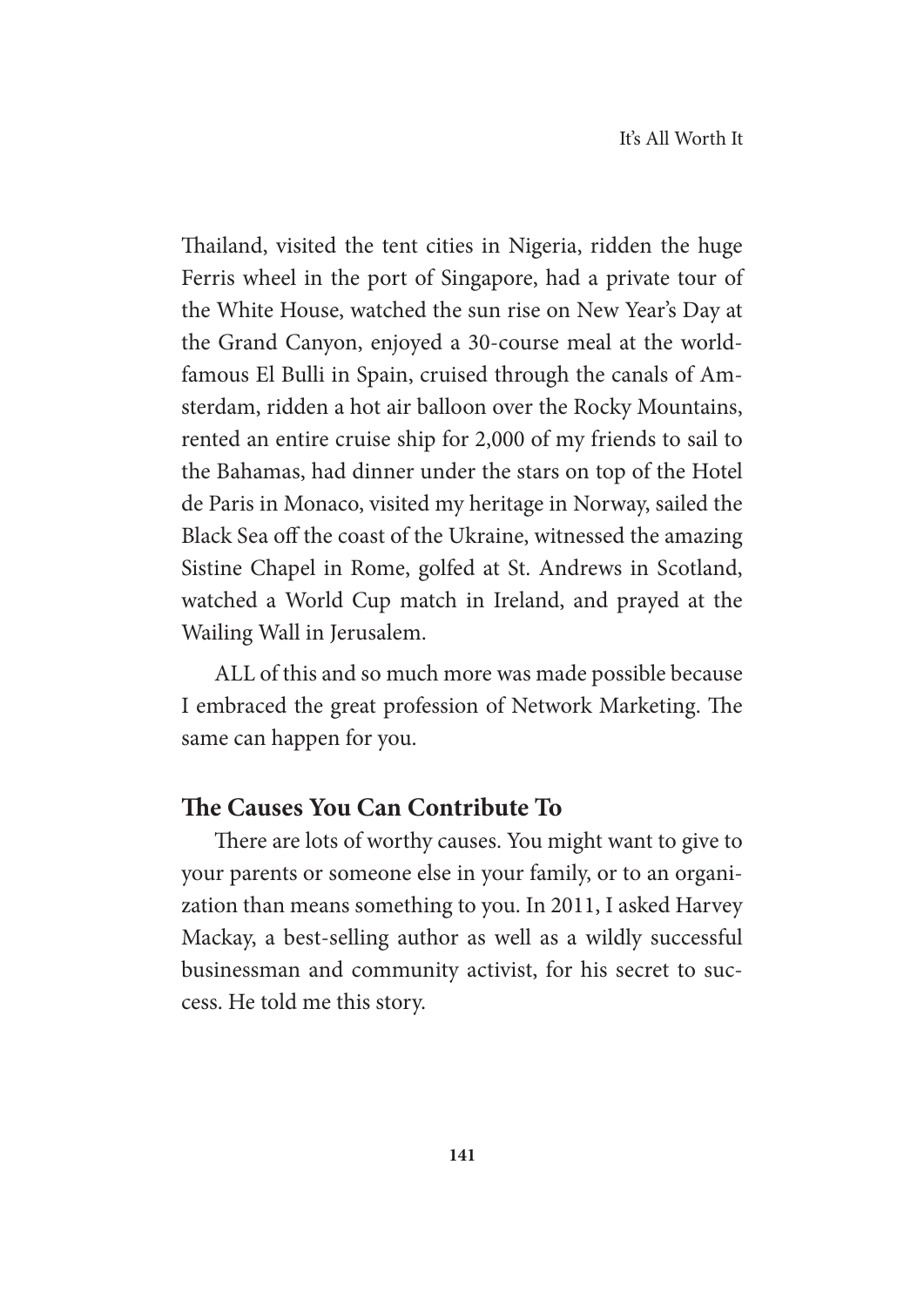Thailand, visited the tent cities in Nigeria, ridden the huge Ferris wheel in the port of Singapore, had a private tour of the White House, watched the sun rise on New Year's Day at the Grand Canyon, enjoyed a 30-course meal at the world-famous El Bulli in Spain, cruised through the canals of Amsterdam, ridden a hot air balloon over the Rocky Mountains, rented an entire cruise ship for 2,000 of my friends to sail to the Bahamas, had dinner under the stars on top of the Hotel de Paris in Monaco, visited my heritage in Norway, sailed the Black Sea off the coast of the Ukraine, witnessed the amazing Sistine Chapel in Rome, golfed at St. Andrews in Scotland, watched a World Cup match in Ireland, and prayed at the Wailing Wall in Jerusalem.

ALL of this and so much more was made possible because I embraced the great profession of Network Marketing. The same can happen for you.

## The Causes You Can Contribute To

There are lots of worthy causes. You might want to give to your parents or someone else in your family, or to an organization than means something to you. In 2011, I asked Harvey Mackay, a best-selling author as well as a wildly successful businessman and community activist, for his secret to success. He told me this story.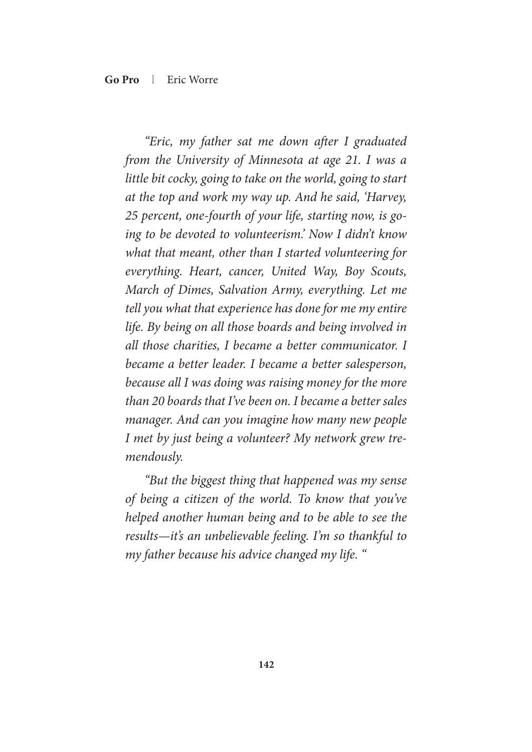*"Eric, my father sat me down after I graduated from the University of Minnesota at age 21. I was a little bit cocky, going to take on the world, going to start at the top and work my way up. And he said, 'Harvey, 25 percent, one-fourth of your life, starting now, is going to be devoted to volunteerism.' Now I didn't know what that meant, other than I started volunteering for everything. Heart, cancer, United Way, Boy Scouts, March of Dimes, Salvation Army, everything. Let me tell you what that experience has done for me my entire life. By being on all those boards and being involved in all those charities, I became a better communicator. I became a better leader. I became a better salesperson, because all I was doing was raising money for the more than 20 boards that I've been on. I became a better sales manager. And can you imagine how many new people I met by just being a volunteer? My network grew tremendously.*

*"But the biggest thing that happened was my sense of being a citizen of the world. To know that you've helped another human being and to be able to see the results—it's an unbelievable feeling. I'm so thankful to my father because his advice changed my life. "*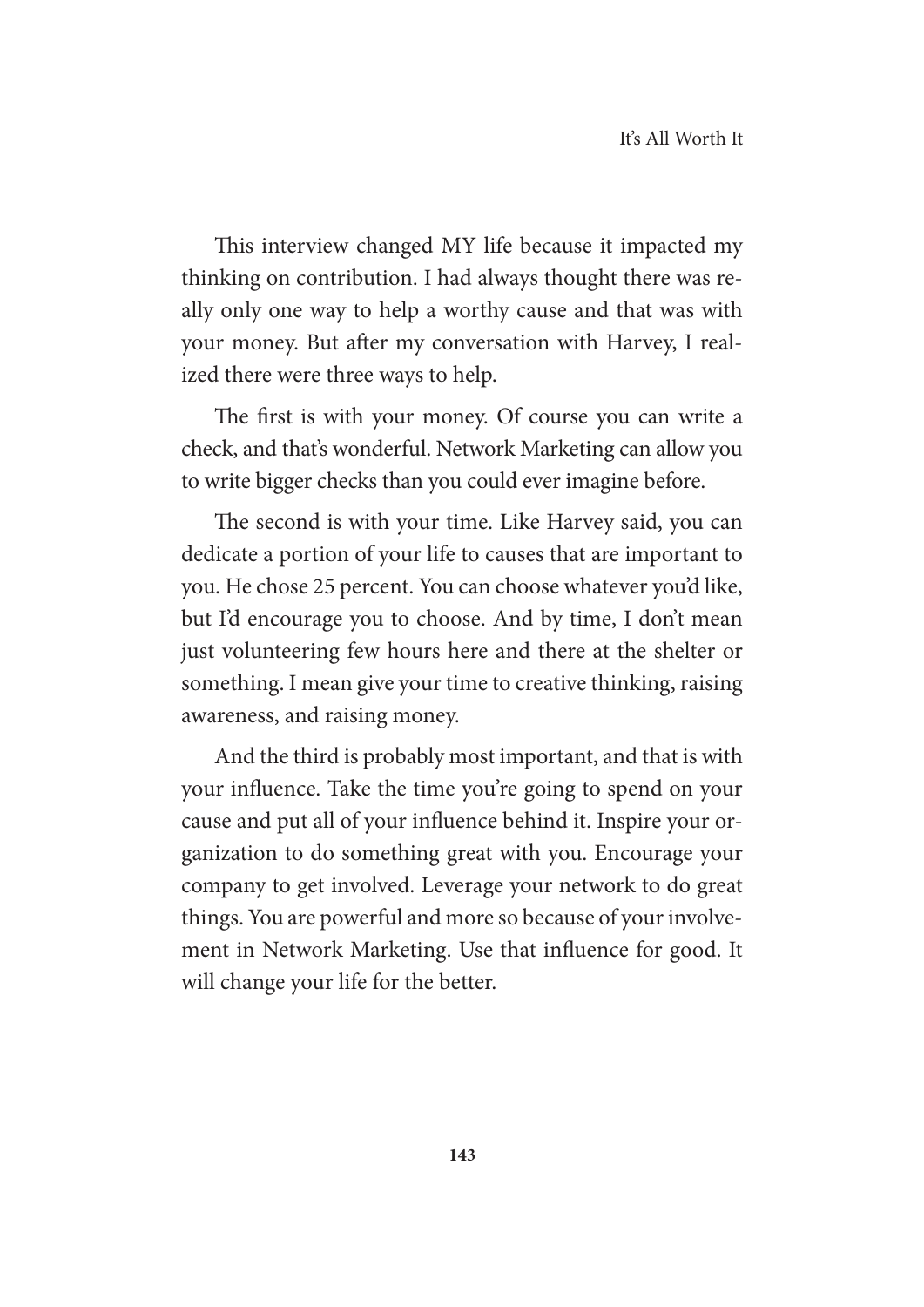This interview changed MY life because it impacted my thinking on contribution. I had always thought there was really only one way to help a worthy cause and that was with your money. But after my conversation with Harvey, I realized there were three ways to help.

The first is with your money. Of course you can write a check, and that's wonderful. Network Marketing can allow you to write bigger checks than you could ever imagine before.

The second is with your time. Like Harvey said, you can dedicate a portion of your life to causes that are important to you. He chose 25 percent. You can choose whatever you'd like, but I'd encourage you to choose. And by time, I don't mean just volunteering few hours here and there at the shelter or something. I mean give your time to creative thinking, raising awareness, and raising money.

And the third is probably most important, and that is with your influence. Take the time you're going to spend on your cause and put all of your influence behind it. Inspire your organization to do something great with you. Encourage your company to get involved. Leverage your network to do great things. You are powerful and more so because of your involvement in Network Marketing. Use that influence for good. It will change your life for the better.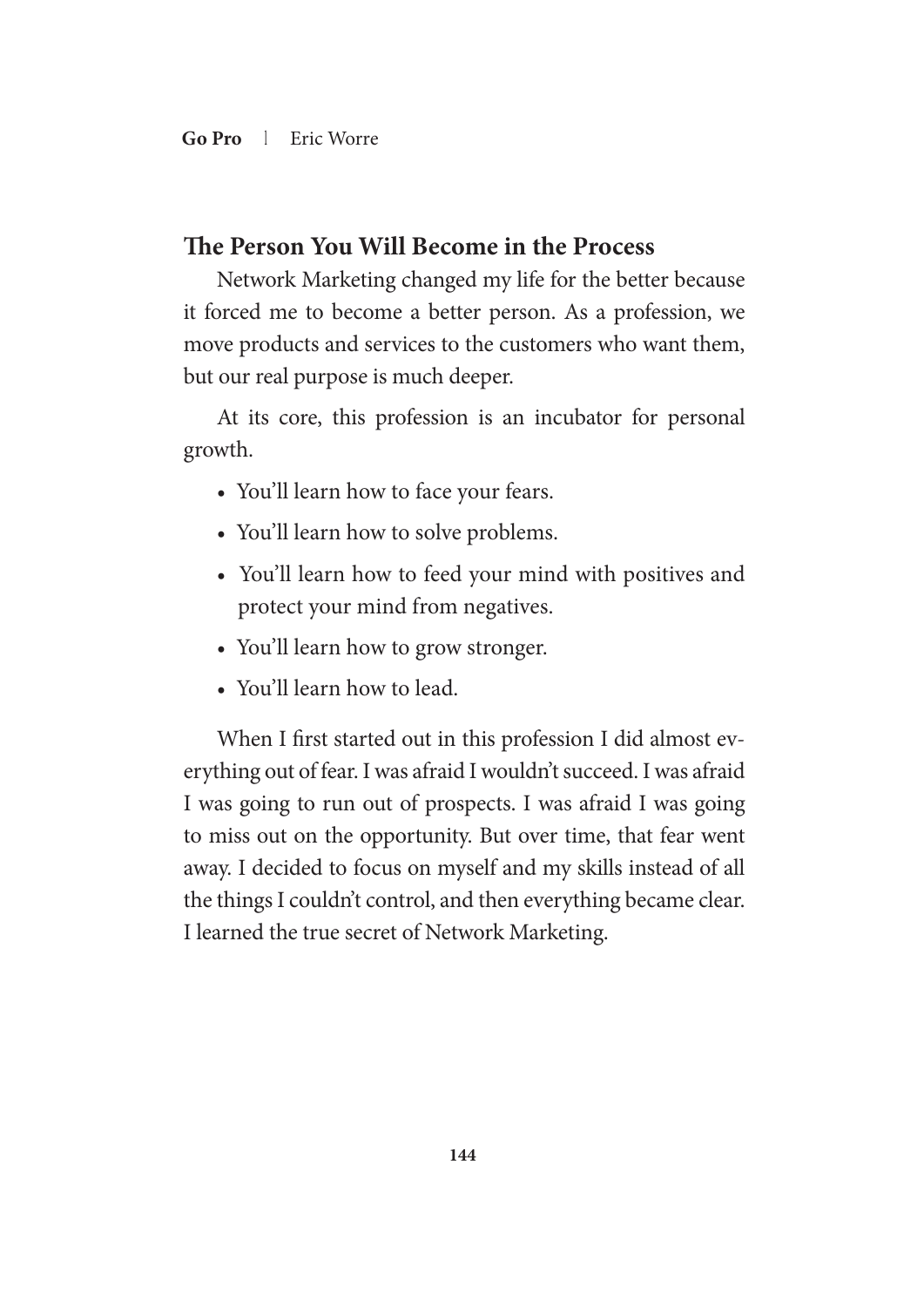## The Person You Will Become in the Process

Network Marketing changed my life for the better because it forced me to become a better person. As a profession, we move products and services to the customers who want them, but our real purpose is much deeper.

At its core, this profession is an incubator for personal growth.

- You'll learn how to face your fears.
- You'll learn how to solve problems.
- You'll learn how to feed your mind with positives and protect your mind from negatives.
- You'll learn how to grow stronger.
- You'll learn how to lead.

When I first started out in this profession I did almost everything out of fear. I was afraid I wouldn't succeed. I was afraid I was going to run out of prospects. I was afraid I was going to miss out on the opportunity. But over time, that fear went away. I decided to focus on myself and my skills instead of all the things I couldn't control, and then everything became clear. I learned the true secret of Network Marketing.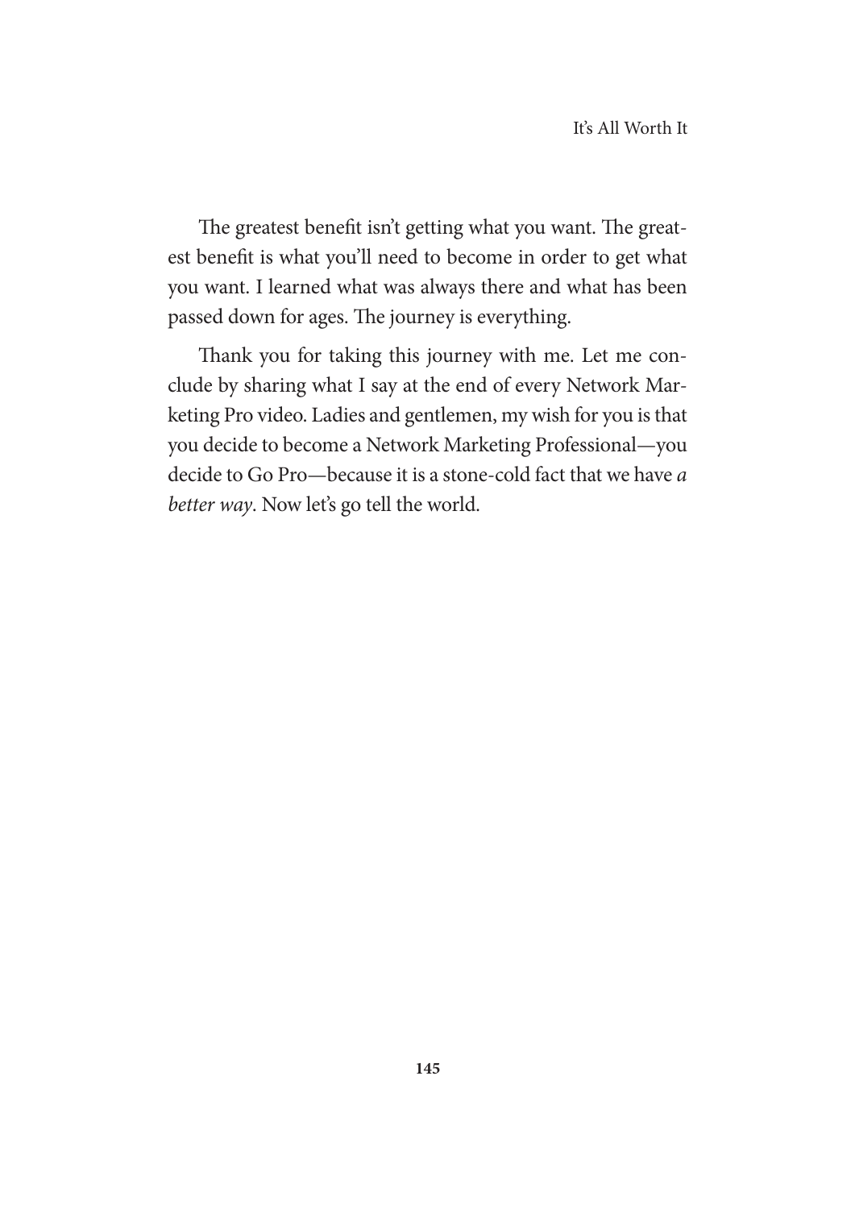The greatest benefit isn't getting what you want. The greatest benefit is what you'll need to become in order to get what you want. I learned what was always there and what has been passed down for ages. The journey is everything.

Thank you for taking this journey with me. Let me conclude by sharing what I say at the end of every Network Marketing Pro video. Ladies and gentlemen, my wish for you is that you decide to become a Network Marketing Professional—you decide to Go Pro—because it is a stone-cold fact that we have *a better way*. Now let's go tell the world.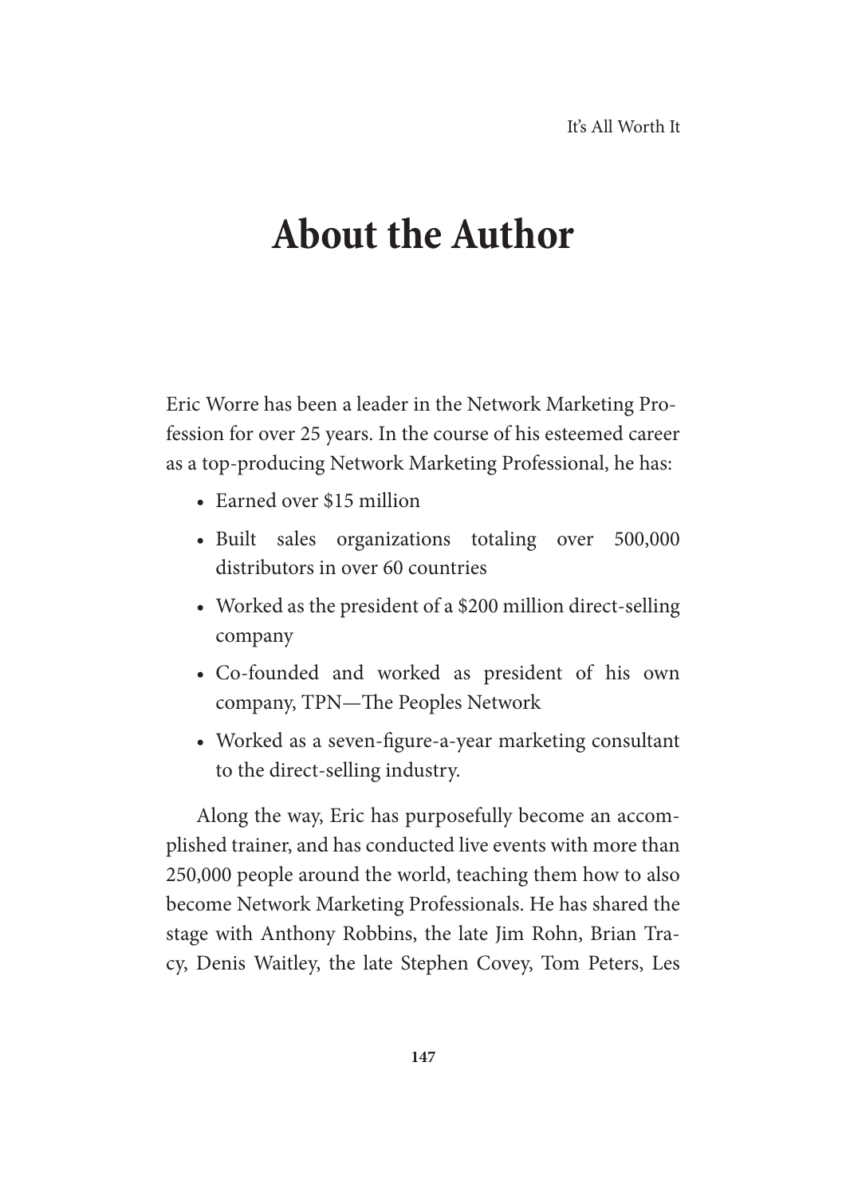# About the Author

Eric Worre has been a leader in the Network Marketing Profession for over 25 years. In the course of his esteemed career as a top-producing Network Marketing Professional, he has:

- Earned over $15 million
- Built sales organizations totaling over 500,000 distributors in over 60 countries
- Worked as the president of a $200 million direct-selling company
- Co-founded and worked as president of his own company, TPN—The Peoples Network
- Worked as a seven-figure-a-year marketing consultant to the direct-selling industry.

Along the way, Eric has purposefully become an accomplished trainer, and has conducted live events with more than 250,000 people around the world, teaching them how to also become Network Marketing Professionals. He has shared the stage with Anthony Robbins, the late Jim Rohn, Brian Tracy, Denis Waitley, the late Stephen Covey, Tom Peters, Les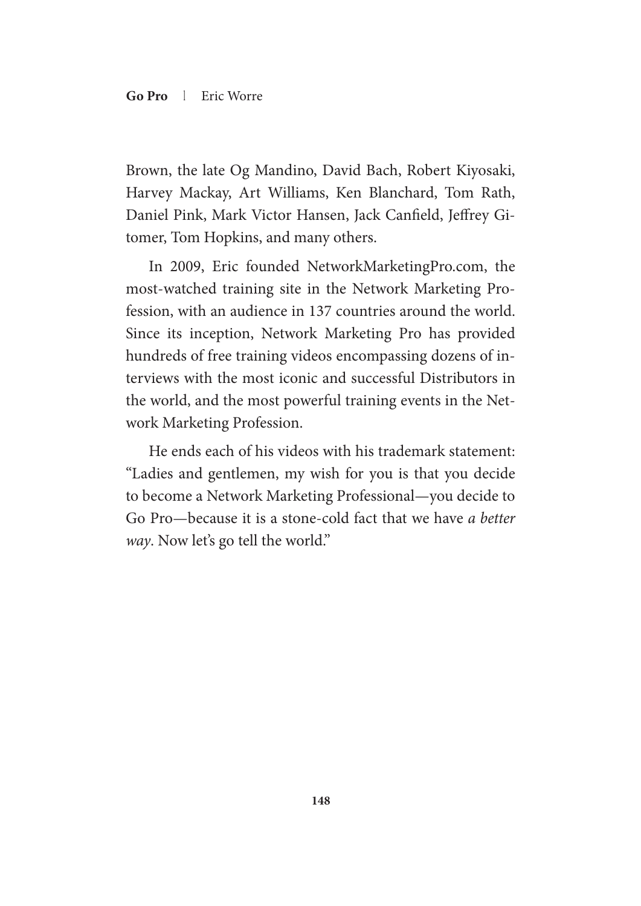Brown, the late Og Mandino, David Bach, Robert Kiyosaki, Harvey Mackay, Art Williams, Ken Blanchard, Tom Rath, Daniel Pink, Mark Victor Hansen, Jack Canfield, Jeffrey Gitomer, Tom Hopkins, and many others.

In 2009, Eric founded NetworkMarketingPro.com, the most-watched training site in the Network Marketing Profession, with an audience in 137 countries around the world. Since its inception, Network Marketing Pro has provided hundreds of free training videos encompassing dozens of interviews with the most iconic and successful Distributors in the world, and the most powerful training events in the Network Marketing Profession.

He ends each of his videos with his trademark statement: "Ladies and gentlemen, my wish for you is that you decide to become a Network Marketing Professional—you decide to Go Pro—because it is a stone-cold fact that we have *a better way*. Now let's go tell the world."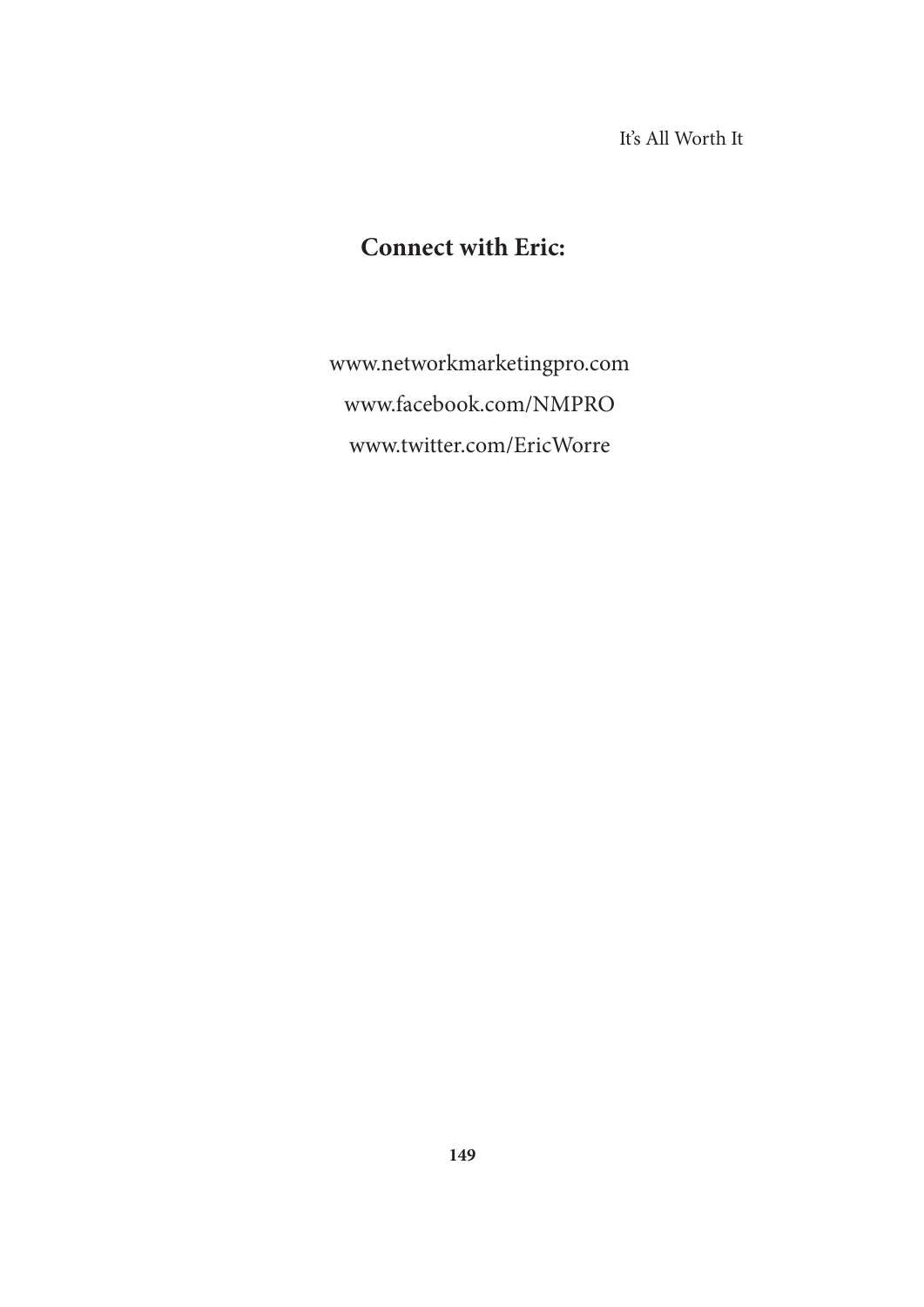## Connect with Eric:

www.networkmarketingpro.com

www.facebook.com/NMPRO

www.twitter.com/EricWorre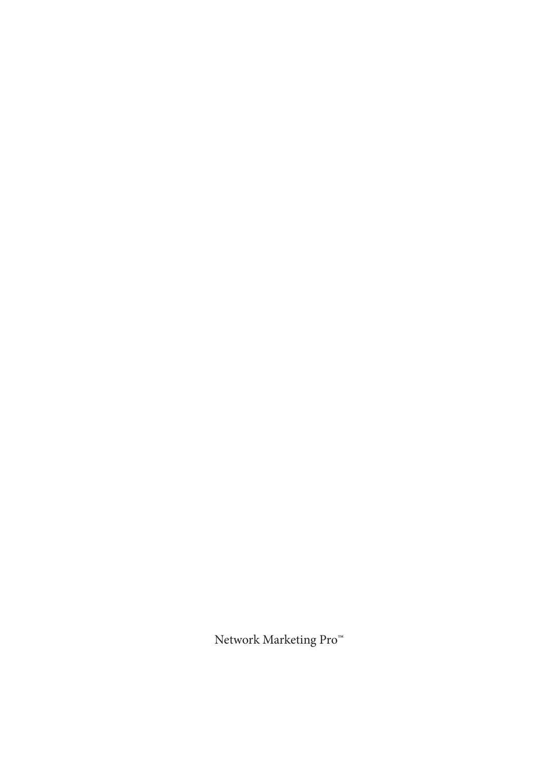Network Marketing Pro™